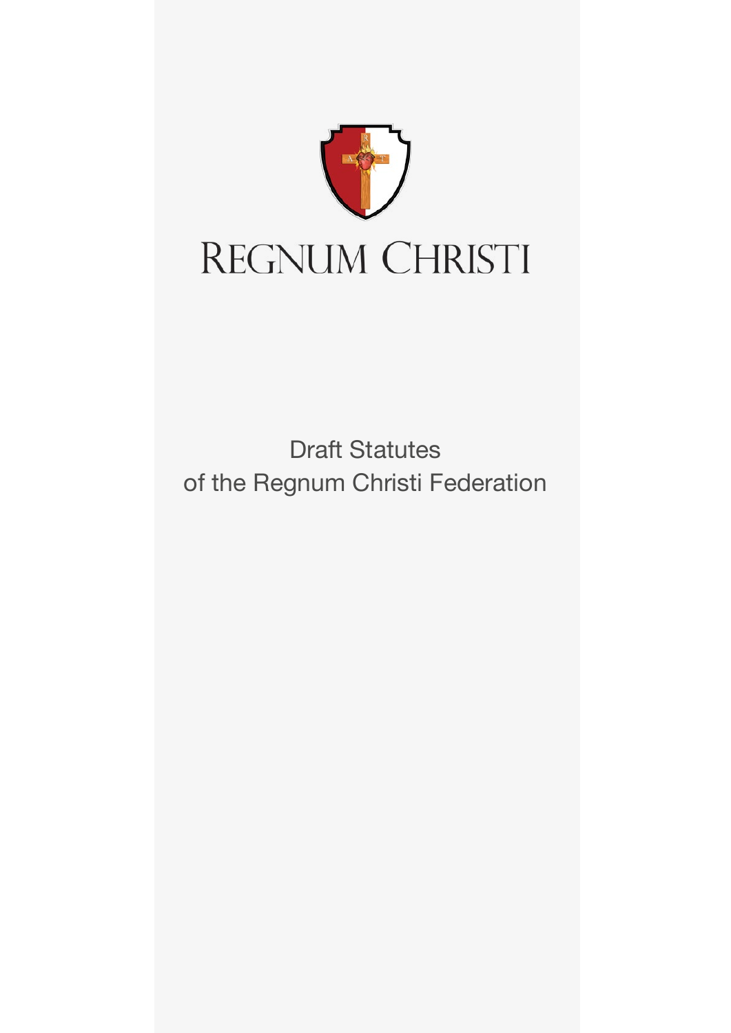# REGNUM CHRISTI

Draft Statutes
of the Regnum Christi Federation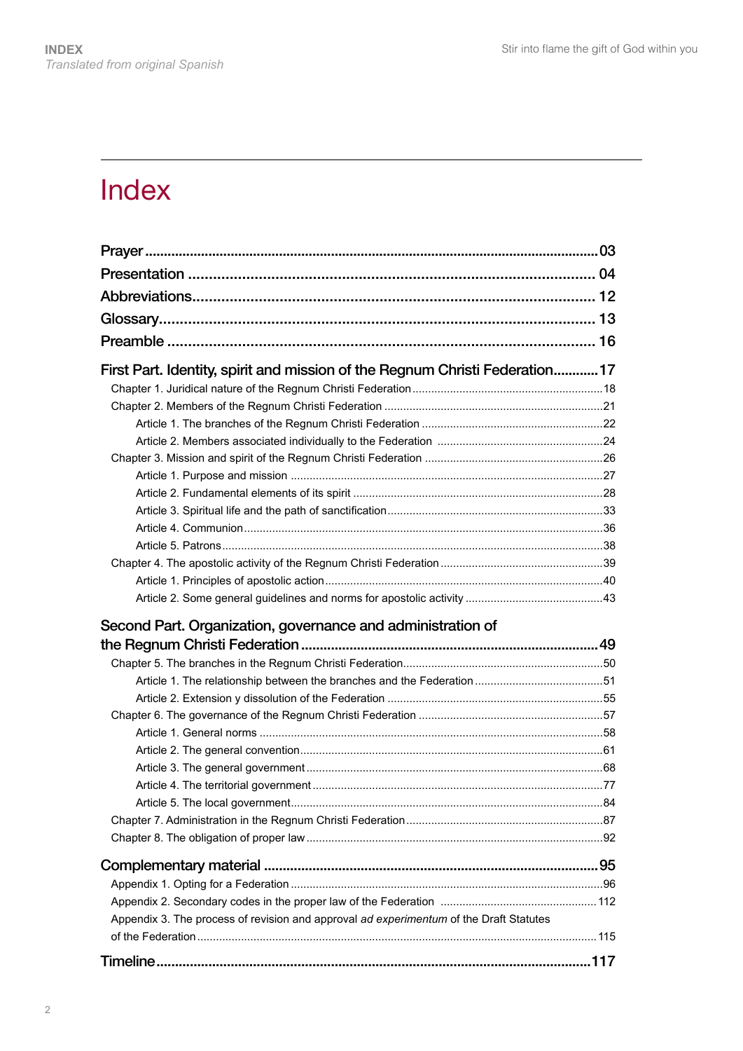# Index

- **Prayer** 03
- **Presentation** 04
- **Abbreviations** 12
- **Glossary** 13
- **Preamble** 16

**First Part. Identity, spirit and mission of the Regnum Christi Federation** 17

- Chapter 1. Juridical nature of the Regnum Christi Federation 18
- Chapter 2. Members of the Regnum Christi Federation 21
  - Article 1. The branches of the Regnum Christi Federation 22
  - Article 2. Members associated individually to the Federation 24
- Chapter 3. Mission and spirit of the Regnum Christi Federation 26
  - Article 1. Purpose and mission 27
  - Article 2. Fundamental elements of its spirit 28
  - Article 3. Spiritual life and the path of sanctification 33
  - Article 4. Communion 36
  - Article 5. Patrons 38
- Chapter 4. The apostolic activity of the Regnum Christi Federation 39
  - Article 1. Principles of apostolic action 40
  - Article 2. Some general guidelines and norms for apostolic activity 43

**Second Part. Organization, governance and administration of the Regnum Christi Federation** 49

- Chapter 5. The branches in the Regnum Christi Federation 50
  - Article 1. The relationship between the branches and the Federation 51
  - Article 2. Extension y dissolution of the Federation 55
- Chapter 6. The governance of the Regnum Christi Federation 57
  - Article 1. General norms 58
  - Article 2. The general convention 61
  - Article 3. The general government 68
  - Article 4. The territorial government 77
  - Article 5. The local government 84
- Chapter 7. Administration in the Regnum Christi Federation 87
- Chapter 8. The obligation of proper law 92

**Complementary material** 95

- Appendix 1. Opting for a Federation 96
- Appendix 2. Secondary codes in the proper law of the Federation 112
- Appendix 3. The process of revision and approval *ad experimentum* of the Draft Statutes of the Federation 115

**Timeline** 117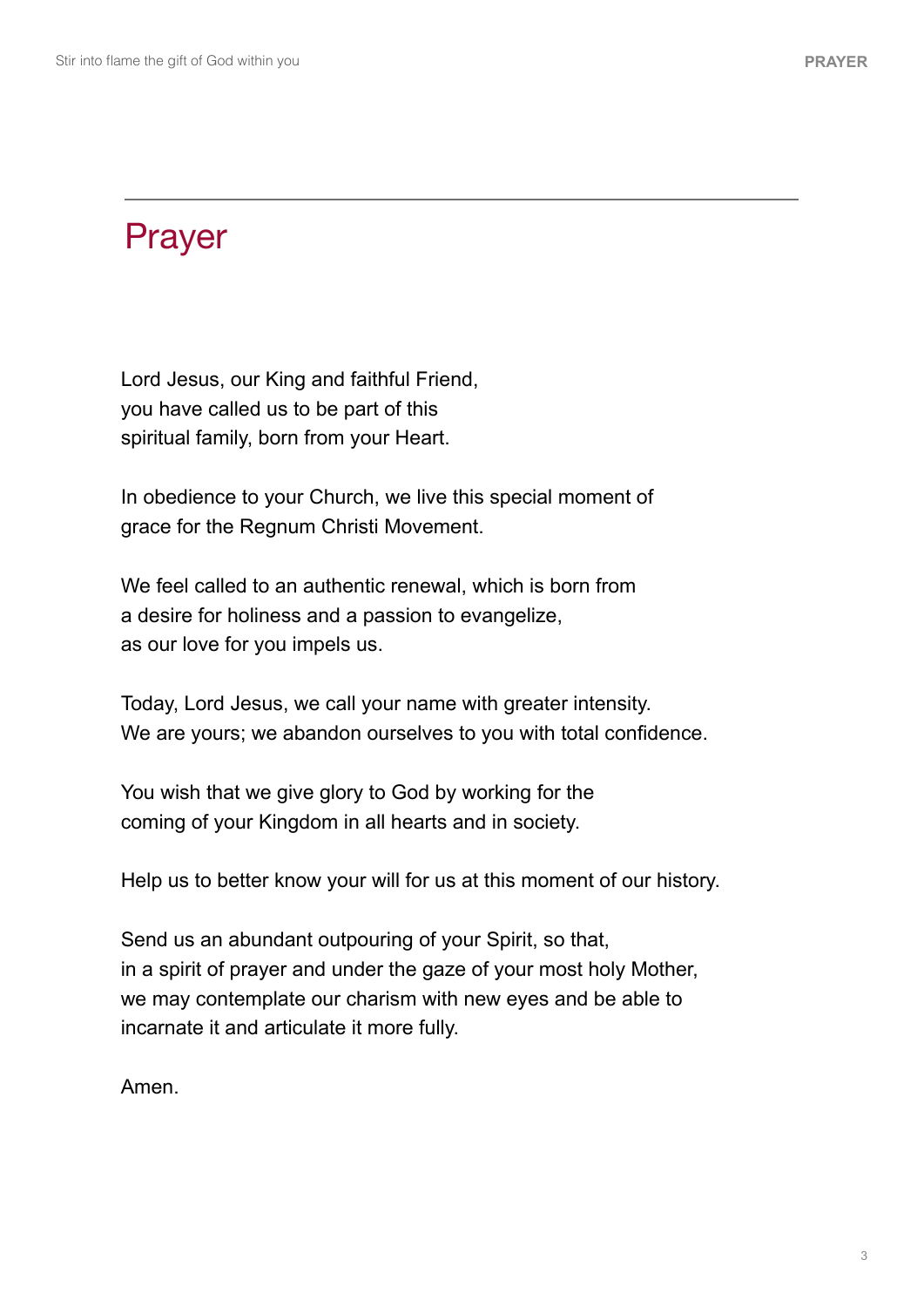# Prayer

Lord Jesus, our King and faithful Friend,
you have called us to be part of this
spiritual family, born from your Heart.

In obedience to your Church, we live this special moment of
grace for the Regnum Christi Movement.

We feel called to an authentic renewal, which is born from
a desire for holiness and a passion to evangelize,
as our love for you impels us.

Today, Lord Jesus, we call your name with greater intensity.
We are yours; we abandon ourselves to you with total confidence.

You wish that we give glory to God by working for the
coming of your Kingdom in all hearts and in society.

Help us to better know your will for us at this moment of our history.

Send us an abundant outpouring of your Spirit, so that,
in a spirit of prayer and under the gaze of your most holy Mother,
we may contemplate our charism with new eyes and be able to
incarnate it and articulate it more fully.

Amen.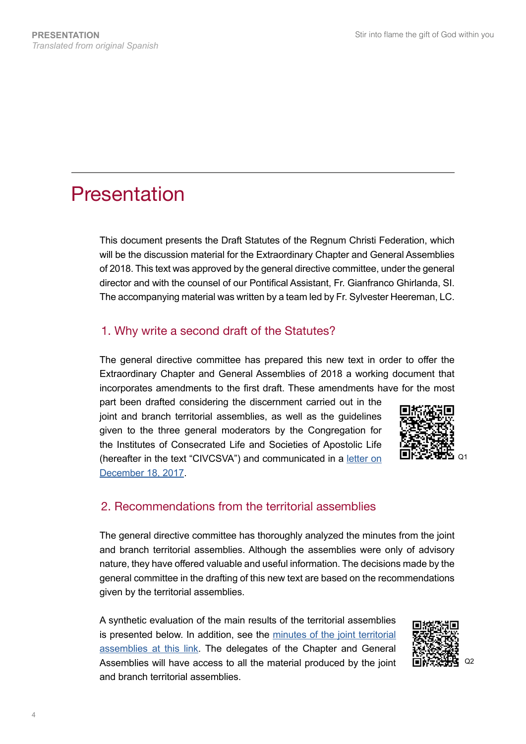# Presentation

This document presents the Draft Statutes of the Regnum Christi Federation, which will be the discussion material for the Extraordinary Chapter and General Assemblies of 2018. This text was approved by the general directive committee, under the general director and with the counsel of our Pontifical Assistant, Fr. Gianfranco Ghirlanda, SI. The accompanying material was written by a team led by Fr. Sylvester Heereman, LC.

## 1. Why write a second draft of the Statutes?

The general directive committee has prepared this new text in order to offer the Extraordinary Chapter and General Assemblies of 2018 a working document that incorporates amendments to the first draft. These amendments have for the most part been drafted considering the discernment carried out in the joint and branch territorial assemblies, as well as the guidelines given to the three general moderators by the Congregation for the Institutes of Consecrated Life and Societies of Apostolic Life (hereafter in the text "CIVCSVA") and communicated in a letter on December 18, 2017.

Q1

## 2. Recommendations from the territorial assemblies

The general directive committee has thoroughly analyzed the minutes from the joint and branch territorial assemblies. Although the assemblies were only of advisory nature, they have offered valuable and useful information. The decisions made by the general committee in the drafting of this new text are based on the recommendations given by the territorial assemblies.

A synthetic evaluation of the main results of the territorial assemblies is presented below. In addition, see the minutes of the joint territorial assemblies at this link. The delegates of the Chapter and General Assemblies will have access to all the material produced by the joint and branch territorial assemblies.

Q2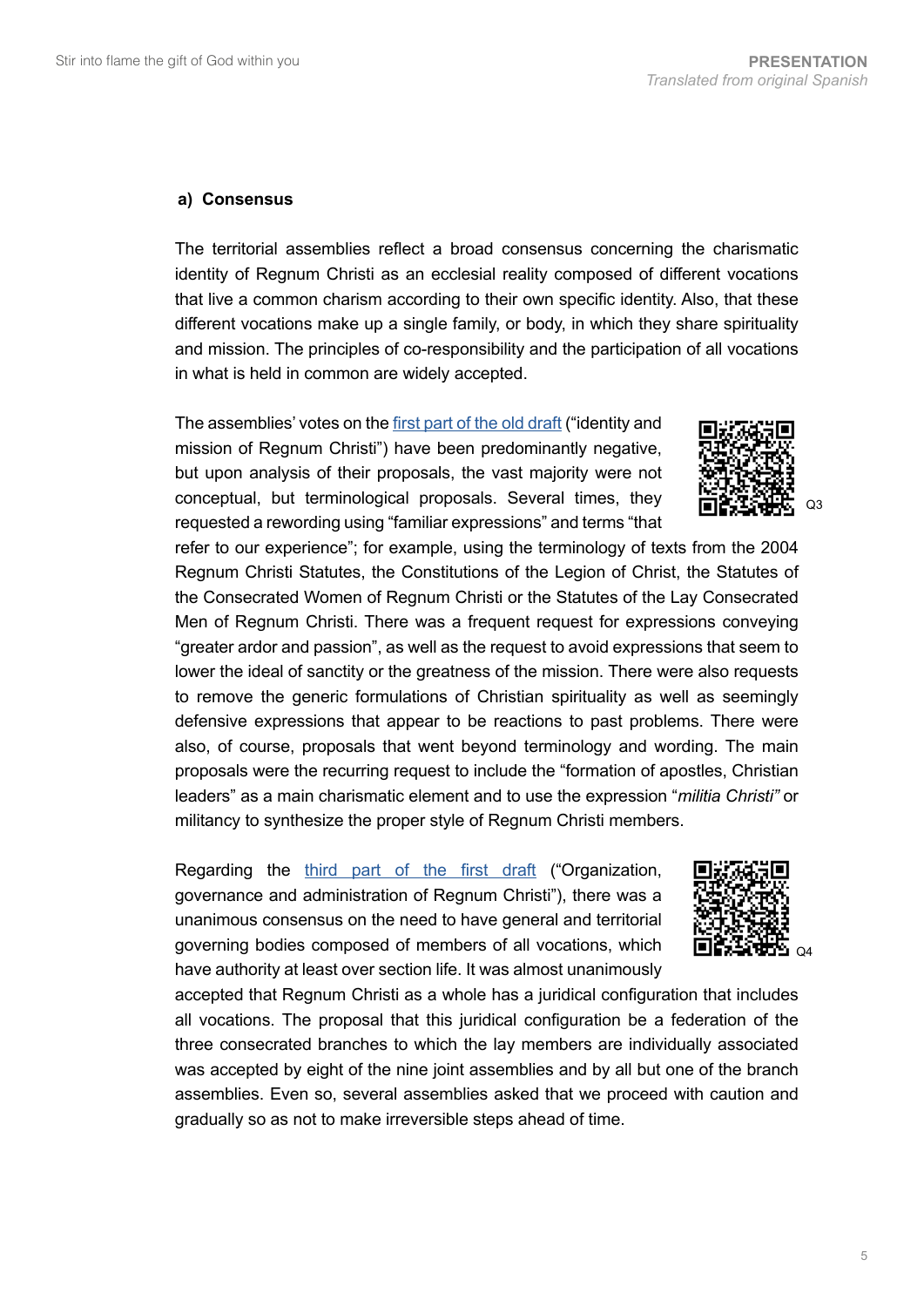#### a) Consensus

The territorial assemblies reflect a broad consensus concerning the charismatic identity of Regnum Christi as an ecclesial reality composed of different vocations that live a common charism according to their own specific identity. Also, that these different vocations make up a single family, or body, in which they share spirituality and mission. The principles of co-responsibility and the participation of all vocations in what is held in common are widely accepted.

The assemblies' votes on the [first part of the old draft]() ("identity and mission of Regnum Christi") have been predominantly negative, but upon analysis of their proposals, the vast majority were not conceptual, but terminological proposals. Several times, they requested a rewording using "familiar expressions" and terms "that refer to our experience"; for example, using the terminology of texts from the 2004 Regnum Christi Statutes, the Constitutions of the Legion of Christ, the Statutes of the Consecrated Women of Regnum Christi or the Statutes of the Lay Consecrated Men of Regnum Christi. There was a frequent request for expressions conveying "greater ardor and passion", as well as the request to avoid expressions that seem to lower the ideal of sanctity or the greatness of the mission. There were also requests to remove the generic formulations of Christian spirituality as well as seemingly defensive expressions that appear to be reactions to past problems. There were also, of course, proposals that went beyond terminology and wording. The main proposals were the recurring request to include the "formation of apostles, Christian leaders" as a main charismatic element and to use the expression "*militia Christi"* or militancy to synthesize the proper style of Regnum Christi members.

Q3

Regarding the [third part of the first draft]() ("Organization, governance and administration of Regnum Christi"), there was a unanimous consensus on the need to have general and territorial governing bodies composed of members of all vocations, which have authority at least over section life. It was almost unanimously accepted that Regnum Christi as a whole has a juridical configuration that includes all vocations. The proposal that this juridical configuration be a federation of the three consecrated branches to which the lay members are individually associated was accepted by eight of the nine joint assemblies and by all but one of the branch assemblies. Even so, several assemblies asked that we proceed with caution and gradually so as not to make irreversible steps ahead of time.

Q4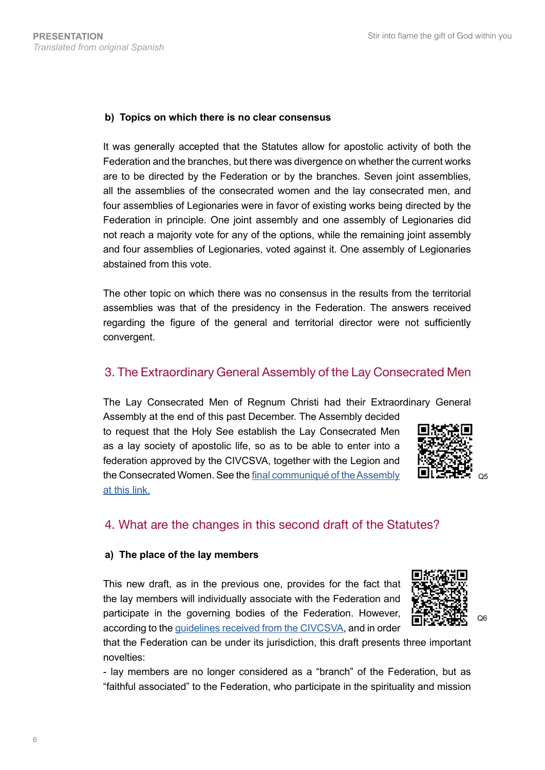#### b) Topics on which there is no clear consensus

It was generally accepted that the Statutes allow for apostolic activity of both the Federation and the branches, but there was divergence on whether the current works are to be directed by the Federation or by the branches. Seven joint assemblies, all the assemblies of the consecrated women and the lay consecrated men, and four assemblies of Legionaries were in favor of existing works being directed by the Federation in principle. One joint assembly and one assembly of Legionaries did not reach a majority vote for any of the options, while the remaining joint assembly and four assemblies of Legionaries, voted against it. One assembly of Legionaries abstained from this vote.

The other topic on which there was no consensus in the results from the territorial assemblies was that of the presidency in the Federation. The answers received regarding the figure of the general and territorial director were not sufficiently convergent.

## 3. The Extraordinary General Assembly of the Lay Consecrated Men

The Lay Consecrated Men of Regnum Christi had their Extraordinary General Assembly at the end of this past December. The Assembly decided to request that the Holy See establish the Lay Consecrated Men as a lay society of apostolic life, so as to be able to enter into a federation approved by the CIVCSVA, together with the Legion and the Consecrated Women. See the final communiqué of the Assembly at this link.

Q5

## 4. What are the changes in this second draft of the Statutes?

#### a) The place of the lay members

This new draft, as in the previous one, provides for the fact that the lay members will individually associate with the Federation and participate in the governing bodies of the Federation. However, according to the guidelines received from the CIVCSVA, and in order that the Federation can be under its jurisdiction, this draft presents three important novelties:

Q6

- lay members are no longer considered as a "branch" of the Federation, but as "faithful associated" to the Federation, who participate in the spirituality and mission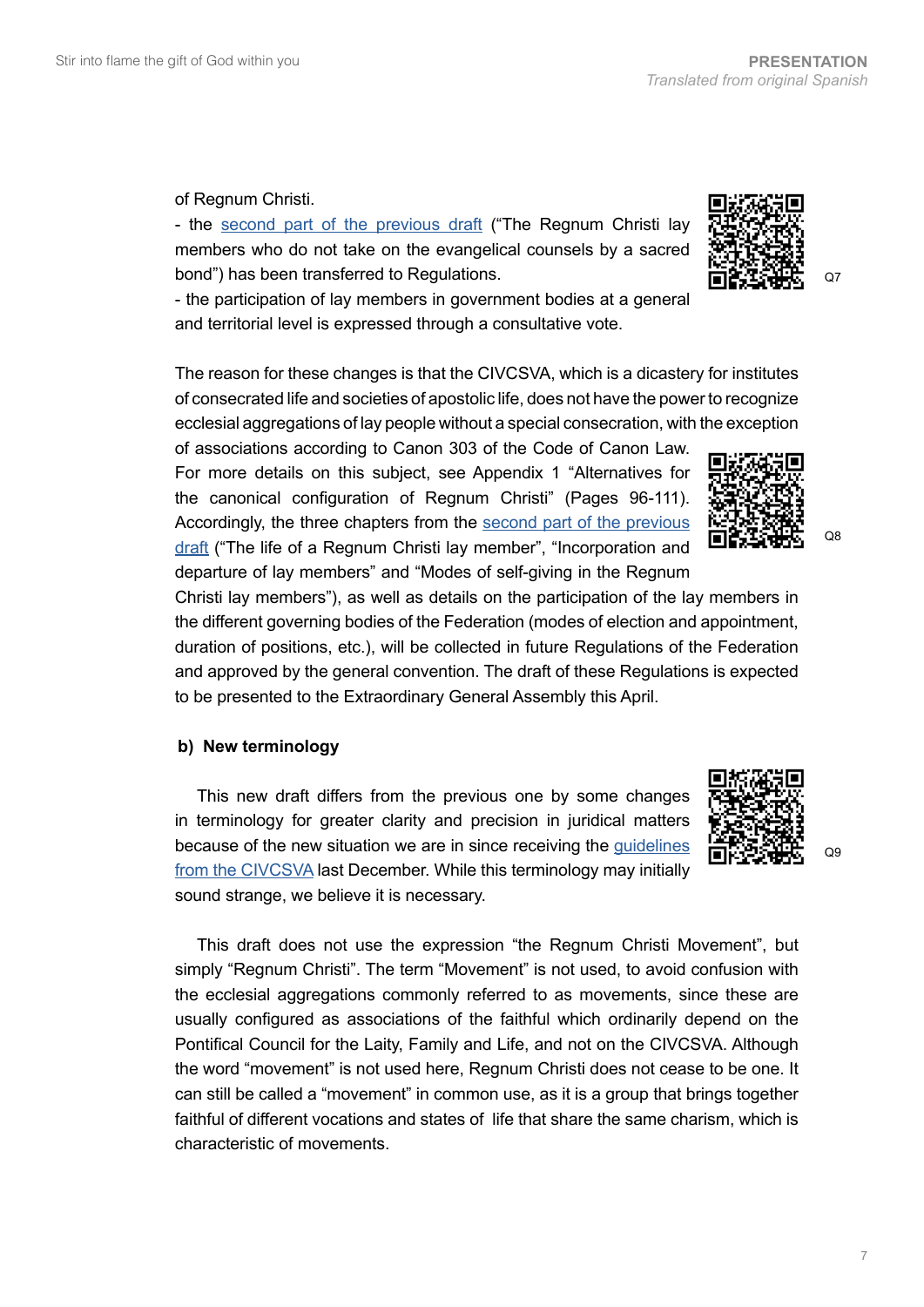of Regnum Christi.

- the second part of the previous draft ("The Regnum Christi lay members who do not take on the evangelical counsels by a sacred bond") has been transferred to Regulations.
- the participation of lay members in government bodies at a general and territorial level is expressed through a consultative vote.

Q7

The reason for these changes is that the CIVCSVA, which is a dicastery for institutes of consecrated life and societies of apostolic life, does not have the power to recognize ecclesial aggregations of lay people without a special consecration, with the exception of associations according to Canon 303 of the Code of Canon Law. For more details on this subject, see Appendix 1 "Alternatives for the canonical configuration of Regnum Christi" (Pages 96-111). Accordingly, the three chapters from the second part of the previous draft ("The life of a Regnum Christi lay member", "Incorporation and departure of lay members" and "Modes of self-giving in the Regnum Christi lay members"), as well as details on the participation of the lay members in the different governing bodies of the Federation (modes of election and appointment, duration of positions, etc.), will be collected in future Regulations of the Federation and approved by the general convention. The draft of these Regulations is expected to be presented to the Extraordinary General Assembly this April.

Q8

**b) New terminology**

This new draft differs from the previous one by some changes in terminology for greater clarity and precision in juridical matters because of the new situation we are in since receiving the guidelines from the CIVCSVA last December. While this terminology may initially sound strange, we believe it is necessary.

Q9

This draft does not use the expression "the Regnum Christi Movement", but simply "Regnum Christi". The term "Movement" is not used, to avoid confusion with the ecclesial aggregations commonly referred to as movements, since these are usually configured as associations of the faithful which ordinarily depend on the Pontifical Council for the Laity, Family and Life, and not on the CIVCSVA. Although the word "movement" is not used here, Regnum Christi does not cease to be one. It can still be called a "movement" in common use, as it is a group that brings together faithful of different vocations and states of life that share the same charism, which is characteristic of movements.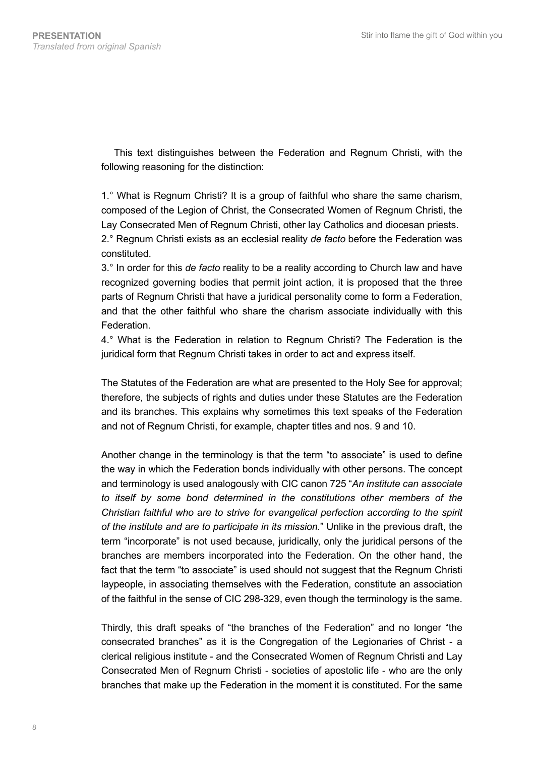This text distinguishes between the Federation and Regnum Christi, with the following reasoning for the distinction:

1.° What is Regnum Christi? It is a group of faithful who share the same charism, composed of the Legion of Christ, the Consecrated Women of Regnum Christi, the Lay Consecrated Men of Regnum Christi, other lay Catholics and diocesan priests.
2.° Regnum Christi exists as an ecclesial reality *de facto* before the Federation was constituted.
3.° In order for this *de facto* reality to be a reality according to Church law and have recognized governing bodies that permit joint action, it is proposed that the three parts of Regnum Christi that have a juridical personality come to form a Federation, and that the other faithful who share the charism associate individually with this Federation.
4.° What is the Federation in relation to Regnum Christi? The Federation is the juridical form that Regnum Christi takes in order to act and express itself.

The Statutes of the Federation are what are presented to the Holy See for approval; therefore, the subjects of rights and duties under these Statutes are the Federation and its branches. This explains why sometimes this text speaks of the Federation and not of Regnum Christi, for example, chapter titles and nos. 9 and 10.

Another change in the terminology is that the term "to associate" is used to define the way in which the Federation bonds individually with other persons. The concept and terminology is used analogously with CIC canon 725 "*An institute can associate to itself by some bond determined in the constitutions other members of the Christian faithful who are to strive for evangelical perfection according to the spirit of the institute and are to participate in its mission.*" Unlike in the previous draft, the term "incorporate" is not used because, juridically, only the juridical persons of the branches are members incorporated into the Federation. On the other hand, the fact that the term "to associate" is used should not suggest that the Regnum Christi laypeople, in associating themselves with the Federation, constitute an association of the faithful in the sense of CIC 298-329, even though the terminology is the same.

Thirdly, this draft speaks of "the branches of the Federation" and no longer "the consecrated branches" as it is the Congregation of the Legionaries of Christ - a clerical religious institute - and the Consecrated Women of Regnum Christi and Lay Consecrated Men of Regnum Christi - societies of apostolic life - who are the only branches that make up the Federation in the moment it is constituted. For the same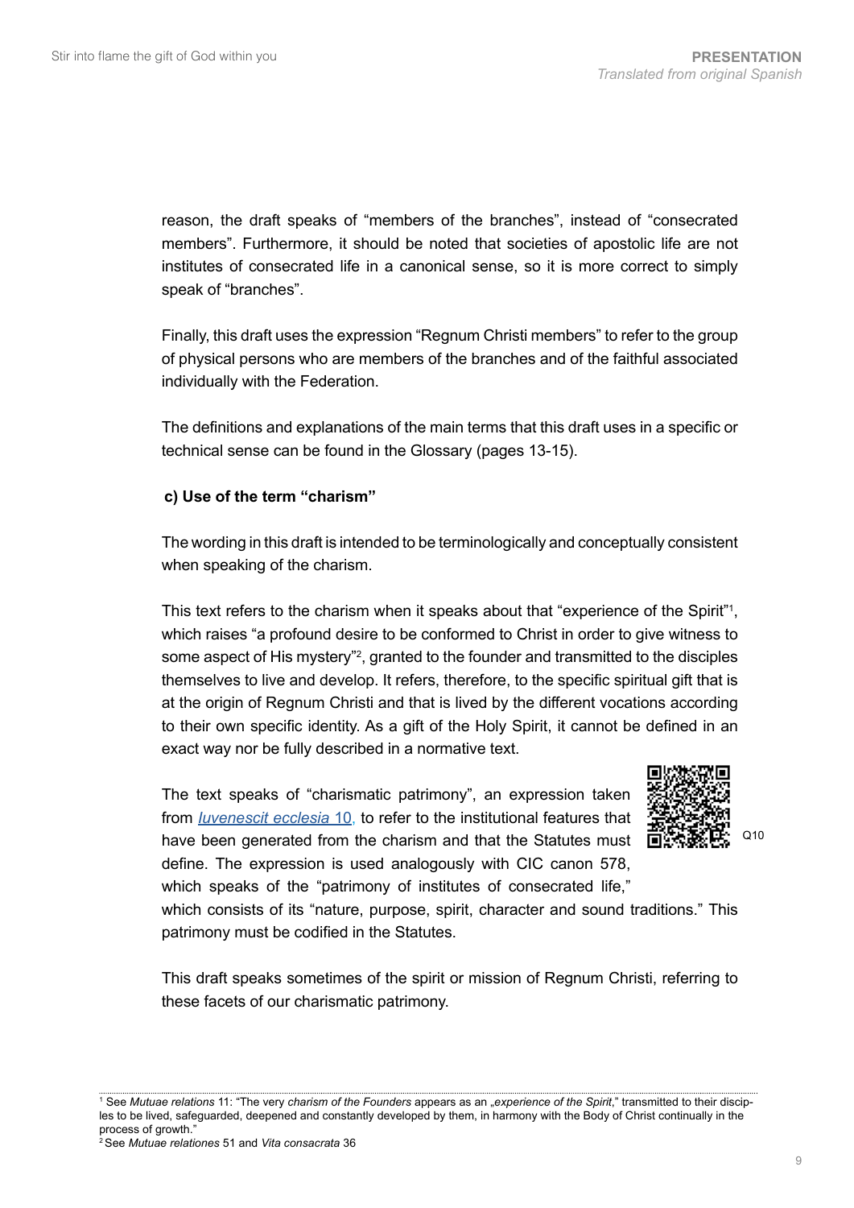reason, the draft speaks of "members of the branches", instead of "consecrated members". Furthermore, it should be noted that societies of apostolic life are not institutes of consecrated life in a canonical sense, so it is more correct to simply speak of "branches".

Finally, this draft uses the expression "Regnum Christi members" to refer to the group of physical persons who are members of the branches and of the faithful associated individually with the Federation.

The definitions and explanations of the main terms that this draft uses in a specific or technical sense can be found in the Glossary (pages 13-15).

#### c) Use of the term "charism"

The wording in this draft is intended to be terminologically and conceptually consistent when speaking of the charism.

This text refers to the charism when it speaks about that "experience of the Spirit"[1], which raises "a profound desire to be conformed to Christ in order to give witness to some aspect of His mystery"[2], granted to the founder and transmitted to the disciples themselves to live and develop. It refers, therefore, to the specific spiritual gift that is at the origin of Regnum Christi and that is lived by the different vocations according to their own specific identity. As a gift of the Holy Spirit, it cannot be defined in an exact way nor be fully described in a normative text.

The text speaks of "charismatic patrimony", an expression taken from *Iuvenescit ecclesia* 10, to refer to the institutional features that have been generated from the charism and that the Statutes must define. The expression is used analogously with CIC canon 578, which speaks of the "patrimony of institutes of consecrated life," which consists of its "nature, purpose, spirit, character and sound traditions." This patrimony must be codified in the Statutes.

Q10

This draft speaks sometimes of the spirit or mission of Regnum Christi, referring to these facets of our charismatic patrimony.

---

[1] See *Mutuae relations* 11: "The very *charism of the Founders* appears as an „*experience of the Spirit*," transmitted to their disciples to be lived, safeguarded, deepened and constantly developed by them, in harmony with the Body of Christ continually in the process of growth."

[2] See *Mutuae relationes* 51 and *Vita consacrata* 36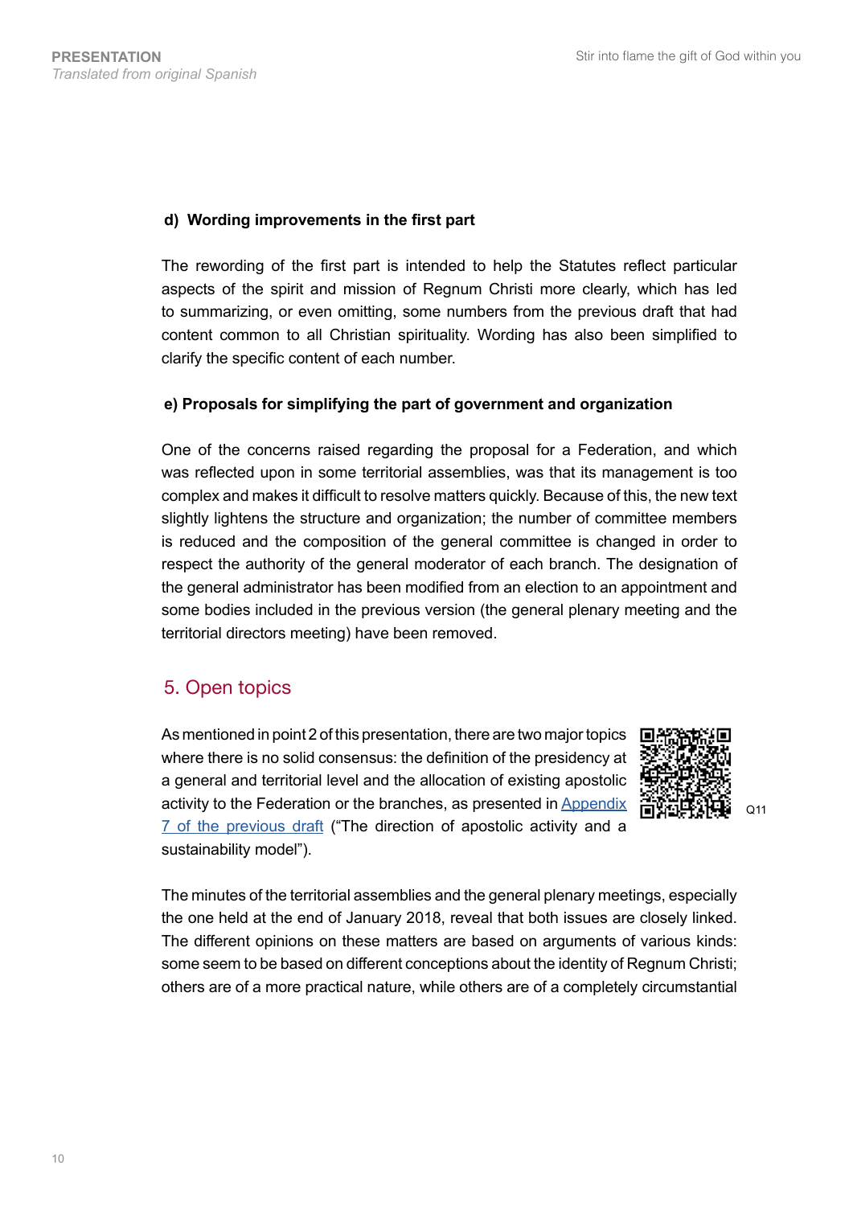#### d) Wording improvements in the first part

The rewording of the first part is intended to help the Statutes reflect particular aspects of the spirit and mission of Regnum Christi more clearly, which has led to summarizing, or even omitting, some numbers from the previous draft that had content common to all Christian spirituality. Wording has also been simplified to clarify the specific content of each number.

#### e) Proposals for simplifying the part of government and organization

One of the concerns raised regarding the proposal for a Federation, and which was reflected upon in some territorial assemblies, was that its management is too complex and makes it difficult to resolve matters quickly. Because of this, the new text slightly lightens the structure and organization; the number of committee members is reduced and the composition of the general committee is changed in order to respect the authority of the general moderator of each branch. The designation of the general administrator has been modified from an election to an appointment and some bodies included in the previous version (the general plenary meeting and the territorial directors meeting) have been removed.

## 5. Open topics

As mentioned in point 2 of this presentation, there are two major topics where there is no solid consensus: the definition of the presidency at a general and territorial level and the allocation of existing apostolic activity to the Federation or the branches, as presented in Appendix 7 of the previous draft ("The direction of apostolic activity and a sustainability model").

Q11

The minutes of the territorial assemblies and the general plenary meetings, especially the one held at the end of January 2018, reveal that both issues are closely linked. The different opinions on these matters are based on arguments of various kinds: some seem to be based on different conceptions about the identity of Regnum Christi; others are of a more practical nature, while others are of a completely circumstantial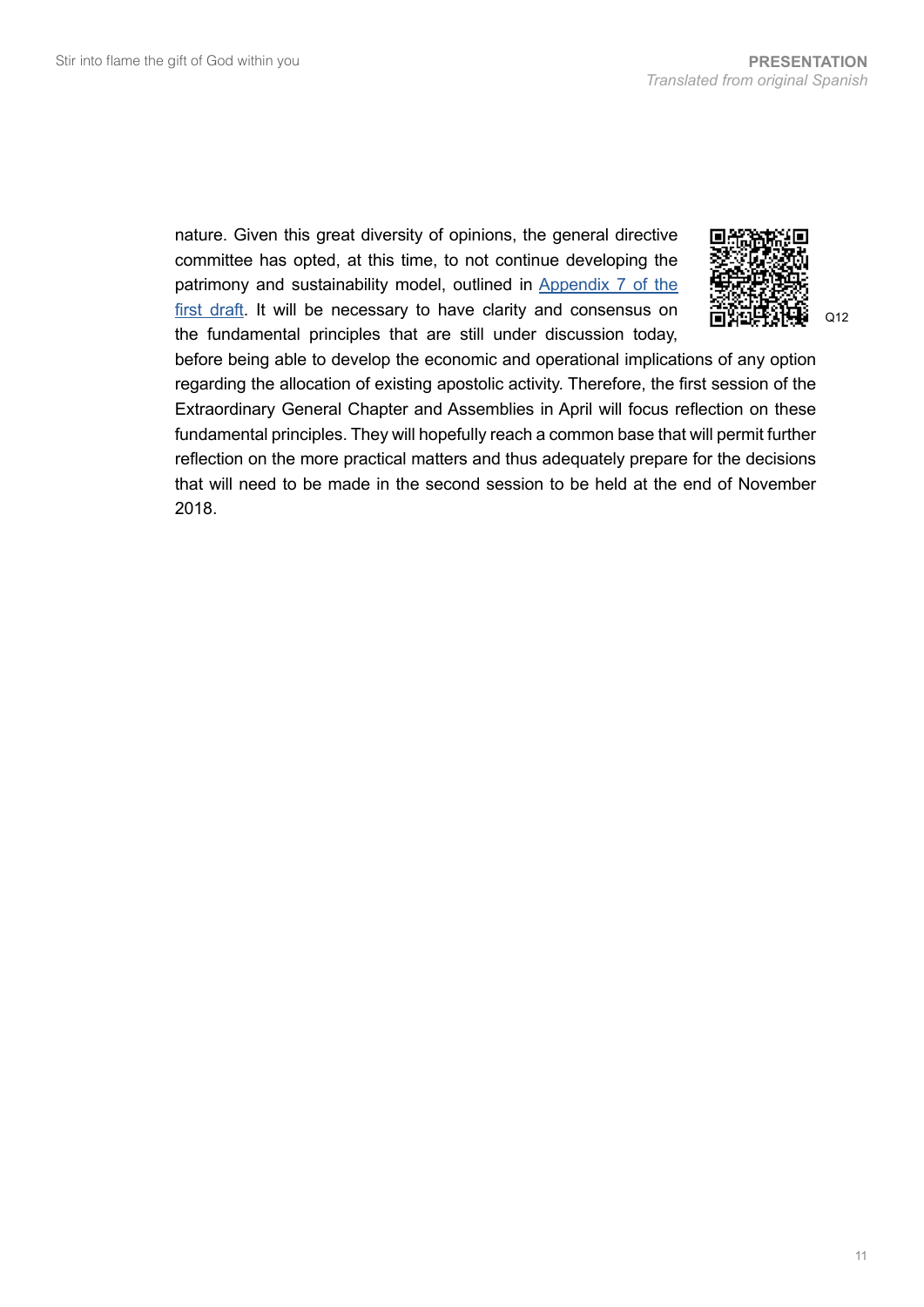nature. Given this great diversity of opinions, the general directive committee has opted, at this time, to not continue developing the patrimony and sustainability model, outlined in Appendix 7 of the first draft. It will be necessary to have clarity and consensus on the fundamental principles that are still under discussion today, before being able to develop the economic and operational implications of any option regarding the allocation of existing apostolic activity. Therefore, the first session of the Extraordinary General Chapter and Assemblies in April will focus reflection on these fundamental principles. They will hopefully reach a common base that will permit further reflection on the more practical matters and thus adequately prepare for the decisions that will need to be made in the second session to be held at the end of November 2018.

Q12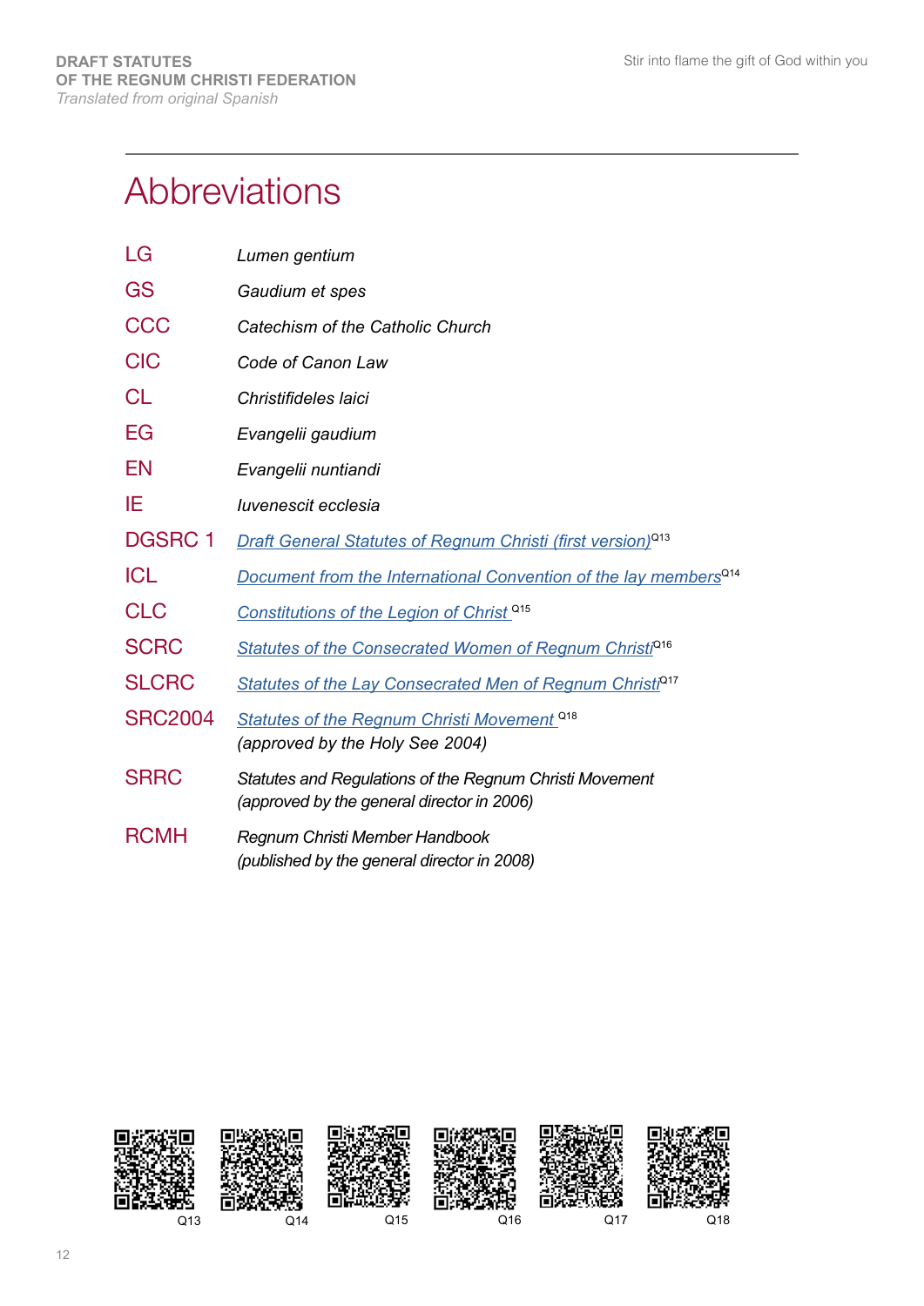# Abbreviations

| | |
|---|---|
| LG | *Lumen gentium* |
| GS | *Gaudium et spes* |
| CCC | *Catechism of the Catholic Church* |
| CIC | *Code of Canon Law* |
| CL | *Christifideles laici* |
| EG | *Evangelii gaudium* |
| EN | *Evangelii nuntiandi* |
| IE | *Iuvenescit ecclesia* |
| DGSRC 1 | *Draft General Statutes of Regnum Christi (first version)*[Q13] |
| ICL | *Document from the International Convention of the lay members*[Q14] |
| CLC | *Constitutions of the Legion of Christ* [Q15] |
| SCRC | *Statutes of the Consecrated Women of Regnum Christi*[Q16] |
| SLCRC | *Statutes of the Lay Consecrated Men of Regnum Christi*[Q17] |
| SRC2004 | *Statutes of the Regnum Christi Movement* [Q18] *(approved by the Holy See 2004)* |
| SRRC | *Statutes and Regulations of the Regnum Christi Movement (approved by the general director in 2006)* |
| RCMH | *Regnum Christi Member Handbook (published by the general director in 2008)* |

Q13 Q14 Q15 Q16 Q17 Q18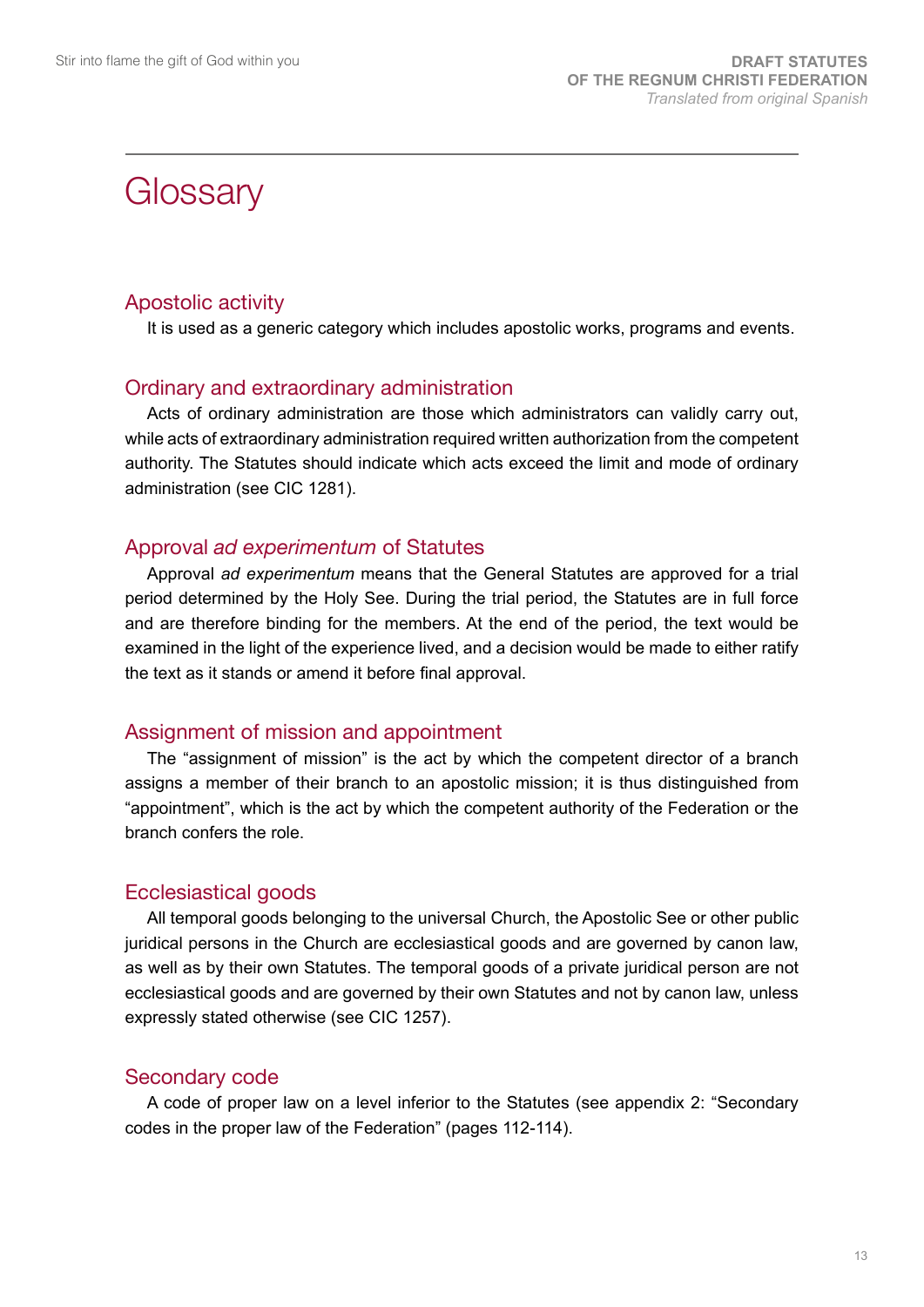# Glossary

## Apostolic activity

It is used as a generic category which includes apostolic works, programs and events.

## Ordinary and extraordinary administration

Acts of ordinary administration are those which administrators can validly carry out, while acts of extraordinary administration required written authorization from the competent authority. The Statutes should indicate which acts exceed the limit and mode of ordinary administration (see CIC 1281).

## Approval *ad experimentum* of Statutes

Approval *ad experimentum* means that the General Statutes are approved for a trial period determined by the Holy See. During the trial period, the Statutes are in full force and are therefore binding for the members. At the end of the period, the text would be examined in the light of the experience lived, and a decision would be made to either ratify the text as it stands or amend it before final approval.

## Assignment of mission and appointment

The "assignment of mission" is the act by which the competent director of a branch assigns a member of their branch to an apostolic mission; it is thus distinguished from "appointment", which is the act by which the competent authority of the Federation or the branch confers the role.

## Ecclesiastical goods

All temporal goods belonging to the universal Church, the Apostolic See or other public juridical persons in the Church are ecclesiastical goods and are governed by canon law, as well as by their own Statutes. The temporal goods of a private juridical person are not ecclesiastical goods and are governed by their own Statutes and not by canon law, unless expressly stated otherwise (see CIC 1257).

## Secondary code

A code of proper law on a level inferior to the Statutes (see appendix 2: "Secondary codes in the proper law of the Federation" (pages 112-114).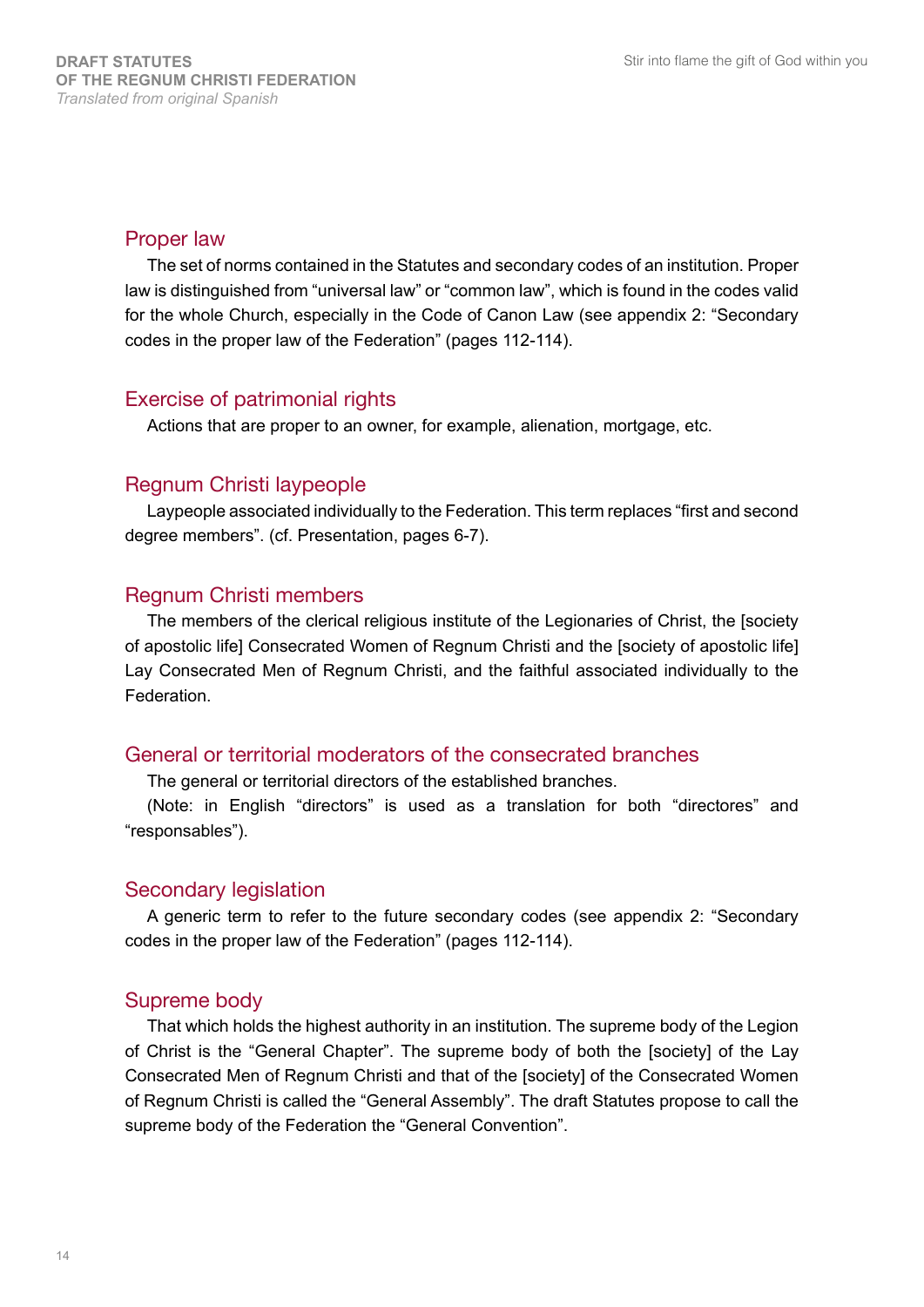## Proper law

The set of norms contained in the Statutes and secondary codes of an institution. Proper law is distinguished from "universal law" or "common law", which is found in the codes valid for the whole Church, especially in the Code of Canon Law (see appendix 2: "Secondary codes in the proper law of the Federation" (pages 112-114).

## Exercise of patrimonial rights

Actions that are proper to an owner, for example, alienation, mortgage, etc.

## Regnum Christi laypeople

Laypeople associated individually to the Federation. This term replaces "first and second degree members". (cf. Presentation, pages 6-7).

## Regnum Christi members

The members of the clerical religious institute of the Legionaries of Christ, the [society of apostolic life] Consecrated Women of Regnum Christi and the [society of apostolic life] Lay Consecrated Men of Regnum Christi, and the faithful associated individually to the Federation.

## General or territorial moderators of the consecrated branches

The general or territorial directors of the established branches.

(Note: in English "directors" is used as a translation for both "directores" and "responsables").

## Secondary legislation

A generic term to refer to the future secondary codes (see appendix 2: "Secondary codes in the proper law of the Federation" (pages 112-114).

## Supreme body

That which holds the highest authority in an institution. The supreme body of the Legion of Christ is the "General Chapter". The supreme body of both the [society] of the Lay Consecrated Men of Regnum Christi and that of the [society] of the Consecrated Women of Regnum Christi is called the "General Assembly". The draft Statutes propose to call the supreme body of the Federation the "General Convention".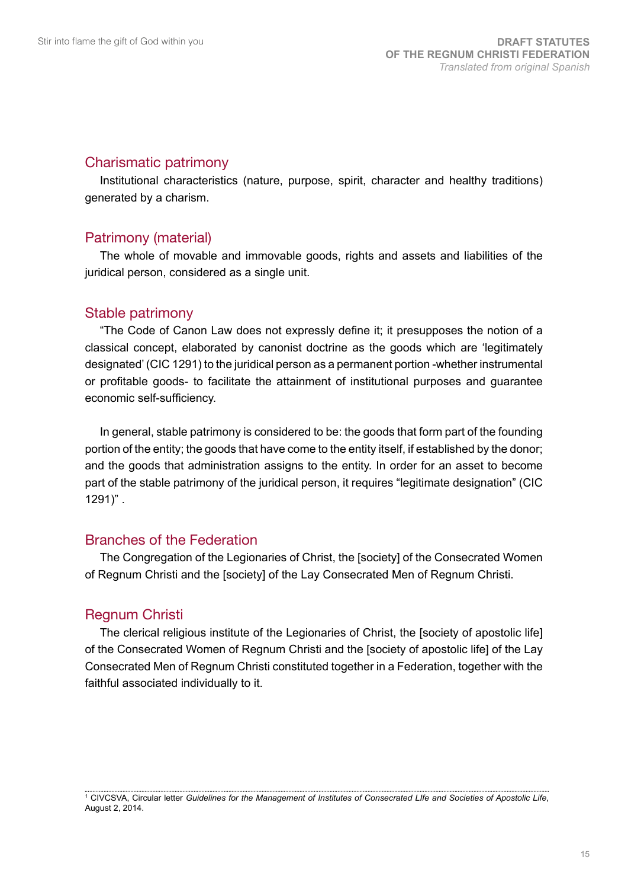## Charismatic patrimony

Institutional characteristics (nature, purpose, spirit, character and healthy traditions) generated by a charism.

## Patrimony (material)

The whole of movable and immovable goods, rights and assets and liabilities of the juridical person, considered as a single unit.

## Stable patrimony

"The Code of Canon Law does not expressly define it; it presupposes the notion of a classical concept, elaborated by canonist doctrine as the goods which are 'legitimately designated' (CIC 1291) to the juridical person as a permanent portion -whether instrumental or profitable goods- to facilitate the attainment of institutional purposes and guarantee economic self-sufficiency.

In general, stable patrimony is considered to be: the goods that form part of the founding portion of the entity; the goods that have come to the entity itself, if established by the donor; and the goods that administration assigns to the entity. In order for an asset to become part of the stable patrimony of the juridical person, it requires "legitimate designation" (CIC 1291)" .

## Branches of the Federation

The Congregation of the Legionaries of Christ, the [society] of the Consecrated Women of Regnum Christi and the [society] of the Lay Consecrated Men of Regnum Christi.

## Regnum Christi

The clerical religious institute of the Legionaries of Christ, the [society of apostolic life] of the Consecrated Women of Regnum Christi and the [society of apostolic life] of the Lay Consecrated Men of Regnum Christi constituted together in a Federation, together with the faithful associated individually to it.

---

[1] CIVCSVA, Circular letter *Guidelines for the Management of Institutes of Consecrated LIfe and Societies of Apostolic Life*, August 2, 2014.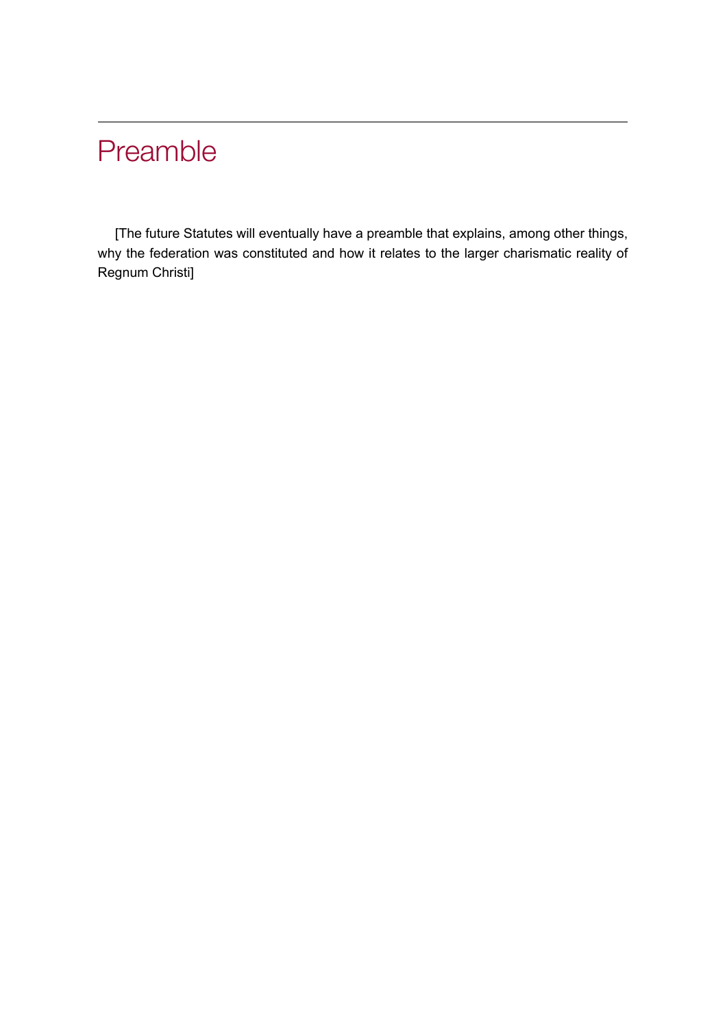# Preamble

[The future Statutes will eventually have a preamble that explains, among other things, why the federation was constituted and how it relates to the larger charismatic reality of Regnum Christi]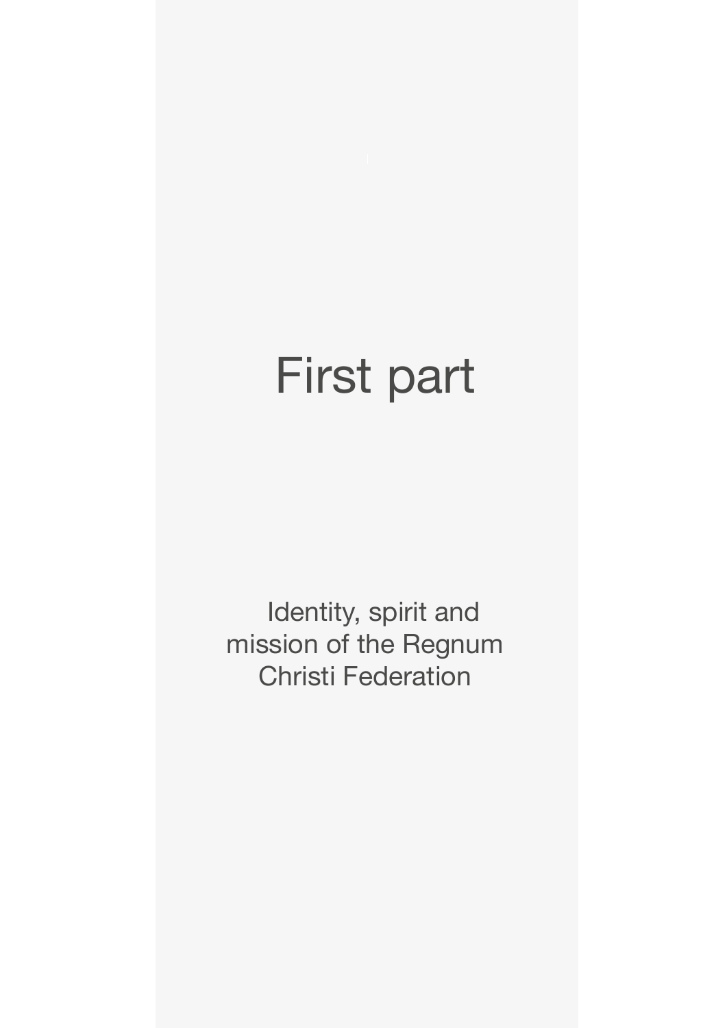# First part

Identity, spirit and mission of the Regnum Christi Federation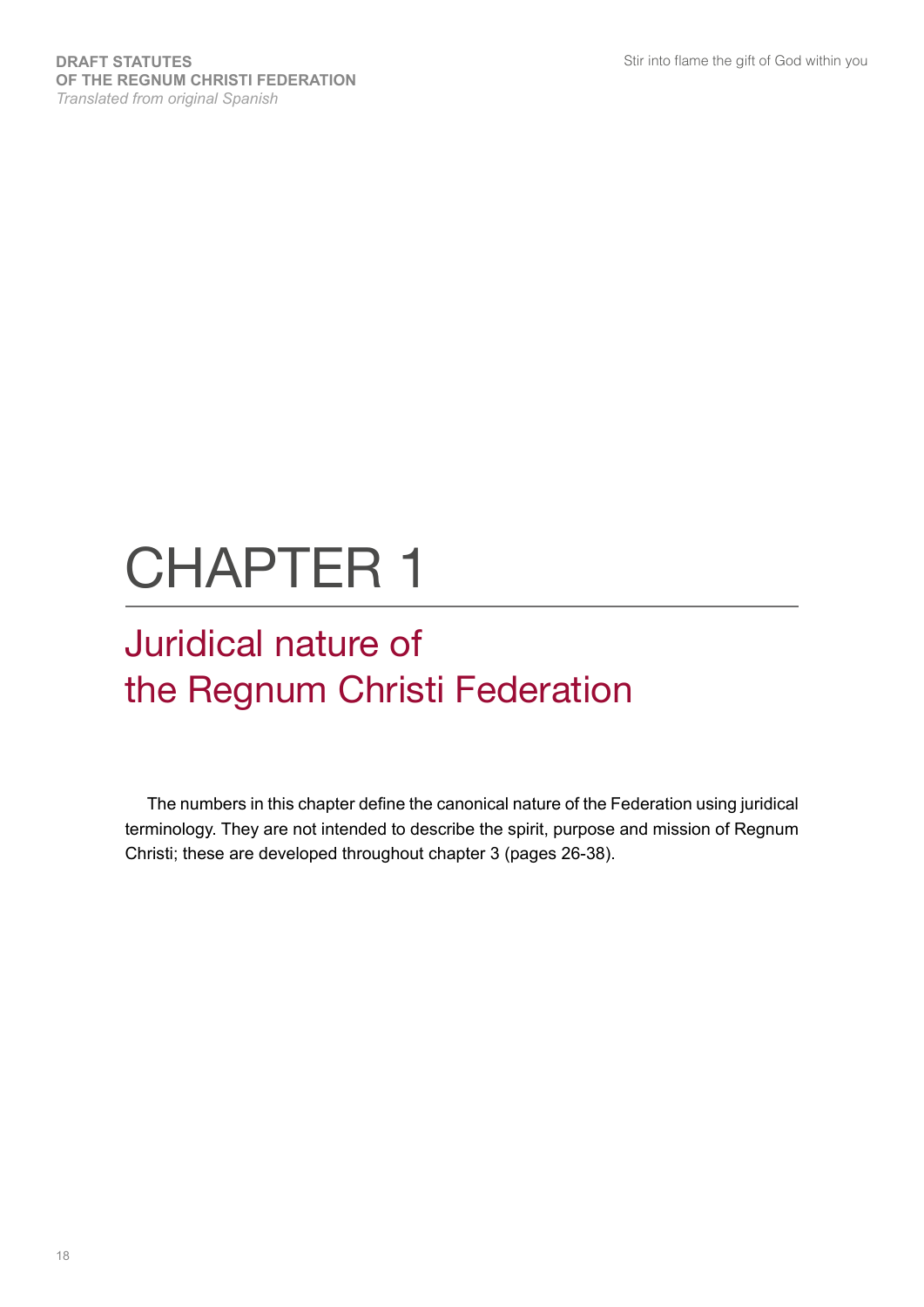# CHAPTER 1

## Juridical nature of the Regnum Christi Federation

The numbers in this chapter define the canonical nature of the Federation using juridical terminology. They are not intended to describe the spirit, purpose and mission of Regnum Christi; these are developed throughout chapter 3 (pages 26-38).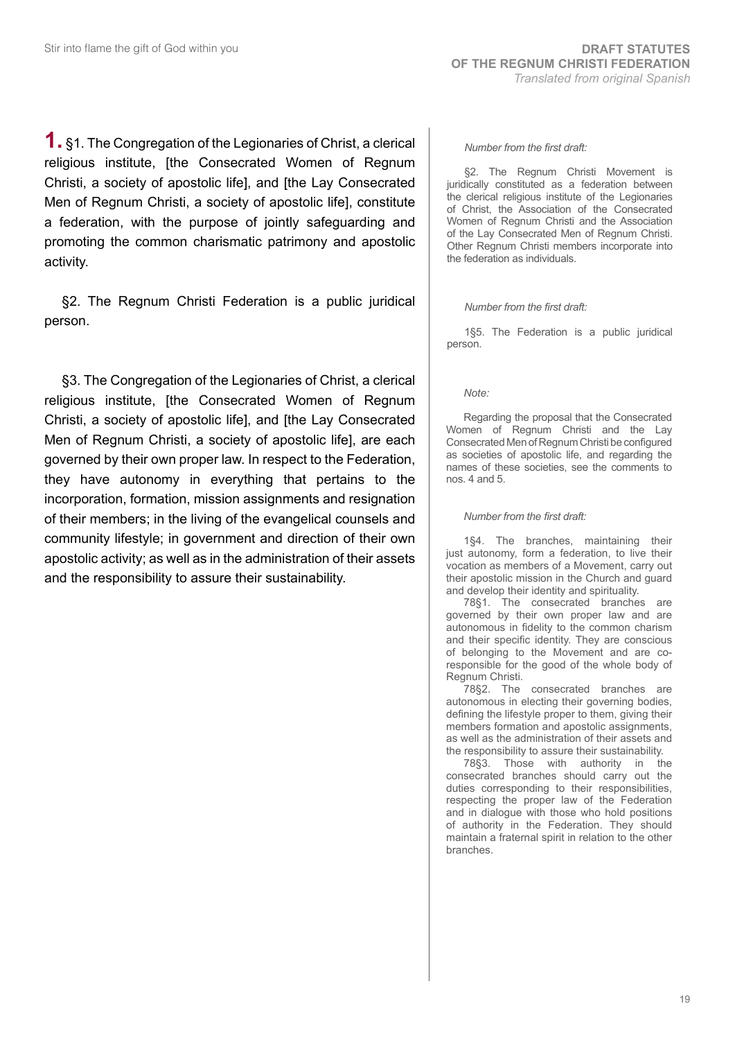**1.** §1. The Congregation of the Legionaries of Christ, a clerical religious institute, [the Consecrated Women of Regnum Christi, a society of apostolic life], and [the Lay Consecrated Men of Regnum Christi, a society of apostolic life], constitute a federation, with the purpose of jointly safeguarding and promoting the common charismatic patrimony and apostolic activity.

§2. The Regnum Christi Federation is a public juridical person.

§3. The Congregation of the Legionaries of Christ, a clerical religious institute, [the Consecrated Women of Regnum Christi, a society of apostolic life], and [the Lay Consecrated Men of Regnum Christi, a society of apostolic life], are each governed by their own proper law. In respect to the Federation, they have autonomy in everything that pertains to the incorporation, formation, mission assignments and resignation of their members; in the living of the evangelical counsels and community lifestyle; in government and direction of their own apostolic activity; as well as in the administration of their assets and the responsibility to assure their sustainability.

*Number from the first draft:*

§2. The Regnum Christi Movement is juridically constituted as a federation between the clerical religious institute of the Legionaries of Christ, the Association of the Consecrated Women of Regnum Christi and the Association of the Lay Consecrated Men of Regnum Christi. Other Regnum Christi members incorporate into the federation as individuals.

*Number from the first draft:*

1§5. The Federation is a public juridical person.

*Note:*

Regarding the proposal that the Consecrated Women of Regnum Christi and the Lay Consecrated Men of Regnum Christi be configured as societies of apostolic life, and regarding the names of these societies, see the comments to nos. 4 and 5.

*Number from the first draft:*

1§4. The branches, maintaining their just autonomy, form a federation, to live their vocation as members of a Movement, carry out their apostolic mission in the Church and guard and develop their identity and spirituality.

78§1. The consecrated branches are governed by their own proper law and are autonomous in fidelity to the common charism and their specific identity. They are conscious of belonging to the Movement and are co-responsible for the good of the whole body of Regnum Christi.

78§2. The consecrated branches are autonomous in electing their governing bodies, defining the lifestyle proper to them, giving their members formation and apostolic assignments, as well as the administration of their assets and the responsibility to assure their sustainability.

78§3. Those with authority in the consecrated branches should carry out the duties corresponding to their responsibilities, respecting the proper law of the Federation and in dialogue with those who hold positions of authority in the Federation. They should maintain a fraternal spirit in relation to the other branches.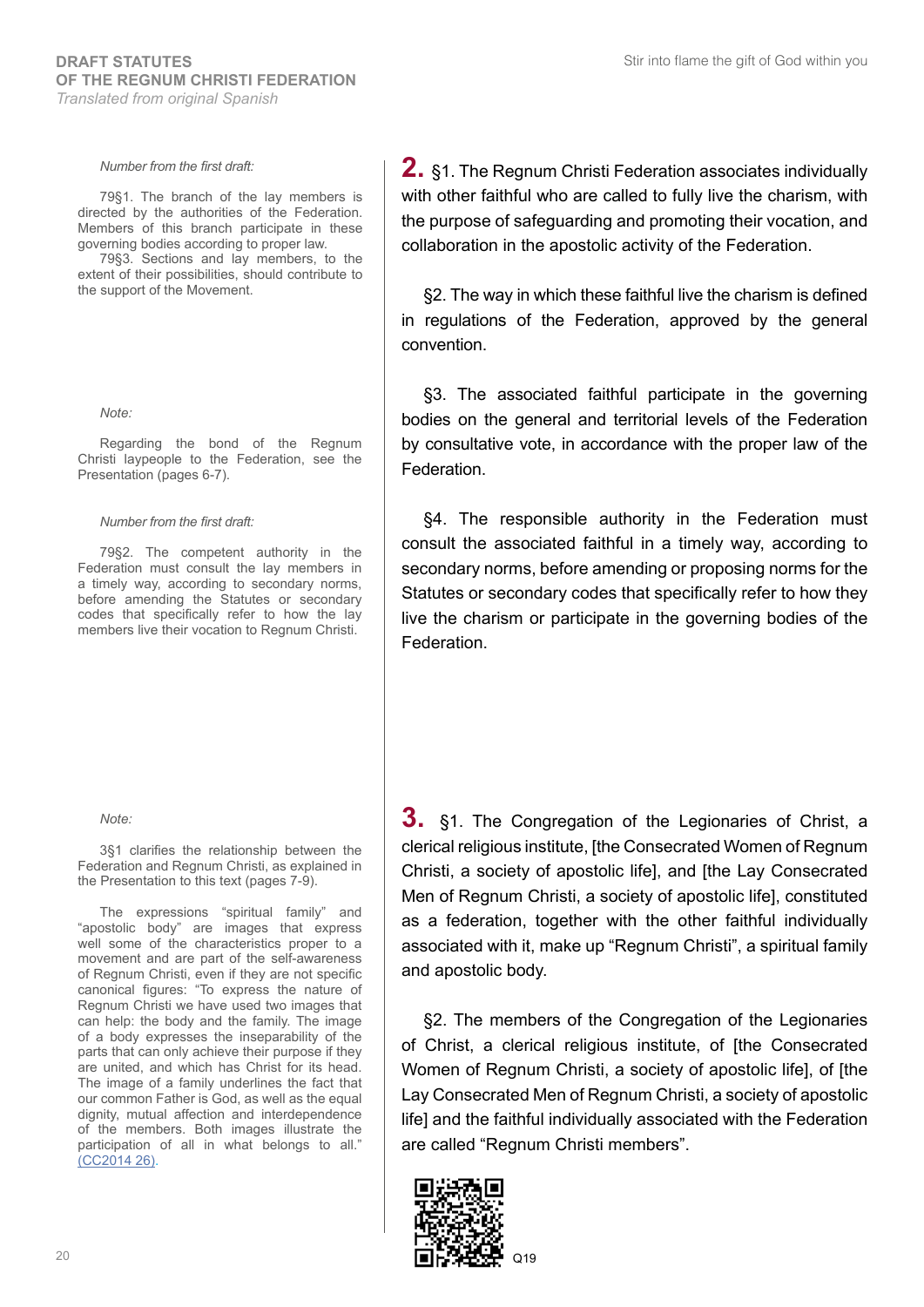*Number from the first draft:*

79§1. The branch of the lay members is directed by the authorities of the Federation. Members of this branch participate in these governing bodies according to proper law.
79§3. Sections and lay members, to the extent of their possibilities, should contribute to the support of the Movement.

**2.** §1. The Regnum Christi Federation associates individually with other faithful who are called to fully live the charism, with the purpose of safeguarding and promoting their vocation, and collaboration in the apostolic activity of the Federation.

§2. The way in which these faithful live the charism is defined in regulations of the Federation, approved by the general convention.

*Note:*

Regarding the bond of the Regnum Christi laypeople to the Federation, see the Presentation (pages 6-7).

§3. The associated faithful participate in the governing bodies on the general and territorial levels of the Federation by consultative vote, in accordance with the proper law of the Federation.

*Number from the first draft:*

79§2. The competent authority in the Federation must consult the lay members in a timely way, according to secondary norms, before amending the Statutes or secondary codes that specifically refer to how the lay members live their vocation to Regnum Christi.

§4. The responsible authority in the Federation must consult the associated faithful in a timely way, according to secondary norms, before amending or proposing norms for the Statutes or secondary codes that specifically refer to how they live the charism or participate in the governing bodies of the Federation.

*Note:*

3§1 clarifies the relationship between the Federation and Regnum Christi, as explained in the Presentation to this text (pages 7-9).

The expressions "spiritual family" and "apostolic body" are images that express well some of the characteristics proper to a movement and are part of the self-awareness of Regnum Christi, even if they are not specific canonical figures: "To express the nature of Regnum Christi we have used two images that can help: the body and the family. The image of a body expresses the inseparability of the parts that can only achieve their purpose if they are united, and which has Christ for its head. The image of a family underlines the fact that our common Father is God, as well as the equal dignity, mutual affection and interdependence of the members. Both images illustrate the participation of all in what belongs to all." (CC2014 26).

**3.** §1. The Congregation of the Legionaries of Christ, a clerical religious institute, [the Consecrated Women of Regnum Christi, a society of apostolic life], and [the Lay Consecrated Men of Regnum Christi, a society of apostolic life], constituted as a federation, together with the other faithful individually associated with it, make up "Regnum Christi", a spiritual family and apostolic body.

§2. The members of the Congregation of the Legionaries of Christ, a clerical religious institute, of [the Consecrated Women of Regnum Christi, a society of apostolic life], of [the Lay Consecrated Men of Regnum Christi, a society of apostolic life] and the faithful individually associated with the Federation are called "Regnum Christi members".

Q19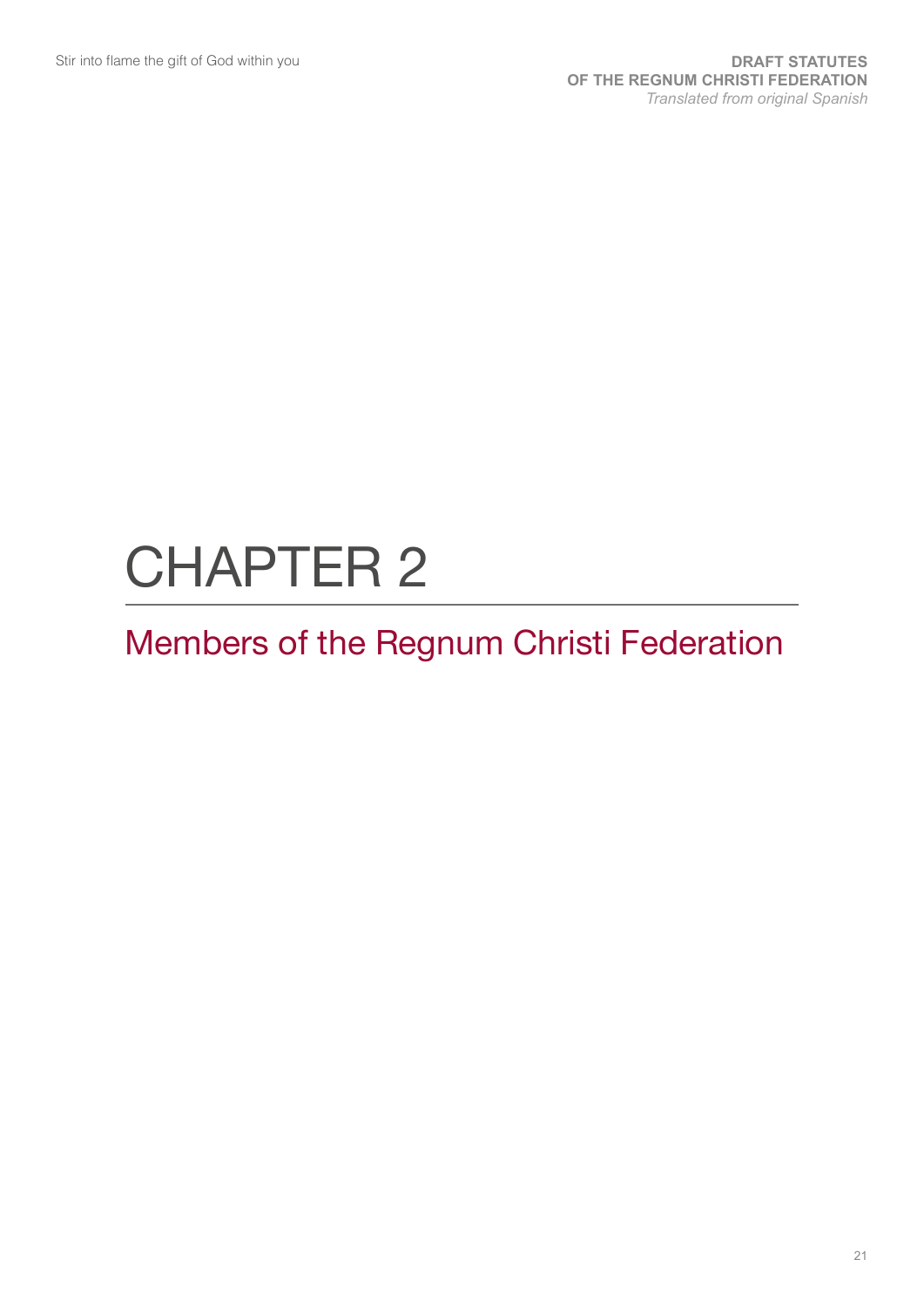# CHAPTER 2

## Members of the Regnum Christi Federation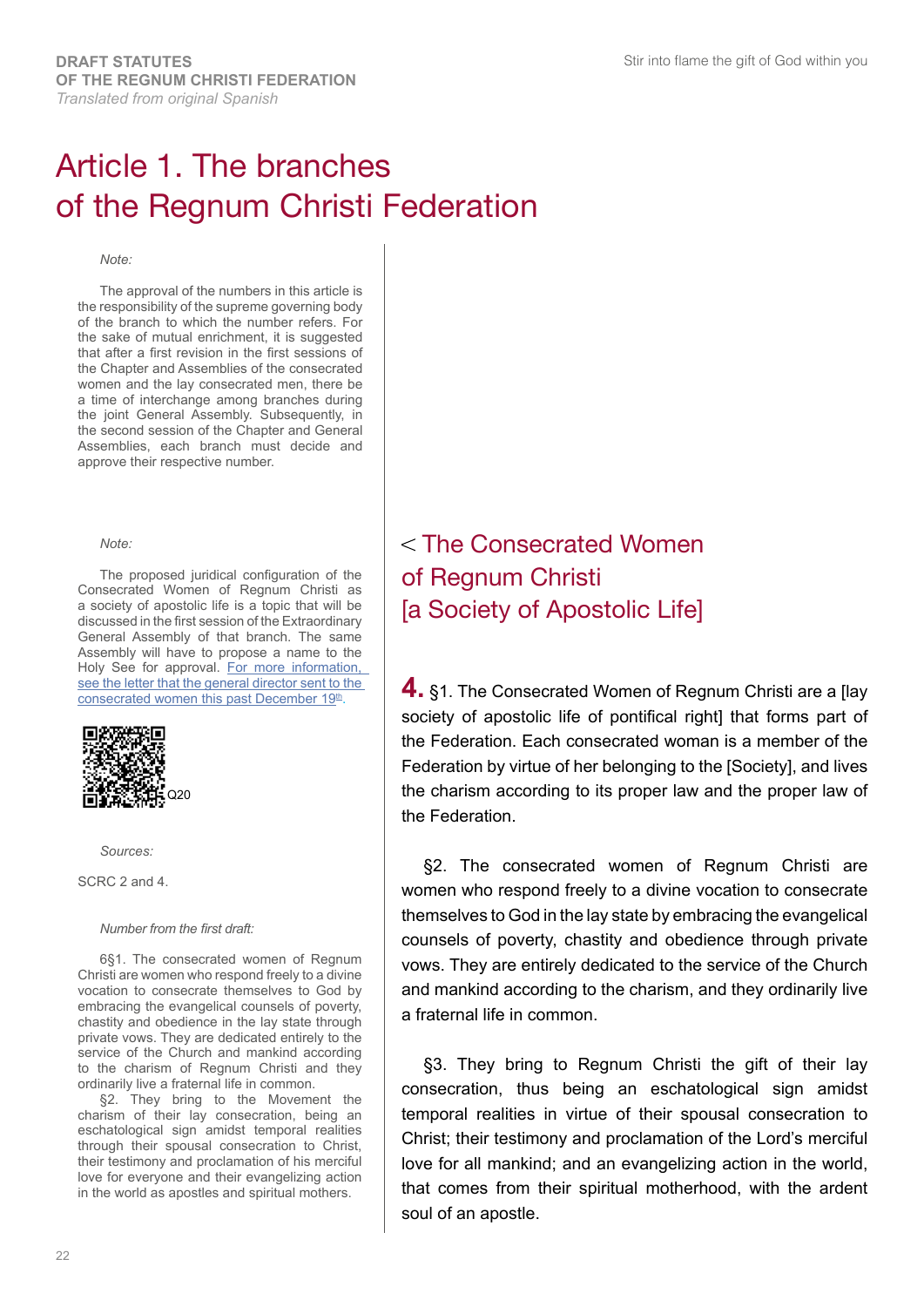# Article 1. The branches of the Regnum Christi Federation

*Note:*

The approval of the numbers in this article is the responsibility of the supreme governing body of the branch to which the number refers. For the sake of mutual enrichment, it is suggested that after a first revision in the first sessions of the Chapter and Assemblies of the consecrated women and the lay consecrated men, there be a time of interchange among branches during the joint General Assembly. Subsequently, in the second session of the Chapter and General Assemblies, each branch must decide and approve their respective number.

*Note:*

The proposed juridical configuration of the Consecrated Women of Regnum Christi as a society of apostolic life is a topic that will be discussed in the first session of the Extraordinary General Assembly of that branch. The same Assembly will have to propose a name to the Holy See for approval. For more information, see the letter that the general director sent to the consecrated women this past December 19th.

Q20

*Sources:*

SCRC 2 and 4.

*Number from the first draft:*

6§1. The consecrated women of Regnum Christi are women who respond freely to a divine vocation to consecrate themselves to God by embracing the evangelical counsels of poverty, chastity and obedience in the lay state through private vows. They are dedicated entirely to the service of the Church and mankind according to the charism of Regnum Christi and they ordinarily live a fraternal life in common.

§2. They bring to the Movement the charism of their lay consecration, being an eschatological sign amidst temporal realities through their spousal consecration to Christ, their testimony and proclamation of his merciful love for everyone and their evangelizing action in the world as apostles and spiritual mothers.

## < The Consecrated Women of Regnum Christi [a Society of Apostolic Life]

**4.** §1. The Consecrated Women of Regnum Christi are a [lay society of apostolic life of pontifical right] that forms part of the Federation. Each consecrated woman is a member of the Federation by virtue of her belonging to the [Society], and lives the charism according to its proper law and the proper law of the Federation.

§2. The consecrated women of Regnum Christi are women who respond freely to a divine vocation to consecrate themselves to God in the lay state by embracing the evangelical counsels of poverty, chastity and obedience through private vows. They are entirely dedicated to the service of the Church and mankind according to the charism, and they ordinarily live a fraternal life in common.

§3. They bring to Regnum Christi the gift of their lay consecration, thus being an eschatological sign amidst temporal realities in virtue of their spousal consecration to Christ; their testimony and proclamation of the Lord's merciful love for all mankind; and an evangelizing action in the world, that comes from their spiritual motherhood, with the ardent soul of an apostle.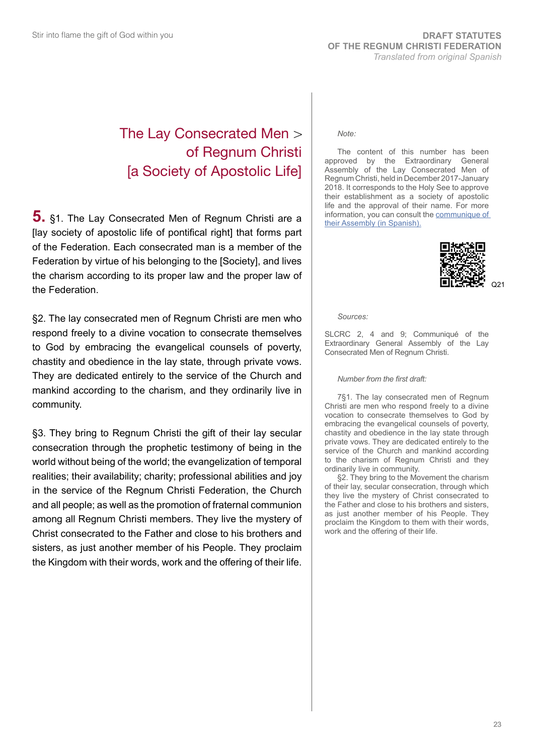## The Lay Consecrated Men > of Regnum Christi [a Society of Apostolic Life]

**5.** §1. The Lay Consecrated Men of Regnum Christi are a [lay society of apostolic life of pontifical right] that forms part of the Federation. Each consecrated man is a member of the Federation by virtue of his belonging to the [Society], and lives the charism according to its proper law and the proper law of the Federation.

§2. The lay consecrated men of Regnum Christi are men who respond freely to a divine vocation to consecrate themselves to God by embracing the evangelical counsels of poverty, chastity and obedience in the lay state, through private vows. They are dedicated entirely to the service of the Church and mankind according to the charism, and they ordinarily live in community.

§3. They bring to Regnum Christi the gift of their lay secular consecration through the prophetic testimony of being in the world without being of the world; the evangelization of temporal realities; their availability; charity; professional abilities and joy in the service of the Regnum Christi Federation, the Church and all people; as well as the promotion of fraternal communion among all Regnum Christi members. They live the mystery of Christ consecrated to the Father and close to his brothers and sisters, as just another member of his People. They proclaim the Kingdom with their words, work and the offering of their life.

*Note:*

The content of this number has been approved by the Extraordinary General Assembly of the Lay Consecrated Men of Regnum Christi, held in December 2017-January 2018. It corresponds to the Holy See to approve their establishment as a society of apostolic life and the approval of their name. For more information, you can consult the communique of their Assembly (in Spanish).

Q21

*Sources:*

SLCRC 2, 4 and 9; Communiqué of the Extraordinary General Assembly of the Lay Consecrated Men of Regnum Christi.

*Number from the first draft:*

7§1. The lay consecrated men of Regnum Christi are men who respond freely to a divine vocation to consecrate themselves to God by embracing the evangelical counsels of poverty, chastity and obedience in the lay state through private vows. They are dedicated entirely to the service of the Church and mankind according to the charism of Regnum Christi and they ordinarily live in community.

§2. They bring to the Movement the charism of their lay, secular consecration, through which they live the mystery of Christ consecrated to the Father and close to his brothers and sisters, as just another member of his People. They proclaim the Kingdom to them with their words, work and the offering of their life.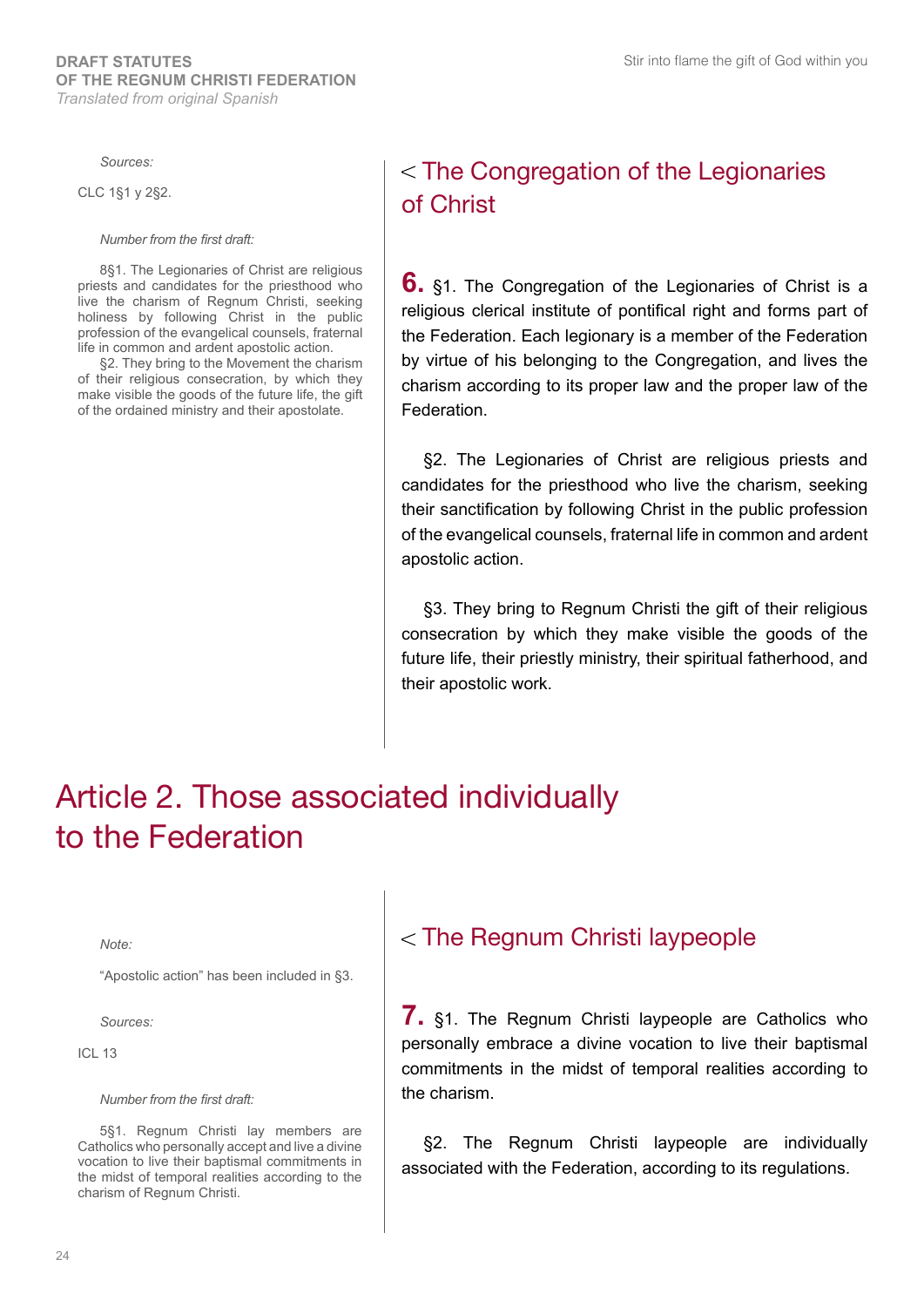*Sources:*

CLC 1§1 y 2§2.

*Number from the first draft:*

8§1. The Legionaries of Christ are religious priests and candidates for the priesthood who live the charism of Regnum Christi, seeking holiness by following Christ in the public profession of the evangelical counsels, fraternal life in common and ardent apostolic action.

§2. They bring to the Movement the charism of their religious consecration, by which they make visible the goods of the future life, the gift of the ordained ministry and their apostolate.

### < The Congregation of the Legionaries of Christ

**6.** §1. The Congregation of the Legionaries of Christ is a religious clerical institute of pontifical right and forms part of the Federation. Each legionary is a member of the Federation by virtue of his belonging to the Congregation, and lives the charism according to its proper law and the proper law of the Federation.

§2. The Legionaries of Christ are religious priests and candidates for the priesthood who live the charism, seeking their sanctification by following Christ in the public profession of the evangelical counsels, fraternal life in common and ardent apostolic action.

§3. They bring to Regnum Christi the gift of their religious consecration by which they make visible the goods of the future life, their priestly ministry, their spiritual fatherhood, and their apostolic work.

## Article 2. Those associated individually to the Federation

*Note:*

“Apostolic action” has been included in §3.

*Sources:*

ICL 13

*Number from the first draft:*

5§1. Regnum Christi lay members are Catholics who personally accept and live a divine vocation to live their baptismal commitments in the midst of temporal realities according to the charism of Regnum Christi.

### < The Regnum Christi laypeople

**7.** §1. The Regnum Christi laypeople are Catholics who personally embrace a divine vocation to live their baptismal commitments in the midst of temporal realities according to the charism.

§2. The Regnum Christi laypeople are individually associated with the Federation, according to its regulations.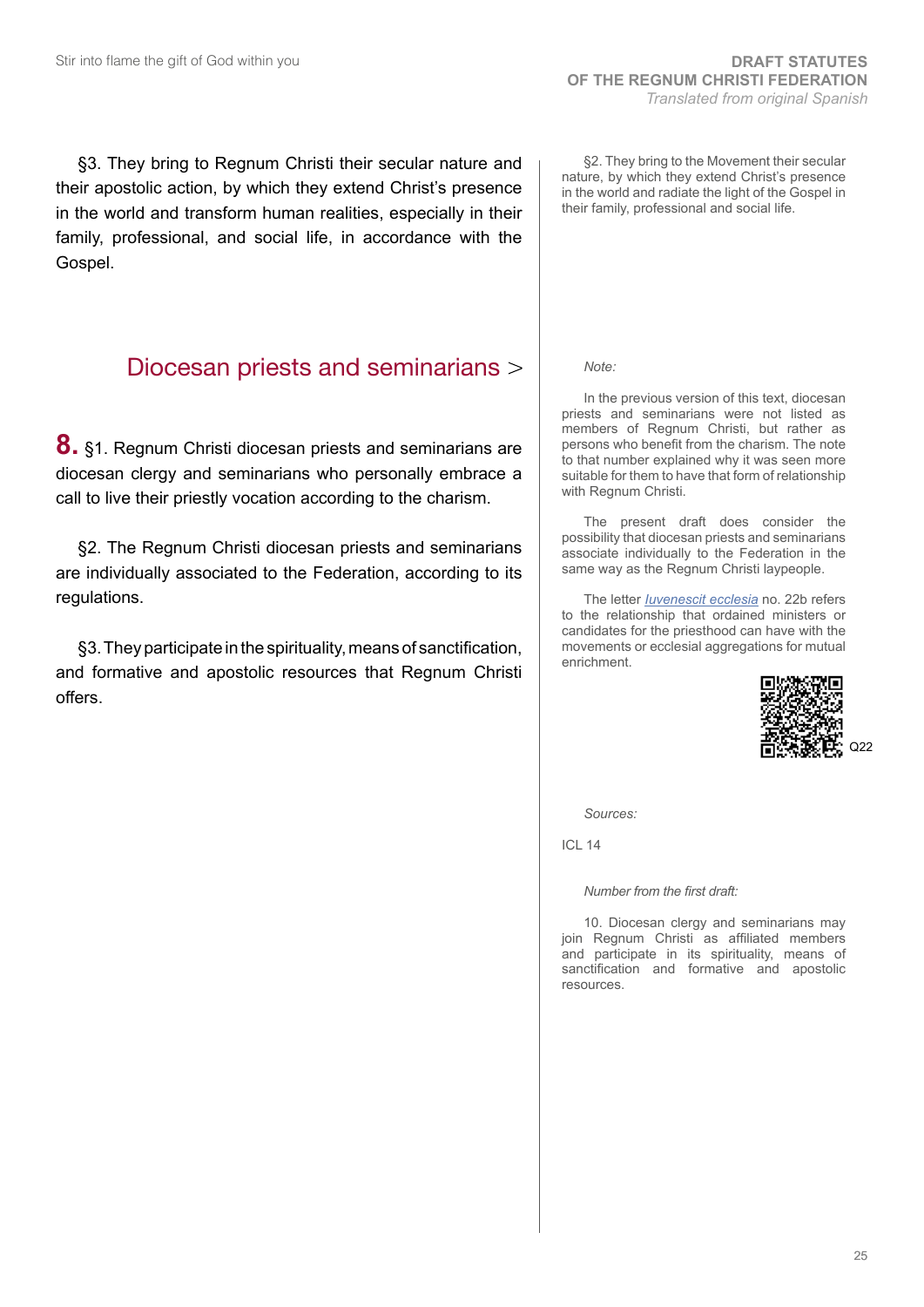§3. They bring to Regnum Christi their secular nature and their apostolic action, by which they extend Christ's presence in the world and transform human realities, especially in their family, professional, and social life, in accordance with the Gospel.

§2. They bring to the Movement their secular nature, by which they extend Christ's presence in the world and radiate the light of the Gospel in their family, professional and social life.

## Diocesan priests and seminarians >

**8.** §1. Regnum Christi diocesan priests and seminarians are diocesan clergy and seminarians who personally embrace a call to live their priestly vocation according to the charism.

§2. The Regnum Christi diocesan priests and seminarians are individually associated to the Federation, according to its regulations.

§3. They participate in the spirituality, means of sanctification, and formative and apostolic resources that Regnum Christi offers.

*Note:*

In the previous version of this text, diocesan priests and seminarians were not listed as members of Regnum Christi, but rather as persons who benefit from the charism. The note to that number explained why it was seen more suitable for them to have that form of relationship with Regnum Christi.

The present draft does consider the possibility that diocesan priests and seminarians associate individually to the Federation in the same way as the Regnum Christi laypeople.

The letter *Iuvenescit ecclesia* no. 22b refers to the relationship that ordained ministers or candidates for the priesthood can have with the movements or ecclesial aggregations for mutual enrichment.

Q22

*Sources:*

ICL 14

*Number from the first draft:*

10. Diocesan clergy and seminarians may join Regnum Christi as affiliated members and participate in its spirituality, means of sanctification and formative and apostolic resources.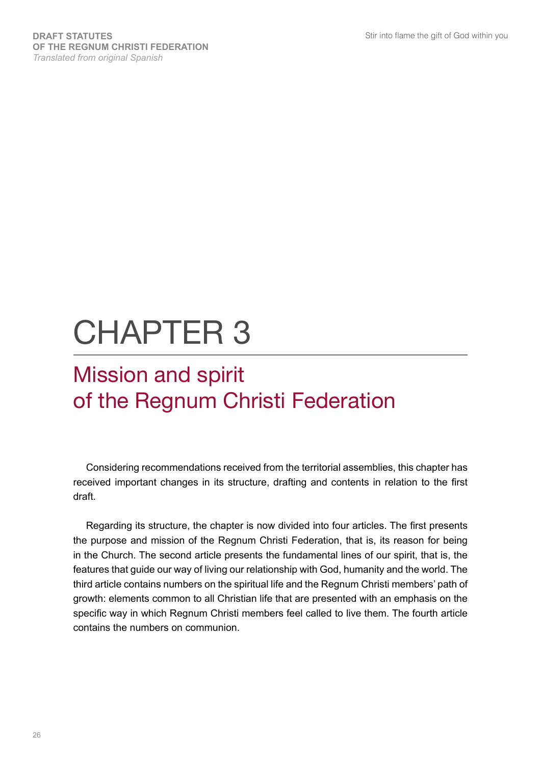# CHAPTER 3

## Mission and spirit of the Regnum Christi Federation

Considering recommendations received from the territorial assemblies, this chapter has received important changes in its structure, drafting and contents in relation to the first draft.

Regarding its structure, the chapter is now divided into four articles. The first presents the purpose and mission of the Regnum Christi Federation, that is, its reason for being in the Church. The second article presents the fundamental lines of our spirit, that is, the features that guide our way of living our relationship with God, humanity and the world. The third article contains numbers on the spiritual life and the Regnum Christi members' path of growth: elements common to all Christian life that are presented with an emphasis on the specific way in which Regnum Christi members feel called to live them. The fourth article contains the numbers on communion.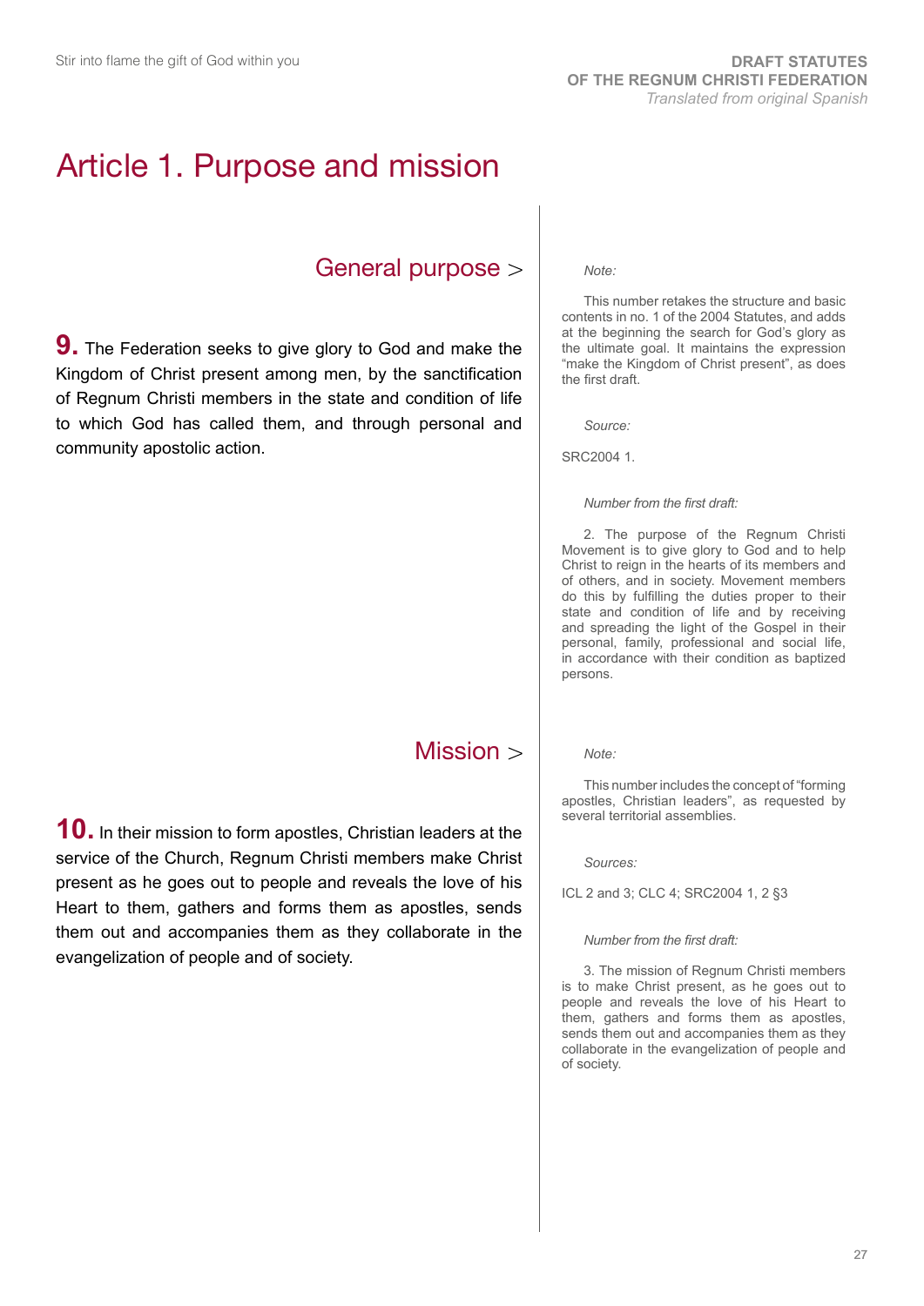# Article 1. Purpose and mission

## General purpose >

**9.** The Federation seeks to give glory to God and make the Kingdom of Christ present among men, by the sanctification of Regnum Christi members in the state and condition of life to which God has called them, and through personal and community apostolic action.

*Note:*

This number retakes the structure and basic contents in no. 1 of the 2004 Statutes, and adds at the beginning the search for God's glory as the ultimate goal. It maintains the expression "make the Kingdom of Christ present", as does the first draft.

*Source:*

SRC2004 1.

*Number from the first draft:*

2. The purpose of the Regnum Christi Movement is to give glory to God and to help Christ to reign in the hearts of its members and of others, and in society. Movement members do this by fulfilling the duties proper to their state and condition of life and by receiving and spreading the light of the Gospel in their personal, family, professional and social life, in accordance with their condition as baptized persons.

## Mission >

**10.** In their mission to form apostles, Christian leaders at the service of the Church, Regnum Christi members make Christ present as he goes out to people and reveals the love of his Heart to them, gathers and forms them as apostles, sends them out and accompanies them as they collaborate in the evangelization of people and of society.

*Note:*

This number includes the concept of "forming apostles, Christian leaders", as requested by several territorial assemblies.

*Sources:*

ICL 2 and 3; CLC 4; SRC2004 1, 2 §3

*Number from the first draft:*

3. The mission of Regnum Christi members is to make Christ present, as he goes out to people and reveals the love of his Heart to them, gathers and forms them as apostles, sends them out and accompanies them as they collaborate in the evangelization of people and of society.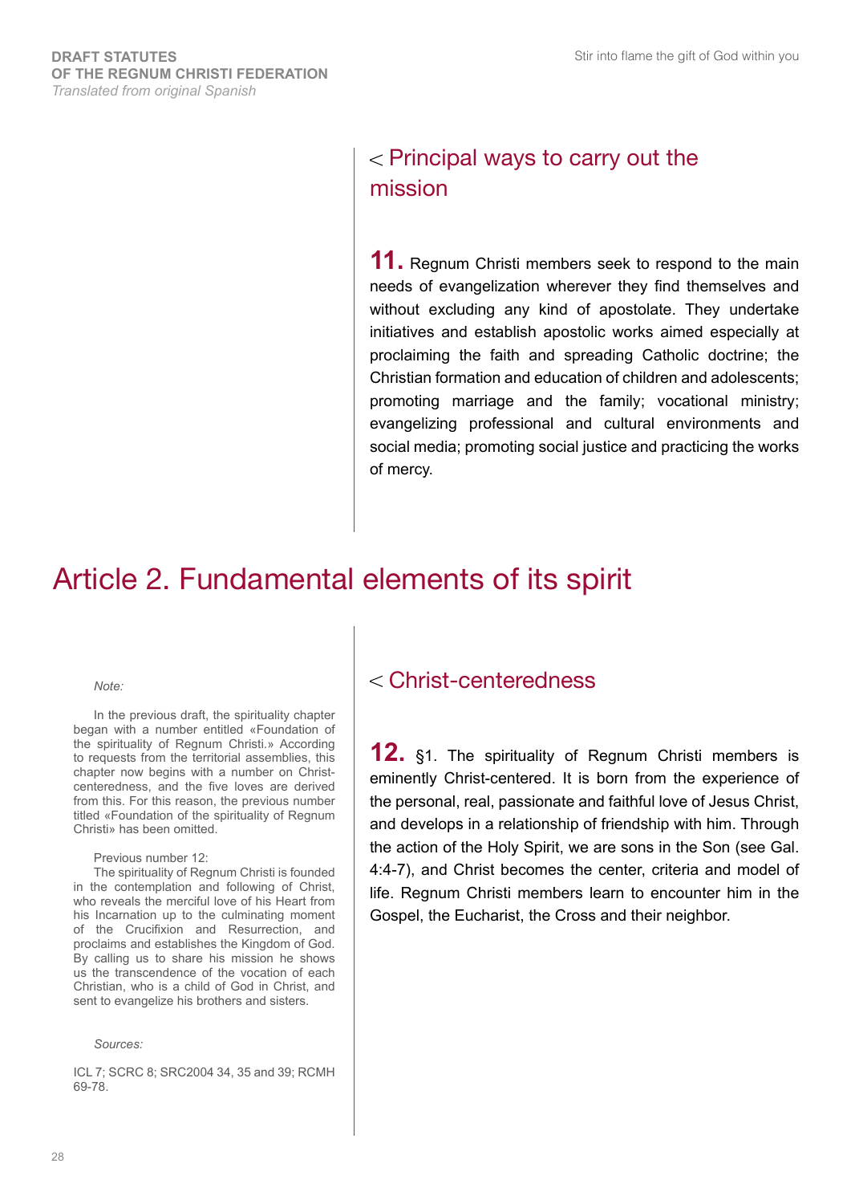## < Principal ways to carry out the mission

**11.** Regnum Christi members seek to respond to the main needs of evangelization wherever they find themselves and without excluding any kind of apostolate. They undertake initiatives and establish apostolic works aimed especially at proclaiming the faith and spreading Catholic doctrine; the Christian formation and education of children and adolescents; promoting marriage and the family; vocational ministry; evangelizing professional and cultural environments and social media; promoting social justice and practicing the works of mercy.

# Article 2. Fundamental elements of its spirit

*Note:*

In the previous draft, the spirituality chapter began with a number entitled «Foundation of the spirituality of Regnum Christi.» According to requests from the territorial assemblies, this chapter now begins with a number on Christ-centeredness, and the five loves are derived from this. For this reason, the previous number titled «Foundation of the spirituality of Regnum Christi» has been omitted.

Previous number 12:
The spirituality of Regnum Christi is founded in the contemplation and following of Christ, who reveals the merciful love of his Heart from his Incarnation up to the culminating moment of the Crucifixion and Resurrection, and proclaims and establishes the Kingdom of God. By calling us to share his mission he shows us the transcendence of the vocation of each Christian, who is a child of God in Christ, and sent to evangelize his brothers and sisters.

*Sources:*

ICL 7; SCRC 8; SRC2004 34, 35 and 39; RCMH 69-78.

## < Christ-centeredness

**12.** §1. The spirituality of Regnum Christi members is eminently Christ-centered. It is born from the experience of the personal, real, passionate and faithful love of Jesus Christ, and develops in a relationship of friendship with him. Through the action of the Holy Spirit, we are sons in the Son (see Gal. 4:4-7), and Christ becomes the center, criteria and model of life. Regnum Christi members learn to encounter him in the Gospel, the Eucharist, the Cross and their neighbor.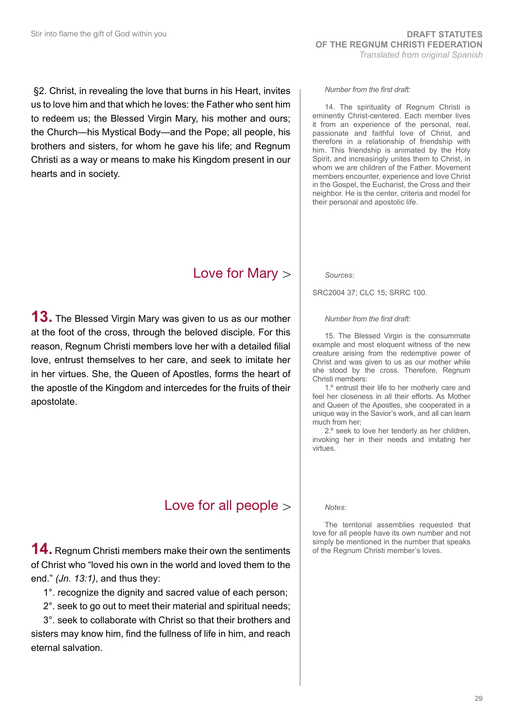§2. Christ, in revealing the love that burns in his Heart, invites us to love him and that which he loves: the Father who sent him to redeem us; the Blessed Virgin Mary, his mother and ours; the Church—his Mystical Body—and the Pope; all people, his brothers and sisters, for whom he gave his life; and Regnum Christi as a way or means to make his Kingdom present in our hearts and in society.

*Number from the first draft:*

14. The spirituality of Regnum Christi is eminently Christ-centered. Each member lives it from an experience of the personal, real, passionate and faithful love of Christ, and therefore in a relationship of friendship with him. This friendship is animated by the Holy Spirit, and increasingly unites them to Christ, in whom we are children of the Father. Movement members encounter, experience and love Christ in the Gospel, the Eucharist, the Cross and their neighbor. He is the center, criteria and model for their personal and apostolic life.

## Love for Mary >

**13.** The Blessed Virgin Mary was given to us as our mother at the foot of the cross, through the beloved disciple. For this reason, Regnum Christi members love her with a detailed filial love, entrust themselves to her care, and seek to imitate her in her virtues. She, the Queen of Apostles, forms the heart of the apostle of the Kingdom and intercedes for the fruits of their apostolate.

*Sources:*

SRC2004 37; CLC 15; SRRC 100.

*Number from the first draft:*

15. The Blessed Virgin is the consummate example and most eloquent witness of the new creature arising from the redemptive power of Christ and was given to us as our mother while she stood by the cross. Therefore, Regnum Christi members:

1.º entrust their life to her motherly care and feel her closeness in all their efforts. As Mother and Queen of the Apostles, she cooperated in a unique way in the Savior's work, and all can learn much from her;

2.º seek to love her tenderly as her children, invoking her in their needs and imitating her virtues.

## Love for all people >

**14.** Regnum Christi members make their own the sentiments of Christ who "loved his own in the world and loved them to the end." *(Jn. 13:1)*, and thus they:

1°. recognize the dignity and sacred value of each person;

2°. seek to go out to meet their material and spiritual needs;

3°. seek to collaborate with Christ so that their brothers and sisters may know him, find the fullness of life in him, and reach eternal salvation.

*Notes:*

The territorial assemblies requested that love for all people have its own number and not simply be mentioned in the number that speaks of the Regnum Christi member's loves.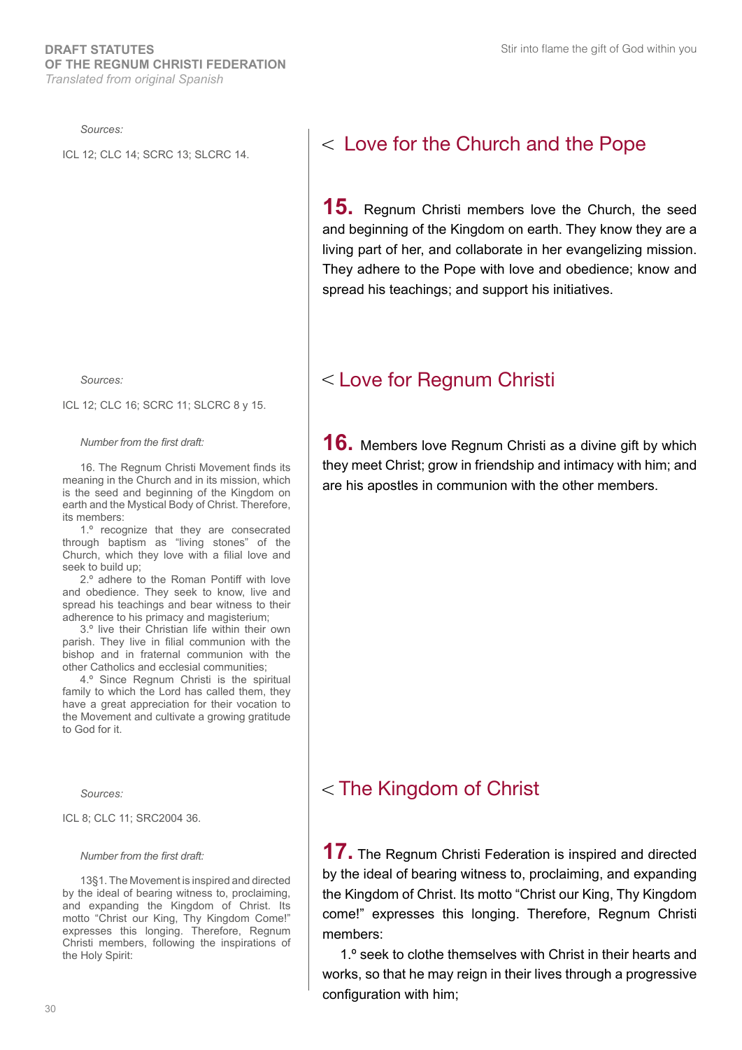*Sources:*

ICL 12; CLC 14; SCRC 13; SLCRC 14.

## < Love for the Church and the Pope

**15.** Regnum Christi members love the Church, the seed and beginning of the Kingdom on earth. They know they are a living part of her, and collaborate in her evangelizing mission. They adhere to the Pope with love and obedience; know and spread his teachings; and support his initiatives.

*Sources:*

ICL 12; CLC 16; SCRC 11; SLCRC 8 y 15.

*Number from the first draft:*

16. The Regnum Christi Movement finds its meaning in the Church and in its mission, which is the seed and beginning of the Kingdom on earth and the Mystical Body of Christ. Therefore, its members:

1.º recognize that they are consecrated through baptism as "living stones" of the Church, which they love with a filial love and seek to build up;

2.º adhere to the Roman Pontiff with love and obedience. They seek to know, live and spread his teachings and bear witness to their adherence to his primacy and magisterium;

3.º live their Christian life within their own parish. They live in filial communion with the bishop and in fraternal communion with the other Catholics and ecclesial communities;

4.º Since Regnum Christi is the spiritual family to which the Lord has called them, they have a great appreciation for their vocation to the Movement and cultivate a growing gratitude to God for it.

## < Love for Regnum Christi

**16.** Members love Regnum Christi as a divine gift by which they meet Christ; grow in friendship and intimacy with him; and are his apostles in communion with the other members.

*Sources:*

ICL 8; CLC 11; SRC2004 36.

*Number from the first draft:*

13§1. The Movement is inspired and directed by the ideal of bearing witness to, proclaiming, and expanding the Kingdom of Christ. Its motto "Christ our King, Thy Kingdom Come!" expresses this longing. Therefore, Regnum Christi members, following the inspirations of the Holy Spirit:

## < The Kingdom of Christ

**17.** The Regnum Christi Federation is inspired and directed by the ideal of bearing witness to, proclaiming, and expanding the Kingdom of Christ. Its motto "Christ our King, Thy Kingdom come!" expresses this longing. Therefore, Regnum Christi members:

1.º seek to clothe themselves with Christ in their hearts and works, so that he may reign in their lives through a progressive configuration with him;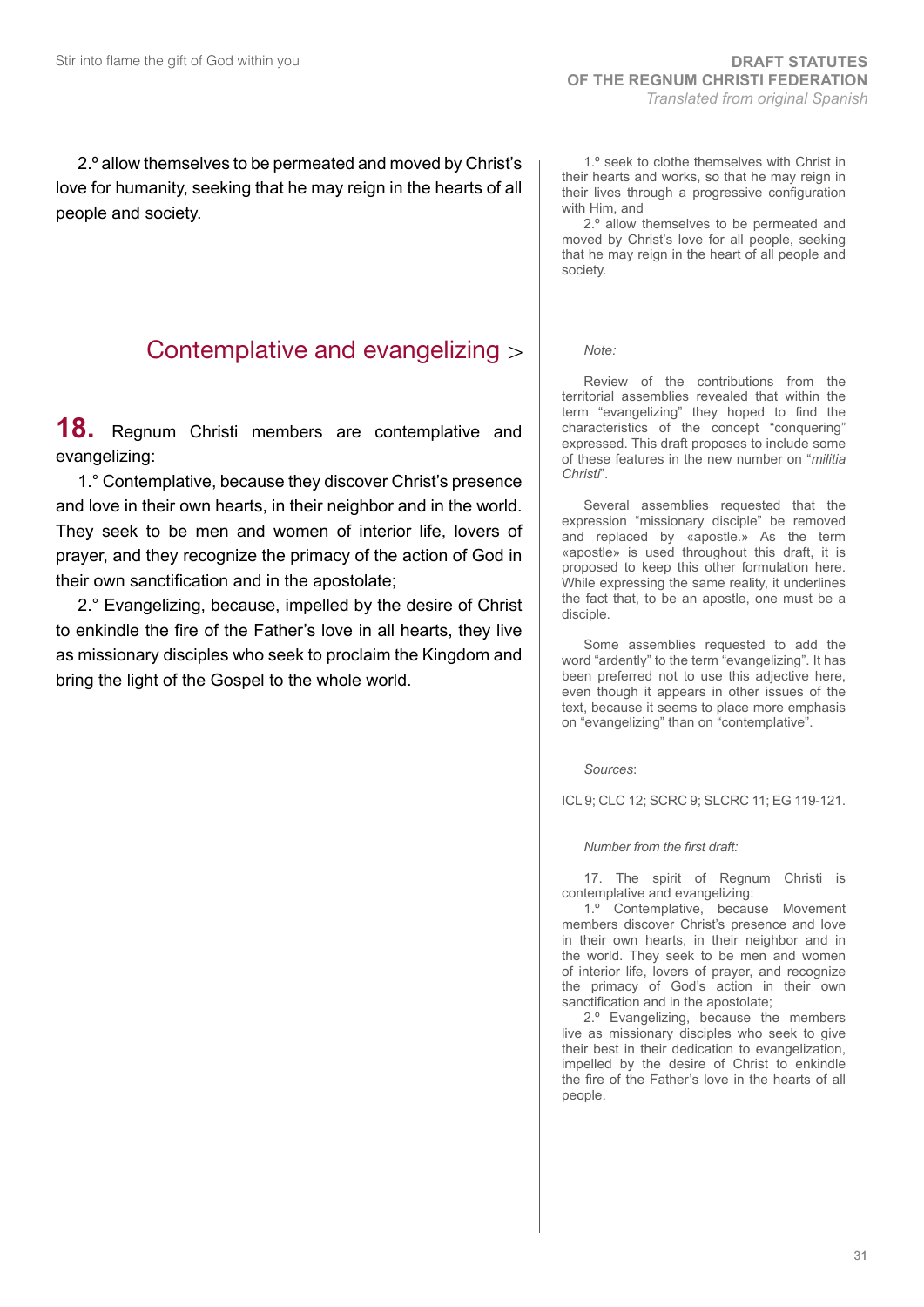2.º allow themselves to be permeated and moved by Christ's love for humanity, seeking that he may reign in the hearts of all people and society.

1.º seek to clothe themselves with Christ in their hearts and works, so that he may reign in their lives through a progressive configuration with Him, and

2.º allow themselves to be permeated and moved by Christ's love for all people, seeking that he may reign in the heart of all people and society.

## Contemplative and evangelizing >

**18.** Regnum Christi members are contemplative and evangelizing:

1.° Contemplative, because they discover Christ's presence and love in their own hearts, in their neighbor and in the world. They seek to be men and women of interior life, lovers of prayer, and they recognize the primacy of the action of God in their own sanctification and in the apostolate;

2.° Evangelizing, because, impelled by the desire of Christ to enkindle the fire of the Father's love in all hearts, they live as missionary disciples who seek to proclaim the Kingdom and bring the light of the Gospel to the whole world.

*Note:*

Review of the contributions from the territorial assemblies revealed that within the term "evangelizing" they hoped to find the characteristics of the concept "conquering" expressed. This draft proposes to include some of these features in the new number on "*militia Christi*".

Several assemblies requested that the expression "missionary disciple" be removed and replaced by «apostle.» As the term «apostle» is used throughout this draft, it is proposed to keep this other formulation here. While expressing the same reality, it underlines the fact that, to be an apostle, one must be a disciple.

Some assemblies requested to add the word "ardently" to the term "evangelizing". It has been preferred not to use this adjective here, even though it appears in other issues of the text, because it seems to place more emphasis on "evangelizing" than on "contemplative".

*Sources*:

ICL 9; CLC 12; SCRC 9; SLCRC 11; EG 119-121.

*Number from the first draft:*

17. The spirit of Regnum Christi is contemplative and evangelizing:

1.º Contemplative, because Movement members discover Christ's presence and love in their own hearts, in their neighbor and in the world. They seek to be men and women of interior life, lovers of prayer, and recognize the primacy of God's action in their own sanctification and in the apostolate;

2.º Evangelizing, because the members live as missionary disciples who seek to give their best in their dedication to evangelization, impelled by the desire of Christ to enkindle the fire of the Father's love in the hearts of all people.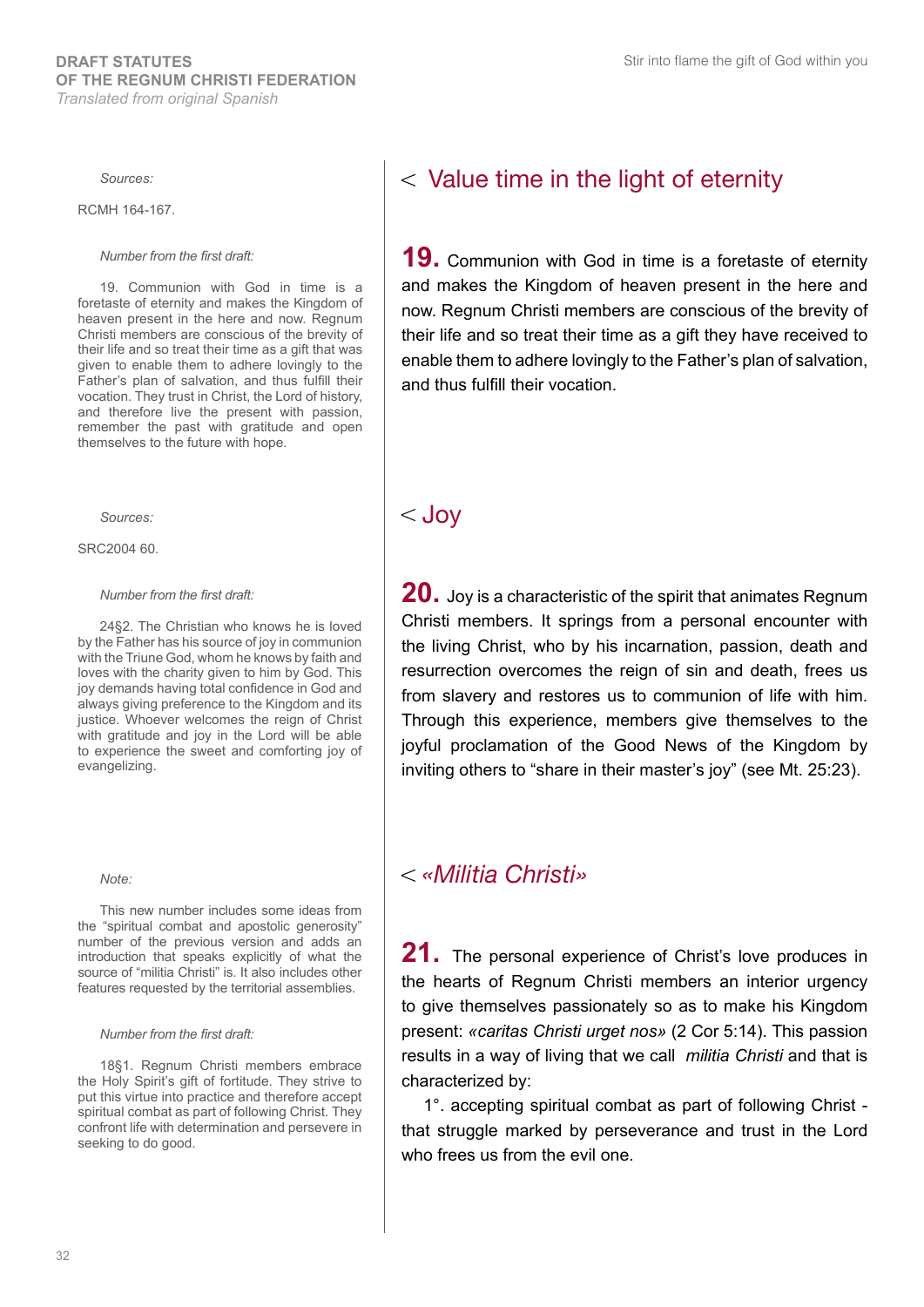## < Value time in the light of eternity

**19.** Communion with God in time is a foretaste of eternity and makes the Kingdom of heaven present in the here and now. Regnum Christi members are conscious of the brevity of their life and so treat their time as a gift they have received to enable them to adhere lovingly to the Father's plan of salvation, and thus fulfill their vocation.

*Sources:*

RCMH 164-167.

*Number from the first draft:*

19. Communion with God in time is a foretaste of eternity and makes the Kingdom of heaven present in the here and now. Regnum Christi members are conscious of the brevity of their life and so treat their time as a gift that was given to enable them to adhere lovingly to the Father's plan of salvation, and thus fulfill their vocation. They trust in Christ, the Lord of history, and therefore live the present with passion, remember the past with gratitude and open themselves to the future with hope.

## < Joy

**20.** Joy is a characteristic of the spirit that animates Regnum Christi members. It springs from a personal encounter with the living Christ, who by his incarnation, passion, death and resurrection overcomes the reign of sin and death, frees us from slavery and restores us to communion of life with him. Through this experience, members give themselves to the joyful proclamation of the Good News of the Kingdom by inviting others to "share in their master's joy" (see Mt. 25:23).

*Sources:*

SRC2004 60.

*Number from the first draft:*

24§2. The Christian who knows he is loved by the Father has his source of joy in communion with the Triune God, whom he knows by faith and loves with the charity given to him by God. This joy demands having total confidence in God and always giving preference to the Kingdom and its justice. Whoever welcomes the reign of Christ with gratitude and joy in the Lord will be able to experience the sweet and comforting joy of evangelizing.

## < *«Militia Christi»*

**21.** The personal experience of Christ's love produces in the hearts of Regnum Christi members an interior urgency to give themselves passionately so as to make his Kingdom present: *«caritas Christi urget nos»* (2 Cor 5:14). This passion results in a way of living that we call *militia Christi* and that is characterized by:

1°. accepting spiritual combat as part of following Christ - that struggle marked by perseverance and trust in the Lord who frees us from the evil one.

*Note:*

This new number includes some ideas from the "spiritual combat and apostolic generosity" number of the previous version and adds an introduction that speaks explicitly of what the source of "militia Christi" is. It also includes other features requested by the territorial assemblies.

*Number from the first draft:*

18§1. Regnum Christi members embrace the Holy Spirit's gift of fortitude. They strive to put this virtue into practice and therefore accept spiritual combat as part of following Christ. They confront life with determination and persevere in seeking to do good.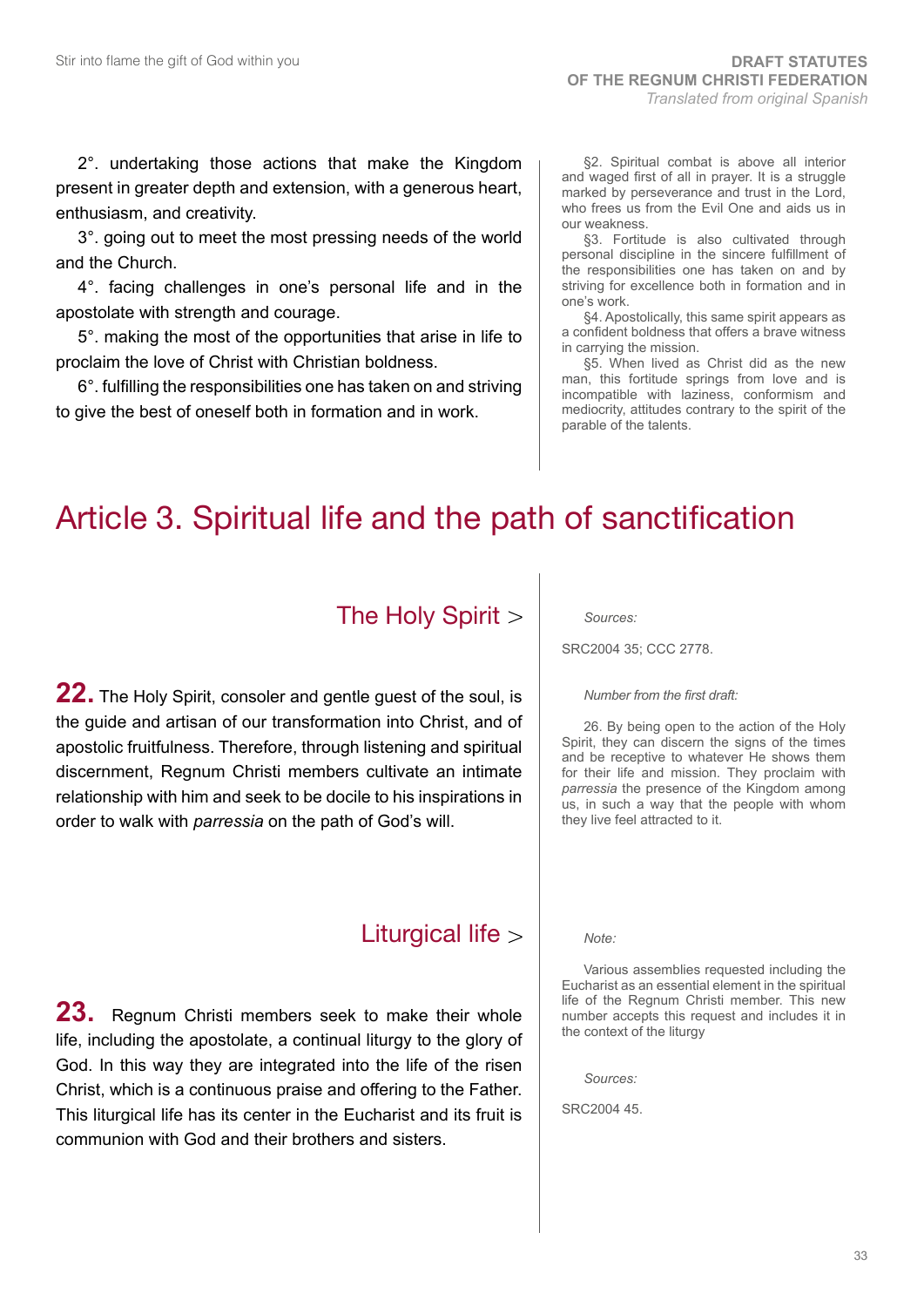2°. undertaking those actions that make the Kingdom present in greater depth and extension, with a generous heart, enthusiasm, and creativity.

3°. going out to meet the most pressing needs of the world and the Church.

4°. facing challenges in one's personal life and in the apostolate with strength and courage.

5°. making the most of the opportunities that arise in life to proclaim the love of Christ with Christian boldness.

6°. fulfilling the responsibilities one has taken on and striving to give the best of oneself both in formation and in work.

§2. Spiritual combat is above all interior and waged first of all in prayer. It is a struggle marked by perseverance and trust in the Lord, who frees us from the Evil One and aids us in our weakness.

§3. Fortitude is also cultivated through personal discipline in the sincere fulfillment of the responsibilities one has taken on and by striving for excellence both in formation and in one's work.

§4. Apostolically, this same spirit appears as a confident boldness that offers a brave witness in carrying the mission.

§5. When lived as Christ did as the new man, this fortitude springs from love and is incompatible with laziness, conformism and mediocrity, attitudes contrary to the spirit of the parable of the talents.

# Article 3. Spiritual life and the path of sanctification

## The Holy Spirit >

**22.** The Holy Spirit, consoler and gentle guest of the soul, is the guide and artisan of our transformation into Christ, and of apostolic fruitfulness. Therefore, through listening and spiritual discernment, Regnum Christi members cultivate an intimate relationship with him and seek to be docile to his inspirations in order to walk with *parressia* on the path of God's will.

*Sources:*

SRC2004 35; CCC 2778.

*Number from the first draft:*

26. By being open to the action of the Holy Spirit, they can discern the signs of the times and be receptive to whatever He shows them for their life and mission. They proclaim with *parressia* the presence of the Kingdom among us, in such a way that the people with whom they live feel attracted to it.

## Liturgical life >

**23.** Regnum Christi members seek to make their whole life, including the apostolate, a continual liturgy to the glory of God. In this way they are integrated into the life of the risen Christ, which is a continuous praise and offering to the Father. This liturgical life has its center in the Eucharist and its fruit is communion with God and their brothers and sisters.

*Note:*

Various assemblies requested including the Eucharist as an essential element in the spiritual life of the Regnum Christi member. This new number accepts this request and includes it in the context of the liturgy

*Sources:*

SRC2004 45.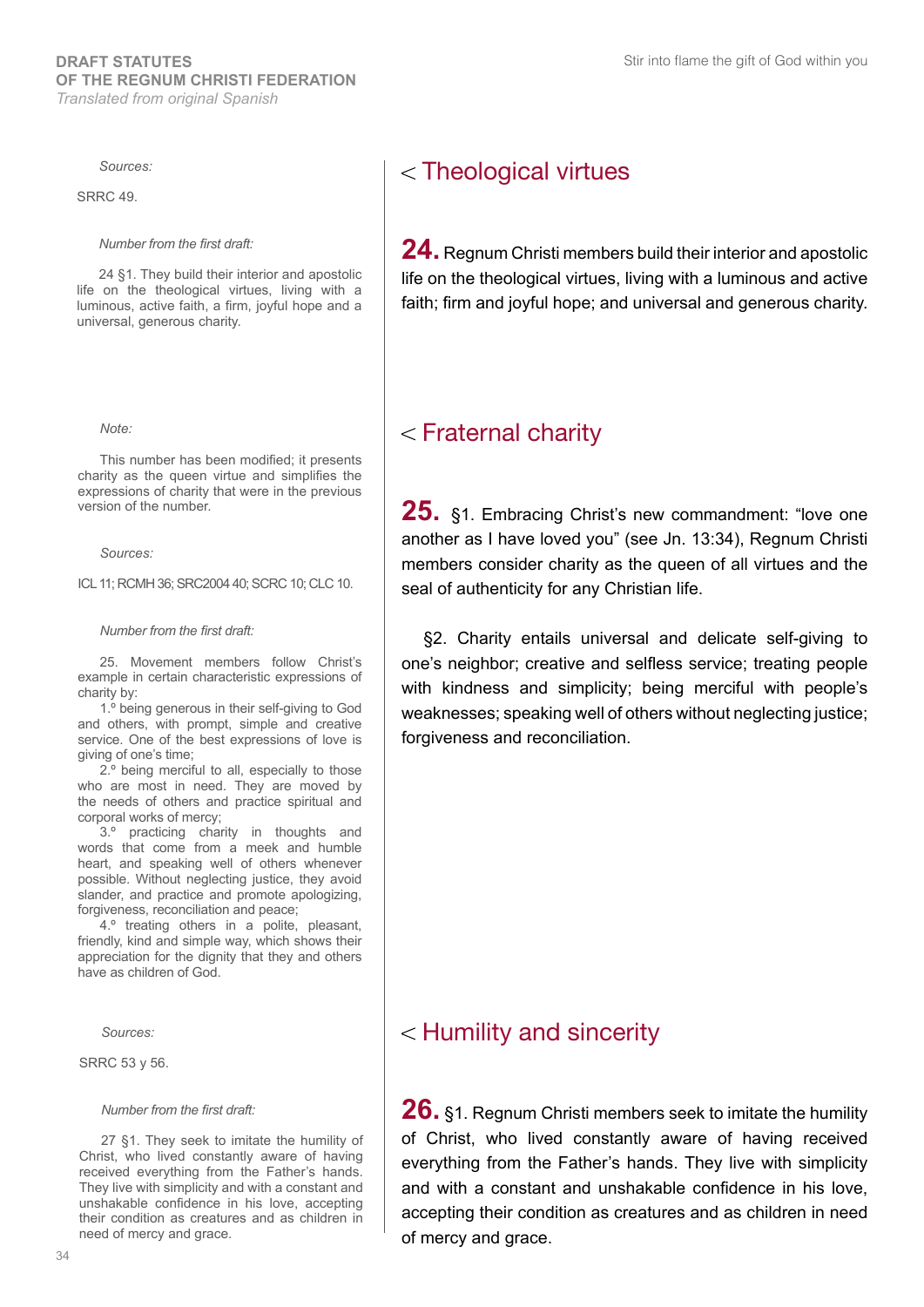## < Theological virtues

*Sources:*

SRRC 49.

*Number from the first draft:*

24 §1. They build their interior and apostolic life on the theological virtues, living with a luminous, active faith, a firm, joyful hope and a universal, generous charity.

**24.** Regnum Christi members build their interior and apostolic life on the theological virtues, living with a luminous and active faith; firm and joyful hope; and universal and generous charity.

## < Fraternal charity

*Note:*

This number has been modified; it presents charity as the queen virtue and simplifies the expressions of charity that were in the previous version of the number.

*Sources:*

ICL 11; RCMH 36; SRC2004 40; SCRC 10; CLC 10.

*Number from the first draft:*

25. Movement members follow Christ's example in certain characteristic expressions of charity by:

1.º being generous in their self-giving to God and others, with prompt, simple and creative service. One of the best expressions of love is giving of one's time;

2.º being merciful to all, especially to those who are most in need. They are moved by the needs of others and practice spiritual and corporal works of mercy;

3.º practicing charity in thoughts and words that come from a meek and humble heart, and speaking well of others whenever possible. Without neglecting justice, they avoid slander, and practice and promote apologizing, forgiveness, reconciliation and peace;

4.º treating others in a polite, pleasant, friendly, kind and simple way, which shows their appreciation for the dignity that they and others have as children of God.

**25.** §1. Embracing Christ's new commandment: "love one another as I have loved you" (see Jn. 13:34), Regnum Christi members consider charity as the queen of all virtues and the seal of authenticity for any Christian life.

§2. Charity entails universal and delicate self-giving to one's neighbor; creative and selfless service; treating people with kindness and simplicity; being merciful with people's weaknesses; speaking well of others without neglecting justice; forgiveness and reconciliation.

## < Humility and sincerity

*Sources:*

SRRC 53 y 56.

*Number from the first draft:*

27 §1. They seek to imitate the humility of Christ, who lived constantly aware of having received everything from the Father's hands. They live with simplicity and with a constant and unshakable confidence in his love, accepting their condition as creatures and as children in need of mercy and grace.

**26.** §1. Regnum Christi members seek to imitate the humility of Christ, who lived constantly aware of having received everything from the Father's hands. They live with simplicity and with a constant and unshakable confidence in his love, accepting their condition as creatures and as children in need of mercy and grace.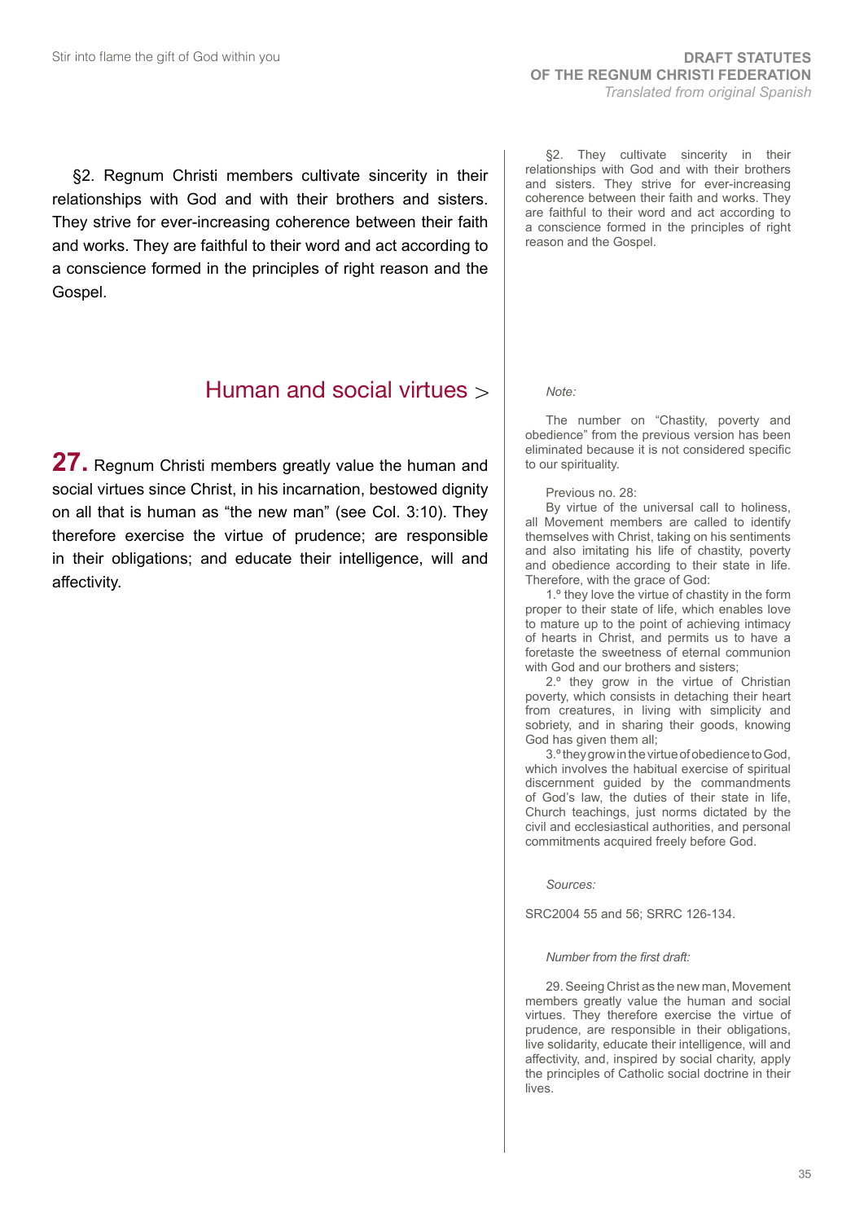§2. Regnum Christi members cultivate sincerity in their relationships with God and with their brothers and sisters. They strive for ever-increasing coherence between their faith and works. They are faithful to their word and act according to a conscience formed in the principles of right reason and the Gospel.

§2. They cultivate sincerity in their relationships with God and with their brothers and sisters. They strive for ever-increasing coherence between their faith and works. They are faithful to their word and act according to a conscience formed in the principles of right reason and the Gospel.

## Human and social virtues >

**27.** Regnum Christi members greatly value the human and social virtues since Christ, in his incarnation, bestowed dignity on all that is human as "the new man" (see Col. 3:10). They therefore exercise the virtue of prudence; are responsible in their obligations; and educate their intelligence, will and affectivity.

*Note:*

The number on "Chastity, poverty and obedience" from the previous version has been eliminated because it is not considered specific to our spirituality.

Previous no. 28:

By virtue of the universal call to holiness, all Movement members are called to identify themselves with Christ, taking on his sentiments and also imitating his life of chastity, poverty and obedience according to their state in life. Therefore, with the grace of God:

1.º they love the virtue of chastity in the form proper to their state of life, which enables love to mature up to the point of achieving intimacy of hearts in Christ, and permits us to have a foretaste the sweetness of eternal communion with God and our brothers and sisters;

2.º they grow in the virtue of Christian poverty, which consists in detaching their heart from creatures, in living with simplicity and sobriety, and in sharing their goods, knowing God has given them all;

3.º they grow in the virtue of obedience to God, which involves the habitual exercise of spiritual discernment guided by the commandments of God's law, the duties of their state in life, Church teachings, just norms dictated by the civil and ecclesiastical authorities, and personal commitments acquired freely before God.

*Sources:*

SRC2004 55 and 56; SRRC 126-134.

*Number from the first draft:*

29. Seeing Christ as the new man, Movement members greatly value the human and social virtues. They therefore exercise the virtue of prudence, are responsible in their obligations, live solidarity, educate their intelligence, will and affectivity, and, inspired by social charity, apply the principles of Catholic social doctrine in their lives.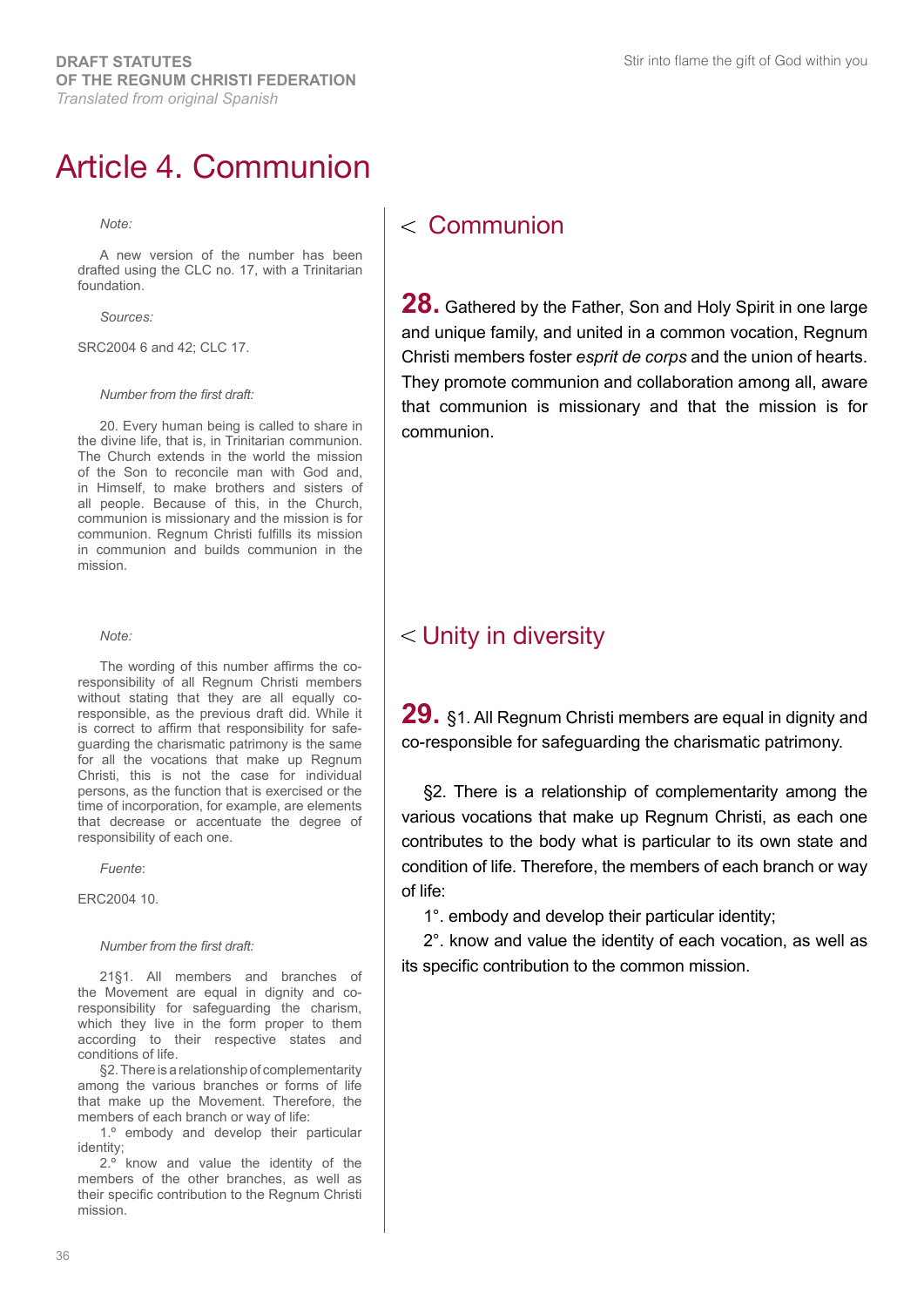# Article 4. Communion

## Communion

**28.** Gathered by the Father, Son and Holy Spirit in one large and unique family, and united in a common vocation, Regnum Christi members foster *esprit de corps* and the union of hearts. They promote communion and collaboration among all, aware that communion is missionary and that the mission is for communion.

*Note:*

A new version of the number has been drafted using the CLC no. 17, with a Trinitarian foundation.

*Sources:*

SRC2004 6 and 42; CLC 17.

*Number from the first draft:*

20. Every human being is called to share in the divine life, that is, in Trinitarian communion. The Church extends in the world the mission of the Son to reconcile man with God and, in Himself, to make brothers and sisters of all people. Because of this, in the Church, communion is missionary and the mission is for communion. Regnum Christi fulfills its mission in communion and builds communion in the mission.

## Unity in diversity

**29.** §1. All Regnum Christi members are equal in dignity and co-responsible for safeguarding the charismatic patrimony.

§2. There is a relationship of complementarity among the various vocations that make up Regnum Christi, as each one contributes to the body what is particular to its own state and condition of life. Therefore, the members of each branch or way of life:

1°. embody and develop their particular identity;

2°. know and value the identity of each vocation, as well as its specific contribution to the common mission.

*Note:*

The wording of this number affirms the co-responsibility of all Regnum Christi members without stating that they are all equally co-responsible, as the previous draft did. While it is correct to affirm that responsibility for safe-guarding the charismatic patrimony is the same for all the vocations that make up Regnum Christi, this is not the case for individual persons, as the function that is exercised or the time of incorporation, for example, are elements that decrease or accentuate the degree of responsibility of each one.

*Fuente*:

ERC2004 10.

*Number from the first draft:*

21§1. All members and branches of the Movement are equal in dignity and co-responsibility for safeguarding the charism, which they live in the form proper to them according to their respective states and conditions of life.

§2. There is a relationship of complementarity among the various branches or forms of life that make up the Movement. Therefore, the members of each branch or way of life:

1.º embody and develop their particular identity;

2.º know and value the identity of the members of the other branches, as well as their specific contribution to the Regnum Christi mission.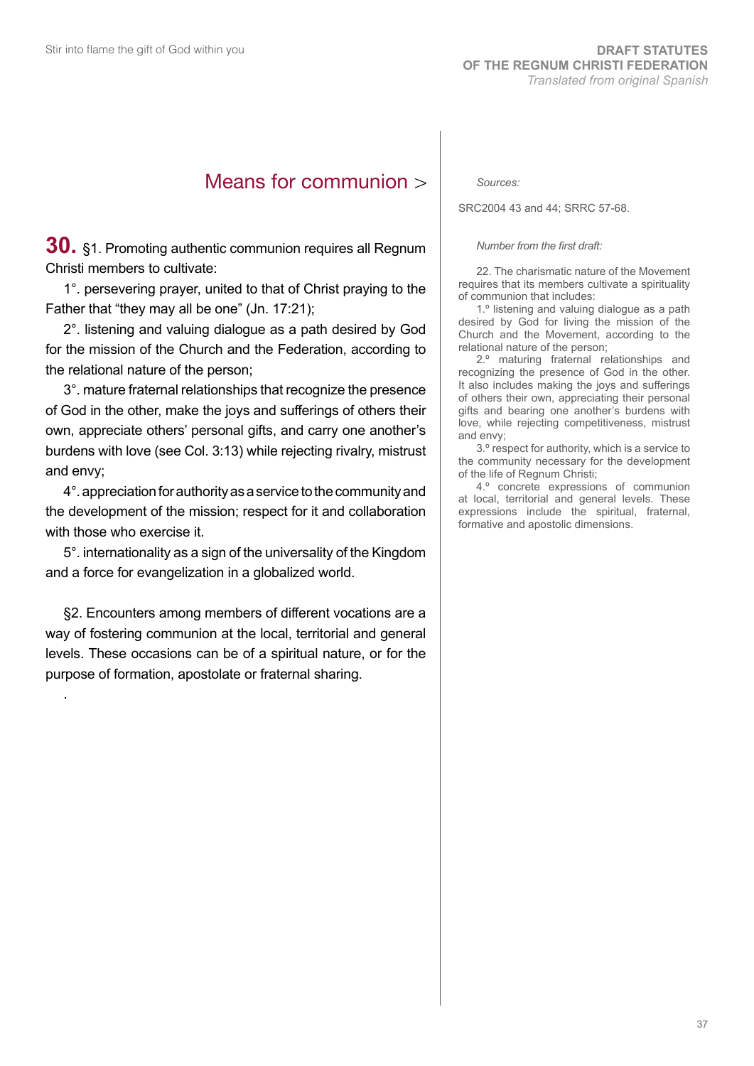## Means for communion >

**30.** §1. Promoting authentic communion requires all Regnum Christi members to cultivate:

1°. persevering prayer, united to that of Christ praying to the Father that "they may all be one" (Jn. 17:21);

2°. listening and valuing dialogue as a path desired by God for the mission of the Church and the Federation, according to the relational nature of the person;

3°. mature fraternal relationships that recognize the presence of God in the other, make the joys and sufferings of others their own, appreciate others' personal gifts, and carry one another's burdens with love (see Col. 3:13) while rejecting rivalry, mistrust and envy;

4°. appreciation for authority as a service to the community and the development of the mission; respect for it and collaboration with those who exercise it.

5°. internationality as a sign of the universality of the Kingdom and a force for evangelization in a globalized world.

§2. Encounters among members of different vocations are a way of fostering communion at the local, territorial and general levels. These occasions can be of a spiritual nature, or for the purpose of formation, apostolate or fraternal sharing.

.

*Sources:*

SRC2004 43 and 44; SRRC 57-68.

*Number from the first draft:*

22. The charismatic nature of the Movement requires that its members cultivate a spirituality of communion that includes:

1.º listening and valuing dialogue as a path desired by God for living the mission of the Church and the Movement, according to the relational nature of the person;

2.º maturing fraternal relationships and recognizing the presence of God in the other. It also includes making the joys and sufferings of others their own, appreciating their personal gifts and bearing one another's burdens with love, while rejecting competitiveness, mistrust and envy;

3.º respect for authority, which is a service to the community necessary for the development of the life of Regnum Christi;

4.º concrete expressions of communion at local, territorial and general levels. These expressions include the spiritual, fraternal, formative and apostolic dimensions.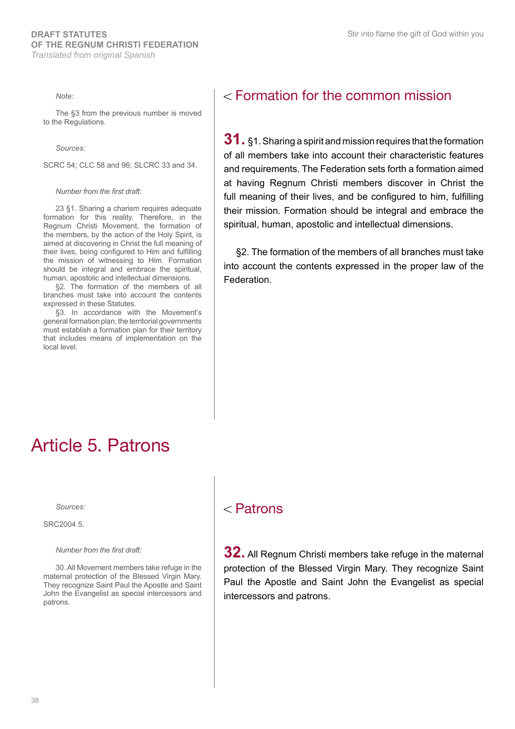*Note:*

The §3 from the previous number is moved to the Regulations.

*Sources:*

SCRC 54; CLC 58 and 96; SLCRC 33 and 34.

*Number from the first draft:*

23 §1. Sharing a charism requires adequate formation for this reality. Therefore, in the Regnum Christi Movement, the formation of the members, by the action of the Holy Spirit, is aimed at discovering in Christ the full meaning of their lives, being configured to Him and fulfilling the mission of witnessing to Him. Formation should be integral and embrace the spiritual, human, apostolic and intellectual dimensions.

§2. The formation of the members of all branches must take into account the contents expressed in these Statutes.

§3. In accordance with the Movement's general formation plan, the territorial governments must establish a formation plan for their territory that includes means of implementation on the local level.

## < Formation for the common mission

**31.** §1. Sharing a spirit and mission requires that the formation of all members take into account their characteristic features and requirements. The Federation sets forth a formation aimed at having Regnum Christi members discover in Christ the full meaning of their lives, and be configured to him, fulfilling their mission. Formation should be integral and embrace the spiritual, human, apostolic and intellectual dimensions.

§2. The formation of the members of all branches must take into account the contents expressed in the proper law of the Federation.

# Article 5. Patrons

*Sources:*

SRC2004 5.

*Number from the first draft:*

30. All Movement members take refuge in the maternal protection of the Blessed Virgin Mary. They recognize Saint Paul the Apostle and Saint John the Evangelist as special intercessors and patrons.

## < Patrons

**32.** All Regnum Christi members take refuge in the maternal protection of the Blessed Virgin Mary. They recognize Saint Paul the Apostle and Saint John the Evangelist as special intercessors and patrons.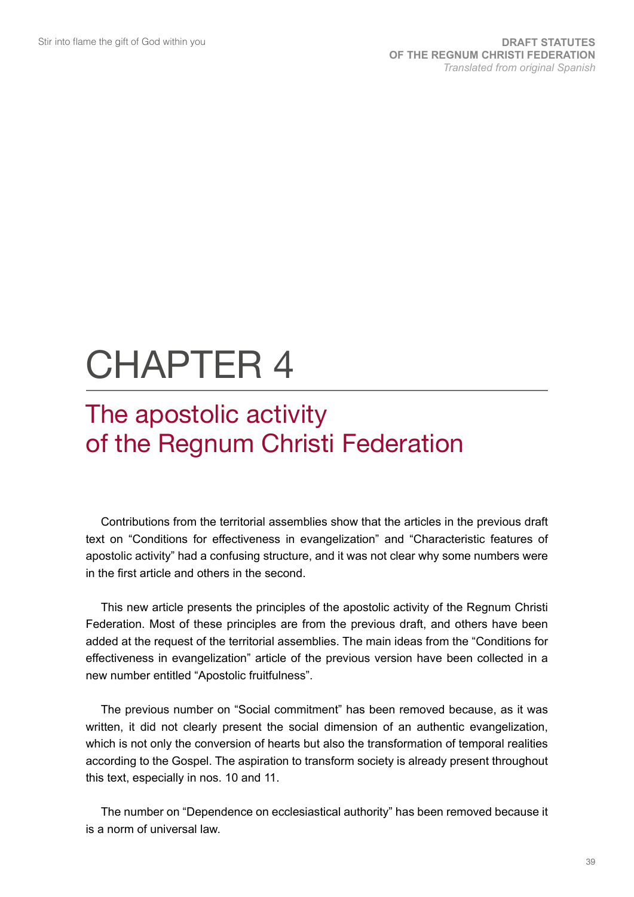# CHAPTER 4

## The apostolic activity of the Regnum Christi Federation

Contributions from the territorial assemblies show that the articles in the previous draft text on "Conditions for effectiveness in evangelization" and "Characteristic features of apostolic activity" had a confusing structure, and it was not clear why some numbers were in the first article and others in the second.

This new article presents the principles of the apostolic activity of the Regnum Christi Federation. Most of these principles are from the previous draft, and others have been added at the request of the territorial assemblies. The main ideas from the "Conditions for effectiveness in evangelization" article of the previous version have been collected in a new number entitled "Apostolic fruitfulness".

The previous number on "Social commitment" has been removed because, as it was written, it did not clearly present the social dimension of an authentic evangelization, which is not only the conversion of hearts but also the transformation of temporal realities according to the Gospel. The aspiration to transform society is already present throughout this text, especially in nos. 10 and 11.

The number on "Dependence on ecclesiastical authority" has been removed because it is a norm of universal law.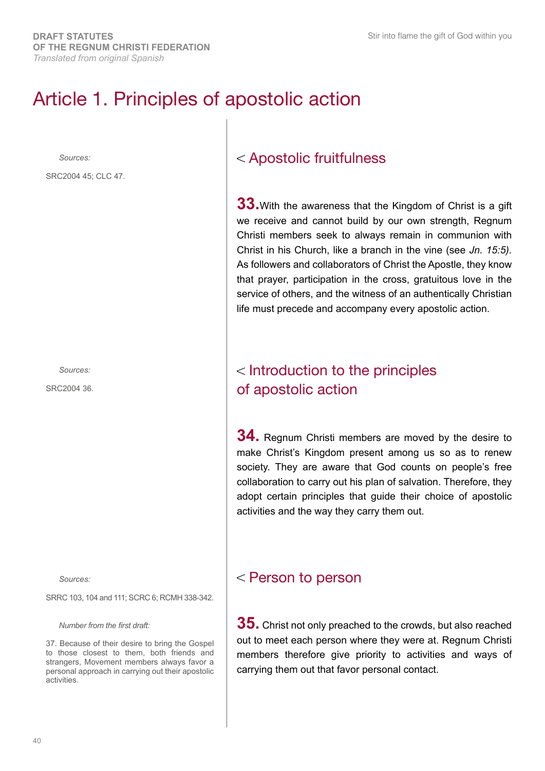# Article 1. Principles of apostolic action

*Sources:*

SRC2004 45; CLC 47.

## < Apostolic fruitfulness

**33.** With the awareness that the Kingdom of Christ is a gift we receive and cannot build by our own strength, Regnum Christi members seek to always remain in communion with Christ in his Church, like a branch in the vine (see *Jn. 15:5)*. As followers and collaborators of Christ the Apostle, they know that prayer, participation in the cross, gratuitous love in the service of others, and the witness of an authentically Christian life must precede and accompany every apostolic action.

*Sources:*

SRC2004 36.

## < Introduction to the principles of apostolic action

**34.** Regnum Christi members are moved by the desire to make Christ's Kingdom present among us so as to renew society. They are aware that God counts on people's free collaboration to carry out his plan of salvation. Therefore, they adopt certain principles that guide their choice of apostolic activities and the way they carry them out.

*Sources:*

SRRC 103, 104 and 111; SCRC 6; RCMH 338-342.

*Number from the first draft:*

37. Because of their desire to bring the Gospel to those closest to them, both friends and strangers, Movement members always favor a personal approach in carrying out their apostolic activities.

## < Person to person

**35.** Christ not only preached to the crowds, but also reached out to meet each person where they were at. Regnum Christi members therefore give priority to activities and ways of carrying them out that favor personal contact.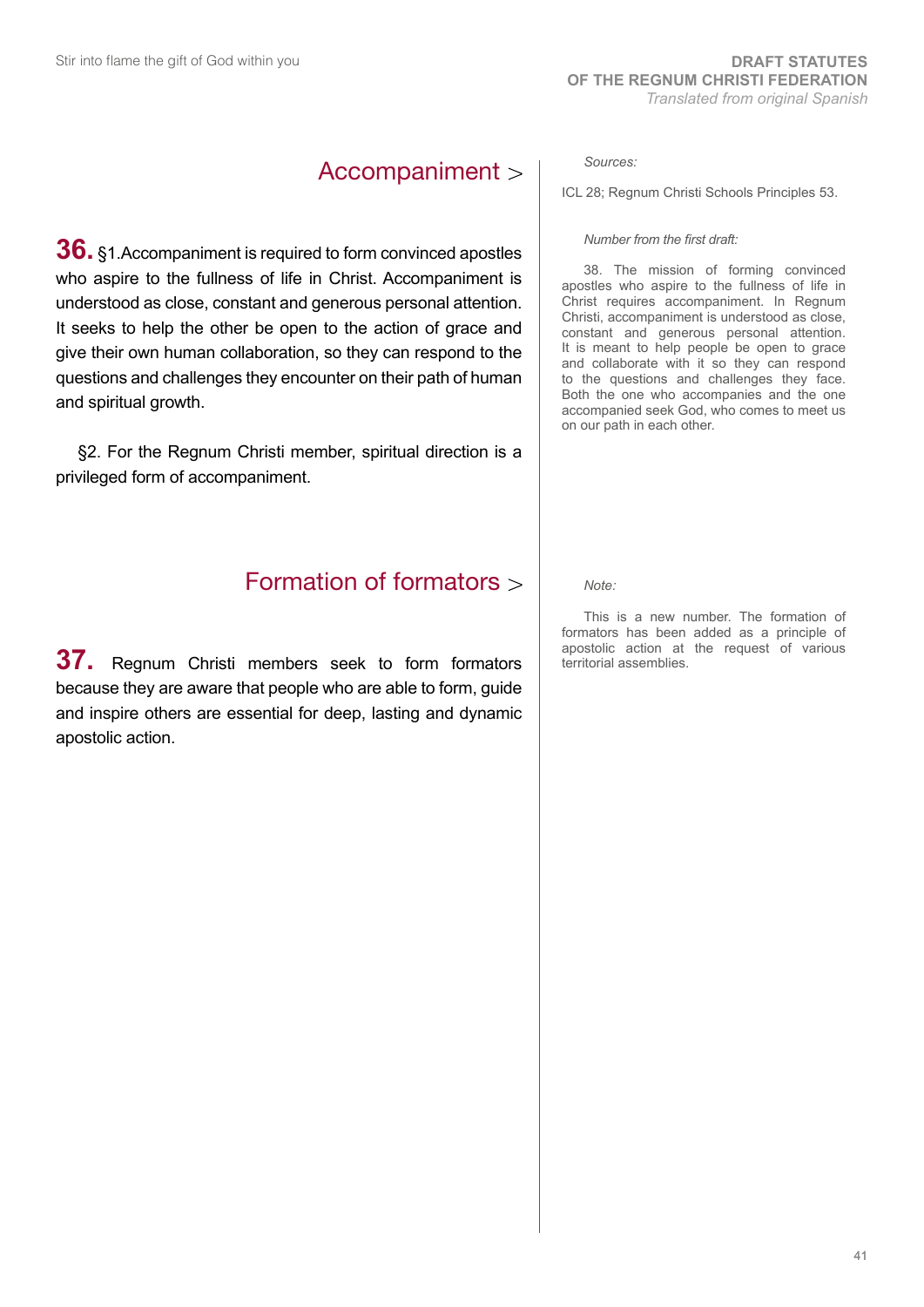## Accompaniment >

**36.** §1.Accompaniment is required to form convinced apostles who aspire to the fullness of life in Christ. Accompaniment is understood as close, constant and generous personal attention. It seeks to help the other be open to the action of grace and give their own human collaboration, so they can respond to the questions and challenges they encounter on their path of human and spiritual growth.

§2. For the Regnum Christi member, spiritual direction is a privileged form of accompaniment.

*Sources:*

ICL 28; Regnum Christi Schools Principles 53.

*Number from the first draft:*

38. The mission of forming convinced apostles who aspire to the fullness of life in Christ requires accompaniment. In Regnum Christi, accompaniment is understood as close, constant and generous personal attention. It is meant to help people be open to grace and collaborate with it so they can respond to the questions and challenges they face. Both the one who accompanies and the one accompanied seek God, who comes to meet us on our path in each other.

## Formation of formators >

**37.** Regnum Christi members seek to form formators because they are aware that people who are able to form, guide and inspire others are essential for deep, lasting and dynamic apostolic action.

*Note:*

This is a new number. The formation of formators has been added as a principle of apostolic action at the request of various territorial assemblies.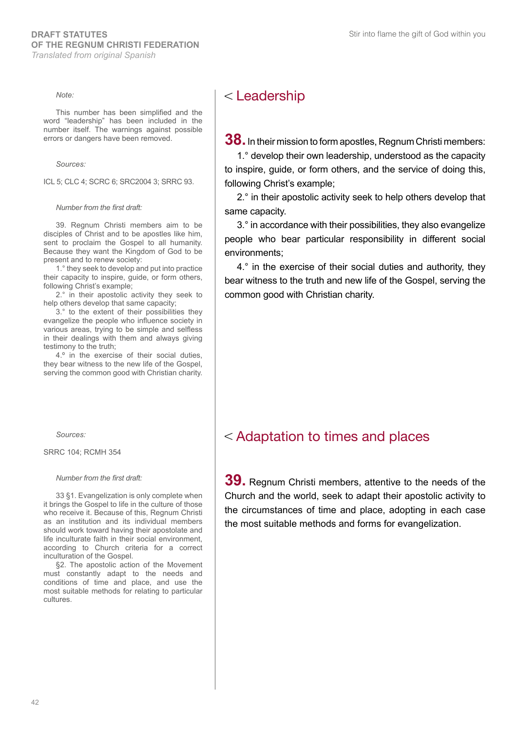## < Leadership

**38.** In their mission to form apostles, Regnum Christi members:

1.° develop their own leadership, understood as the capacity to inspire, guide, or form others, and the service of doing this, following Christ's example;

2.° in their apostolic activity seek to help others develop that same capacity.

3.° in accordance with their possibilities, they also evangelize people who bear particular responsibility in different social environments;

4.° in the exercise of their social duties and authority, they bear witness to the truth and new life of the Gospel, serving the common good with Christian charity.

*Note:*

This number has been simplified and the word "leadership" has been included in the number itself. The warnings against possible errors or dangers have been removed.

*Sources:*

ICL 5; CLC 4; SCRC 6; SRC2004 3; SRRC 93.

*Number from the first draft:*

39. Regnum Christi members aim to be disciples of Christ and to be apostles like him, sent to proclaim the Gospel to all humanity. Because they want the Kingdom of God to be present and to renew society:

1.° they seek to develop and put into practice their capacity to inspire, guide, or form others, following Christ's example;

2.° in their apostolic activity they seek to help others develop that same capacity;

3.° to the extent of their possibilities they evangelize the people who influence society in various areas, trying to be simple and selfless in their dealings with them and always giving testimony to the truth;

4.º in the exercise of their social duties, they bear witness to the new life of the Gospel, serving the common good with Christian charity.

## < Adaptation to times and places

**39.** Regnum Christi members, attentive to the needs of the Church and the world, seek to adapt their apostolic activity to the circumstances of time and place, adopting in each case the most suitable methods and forms for evangelization.

*Sources:*

SRRC 104; RCMH 354

*Number from the first draft:*

33 §1. Evangelization is only complete when it brings the Gospel to life in the culture of those who receive it. Because of this, Regnum Christi as an institution and its individual members should work toward having their apostolate and life inculturate faith in their social environment, according to Church criteria for a correct inculturation of the Gospel.

§2. The apostolic action of the Movement must constantly adapt to the needs and conditions of time and place, and use the most suitable methods for relating to particular cultures.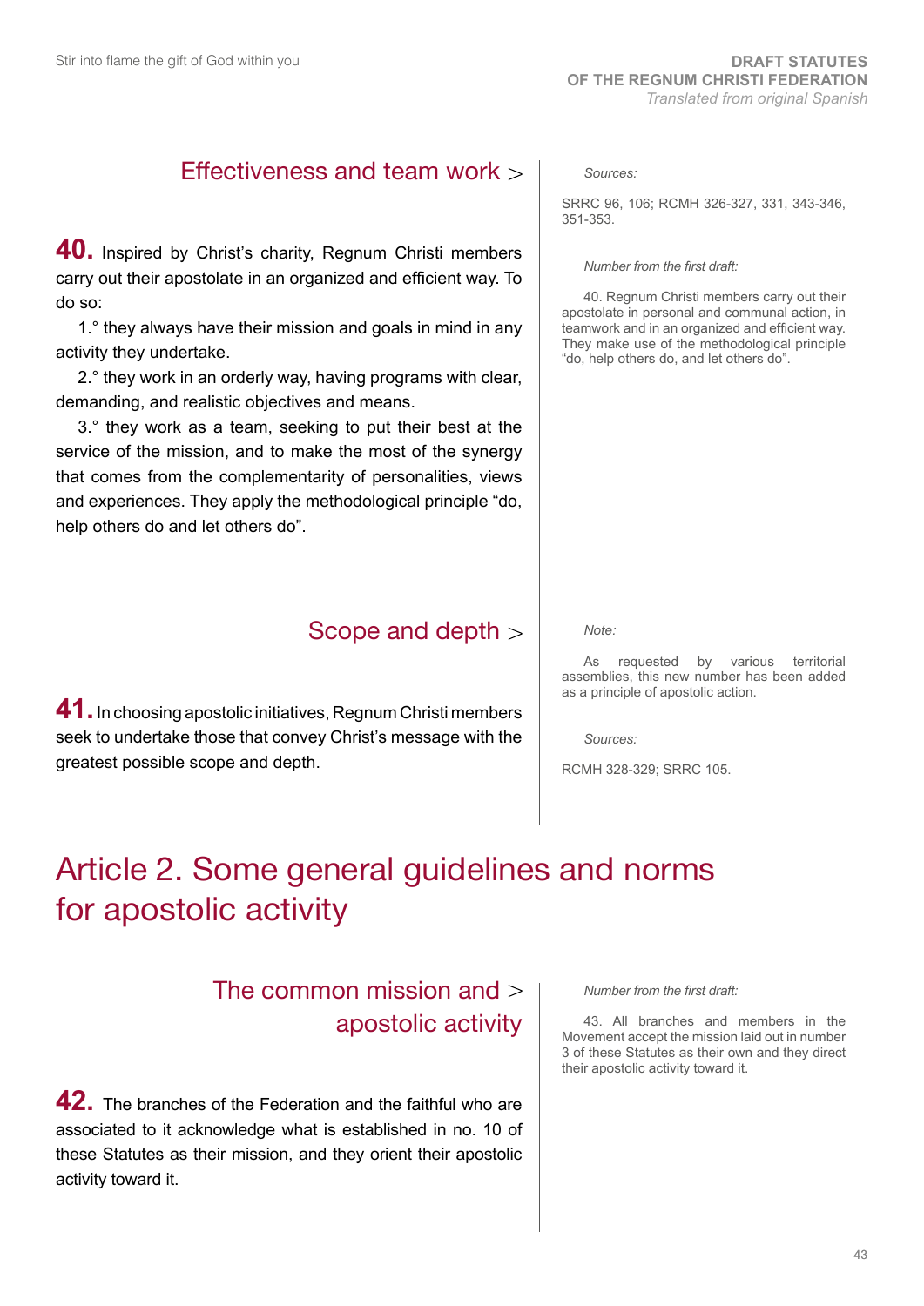### Effectiveness and team work >

**40.** Inspired by Christ's charity, Regnum Christi members carry out their apostolate in an organized and efficient way. To do so:

1.° they always have their mission and goals in mind in any activity they undertake.

2.° they work in an orderly way, having programs with clear, demanding, and realistic objectives and means.

3.° they work as a team, seeking to put their best at the service of the mission, and to make the most of the synergy that comes from the complementarity of personalities, views and experiences. They apply the methodological principle "do, help others do and let others do".

*Sources:*

SRRC 96, 106; RCMH 326-327, 331, 343-346, 351-353.

*Number from the first draft:*

40. Regnum Christi members carry out their apostolate in personal and communal action, in teamwork and in an organized and efficient way. They make use of the methodological principle "do, help others do, and let others do".

### Scope and depth >

**41.** In choosing apostolic initiatives, Regnum Christi members seek to undertake those that convey Christ's message with the greatest possible scope and depth.

*Note:*

As requested by various territorial assemblies, this new number has been added as a principle of apostolic action.

*Sources:*

RCMH 328-329; SRRC 105.

## Article 2. Some general guidelines and norms for apostolic activity

### The common mission and apostolic activity >

**42.** The branches of the Federation and the faithful who are associated to it acknowledge what is established in no. 10 of these Statutes as their mission, and they orient their apostolic activity toward it.

*Number from the first draft:*

43. All branches and members in the Movement accept the mission laid out in number 3 of these Statutes as their own and they direct their apostolic activity toward it.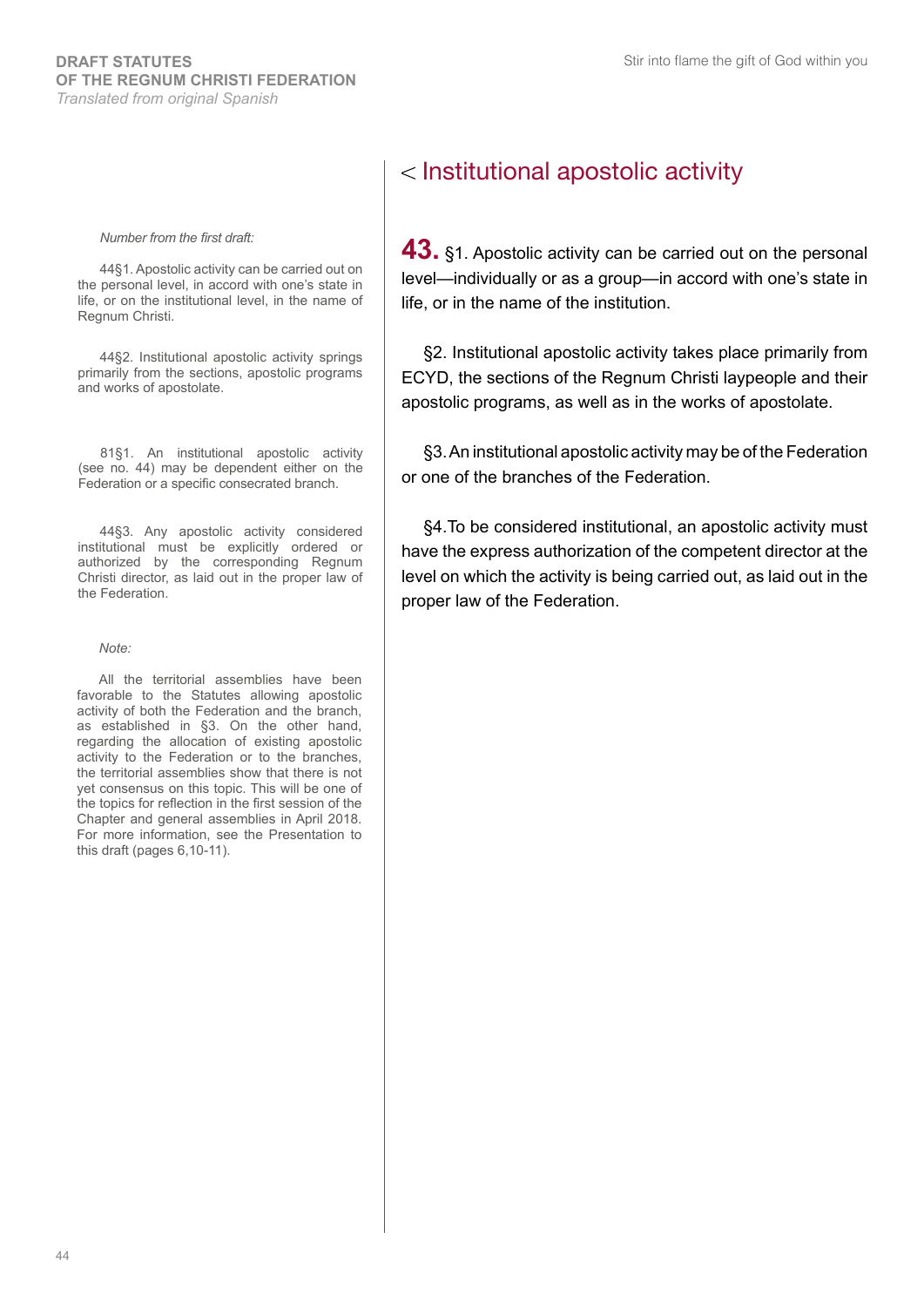## < Institutional apostolic activity

**43.** §1. Apostolic activity can be carried out on the personal level—individually or as a group—in accord with one's state in life, or in the name of the institution.

§2. Institutional apostolic activity takes place primarily from ECYD, the sections of the Regnum Christi laypeople and their apostolic programs, as well as in the works of apostolate.

§3. An institutional apostolic activity may be of the Federation or one of the branches of the Federation.

§4. To be considered institutional, an apostolic activity must have the express authorization of the competent director at the level on which the activity is being carried out, as laid out in the proper law of the Federation.

*Number from the first draft:*

44§1. Apostolic activity can be carried out on the personal level, in accord with one's state in life, or on the institutional level, in the name of Regnum Christi.

44§2. Institutional apostolic activity springs primarily from the sections, apostolic programs and works of apostolate.

81§1. An institutional apostolic activity (see no. 44) may be dependent either on the Federation or a specific consecrated branch.

44§3. Any apostolic activity considered institutional must be explicitly ordered or authorized by the corresponding Regnum Christi director, as laid out in the proper law of the Federation.

*Note:*

All the territorial assemblies have been favorable to the Statutes allowing apostolic activity of both the Federation and the branch, as established in §3. On the other hand, regarding the allocation of existing apostolic activity to the Federation or to the branches, the territorial assemblies show that there is not yet consensus on this topic. This will be one of the topics for reflection in the first session of the Chapter and general assemblies in April 2018. For more information, see the Presentation to this draft (pages 6,10-11).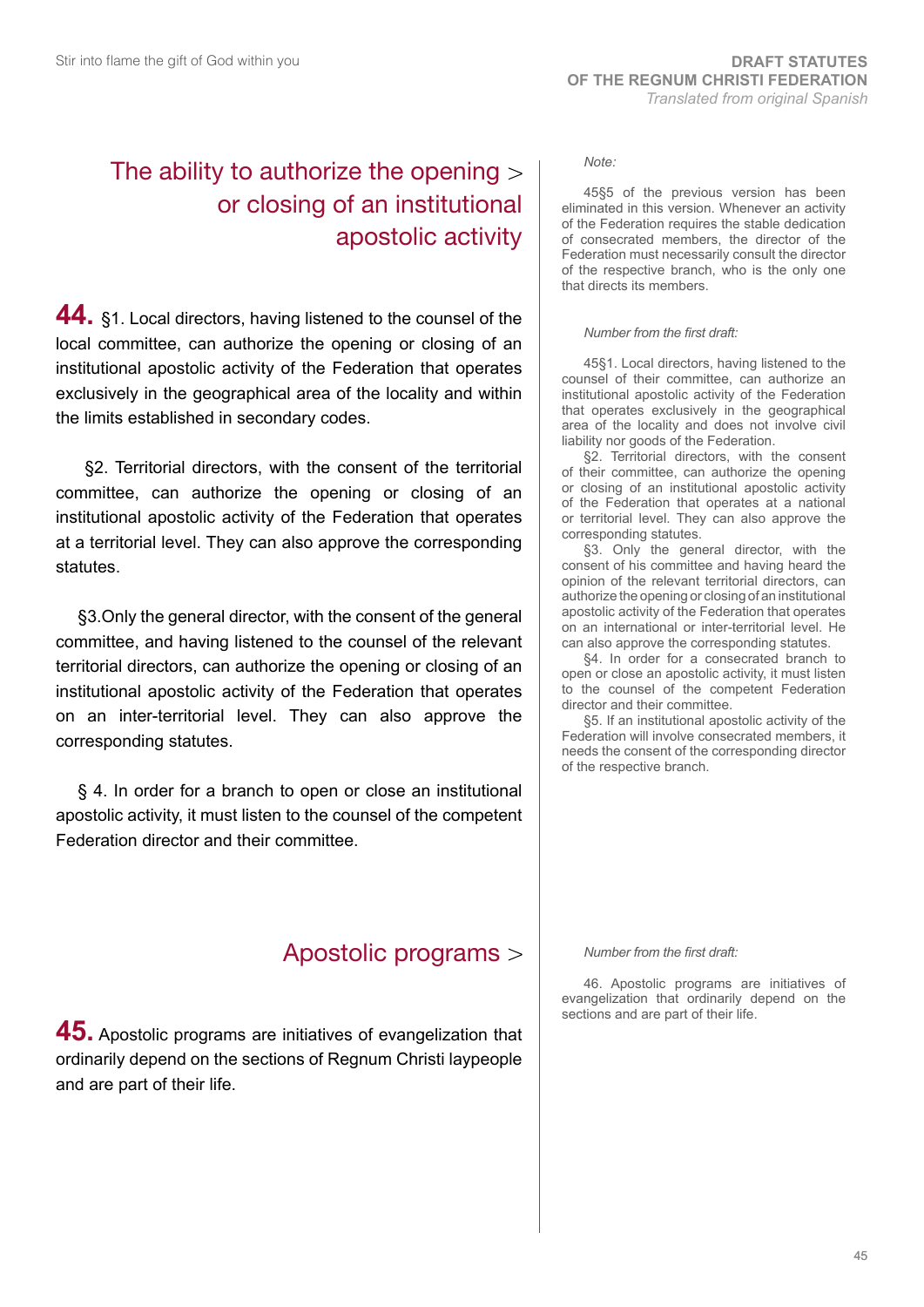## The ability to authorize the opening or closing of an institutional apostolic activity

**44.** §1. Local directors, having listened to the counsel of the local committee, can authorize the opening or closing of an institutional apostolic activity of the Federation that operates exclusively in the geographical area of the locality and within the limits established in secondary codes.

§2. Territorial directors, with the consent of the territorial committee, can authorize the opening or closing of an institutional apostolic activity of the Federation that operates at a territorial level. They can also approve the corresponding statutes.

§3.Only the general director, with the consent of the general committee, and having listened to the counsel of the relevant territorial directors, can authorize the opening or closing of an institutional apostolic activity of the Federation that operates on an inter-territorial level. They can also approve the corresponding statutes.

§ 4. In order for a branch to open or close an institutional apostolic activity, it must listen to the counsel of the competent Federation director and their committee.

*Note:*

45§5 of the previous version has been eliminated in this version. Whenever an activity of the Federation requires the stable dedication of consecrated members, the director of the Federation must necessarily consult the director of the respective branch, who is the only one that directs its members.

*Number from the first draft:*

45§1. Local directors, having listened to the counsel of their committee, can authorize an institutional apostolic activity of the Federation that operates exclusively in the geographical area of the locality and does not involve civil liability nor goods of the Federation.

§2. Territorial directors, with the consent of their committee, can authorize the opening or closing of an institutional apostolic activity of the Federation that operates at a national or territorial level. They can also approve the corresponding statutes.

§3. Only the general director, with the consent of his committee and having heard the opinion of the relevant territorial directors, can authorize the opening or closing of an institutional apostolic activity of the Federation that operates on an international or inter-territorial level. He can also approve the corresponding statutes.

§4. In order for a consecrated branch to open or close an apostolic activity, it must listen to the counsel of the competent Federation director and their committee.

§5. If an institutional apostolic activity of the Federation will involve consecrated members, it needs the consent of the corresponding director of the respective branch.

## Apostolic programs

**45.** Apostolic programs are initiatives of evangelization that ordinarily depend on the sections of Regnum Christi laypeople and are part of their life.

*Number from the first draft:*

46. Apostolic programs are initiatives of evangelization that ordinarily depend on the sections and are part of their life.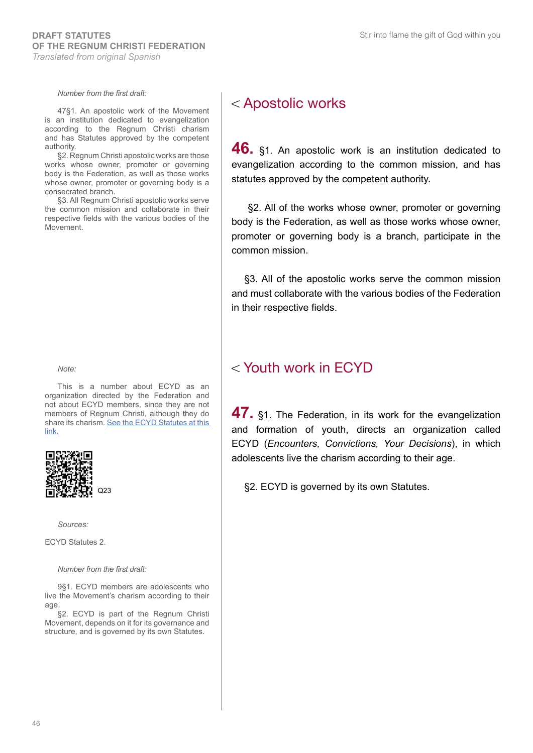## < Apostolic works

*Number from the first draft:*

47§1. An apostolic work of the Movement is an institution dedicated to evangelization according to the Regnum Christi charism and has Statutes approved by the competent authority.

§2. Regnum Christi apostolic works are those works whose owner, promoter or governing body is the Federation, as well as those works whose owner, promoter or governing body is a consecrated branch.

§3. All Regnum Christi apostolic works serve the common mission and collaborate in their respective fields with the various bodies of the Movement.

**46.** §1. An apostolic work is an institution dedicated to evangelization according to the common mission, and has statutes approved by the competent authority.

§2. All of the works whose owner, promoter or governing body is the Federation, as well as those works whose owner, promoter or governing body is a branch, participate in the common mission.

§3. All of the apostolic works serve the common mission and must collaborate with the various bodies of the Federation in their respective fields.

## < Youth work in ECYD

*Note:*

This is a number about ECYD as an organization directed by the Federation and not about ECYD members, since they are not members of Regnum Christi, although they do share its charism. See the ECYD Statutes at this link.

Q23

*Sources:*

ECYD Statutes 2.

*Number from the first draft:*

9§1. ECYD members are adolescents who live the Movement's charism according to their age.

§2. ECYD is part of the Regnum Christi Movement, depends on it for its governance and structure, and is governed by its own Statutes.

**47.** §1. The Federation, in its work for the evangelization and formation of youth, directs an organization called ECYD (*Encounters, Convictions, Your Decisions*), in which adolescents live the charism according to their age.

§2. ECYD is governed by its own Statutes.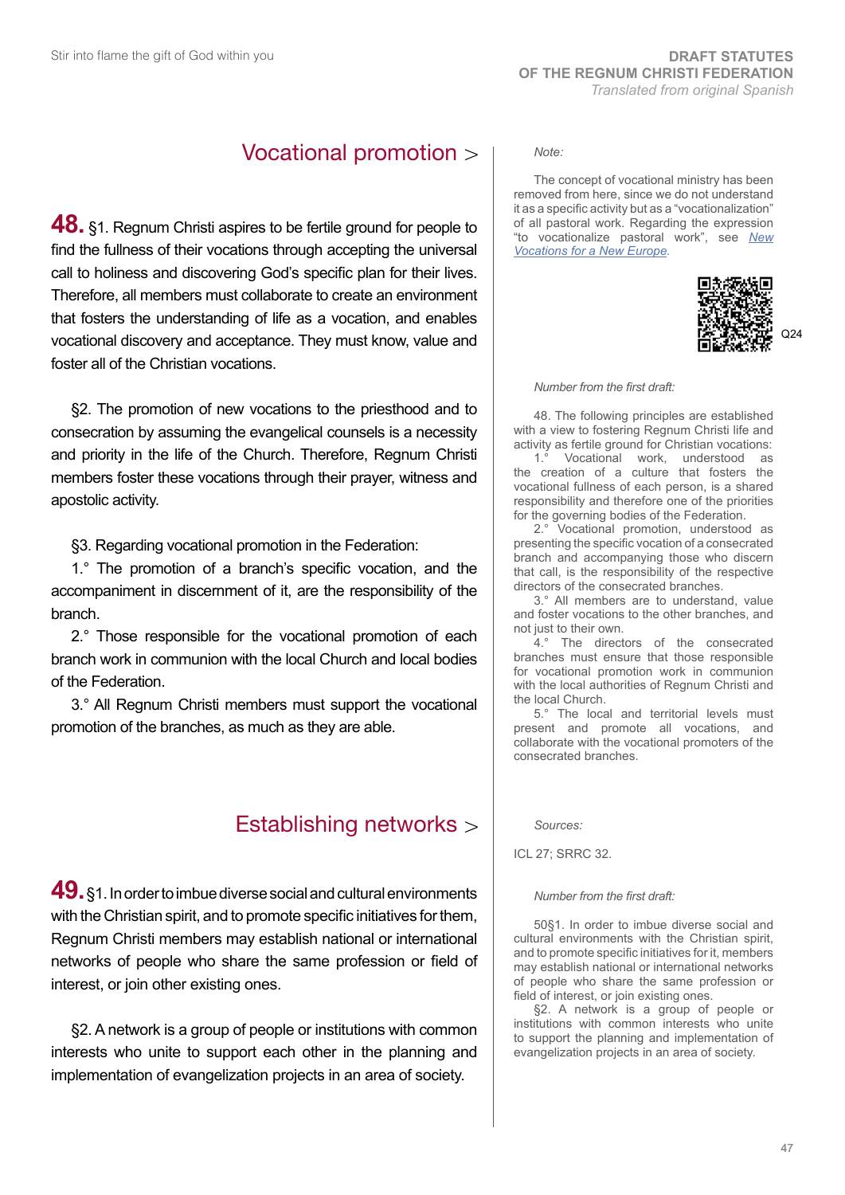## Vocational promotion >

**48.** §1. Regnum Christi aspires to be fertile ground for people to find the fullness of their vocations through accepting the universal call to holiness and discovering God's specific plan for their lives. Therefore, all members must collaborate to create an environment that fosters the understanding of life as a vocation, and enables vocational discovery and acceptance. They must know, value and foster all of the Christian vocations.

§2. The promotion of new vocations to the priesthood and to consecration by assuming the evangelical counsels is a necessity and priority in the life of the Church. Therefore, Regnum Christi members foster these vocations through their prayer, witness and apostolic activity.

§3. Regarding vocational promotion in the Federation:

1.° The promotion of a branch's specific vocation, and the accompaniment in discernment of it, are the responsibility of the branch.

2.° Those responsible for the vocational promotion of each branch work in communion with the local Church and local bodies of the Federation.

3.° All Regnum Christi members must support the vocational promotion of the branches, as much as they are able.

*Note:*

The concept of vocational ministry has been removed from here, since we do not understand it as a specific activity but as a "vocationalization" of all pastoral work. Regarding the expression "to vocationalize pastoral work", see [New Vocations for a New Europe](#).

Q24

*Number from the first draft:*

48. The following principles are established with a view to fostering Regnum Christi life and activity as fertile ground for Christian vocations:

1.° Vocational work, understood as the creation of a culture that fosters the vocational fullness of each person, is a shared responsibility and therefore one of the priorities for the governing bodies of the Federation.

2.° Vocational promotion, understood as presenting the specific vocation of a consecrated branch and accompanying those who discern that call, is the responsibility of the respective directors of the consecrated branches.

3.° All members are to understand, value and foster vocations to the other branches, and not just to their own.

4.° The directors of the consecrated branches must ensure that those responsible for vocational promotion work in communion with the local authorities of Regnum Christi and the local Church.

5.° The local and territorial levels must present and promote all vocations, and collaborate with the vocational promoters of the consecrated branches.

## Establishing networks >

**49.** §1. In order to imbue diverse social and cultural environments with the Christian spirit, and to promote specific initiatives for them, Regnum Christi members may establish national or international networks of people who share the same profession or field of interest, or join other existing ones.

§2. A network is a group of people or institutions with common interests who unite to support each other in the planning and implementation of evangelization projects in an area of society.

*Sources:*

ICL 27; SRRC 32.

*Number from the first draft:*

50§1. In order to imbue diverse social and cultural environments with the Christian spirit, and to promote specific initiatives for it, members may establish national or international networks of people who share the same profession or field of interest, or join existing ones.

§2. A network is a group of people or institutions with common interests who unite to support the planning and implementation of evangelization projects in an area of society.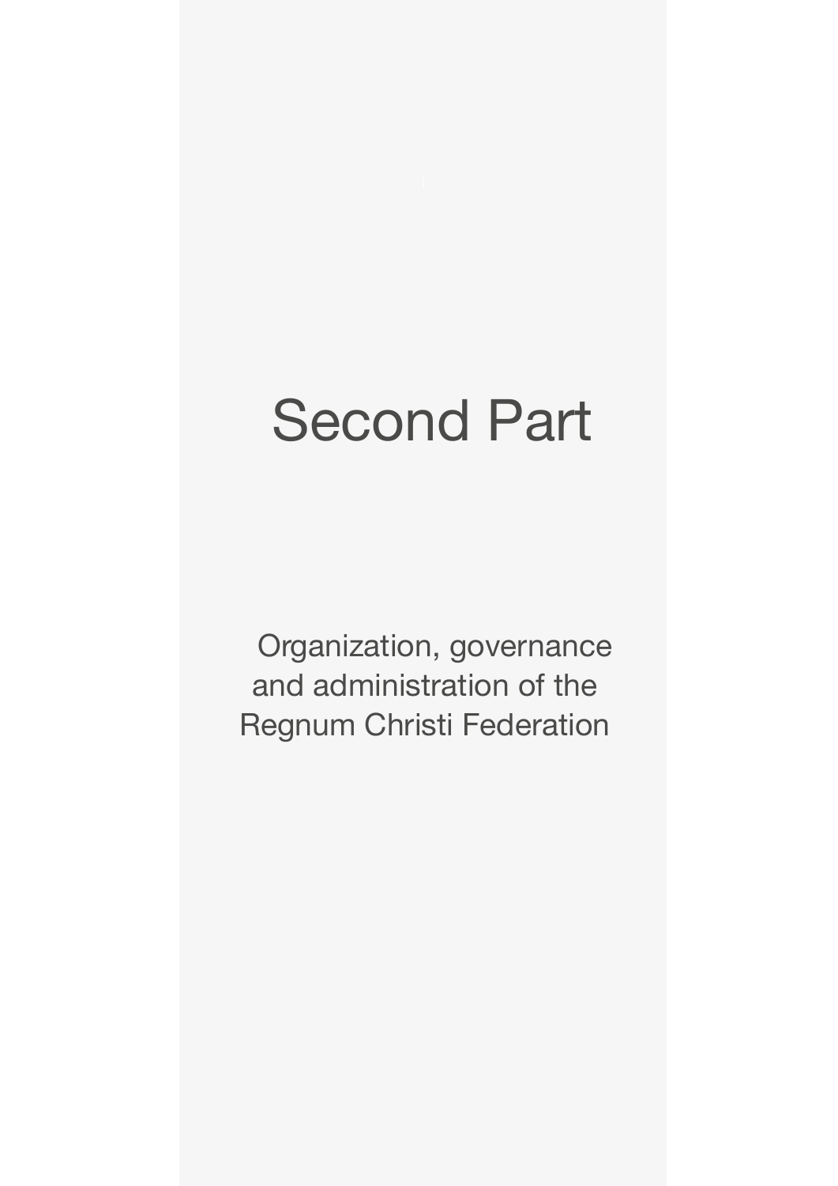# Second Part

## Organization, governance and administration of the Regnum Christi Federation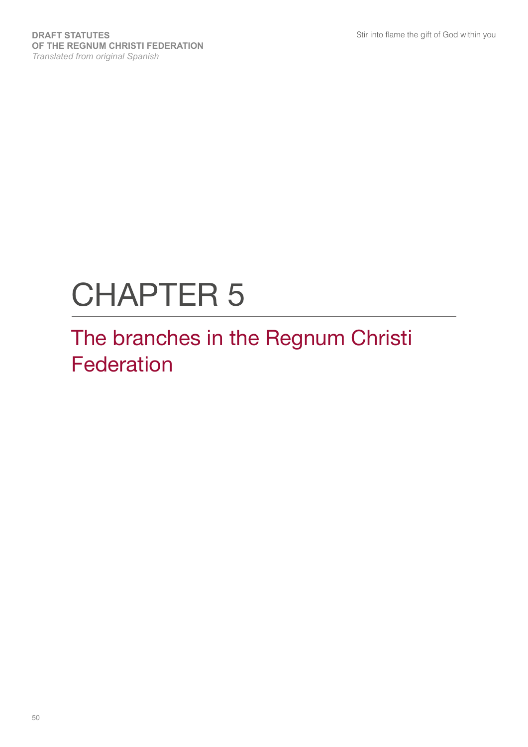# CHAPTER 5

## The branches in the Regnum Christi Federation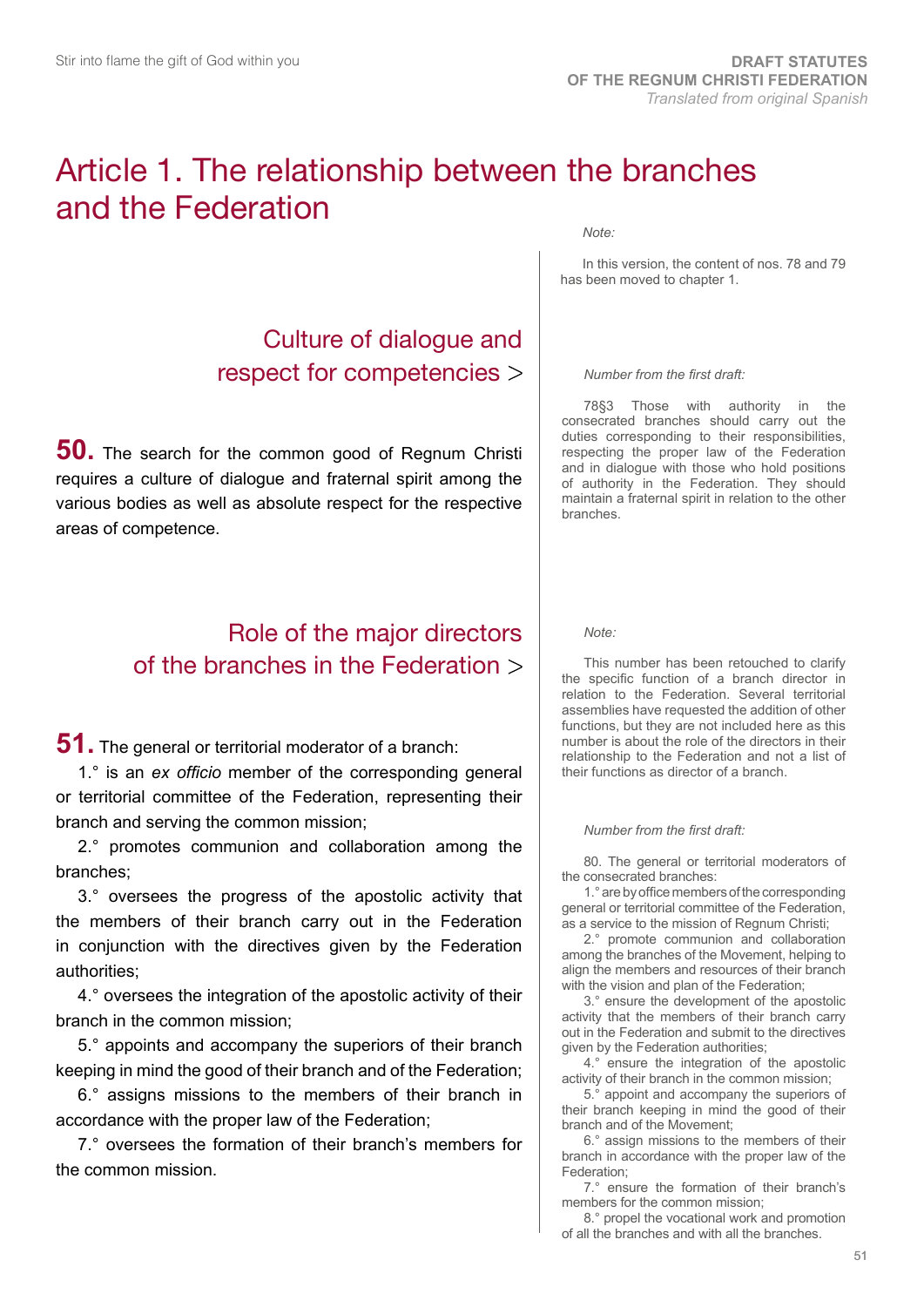# Article 1. The relationship between the branches and the Federation

*Note:*

In this version, the content of nos. 78 and 79 has been moved to chapter 1.

## Culture of dialogue and respect for competencies >

**50.** The search for the common good of Regnum Christi requires a culture of dialogue and fraternal spirit among the various bodies as well as absolute respect for the respective areas of competence.

*Number from the first draft:*

78§3 Those with authority in the consecrated branches should carry out the duties corresponding to their responsibilities, respecting the proper law of the Federation and in dialogue with those who hold positions of authority in the Federation. They should maintain a fraternal spirit in relation to the other branches.

## Role of the major directors of the branches in the Federation >

**51.** The general or territorial moderator of a branch:

1.° is an *ex officio* member of the corresponding general or territorial committee of the Federation, representing their branch and serving the common mission;

2.° promotes communion and collaboration among the branches;

3.° oversees the progress of the apostolic activity that the members of their branch carry out in the Federation in conjunction with the directives given by the Federation authorities;

4.° oversees the integration of the apostolic activity of their branch in the common mission;

5.° appoints and accompany the superiors of their branch keeping in mind the good of their branch and of the Federation;

6.° assigns missions to the members of their branch in accordance with the proper law of the Federation;

7.° oversees the formation of their branch's members for the common mission.

*Note:*

This number has been retouched to clarify the specific function of a branch director in relation to the Federation. Several territorial assemblies have requested the addition of other functions, but they are not included here as this number is about the role of the directors in their relationship to the Federation and not a list of their functions as director of a branch.

*Number from the first draft:*

80. The general or territorial moderators of the consecrated branches:

1.° are by office members of the corresponding general or territorial committee of the Federation, as a service to the mission of Regnum Christi;

2.° promote communion and collaboration among the branches of the Movement, helping to align the members and resources of their branch with the vision and plan of the Federation;

3.° ensure the development of the apostolic activity that the members of their branch carry out in the Federation and submit to the directives given by the Federation authorities;

4.° ensure the integration of the apostolic activity of their branch in the common mission;

5.° appoint and accompany the superiors of their branch keeping in mind the good of their branch and of the Movement;

6.° assign missions to the members of their branch in accordance with the proper law of the Federation;

7.° ensure the formation of their branch's members for the common mission;

8.° propel the vocational work and promotion of all the branches and with all the branches.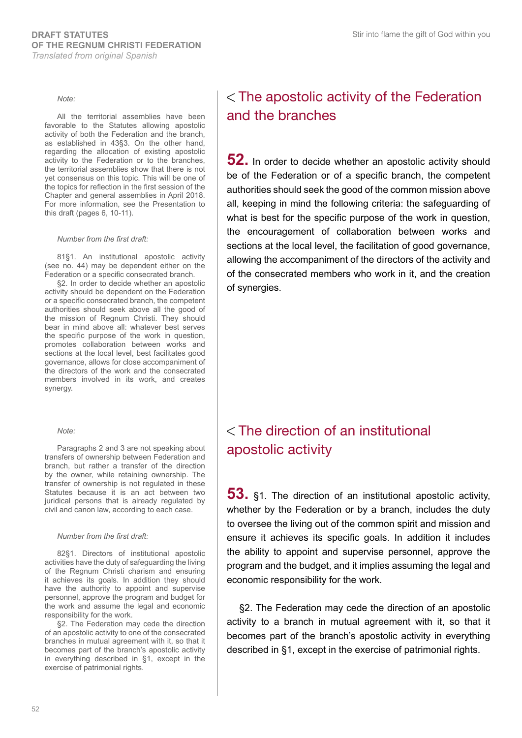## The apostolic activity of the Federation and the branches

*Note:*

All the territorial assemblies have been favorable to the Statutes allowing apostolic activity of both the Federation and the branch, as established in 43§3. On the other hand, regarding the allocation of existing apostolic activity to the Federation or to the branches, the territorial assemblies show that there is not yet consensus on this topic. This will be one of the topics for reflection in the first session of the Chapter and general assemblies in April 2018. For more information, see the Presentation to this draft (pages 6, 10-11).

*Number from the first draft:*

81§1. An institutional apostolic activity (see no. 44) may be dependent either on the Federation or a specific consecrated branch.

§2. In order to decide whether an apostolic activity should be dependent on the Federation or a specific consecrated branch, the competent authorities should seek above all the good of the mission of Regnum Christi. They should bear in mind above all: whatever best serves the specific purpose of the work in question, promotes collaboration between works and sections at the local level, best facilitates good governance, allows for close accompaniment of the directors of the work and the consecrated members involved in its work, and creates synergy.

**52.** In order to decide whether an apostolic activity should be of the Federation or of a specific branch, the competent authorities should seek the good of the common mission above all, keeping in mind the following criteria: the safeguarding of what is best for the specific purpose of the work in question, the encouragement of collaboration between works and sections at the local level, the facilitation of good governance, allowing the accompaniment of the directors of the activity and of the consecrated members who work in it, and the creation of synergies.

## The direction of an institutional apostolic activity

*Note:*

Paragraphs 2 and 3 are not speaking about transfers of ownership between Federation and branch, but rather a transfer of the direction by the owner, while retaining ownership. The transfer of ownership is not regulated in these Statutes because it is an act between two juridical persons that is already regulated by civil and canon law, according to each case.

*Number from the first draft:*

82§1. Directors of institutional apostolic activities have the duty of safeguarding the living of the Regnum Christi charism and ensuring it achieves its goals. In addition they should have the authority to appoint and supervise personnel, approve the program and budget for the work and assume the legal and economic responsibility for the work.

§2. The Federation may cede the direction of an apostolic activity to one of the consecrated branches in mutual agreement with it, so that it becomes part of the branch's apostolic activity in everything described in §1, except in the exercise of patrimonial rights.

**53.** §1. The direction of an institutional apostolic activity, whether by the Federation or by a branch, includes the duty to oversee the living out of the common spirit and mission and ensure it achieves its specific goals. In addition it includes the ability to appoint and supervise personnel, approve the program and the budget, and it implies assuming the legal and economic responsibility for the work.

§2. The Federation may cede the direction of an apostolic activity to a branch in mutual agreement with it, so that it becomes part of the branch's apostolic activity in everything described in §1, except in the exercise of patrimonial rights.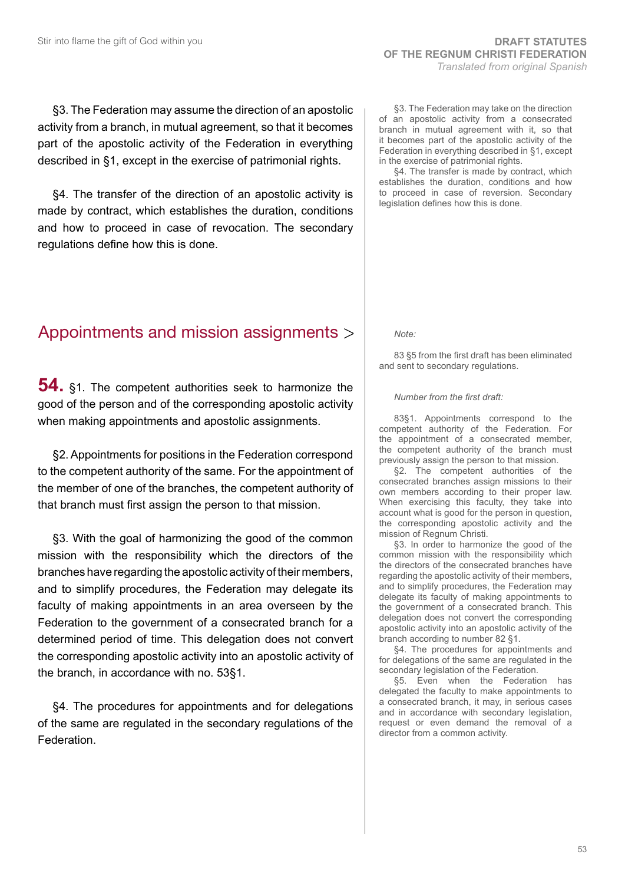§3. The Federation may assume the direction of an apostolic activity from a branch, in mutual agreement, so that it becomes part of the apostolic activity of the Federation in everything described in §1, except in the exercise of patrimonial rights.

§4. The transfer of the direction of an apostolic activity is made by contract, which establishes the duration, conditions and how to proceed in case of revocation. The secondary regulations define how this is done.

§3. The Federation may take on the direction of an apostolic activity from a consecrated branch in mutual agreement with it, so that it becomes part of the apostolic activity of the Federation in everything described in §1, except in the exercise of patrimonial rights.

§4. The transfer is made by contract, which establishes the duration, conditions and how to proceed in case of reversion. Secondary legislation defines how this is done.

## Appointments and mission assignments >

**54.** §1. The competent authorities seek to harmonize the good of the person and of the corresponding apostolic activity when making appointments and apostolic assignments.

§2. Appointments for positions in the Federation correspond to the competent authority of the same. For the appointment of the member of one of the branches, the competent authority of that branch must first assign the person to that mission.

§3. With the goal of harmonizing the good of the common mission with the responsibility which the directors of the branches have regarding the apostolic activity of their members, and to simplify procedures, the Federation may delegate its faculty of making appointments in an area overseen by the Federation to the government of a consecrated branch for a determined period of time. This delegation does not convert the corresponding apostolic activity into an apostolic activity of the branch, in accordance with no. 53§1.

§4. The procedures for appointments and for delegations of the same are regulated in the secondary regulations of the Federation.

*Note:*

83 §5 from the first draft has been eliminated and sent to secondary regulations.

*Number from the first draft:*

83§1. Appointments correspond to the competent authority of the Federation. For the appointment of a consecrated member, the competent authority of the branch must previously assign the person to that mission.

§2. The competent authorities of the consecrated branches assign missions to their own members according to their proper law. When exercising this faculty, they take into account what is good for the person in question, the corresponding apostolic activity and the mission of Regnum Christi.

§3. In order to harmonize the good of the common mission with the responsibility which the directors of the consecrated branches have regarding the apostolic activity of their members, and to simplify procedures, the Federation may delegate its faculty of making appointments to the government of a consecrated branch. This delegation does not convert the corresponding apostolic activity into an apostolic activity of the branch according to number 82 §1.

§4. The procedures for appointments and for delegations of the same are regulated in the secondary legislation of the Federation.

§5. Even when the Federation has delegated the faculty to make appointments to a consecrated branch, it may, in serious cases and in accordance with secondary legislation, request or even demand the removal of a director from a common activity.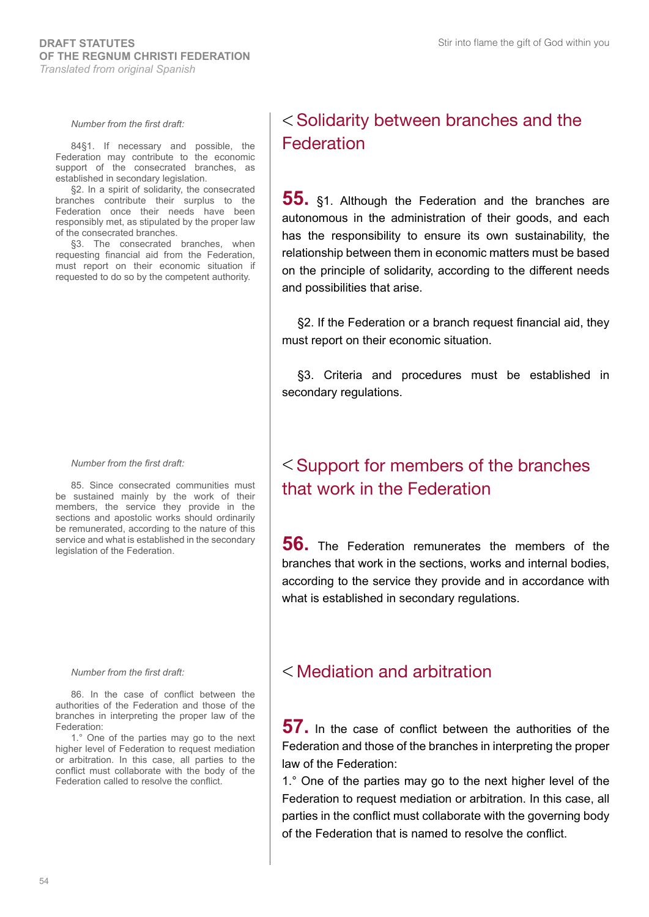## < Solidarity between branches and the Federation

*Number from the first draft:*

84§1. If necessary and possible, the Federation may contribute to the economic support of the consecrated branches, as established in secondary legislation.

§2. In a spirit of solidarity, the consecrated branches contribute their surplus to the Federation once their needs have been responsibly met, as stipulated by the proper law of the consecrated branches.

§3. The consecrated branches, when requesting financial aid from the Federation, must report on their economic situation if requested to do so by the competent authority.

**55.** §1. Although the Federation and the branches are autonomous in the administration of their goods, and each has the responsibility to ensure its own sustainability, the relationship between them in economic matters must be based on the principle of solidarity, according to the different needs and possibilities that arise.

§2. If the Federation or a branch request financial aid, they must report on their economic situation.

§3. Criteria and procedures must be established in secondary regulations.

## < Support for members of the branches that work in the Federation

*Number from the first draft:*

85. Since consecrated communities must be sustained mainly by the work of their members, the service they provide in the sections and apostolic works should ordinarily be remunerated, according to the nature of this service and what is established in the secondary legislation of the Federation.

**56.** The Federation remunerates the members of the branches that work in the sections, works and internal bodies, according to the service they provide and in accordance with what is established in secondary regulations.

## < Mediation and arbitration

*Number from the first draft:*

86. In the case of conflict between the authorities of the Federation and those of the branches in interpreting the proper law of the Federation:

1.° One of the parties may go to the next higher level of Federation to request mediation or arbitration. In this case, all parties to the conflict must collaborate with the body of the Federation called to resolve the conflict.

**57.** In the case of conflict between the authorities of the Federation and those of the branches in interpreting the proper law of the Federation:

1.° One of the parties may go to the next higher level of the Federation to request mediation or arbitration. In this case, all parties in the conflict must collaborate with the governing body of the Federation that is named to resolve the conflict.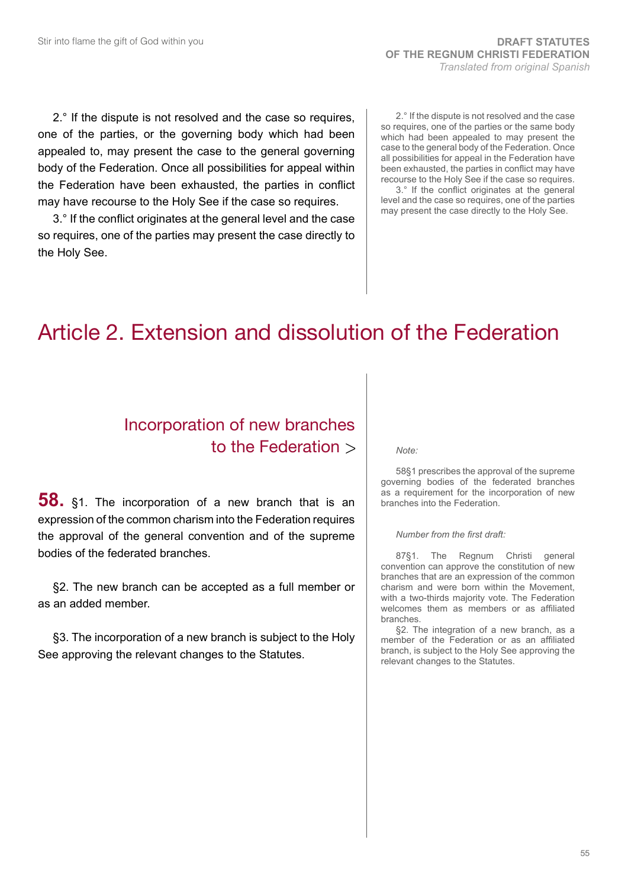2.° If the dispute is not resolved and the case so requires, one of the parties, or the governing body which had been appealed to, may present the case to the general governing body of the Federation. Once all possibilities for appeal within the Federation have been exhausted, the parties in conflict may have recourse to the Holy See if the case so requires.

3.° If the conflict originates at the general level and the case so requires, one of the parties may present the case directly to the Holy See.

2.° If the dispute is not resolved and the case so requires, one of the parties or the same body which had been appealed to may present the case to the general body of the Federation. Once all possibilities for appeal in the Federation have been exhausted, the parties in conflict may have recourse to the Holy See if the case so requires.

3.° If the conflict originates at the general level and the case so requires, one of the parties may present the case directly to the Holy See.

# Article 2. Extension and dissolution of the Federation

## Incorporation of new branches to the Federation >

**58.** §1. The incorporation of a new branch that is an expression of the common charism into the Federation requires the approval of the general convention and of the supreme bodies of the federated branches.

§2. The new branch can be accepted as a full member or as an added member.

§3. The incorporation of a new branch is subject to the Holy See approving the relevant changes to the Statutes.

*Note:*

58§1 prescribes the approval of the supreme governing bodies of the federated branches as a requirement for the incorporation of new branches into the Federation.

*Number from the first draft:*

87§1. The Regnum Christi general convention can approve the constitution of new branches that are an expression of the common charism and were born within the Movement, with a two-thirds majority vote. The Federation welcomes them as members or as affiliated branches.

§2. The integration of a new branch, as a member of the Federation or as an affiliated branch, is subject to the Holy See approving the relevant changes to the Statutes.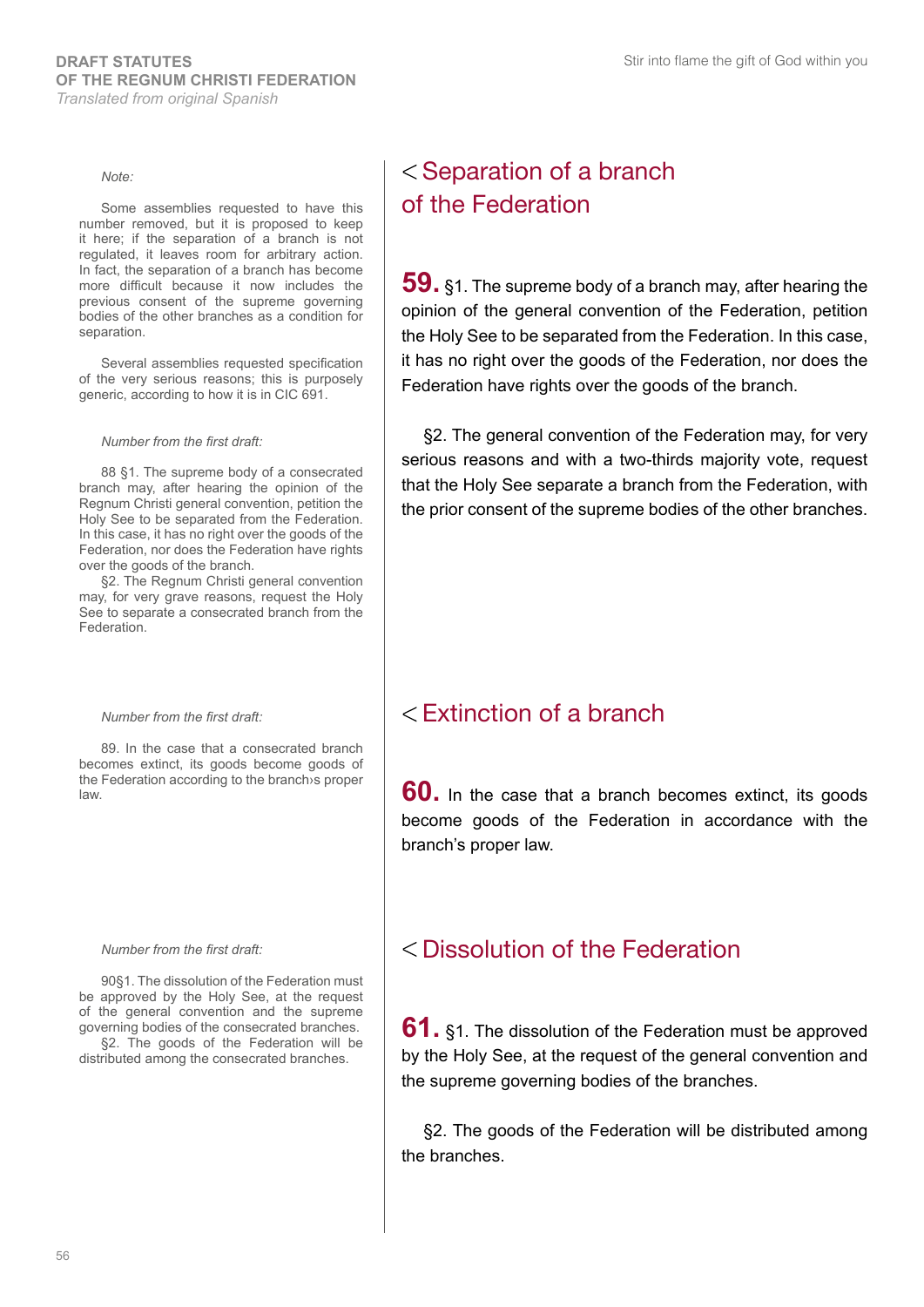*Note:*

Some assemblies requested to have this number removed, but it is proposed to keep it here; if the separation of a branch is not regulated, it leaves room for arbitrary action. In fact, the separation of a branch has become more difficult because it now includes the previous consent of the supreme governing bodies of the other branches as a condition for separation.

Several assemblies requested specification of the very serious reasons; this is purposely generic, according to how it is in CIC 691.

*Number from the first draft:*

88 §1. The supreme body of a consecrated branch may, after hearing the opinion of the Regnum Christi general convention, petition the Holy See to be separated from the Federation. In this case, it has no right over the goods of the Federation, nor does the Federation have rights over the goods of the branch.
§2. The Regnum Christi general convention may, for very grave reasons, request the Holy See to separate a consecrated branch from the Federation.

## < Separation of a branch of the Federation

**59.** §1. The supreme body of a branch may, after hearing the opinion of the general convention of the Federation, petition the Holy See to be separated from the Federation. In this case, it has no right over the goods of the Federation, nor does the Federation have rights over the goods of the branch.

§2. The general convention of the Federation may, for very serious reasons and with a two-thirds majority vote, request that the Holy See separate a branch from the Federation, with the prior consent of the supreme bodies of the other branches.

*Number from the first draft:*

89. In the case that a consecrated branch becomes extinct, its goods become goods of the Federation according to the branch›s proper law.

## < Extinction of a branch

**60.** In the case that a branch becomes extinct, its goods become goods of the Federation in accordance with the branch's proper law.

*Number from the first draft:*

90§1. The dissolution of the Federation must be approved by the Holy See, at the request of the general convention and the supreme governing bodies of the consecrated branches.
§2. The goods of the Federation will be distributed among the consecrated branches.

## < Dissolution of the Federation

**61.** §1. The dissolution of the Federation must be approved by the Holy See, at the request of the general convention and the supreme governing bodies of the branches.

§2. The goods of the Federation will be distributed among the branches.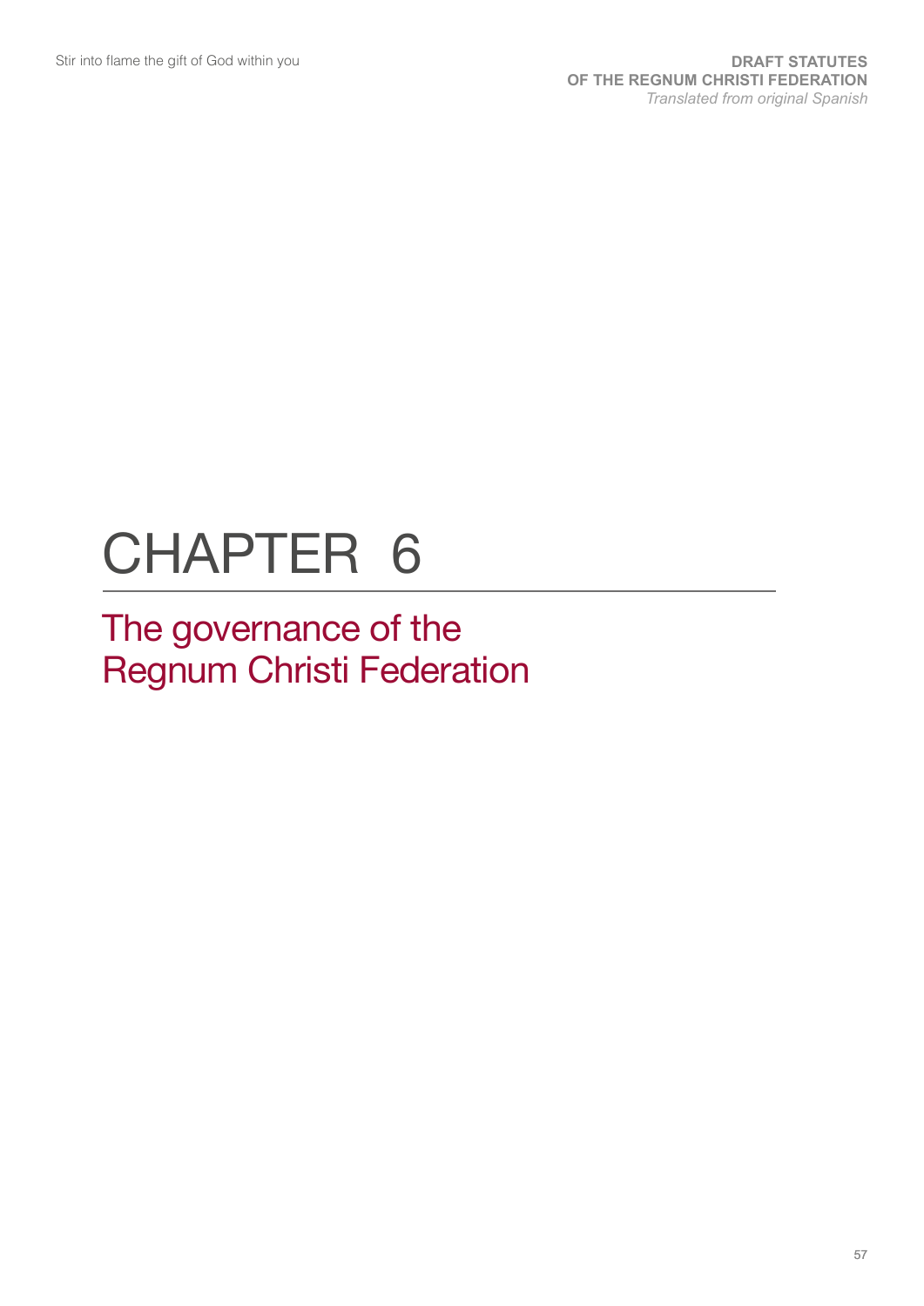# CHAPTER 6

## The governance of the Regnum Christi Federation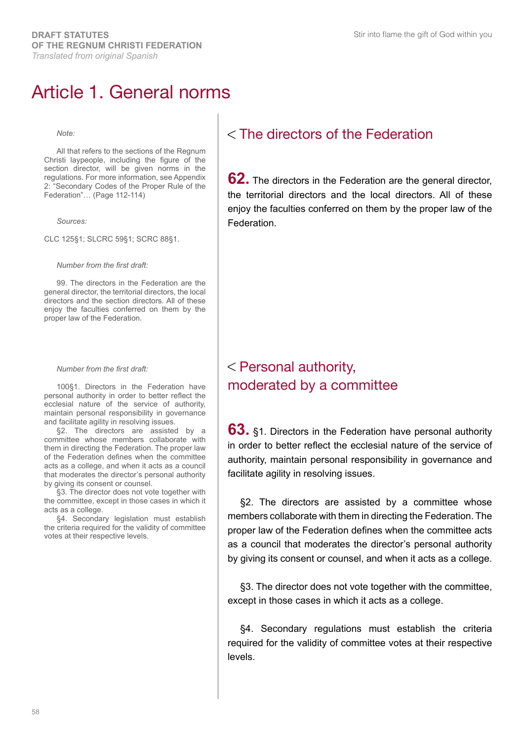# Article 1. General norms

## < The directors of the Federation

*Note:*

All that refers to the sections of the Regnum Christi laypeople, including the figure of the section director, will be given norms in the regulations. For more information, see Appendix 2: "Secondary Codes of the Proper Rule of the Federation"… (Page 112-114)

*Sources:*

CLC 125§1; SLCRC 59§1; SCRC 88§1.

*Number from the first draft:*

99. The directors in the Federation are the general director, the territorial directors, the local directors and the section directors. All of these enjoy the faculties conferred on them by the proper law of the Federation.

**62.** The directors in the Federation are the general director, the territorial directors and the local directors. All of these enjoy the faculties conferred on them by the proper law of the Federation.

## < Personal authority, moderated by a committee

*Number from the first draft:*

100§1. Directors in the Federation have personal authority in order to better reflect the ecclesial nature of the service of authority, maintain personal responsibility in governance and facilitate agility in resolving issues.

§2. The directors are assisted by a committee whose members collaborate with them in directing the Federation. The proper law of the Federation defines when the committee acts as a college, and when it acts as a council that moderates the director's personal authority by giving its consent or counsel.

§3. The director does not vote together with the committee, except in those cases in which it acts as a college.

§4. Secondary legislation must establish the criteria required for the validity of committee votes at their respective levels.

**63.** §1. Directors in the Federation have personal authority in order to better reflect the ecclesial nature of the service of authority, maintain personal responsibility in governance and facilitate agility in resolving issues.

§2. The directors are assisted by a committee whose members collaborate with them in directing the Federation. The proper law of the Federation defines when the committee acts as a council that moderates the director's personal authority by giving its consent or counsel, and when it acts as a college.

§3. The director does not vote together with the committee, except in those cases in which it acts as a college.

§4. Secondary regulations must establish the criteria required for the validity of committee votes at their respective levels.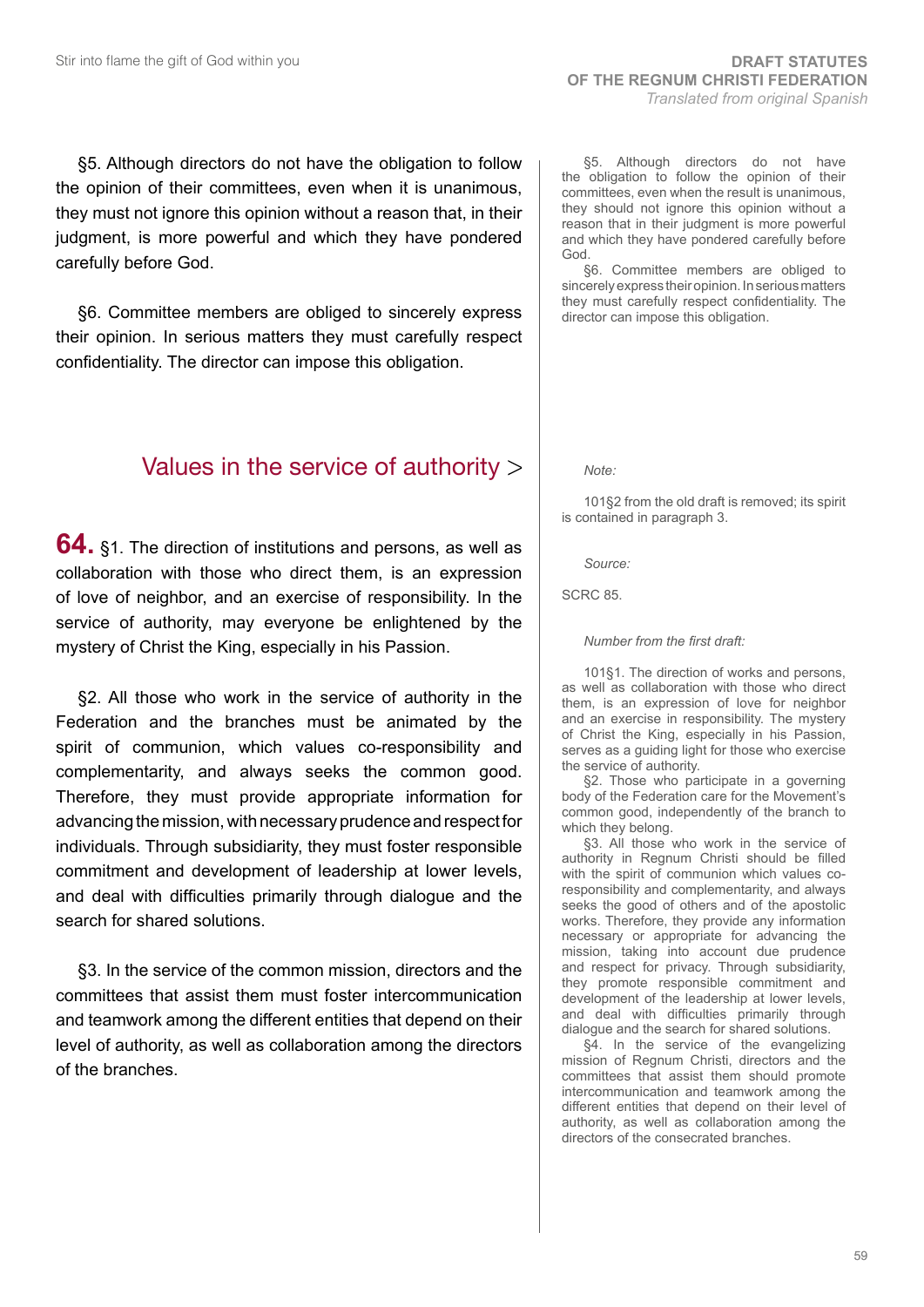§5. Although directors do not have the obligation to follow the opinion of their committees, even when it is unanimous, they must not ignore this opinion without a reason that, in their judgment, is more powerful and which they have pondered carefully before God.

§6. Committee members are obliged to sincerely express their opinion. In serious matters they must carefully respect confidentiality. The director can impose this obligation.

## Values in the service of authority >

**64.** §1. The direction of institutions and persons, as well as collaboration with those who direct them, is an expression of love of neighbor, and an exercise of responsibility. In the service of authority, may everyone be enlightened by the mystery of Christ the King, especially in his Passion.

§2. All those who work in the service of authority in the Federation and the branches must be animated by the spirit of communion, which values co-responsibility and complementarity, and always seeks the common good. Therefore, they must provide appropriate information for advancing the mission, with necessary prudence and respect for individuals. Through subsidiarity, they must foster responsible commitment and development of leadership at lower levels, and deal with difficulties primarily through dialogue and the search for shared solutions.

§3. In the service of the common mission, directors and the committees that assist them must foster intercommunication and teamwork among the different entities that depend on their level of authority, as well as collaboration among the directors of the branches.

---

§5. Although directors do not have the obligation to follow the opinion of their committees, even when the result is unanimous, they should not ignore this opinion without a reason that in their judgment is more powerful and which they have pondered carefully before God.

§6. Committee members are obliged to sincerely express their opinion. In serious matters they must carefully respect confidentiality. The director can impose this obligation.

*Note:*

101§2 from the old draft is removed; its spirit is contained in paragraph 3.

*Source:*

SCRC 85.

*Number from the first draft:*

101§1. The direction of works and persons, as well as collaboration with those who direct them, is an expression of love for neighbor and an exercise in responsibility. The mystery of Christ the King, especially in his Passion, serves as a guiding light for those who exercise the service of authority.

§2. Those who participate in a governing body of the Federation care for the Movement's common good, independently of the branch to which they belong.

§3. All those who work in the service of authority in Regnum Christi should be filled with the spirit of communion which values co-responsibility and complementarity, and always seeks the good of others and of the apostolic works. Therefore, they provide any information necessary or appropriate for advancing the mission, taking into account due prudence and respect for privacy. Through subsidiarity, they promote responsible commitment and development of the leadership at lower levels, and deal with difficulties primarily through dialogue and the search for shared solutions.

§4. In the service of the evangelizing mission of Regnum Christi, directors and the committees that assist them should promote intercommunication and teamwork among the different entities that depend on their level of authority, as well as collaboration among the directors of the consecrated branches.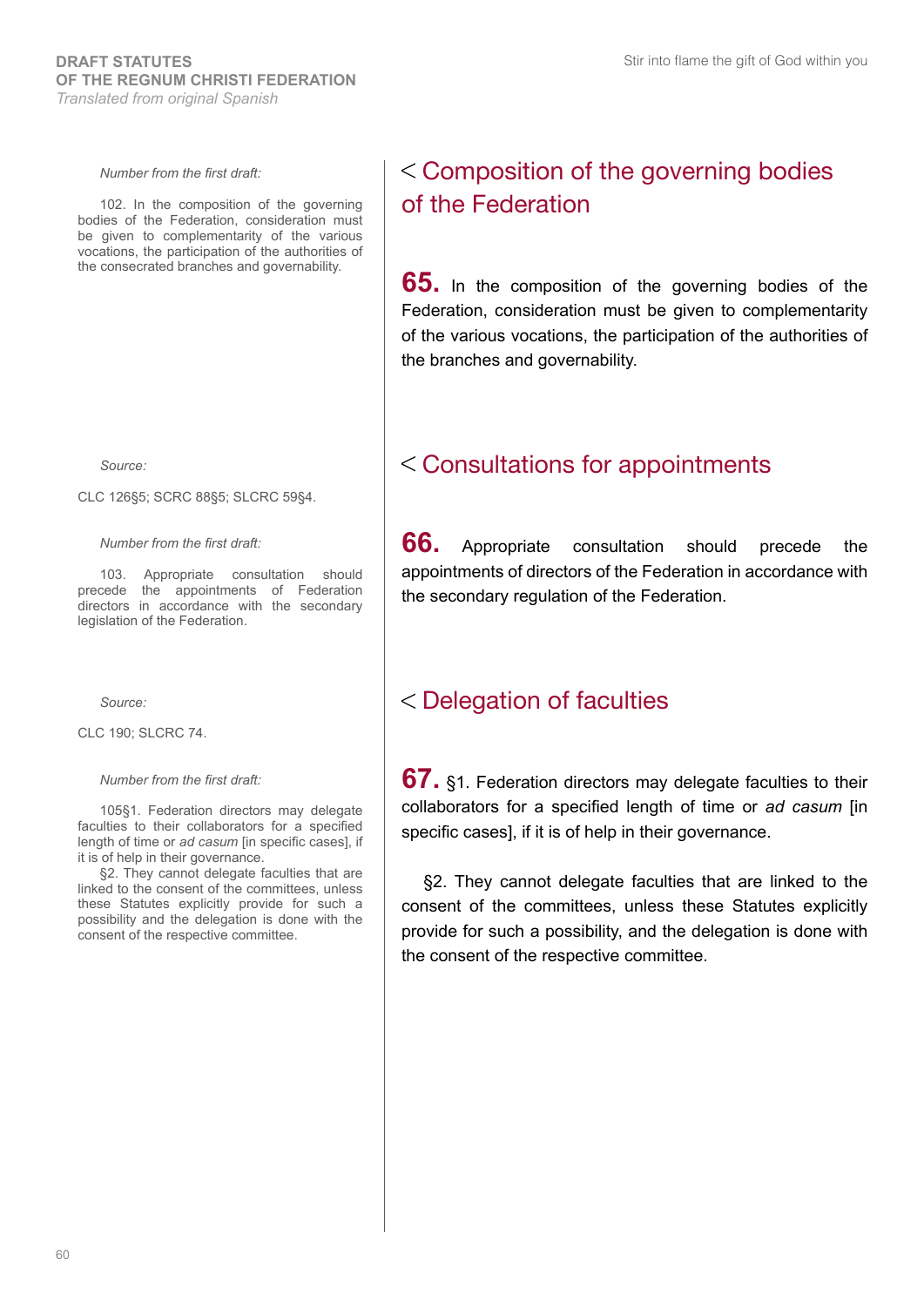## < Composition of the governing bodies of the Federation

*Number from the first draft:*

102. In the composition of the governing bodies of the Federation, consideration must be given to complementarity of the various vocations, the participation of the authorities of the consecrated branches and governability.

**65.** In the composition of the governing bodies of the Federation, consideration must be given to complementarity of the various vocations, the participation of the authorities of the branches and governability.

## < Consultations for appointments

*Source:*

CLC 126§5; SCRC 88§5; SLCRC 59§4.

*Number from the first draft:*

103. Appropriate consultation should precede the appointments of Federation directors in accordance with the secondary legislation of the Federation.

**66.** Appropriate consultation should precede the appointments of directors of the Federation in accordance with the secondary regulation of the Federation.

## < Delegation of faculties

*Source:*

CLC 190; SLCRC 74.

*Number from the first draft:*

105§1. Federation directors may delegate faculties to their collaborators for a specified length of time or *ad casum* [in specific cases], if it is of help in their governance.

§2. They cannot delegate faculties that are linked to the consent of the committees, unless these Statutes explicitly provide for such a possibility and the delegation is done with the consent of the respective committee.

**67.** §1. Federation directors may delegate faculties to their collaborators for a specified length of time or *ad casum* [in specific cases], if it is of help in their governance.

§2. They cannot delegate faculties that are linked to the consent of the committees, unless these Statutes explicitly provide for such a possibility, and the delegation is done with the consent of the respective committee.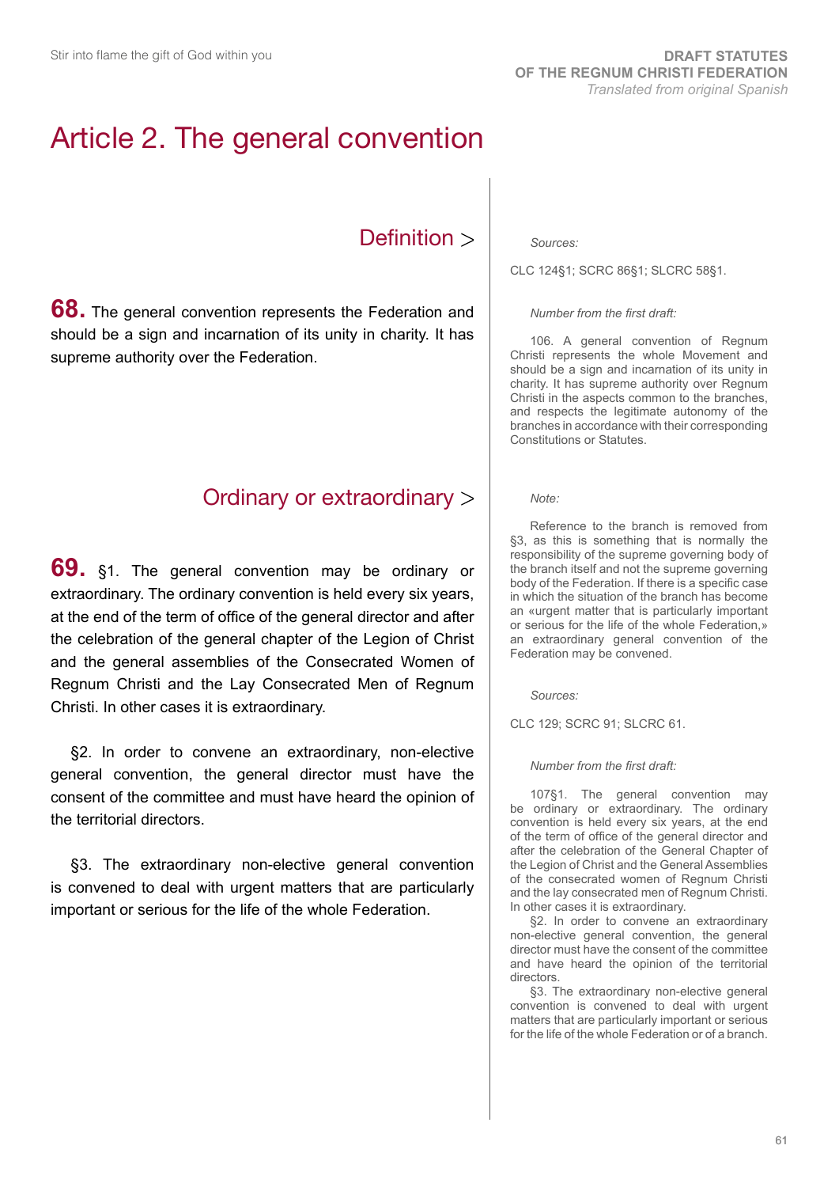# Article 2. The general convention

## Definition >

**68.** The general convention represents the Federation and should be a sign and incarnation of its unity in charity. It has supreme authority over the Federation.

*Sources:*

CLC 124§1; SCRC 86§1; SLCRC 58§1.

*Number from the first draft:*

106. A general convention of Regnum Christi represents the whole Movement and should be a sign and incarnation of its unity in charity. It has supreme authority over Regnum Christi in the aspects common to the branches, and respects the legitimate autonomy of the branches in accordance with their corresponding Constitutions or Statutes.

## Ordinary or extraordinary >

**69.** §1. The general convention may be ordinary or extraordinary. The ordinary convention is held every six years, at the end of the term of office of the general director and after the celebration of the general chapter of the Legion of Christ and the general assemblies of the Consecrated Women of Regnum Christi and the Lay Consecrated Men of Regnum Christi. In other cases it is extraordinary.

§2. In order to convene an extraordinary, non-elective general convention, the general director must have the consent of the committee and must have heard the opinion of the territorial directors.

§3. The extraordinary non-elective general convention is convened to deal with urgent matters that are particularly important or serious for the life of the whole Federation.

*Note:*

Reference to the branch is removed from §3, as this is something that is normally the responsibility of the supreme governing body of the branch itself and not the supreme governing body of the Federation. If there is a specific case in which the situation of the branch has become an «urgent matter that is particularly important or serious for the life of the whole Federation,» an extraordinary general convention of the Federation may be convened.

*Sources:*

CLC 129; SCRC 91; SLCRC 61.

*Number from the first draft:*

107§1. The general convention may be ordinary or extraordinary. The ordinary convention is held every six years, at the end of the term of office of the general director and after the celebration of the General Chapter of the Legion of Christ and the General Assemblies of the consecrated women of Regnum Christi and the lay consecrated men of Regnum Christi. In other cases it is extraordinary.

§2. In order to convene an extraordinary non-elective general convention, the general director must have the consent of the committee and have heard the opinion of the territorial directors.

§3. The extraordinary non-elective general convention is convened to deal with urgent matters that are particularly important or serious for the life of the whole Federation or of a branch.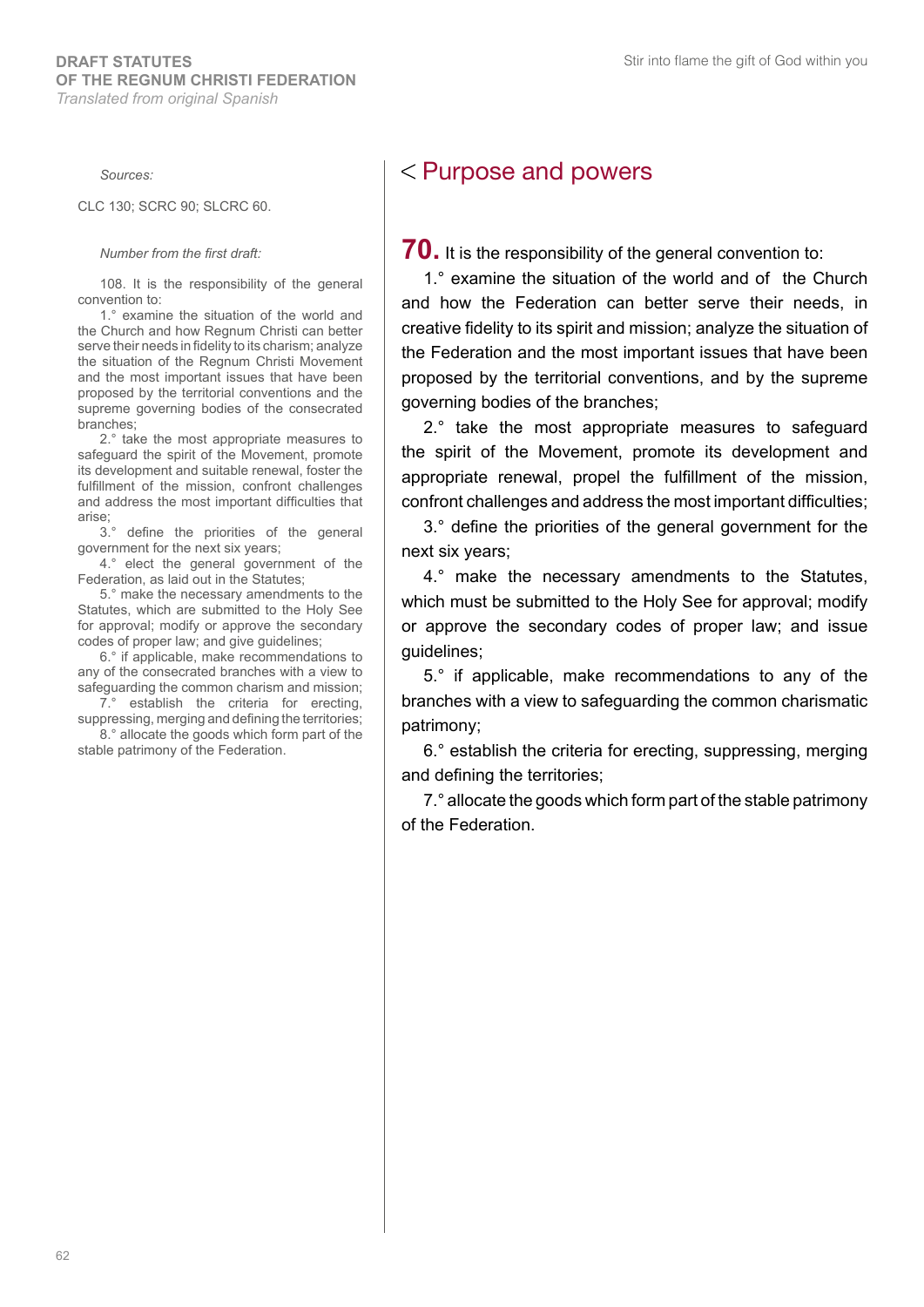*Sources:*

CLC 130; SCRC 90; SLCRC 60.

*Number from the first draft:*

108. It is the responsibility of the general convention to:

1.° examine the situation of the world and the Church and how Regnum Christi can better serve their needs in fidelity to its charism; analyze the situation of the Regnum Christi Movement and the most important issues that have been proposed by the territorial conventions and the supreme governing bodies of the consecrated branches;

2.° take the most appropriate measures to safeguard the spirit of the Movement, promote its development and suitable renewal, foster the fulfillment of the mission, confront challenges and address the most important difficulties that arise;

3.° define the priorities of the general government for the next six years;

4.° elect the general government of the Federation, as laid out in the Statutes;

5.° make the necessary amendments to the Statutes, which are submitted to the Holy See for approval; modify or approve the secondary codes of proper law; and give guidelines;

6.° if applicable, make recommendations to any of the consecrated branches with a view to safeguarding the common charism and mission;

7.° establish the criteria for erecting, suppressing, merging and defining the territories;

8.° allocate the goods which form part of the stable patrimony of the Federation.

## < Purpose and powers

**70.** It is the responsibility of the general convention to:

1.° examine the situation of the world and of the Church and how the Federation can better serve their needs, in creative fidelity to its spirit and mission; analyze the situation of the Federation and the most important issues that have been proposed by the territorial conventions, and by the supreme governing bodies of the branches;

2.° take the most appropriate measures to safeguard the spirit of the Movement, promote its development and appropriate renewal, propel the fulfillment of the mission, confront challenges and address the most important difficulties;

3.° define the priorities of the general government for the next six years;

4.° make the necessary amendments to the Statutes, which must be submitted to the Holy See for approval; modify or approve the secondary codes of proper law; and issue guidelines;

5.° if applicable, make recommendations to any of the branches with a view to safeguarding the common charismatic patrimony;

6.° establish the criteria for erecting, suppressing, merging and defining the territories;

7.° allocate the goods which form part of the stable patrimony of the Federation.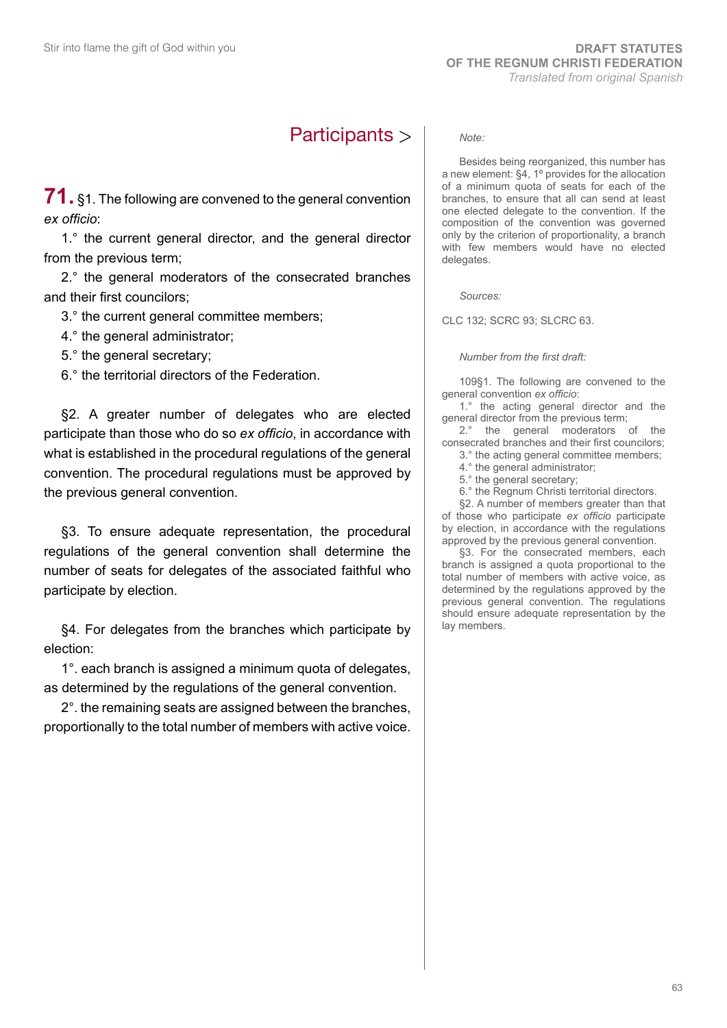## Participants >

**71.** §1. The following are convened to the general convention *ex officio*:

1.° the current general director, and the general director from the previous term;

2.° the general moderators of the consecrated branches and their first councilors;

3.° the current general committee members;

4.° the general administrator;

5.° the general secretary;

6.° the territorial directors of the Federation.

§2. A greater number of delegates who are elected participate than those who do so *ex officio*, in accordance with what is established in the procedural regulations of the general convention. The procedural regulations must be approved by the previous general convention.

§3. To ensure adequate representation, the procedural regulations of the general convention shall determine the number of seats for delegates of the associated faithful who participate by election.

§4. For delegates from the branches which participate by election:

1°. each branch is assigned a minimum quota of delegates, as determined by the regulations of the general convention.

2°. the remaining seats are assigned between the branches, proportionally to the total number of members with active voice.

*Note:*

Besides being reorganized, this number has a new element: §4, 1º provides for the allocation of a minimum quota of seats for each of the branches, to ensure that all can send at least one elected delegate to the convention. If the composition of the convention was governed only by the criterion of proportionality, a branch with few members would have no elected delegates.

*Sources:*

CLC 132; SCRC 93; SLCRC 63.

*Number from the first draft:*

109§1. The following are convened to the general convention *ex officio*:

1.° the acting general director and the general director from the previous term;

2.° the general moderators of the consecrated branches and their first councilors;

3.° the acting general committee members;

4.° the general administrator;

5.° the general secretary;

6.° the Regnum Christi territorial directors.

§2. A number of members greater than that of those who participate *ex officio* participate by election, in accordance with the regulations approved by the previous general convention.

§3. For the consecrated members, each branch is assigned a quota proportional to the total number of members with active voice, as determined by the regulations approved by the previous general convention. The regulations should ensure adequate representation by the lay members.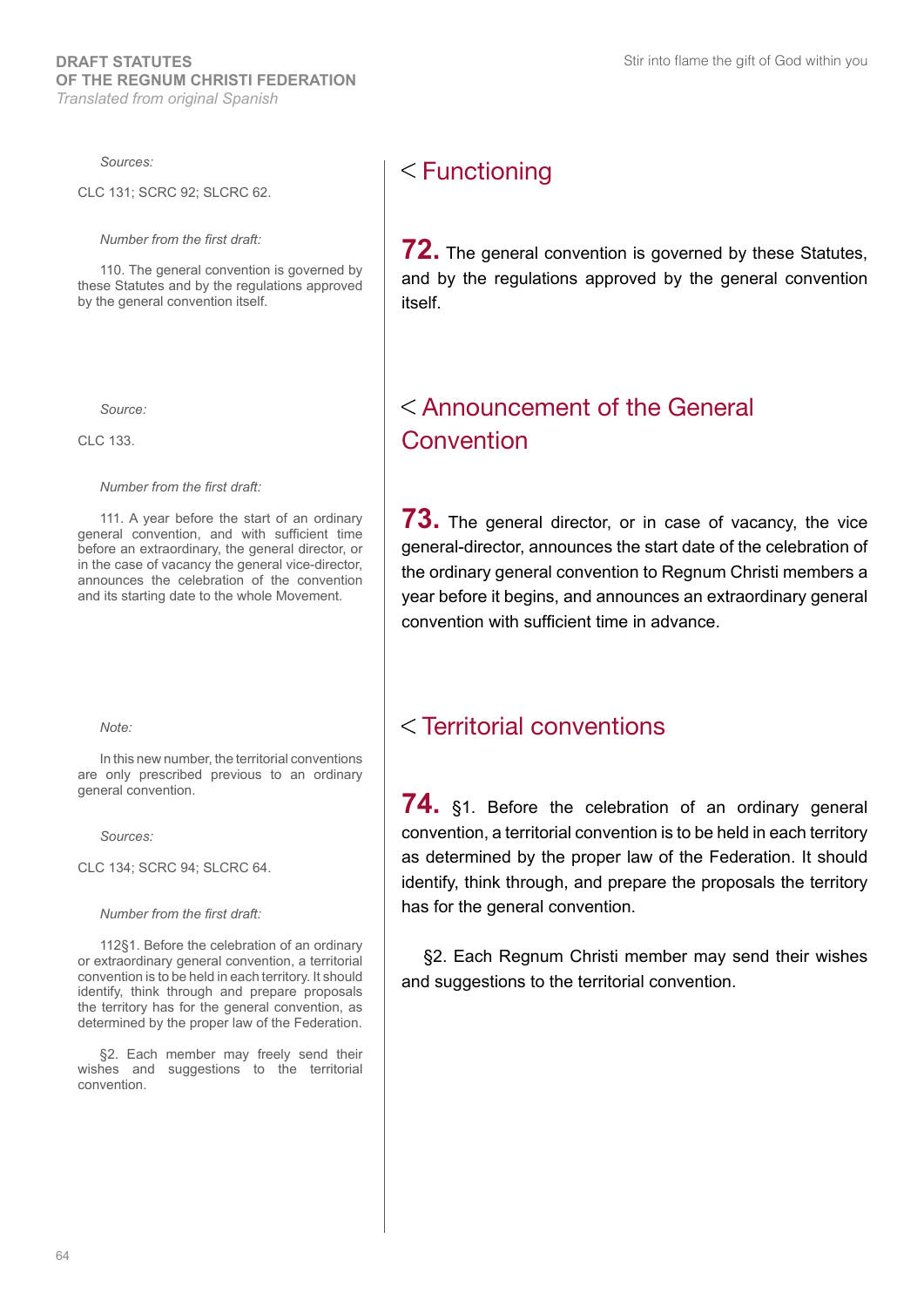## < Functioning

*Sources:*

CLC 131; SCRC 92; SLCRC 62.

*Number from the first draft:*

110. The general convention is governed by these Statutes and by the regulations approved by the general convention itself.

**72.** The general convention is governed by these Statutes, and by the regulations approved by the general convention itself.

## < Announcement of the General Convention

*Source:*

CLC 133.

*Number from the first draft:*

111. A year before the start of an ordinary general convention, and with sufficient time before an extraordinary, the general director, or in the case of vacancy the general vice-director, announces the celebration of the convention and its starting date to the whole Movement.

**73.** The general director, or in case of vacancy, the vice general-director, announces the start date of the celebration of the ordinary general convention to Regnum Christi members a year before it begins, and announces an extraordinary general convention with sufficient time in advance.

## < Territorial conventions

*Note:*

In this new number, the territorial conventions are only prescribed previous to an ordinary general convention.

*Sources:*

CLC 134; SCRC 94; SLCRC 64.

*Number from the first draft:*

112§1. Before the celebration of an ordinary or extraordinary general convention, a territorial convention is to be held in each territory. It should identify, think through and prepare proposals the territory has for the general convention, as determined by the proper law of the Federation.

§2. Each member may freely send their wishes and suggestions to the territorial convention.

**74.** §1. Before the celebration of an ordinary general convention, a territorial convention is to be held in each territory as determined by the proper law of the Federation. It should identify, think through, and prepare the proposals the territory has for the general convention.

§2. Each Regnum Christi member may send their wishes and suggestions to the territorial convention.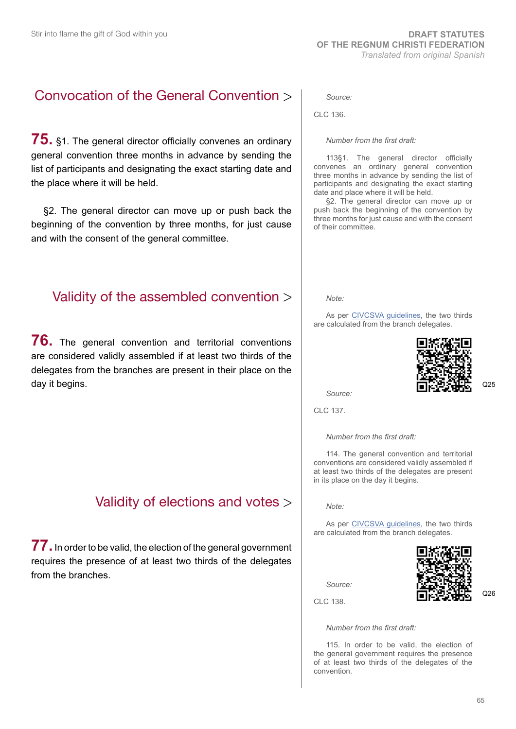## Convocation of the General Convention >

**75.** §1. The general director officially convenes an ordinary general convention three months in advance by sending the list of participants and designating the exact starting date and the place where it will be held.

§2. The general director can move up or push back the beginning of the convention by three months, for just cause and with the consent of the general committee.

*Source:*

CLC 136.

*Number from the first draft:*

113§1. The general director officially convenes an ordinary general convention three months in advance by sending the list of participants and designating the exact starting date and place where it will be held.
§2. The general director can move up or push back the beginning of the convention by three months for just cause and with the consent of their committee.

## Validity of the assembled convention >

**76.** The general convention and territorial conventions are considered validly assembled if at least two thirds of the delegates from the branches are present in their place on the day it begins.

*Note:*

As per CIVCSVA guidelines, the two thirds are calculated from the branch delegates.

Q25

*Source:*

CLC 137.

*Number from the first draft:*

114. The general convention and territorial conventions are considered validly assembled if at least two thirds of the delegates are present in its place on the day it begins.

## Validity of elections and votes >

**77.** In order to be valid, the election of the general government requires the presence of at least two thirds of the delegates from the branches.

*Note:*

As per CIVCSVA guidelines, the two thirds are calculated from the branch delegates.

Q26

*Source:*

CLC 138.

*Number from the first draft:*

115. In order to be valid, the election of the general government requires the presence of at least two thirds of the delegates of the convention.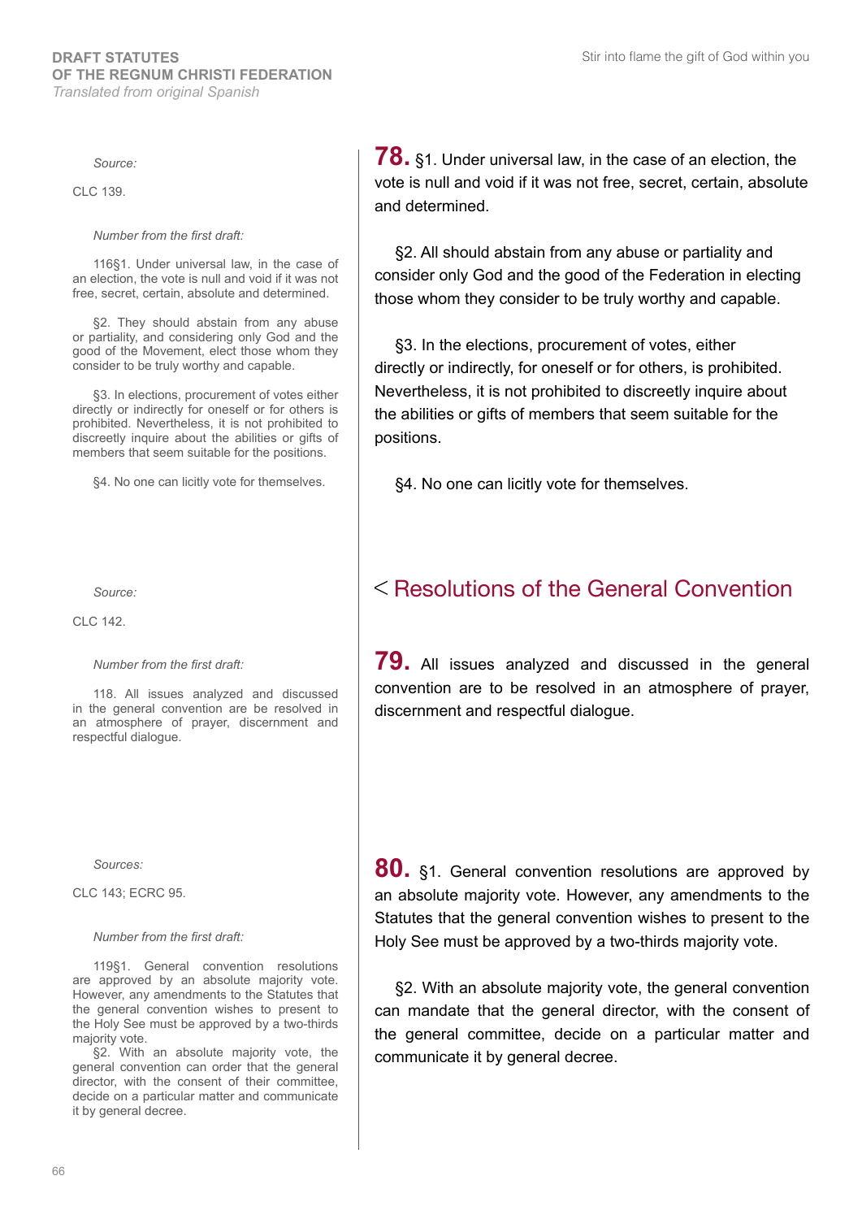*Source:*

CLC 139.

*Number from the first draft:*

116§1. Under universal law, in the case of an election, the vote is null and void if it was not free, secret, certain, absolute and determined.

§2. They should abstain from any abuse or partiality, and considering only God and the good of the Movement, elect those whom they consider to be truly worthy and capable.

§3. In elections, procurement of votes either directly or indirectly for oneself or for others is prohibited. Nevertheless, it is not prohibited to discreetly inquire about the abilities or gifts of members that seem suitable for the positions.

§4. No one can licitly vote for themselves.

**78.** §1. Under universal law, in the case of an election, the vote is null and void if it was not free, secret, certain, absolute and determined.

§2. All should abstain from any abuse or partiality and consider only God and the good of the Federation in electing those whom they consider to be truly worthy and capable.

§3. In the elections, procurement of votes, either directly or indirectly, for oneself or for others, is prohibited. Nevertheless, it is not prohibited to discreetly inquire about the abilities or gifts of members that seem suitable for the positions.

§4. No one can licitly vote for themselves.

## < Resolutions of the General Convention

*Source:*

CLC 142.

*Number from the first draft:*

118. All issues analyzed and discussed in the general convention are be resolved in an atmosphere of prayer, discernment and respectful dialogue.

**79.** All issues analyzed and discussed in the general convention are to be resolved in an atmosphere of prayer, discernment and respectful dialogue.

*Sources:*

CLC 143; ECRC 95.

*Number from the first draft:*

119§1. General convention resolutions are approved by an absolute majority vote. However, any amendments to the Statutes that the general convention wishes to present to the Holy See must be approved by a two-thirds majority vote.

§2. With an absolute majority vote, the general convention can order that the general director, with the consent of their committee, decide on a particular matter and communicate it by general decree.

**80.** §1. General convention resolutions are approved by an absolute majority vote. However, any amendments to the Statutes that the general convention wishes to present to the Holy See must be approved by a two-thirds majority vote.

§2. With an absolute majority vote, the general convention can mandate that the general director, with the consent of the general committee, decide on a particular matter and communicate it by general decree.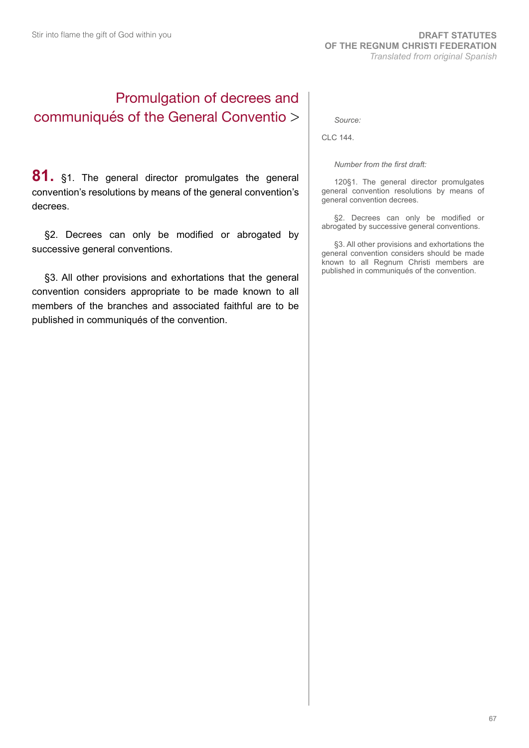## Promulgation of decrees and communiqués of the General Conventio >

**81.** §1. The general director promulgates the general convention's resolutions by means of the general convention's decrees.

§2. Decrees can only be modified or abrogated by successive general conventions.

§3. All other provisions and exhortations that the general convention considers appropriate to be made known to all members of the branches and associated faithful are to be published in communiqués of the convention.

*Source:*

CLC 144.

*Number from the first draft:*

120§1. The general director promulgates general convention resolutions by means of general convention decrees.

§2. Decrees can only be modified or abrogated by successive general conventions.

§3. All other provisions and exhortations the general convention considers should be made known to all Regnum Christi members are published in communiqués of the convention.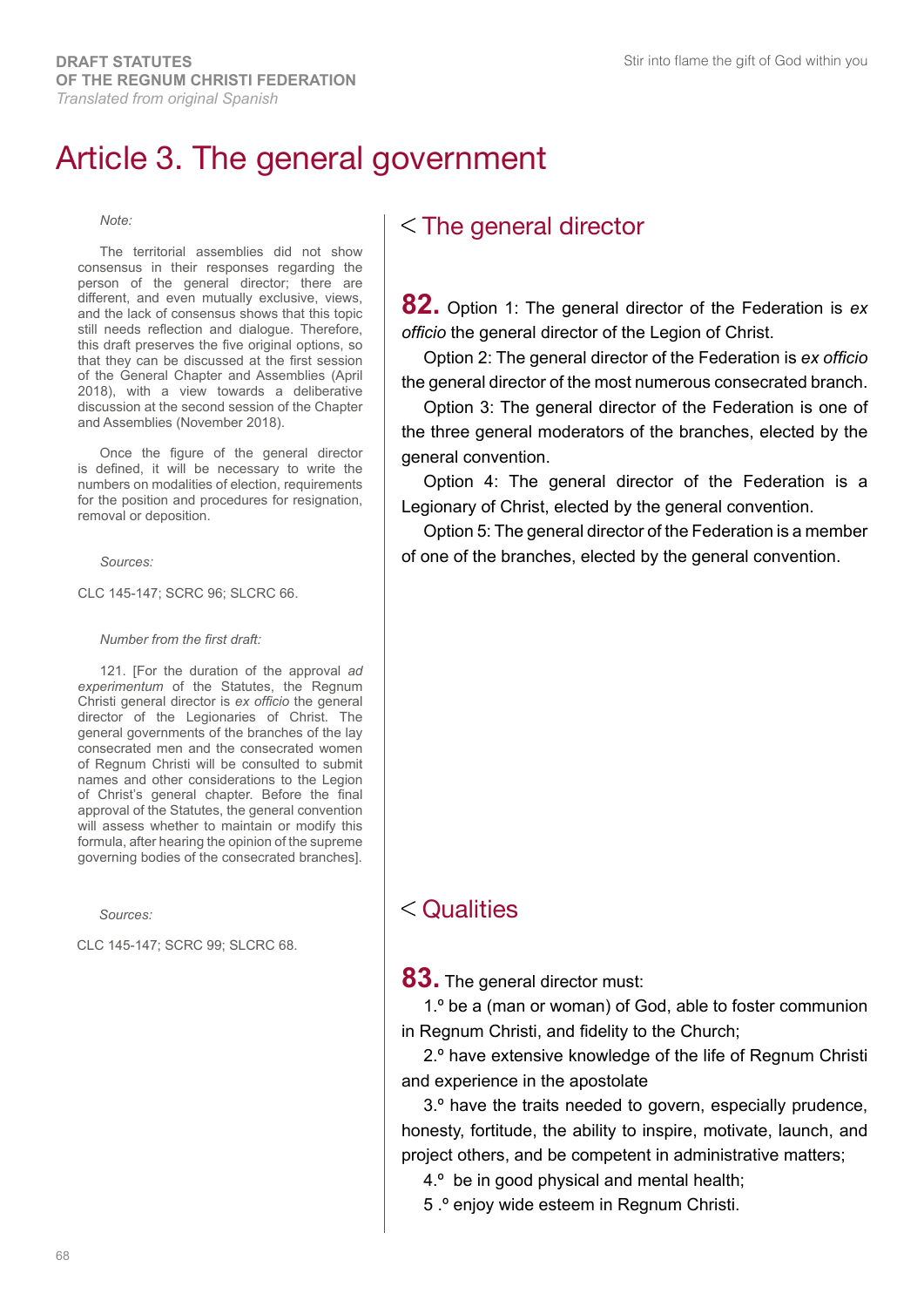# Article 3. The general government

## < The general director

**82.** Option 1: The general director of the Federation is *ex officio* the general director of the Legion of Christ.

Option 2: The general director of the Federation is *ex officio* the general director of the most numerous consecrated branch.

Option 3: The general director of the Federation is one of the three general moderators of the branches, elected by the general convention.

Option 4: The general director of the Federation is a Legionary of Christ, elected by the general convention.

Option 5: The general director of the Federation is a member of one of the branches, elected by the general convention.

*Note:*

The territorial assemblies did not show consensus in their responses regarding the person of the general director; there are different, and even mutually exclusive, views, and the lack of consensus shows that this topic still needs reflection and dialogue. Therefore, this draft preserves the five original options, so that they can be discussed at the first session of the General Chapter and Assemblies (April 2018), with a view towards a deliberative discussion at the second session of the Chapter and Assemblies (November 2018).

Once the figure of the general director is defined, it will be necessary to write the numbers on modalities of election, requirements for the position and procedures for resignation, removal or deposition.

*Sources:*

CLC 145-147; SCRC 96; SLCRC 66.

*Number from the first draft:*

121. [For the duration of the approval *ad experimentum* of the Statutes, the Regnum Christi general director is *ex officio* the general director of the Legionaries of Christ. The general governments of the branches of the lay consecrated men and the consecrated women of Regnum Christi will be consulted to submit names and other considerations to the Legion of Christ's general chapter. Before the final approval of the Statutes, the general convention will assess whether to maintain or modify this formula, after hearing the opinion of the supreme governing bodies of the consecrated branches].

## < Qualities

**83.** The general director must:

1.º be a (man or woman) of God, able to foster communion in Regnum Christi, and fidelity to the Church;

2.º have extensive knowledge of the life of Regnum Christi and experience in the apostolate

3.º have the traits needed to govern, especially prudence, honesty, fortitude, the ability to inspire, motivate, launch, and project others, and be competent in administrative matters;

4.º be in good physical and mental health;

5 .º enjoy wide esteem in Regnum Christi.

*Sources:*

CLC 145-147; SCRC 99; SLCRC 68.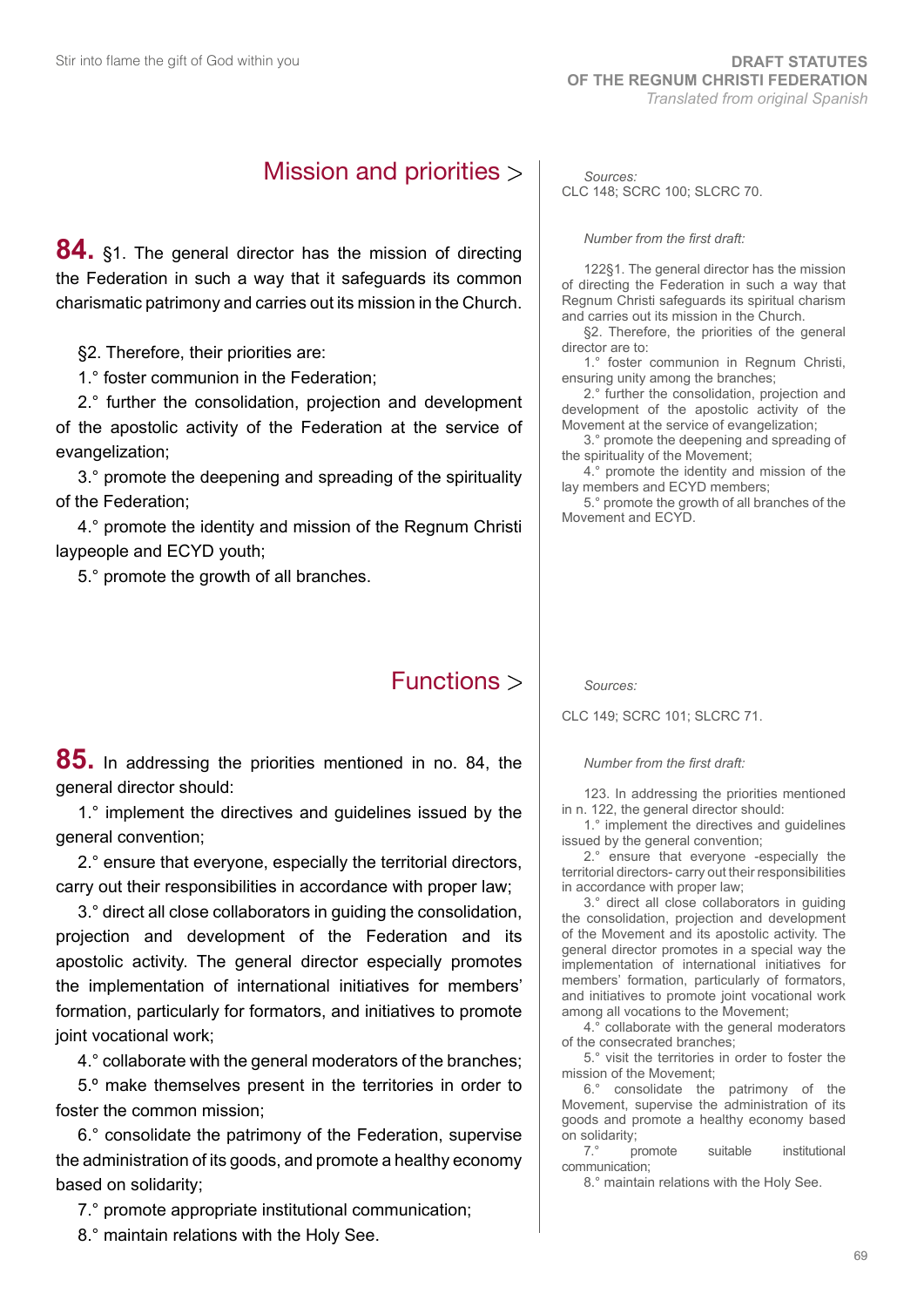## Mission and priorities >

**84.** §1. The general director has the mission of directing the Federation in such a way that it safeguards its common charismatic patrimony and carries out its mission in the Church.

§2. Therefore, their priorities are:

1.° foster communion in the Federation;

2.° further the consolidation, projection and development of the apostolic activity of the Federation at the service of evangelization;

3.° promote the deepening and spreading of the spirituality of the Federation;

4.° promote the identity and mission of the Regnum Christi laypeople and ECYD youth;

5.° promote the growth of all branches.

*Sources:*
CLC 148; SCRC 100; SLCRC 70.

*Number from the first draft:*

122§1. The general director has the mission of directing the Federation in such a way that Regnum Christi safeguards its spiritual charism and carries out its mission in the Church.

§2. Therefore, the priorities of the general director are to:

1.° foster communion in Regnum Christi, ensuring unity among the branches;

2.° further the consolidation, projection and development of the apostolic activity of the Movement at the service of evangelization;

3.° promote the deepening and spreading of the spirituality of the Movement;

4.° promote the identity and mission of the lay members and ECYD members;

5.° promote the growth of all branches of the Movement and ECYD.

## Functions >

**85.** In addressing the priorities mentioned in no. 84, the general director should:

1.° implement the directives and guidelines issued by the general convention;

2.° ensure that everyone, especially the territorial directors, carry out their responsibilities in accordance with proper law;

3.° direct all close collaborators in guiding the consolidation, projection and development of the Federation and its apostolic activity. The general director especially promotes the implementation of international initiatives for members' formation, particularly for formators, and initiatives to promote joint vocational work;

4.° collaborate with the general moderators of the branches;

5.° make themselves present in the territories in order to foster the common mission;

6.° consolidate the patrimony of the Federation, supervise the administration of its goods, and promote a healthy economy based on solidarity;

7.° promote appropriate institutional communication;

8.° maintain relations with the Holy See.

*Sources:*

CLC 149; SCRC 101; SLCRC 71.

*Number from the first draft:*

123. In addressing the priorities mentioned in n. 122, the general director should:

1.° implement the directives and guidelines issued by the general convention;

2.° ensure that everyone -especially the territorial directors- carry out their responsibilities in accordance with proper law;

3.° direct all close collaborators in guiding the consolidation, projection and development of the Movement and its apostolic activity. The general director promotes in a special way the implementation of international initiatives for members' formation, particularly of formators, and initiatives to promote joint vocational work among all vocations to the Movement;

4.° collaborate with the general moderators of the consecrated branches;

5.° visit the territories in order to foster the mission of the Movement;

6.° consolidate the patrimony of the Movement, supervise the administration of its goods and promote a healthy economy based on solidarity;

7.° promote suitable institutional communication;

8.° maintain relations with the Holy See.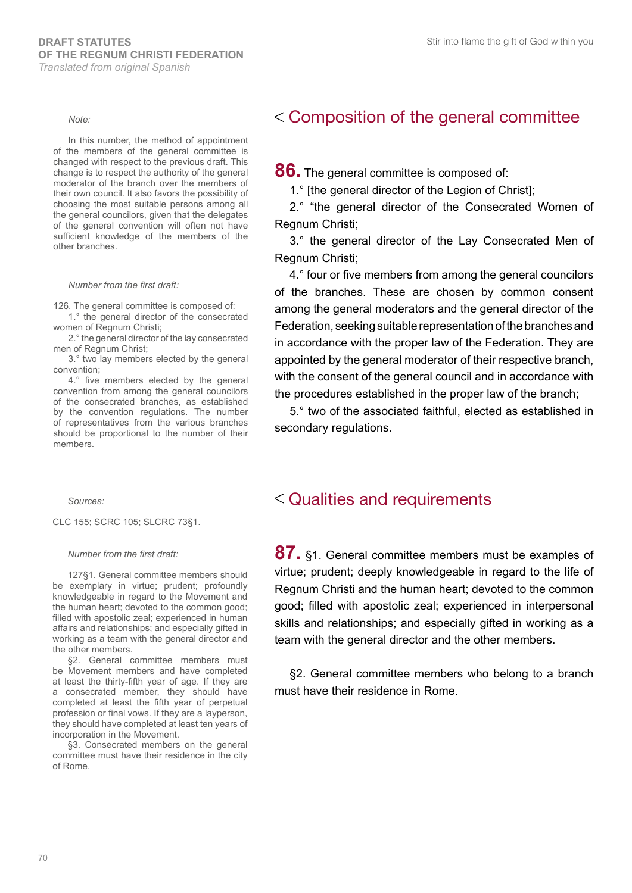## < Composition of the general committee

**86.** The general committee is composed of:

1.° [the general director of the Legion of Christ];

2.° “the general director of the Consecrated Women of Regnum Christi;

3.° the general director of the Lay Consecrated Men of Regnum Christi;

4.° four or five members from among the general councilors of the branches. These are chosen by common consent among the general moderators and the general director of the Federation, seeking suitable representation of the branches and in accordance with the proper law of the Federation. They are appointed by the general moderator of their respective branch, with the consent of the general council and in accordance with the procedures established in the proper law of the branch;

5.° two of the associated faithful, elected as established in secondary regulations.

*Note:*

In this number, the method of appointment of the members of the general committee is changed with respect to the previous draft. This change is to respect the authority of the general moderator of the branch over the members of their own council. It also favors the possibility of choosing the most suitable persons among all the general councilors, given that the delegates of the general convention will often not have sufficient knowledge of the members of the other branches.

*Number from the first draft:*

126. The general committee is composed of:

1.° the general director of the consecrated women of Regnum Christi;

2.° the general director of the lay consecrated men of Regnum Christ;

3.° two lay members elected by the general convention;

4.° five members elected by the general convention from among the general councilors of the consecrated branches, as established by the convention regulations. The number of representatives from the various branches should be proportional to the number of their members.

## < Qualities and requirements

**87.** §1. General committee members must be examples of virtue; prudent; deeply knowledgeable in regard to the life of Regnum Christi and the human heart; devoted to the common good; filled with apostolic zeal; experienced in interpersonal skills and relationships; and especially gifted in working as a team with the general director and the other members.

§2. General committee members who belong to a branch must have their residence in Rome.

*Sources:*

CLC 155; SCRC 105; SLCRC 73§1.

*Number from the first draft:*

127§1. General committee members should be exemplary in virtue; prudent; profoundly knowledgeable in regard to the Movement and the human heart; devoted to the common good; filled with apostolic zeal; experienced in human affairs and relationships; and especially gifted in working as a team with the general director and the other members.

§2. General committee members must be Movement members and have completed at least the thirty-fifth year of age. If they are a consecrated member, they should have completed at least the fifth year of perpetual profession or final vows. If they are a layperson, they should have completed at least ten years of incorporation in the Movement.

§3. Consecrated members on the general committee must have their residence in the city of Rome.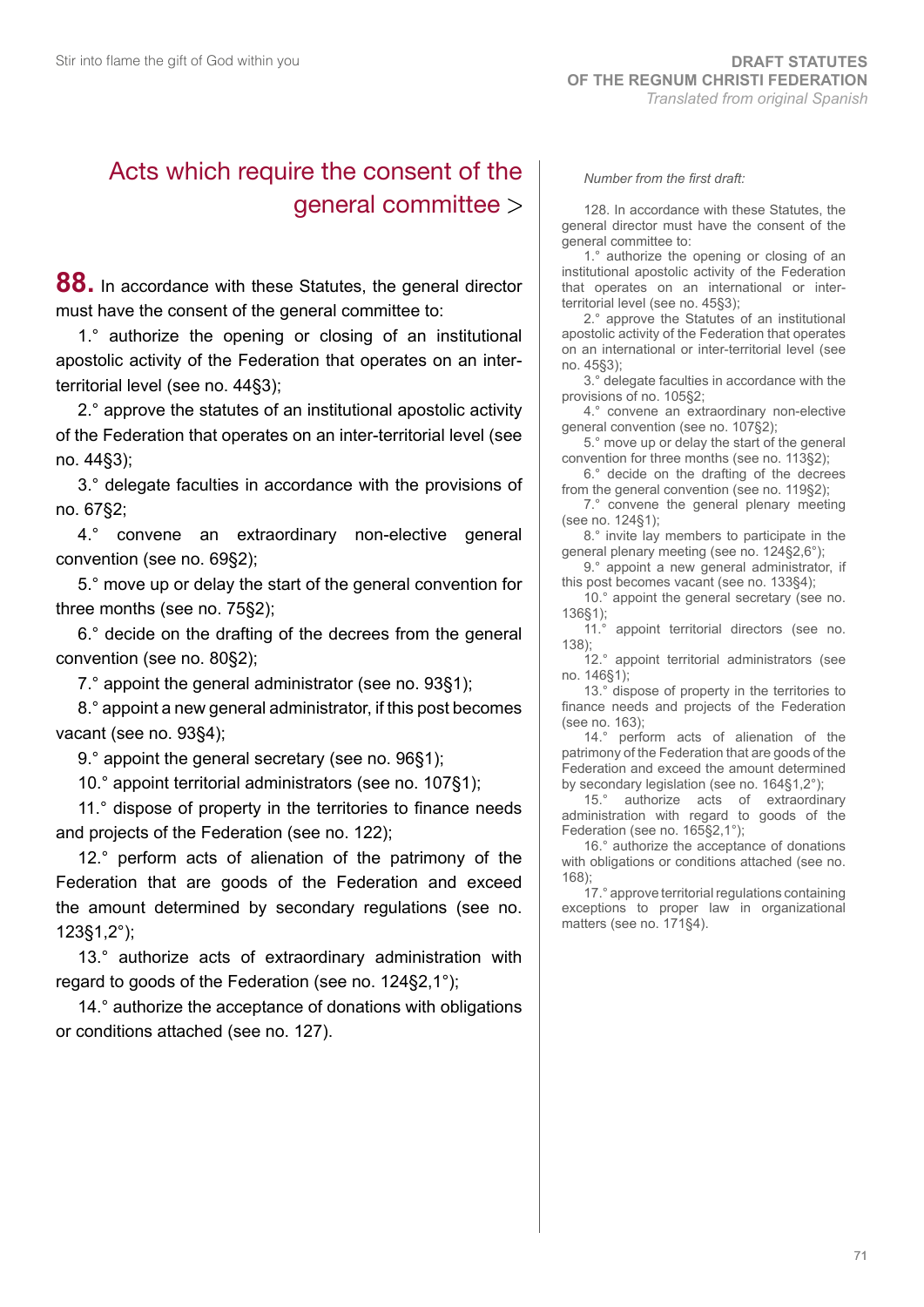## Acts which require the consent of the general committee >

**88.** In accordance with these Statutes, the general director must have the consent of the general committee to:

1.° authorize the opening or closing of an institutional apostolic activity of the Federation that operates on an inter-territorial level (see no. 44§3);

2.° approve the statutes of an institutional apostolic activity of the Federation that operates on an inter-territorial level (see no. 44§3);

3.° delegate faculties in accordance with the provisions of no. 67§2;

4.° convene an extraordinary non-elective general convention (see no. 69§2);

5.° move up or delay the start of the general convention for three months (see no. 75§2);

6.° decide on the drafting of the decrees from the general convention (see no. 80§2);

7.° appoint the general administrator (see no. 93§1);

8.° appoint a new general administrator, if this post becomes vacant (see no. 93§4);

9.° appoint the general secretary (see no. 96§1);

10.° appoint territorial administrators (see no. 107§1);

11.° dispose of property in the territories to finance needs and projects of the Federation (see no. 122);

12.° perform acts of alienation of the patrimony of the Federation that are goods of the Federation and exceed the amount determined by secondary regulations (see no. 123§1,2°);

13.° authorize acts of extraordinary administration with regard to goods of the Federation (see no. 124§2,1°);

14.° authorize the acceptance of donations with obligations or conditions attached (see no. 127).

*Number from the first draft:*

128. In accordance with these Statutes, the general director must have the consent of the general committee to:

1.° authorize the opening or closing of an institutional apostolic activity of the Federation that operates on an international or inter-territorial level (see no. 45§3);

2.° approve the Statutes of an institutional apostolic activity of the Federation that operates on an international or inter-territorial level (see no. 45§3);

3.° delegate faculties in accordance with the provisions of no. 105§2;

4.° convene an extraordinary non-elective general convention (see no. 107§2);

5.° move up or delay the start of the general convention for three months (see no. 113§2);

6.° decide on the drafting of the decrees from the general convention (see no. 119§2);

7.° convene the general plenary meeting (see no. 124§1);

8.° invite lay members to participate in the general plenary meeting (see no. 124§2,6°);

9.° appoint a new general administrator, if this post becomes vacant (see no. 133§4);

10.° appoint the general secretary (see no. 136§1);

11.° appoint territorial directors (see no. 138);

12.° appoint territorial administrators (see no. 146§1);

13.° dispose of property in the territories to finance needs and projects of the Federation (see no. 163);

14.° perform acts of alienation of the patrimony of the Federation that are goods of the Federation and exceed the amount determined by secondary legislation (see no. 164§1,2°);

15.° authorize acts of extraordinary administration with regard to goods of the Federation (see no. 165§2,1°);

16.° authorize the acceptance of donations with obligations or conditions attached (see no. 168);

17.° approve territorial regulations containing exceptions to proper law in organizational matters (see no. 171§4).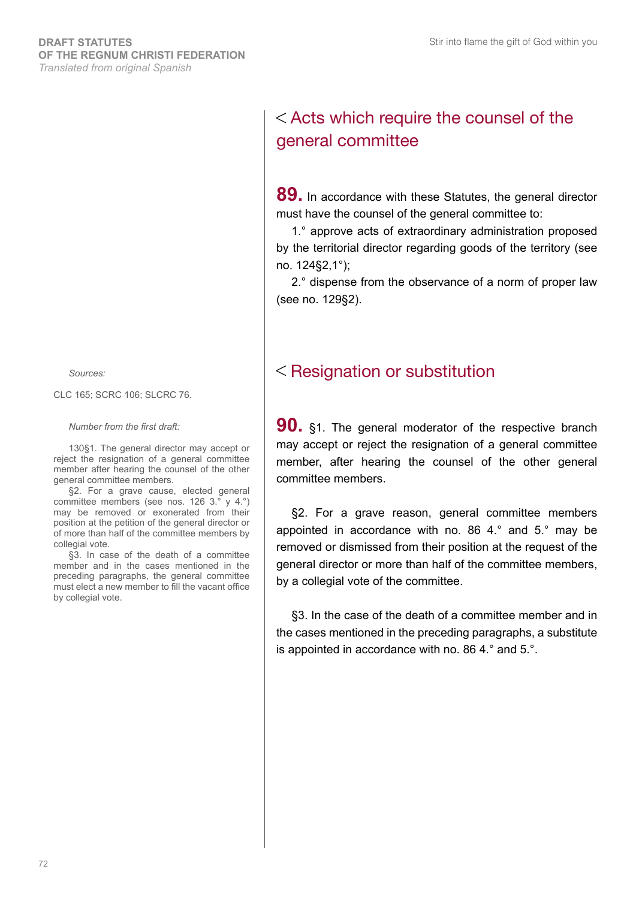## < Acts which require the counsel of the general committee

**89.** In accordance with these Statutes, the general director must have the counsel of the general committee to:

1.° approve acts of extraordinary administration proposed by the territorial director regarding goods of the territory (see no. 124§2,1°);

2.° dispense from the observance of a norm of proper law (see no. 129§2).

## < Resignation or substitution

*Sources:*

CLC 165; SCRC 106; SLCRC 76.

*Number from the first draft:*

130§1. The general director may accept or reject the resignation of a general committee member after hearing the counsel of the other general committee members.

§2. For a grave cause, elected general committee members (see nos. 126 3.° y 4.°) may be removed or exonerated from their position at the petition of the general director or of more than half of the committee members by collegial vote.

§3. In case of the death of a committee member and in the cases mentioned in the preceding paragraphs, the general committee must elect a new member to fill the vacant office by collegial vote.

**90.** §1. The general moderator of the respective branch may accept or reject the resignation of a general committee member, after hearing the counsel of the other general committee members.

§2. For a grave reason, general committee members appointed in accordance with no. 86 4.° and 5.° may be removed or dismissed from their position at the request of the general director or more than half of the committee members, by a collegial vote of the committee.

§3. In the case of the death of a committee member and in the cases mentioned in the preceding paragraphs, a substitute is appointed in accordance with no. 86 4.° and 5.°.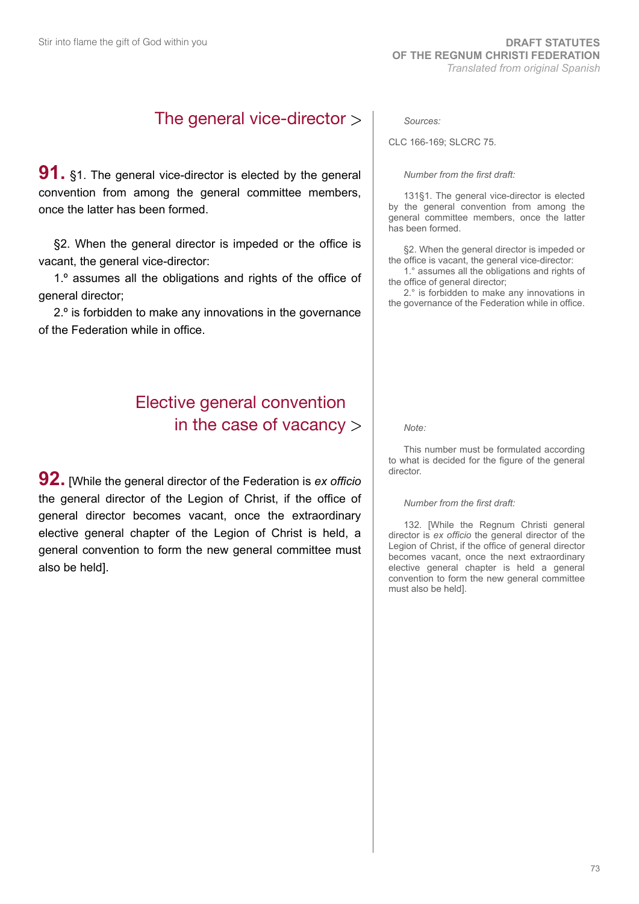## The general vice-director >

**91.** §1. The general vice-director is elected by the general convention from among the general committee members, once the latter has been formed.

§2. When the general director is impeded or the office is vacant, the general vice-director:

1.º assumes all the obligations and rights of the office of general director;

2.º is forbidden to make any innovations in the governance of the Federation while in office.

*Sources:*

CLC 166-169; SLCRC 75.

*Number from the first draft:*

131§1. The general vice-director is elected by the general convention from among the general committee members, once the latter has been formed.

§2. When the general director is impeded or the office is vacant, the general vice-director:

1.° assumes all the obligations and rights of the office of general director;

2.° is forbidden to make any innovations in the governance of the Federation while in office.

## Elective general convention in the case of vacancy >

**92.** [While the general director of the Federation is *ex officio* the general director of the Legion of Christ, if the office of general director becomes vacant, once the extraordinary elective general chapter of the Legion of Christ is held, a general convention to form the new general committee must also be held].

*Note:*

This number must be formulated according to what is decided for the figure of the general director.

*Number from the first draft:*

132. [While the Regnum Christi general director is *ex officio* the general director of the Legion of Christ, if the office of general director becomes vacant, once the next extraordinary elective general chapter is held a general convention to form the new general committee must also be held].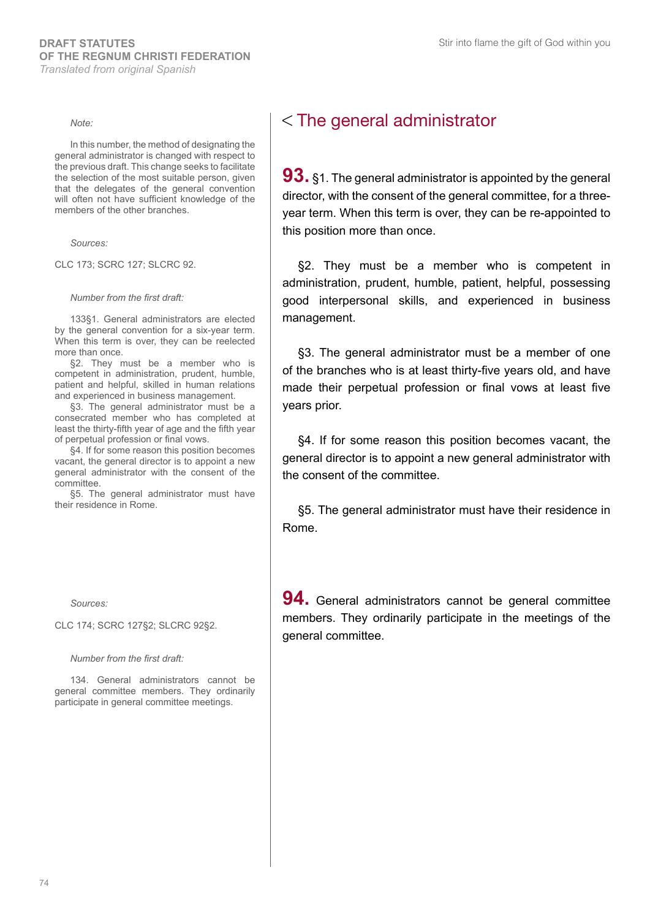## The general administrator

**93.** §1. The general administrator is appointed by the general director, with the consent of the general committee, for a three-year term. When this term is over, they can be re-appointed to this position more than once.

§2. They must be a member who is competent in administration, prudent, humble, patient, helpful, possessing good interpersonal skills, and experienced in business management.

§3. The general administrator must be a member of one of the branches who is at least thirty-five years old, and have made their perpetual profession or final vows at least five years prior.

§4. If for some reason this position becomes vacant, the general director is to appoint a new general administrator with the consent of the committee.

§5. The general administrator must have their residence in Rome.

*Note:*

In this number, the method of designating the general administrator is changed with respect to the previous draft. This change seeks to facilitate the selection of the most suitable person, given that the delegates of the general convention will often not have sufficient knowledge of the members of the other branches.

*Sources:*

CLC 173; SCRC 127; SLCRC 92.

*Number from the first draft:*

133§1. General administrators are elected by the general convention for a six-year term. When this term is over, they can be reelected more than once.

§2. They must be a member who is competent in administration, prudent, humble, patient and helpful, skilled in human relations and experienced in business management.

§3. The general administrator must be a consecrated member who has completed at least the thirty-fifth year of age and the fifth year of perpetual profession or final vows.

§4. If for some reason this position becomes vacant, the general director is to appoint a new general administrator with the consent of the committee.

§5. The general administrator must have their residence in Rome.

**94.** General administrators cannot be general committee members. They ordinarily participate in the meetings of the general committee.

*Sources:*

CLC 174; SCRC 127§2; SLCRC 92§2.

*Number from the first draft:*

134. General administrators cannot be general committee members. They ordinarily participate in general committee meetings.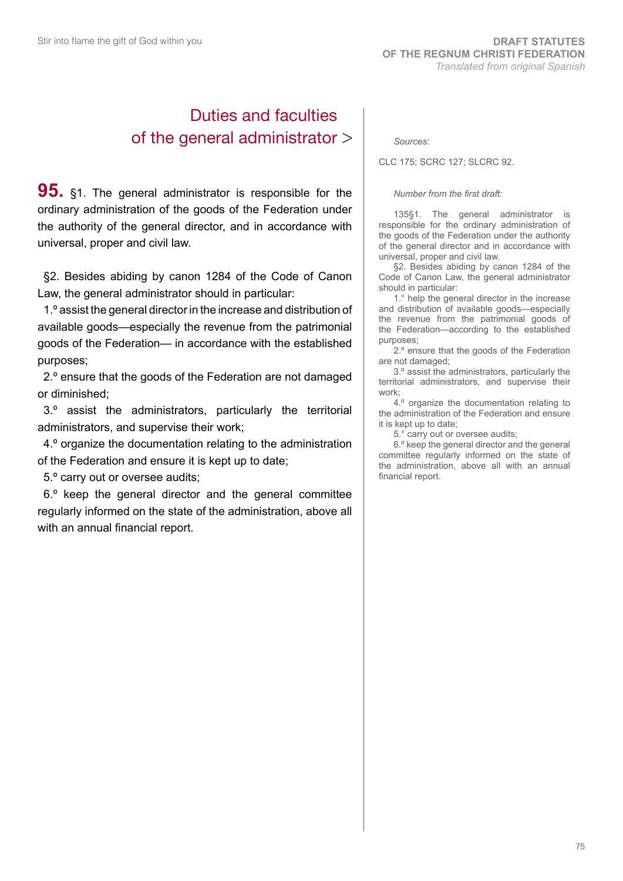## Duties and faculties of the general administrator >

**95.** §1. The general administrator is responsible for the ordinary administration of the goods of the Federation under the authority of the general director, and in accordance with universal, proper and civil law.

§2. Besides abiding by canon 1284 of the Code of Canon Law, the general administrator should in particular:

1.º assist the general director in the increase and distribution of available goods—especially the revenue from the patrimonial goods of the Federation— in accordance with the established purposes;

2.º ensure that the goods of the Federation are not damaged or diminished;

3.º assist the administrators, particularly the territorial administrators, and supervise their work;

4.º organize the documentation relating to the administration of the Federation and ensure it is kept up to date;

5.º carry out or oversee audits;

6.º keep the general director and the general committee regularly informed on the state of the administration, above all with an annual financial report.

*Sources:*

CLC 175; SCRC 127; SLCRC 92.

*Number from the first draft:*

135§1. The general administrator is responsible for the ordinary administration of the goods of the Federation under the authority of the general director and in accordance with universal, proper and civil law.

§2. Besides abiding by canon 1284 of the Code of Canon Law, the general administrator should in particular:

1.° help the general director in the increase and distribution of available goods—especially the revenue from the patrimonial goods of the Federation—according to the established purposes;

2.º ensure that the goods of the Federation are not damaged;

3.º assist the administrators, particularly the territorial administrators, and supervise their work;

4.º organize the documentation relating to the administration of the Federation and ensure it is kept up to date;

5.° carry out or oversee audits;

6.º keep the general director and the general committee regularly informed on the state of the administration, above all with an annual financial report.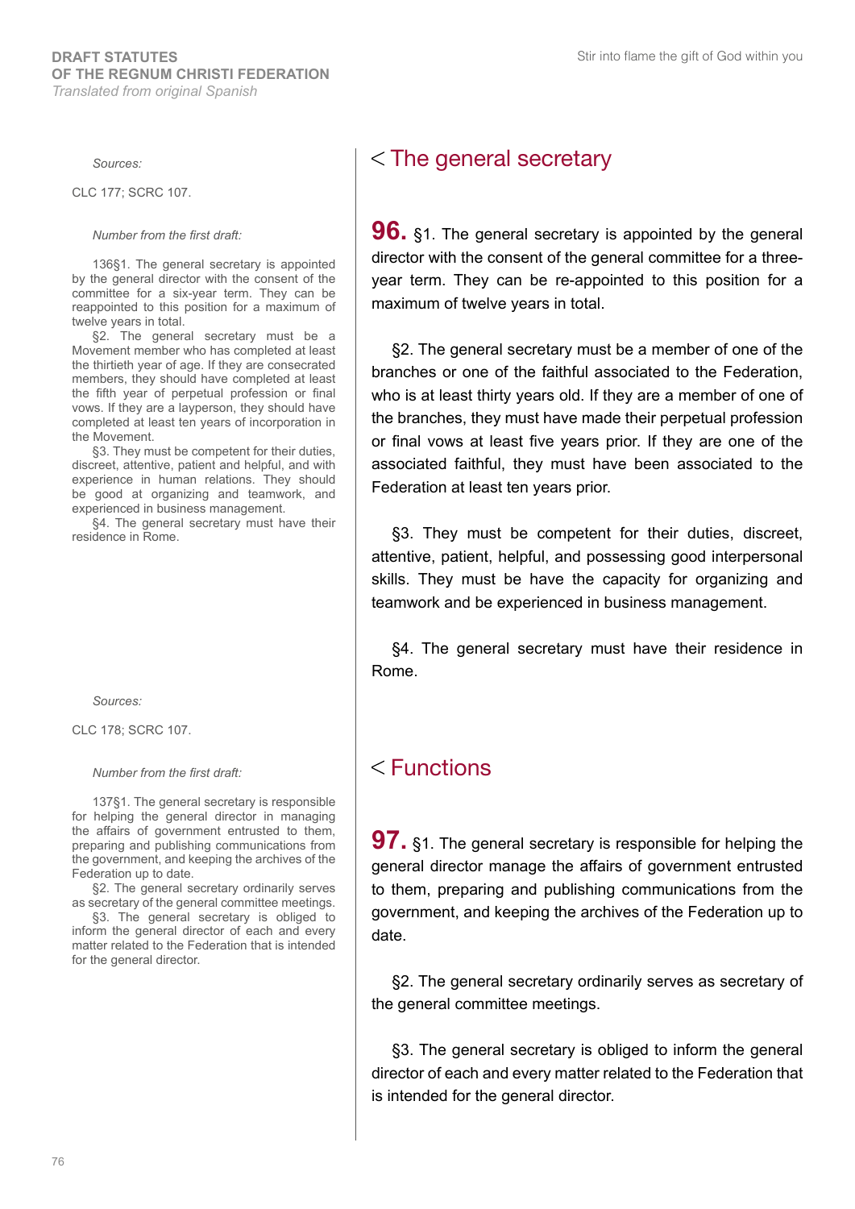## < The general secretary

*Sources:*

CLC 177; SCRC 107.

*Number from the first draft:*

136§1. The general secretary is appointed by the general director with the consent of the committee for a six-year term. They can be reappointed to this position for a maximum of twelve years in total.

§2. The general secretary must be a Movement member who has completed at least the thirtieth year of age. If they are consecrated members, they should have completed at least the fifth year of perpetual profession or final vows. If they are a layperson, they should have completed at least ten years of incorporation in the Movement.

§3. They must be competent for their duties, discreet, attentive, patient and helpful, and with experience in human relations. They should be good at organizing and teamwork, and experienced in business management.

§4. The general secretary must have their residence in Rome.

**96.** §1. The general secretary is appointed by the general director with the consent of the general committee for a three-year term. They can be re-appointed to this position for a maximum of twelve years in total.

§2. The general secretary must be a member of one of the branches or one of the faithful associated to the Federation, who is at least thirty years old. If they are a member of one of the branches, they must have made their perpetual profession or final vows at least five years prior. If they are one of the associated faithful, they must have been associated to the Federation at least ten years prior.

§3. They must be competent for their duties, discreet, attentive, patient, helpful, and possessing good interpersonal skills. They must be have the capacity for organizing and teamwork and be experienced in business management.

§4. The general secretary must have their residence in Rome.

## < Functions

*Sources:*

CLC 178; SCRC 107.

*Number from the first draft:*

137§1. The general secretary is responsible for helping the general director in managing the affairs of government entrusted to them, preparing and publishing communications from the government, and keeping the archives of the Federation up to date.

§2. The general secretary ordinarily serves as secretary of the general committee meetings.

§3. The general secretary is obliged to inform the general director of each and every matter related to the Federation that is intended for the general director.

**97.** §1. The general secretary is responsible for helping the general director manage the affairs of government entrusted to them, preparing and publishing communications from the government, and keeping the archives of the Federation up to date.

§2. The general secretary ordinarily serves as secretary of the general committee meetings.

§3. The general secretary is obliged to inform the general director of each and every matter related to the Federation that is intended for the general director.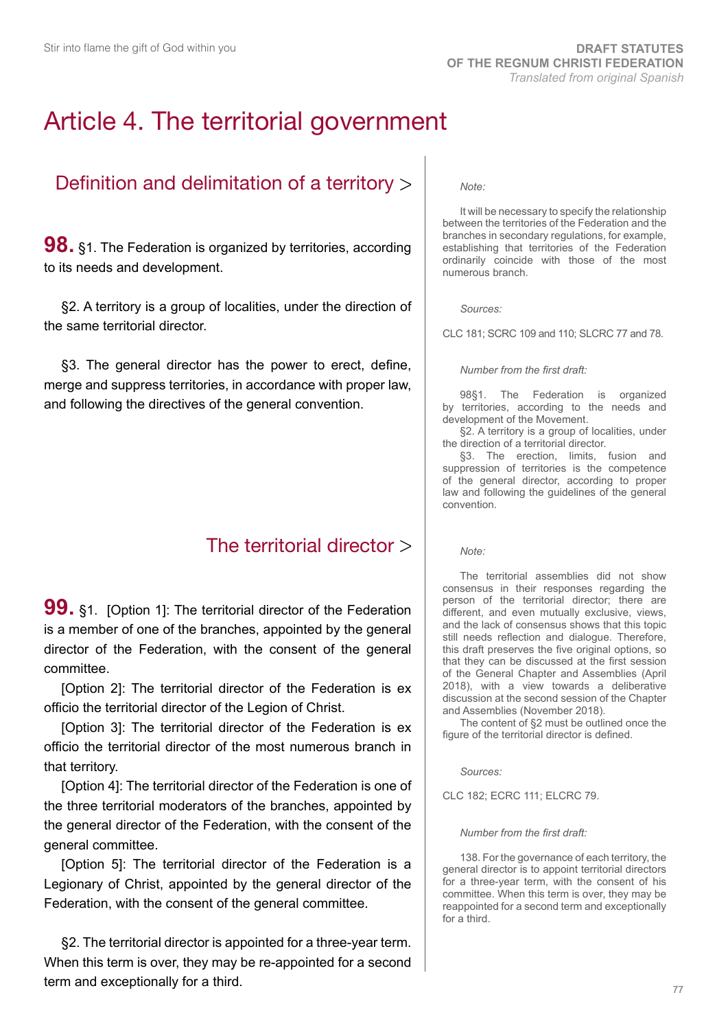# Article 4. The territorial government

## Definition and delimitation of a territory >

**98.** §1. The Federation is organized by territories, according to its needs and development.

§2. A territory is a group of localities, under the direction of the same territorial director.

§3. The general director has the power to erect, define, merge and suppress territories, in accordance with proper law, and following the directives of the general convention.

*Note:*

It will be necessary to specify the relationship between the territories of the Federation and the branches in secondary regulations, for example, establishing that territories of the Federation ordinarily coincide with those of the most numerous branch.

*Sources:*

CLC 181; SCRC 109 and 110; SLCRC 77 and 78.

*Number from the first draft:*

98§1. The Federation is organized by territories, according to the needs and development of the Movement.
§2. A territory is a group of localities, under the direction of a territorial director.
§3. The erection, limits, fusion and suppression of territories is the competence of the general director, according to proper law and following the guidelines of the general convention.

## The territorial director >

**99.** §1. [Option 1]: The territorial director of the Federation is a member of one of the branches, appointed by the general director of the Federation, with the consent of the general committee.

[Option 2]: The territorial director of the Federation is ex officio the territorial director of the Legion of Christ.

[Option 3]: The territorial director of the Federation is ex officio the territorial director of the most numerous branch in that territory.

[Option 4]: The territorial director of the Federation is one of the three territorial moderators of the branches, appointed by the general director of the Federation, with the consent of the general committee.

[Option 5]: The territorial director of the Federation is a Legionary of Christ, appointed by the general director of the Federation, with the consent of the general committee.

§2. The territorial director is appointed for a three-year term. When this term is over, they may be re-appointed for a second term and exceptionally for a third.

*Note:*

The territorial assemblies did not show consensus in their responses regarding the person of the territorial director; there are different, and even mutually exclusive, views, and the lack of consensus shows that this topic still needs reflection and dialogue. Therefore, this draft preserves the five original options, so that they can be discussed at the first session of the General Chapter and Assemblies (April 2018), with a view towards a deliberative discussion at the second session of the Chapter and Assemblies (November 2018).

The content of §2 must be outlined once the figure of the territorial director is defined.

*Sources:*

CLC 182; ECRC 111; ELCRC 79.

*Number from the first draft:*

138. For the governance of each territory, the general director is to appoint territorial directors for a three-year term, with the consent of his committee. When this term is over, they may be reappointed for a second term and exceptionally for a third.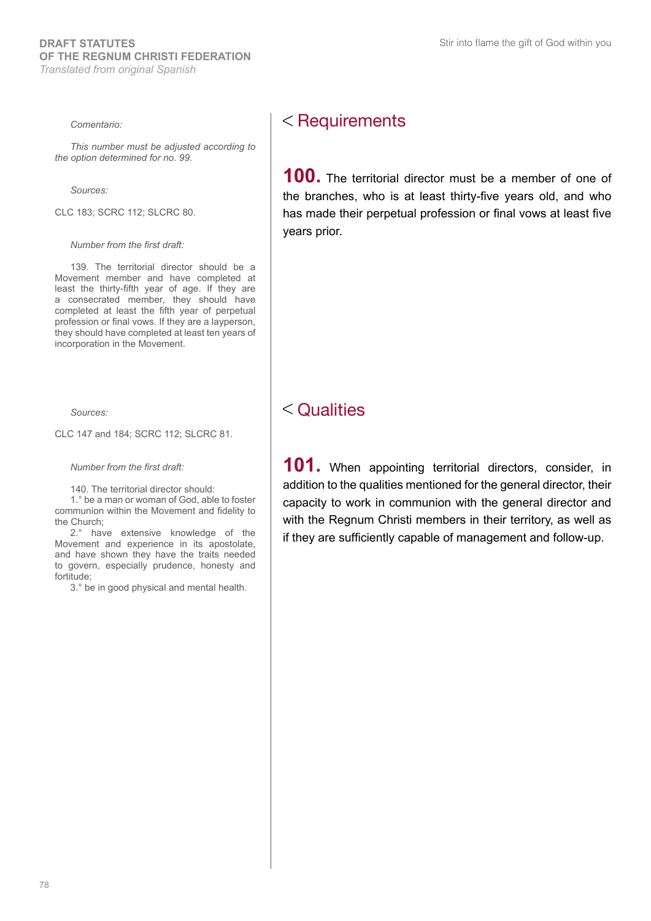## Requirements

*Comentario:*

*This number must be adjusted according to the option determined for no. 99.*

*Sources:*

CLC 183; SCRC 112; SLCRC 80.

*Number from the first draft:*

139. The territorial director should be a Movement member and have completed at least the thirty-fifth year of age. If they are a consecrated member, they should have completed at least the fifth year of perpetual profession or final vows. If they are a layperson, they should have completed at least ten years of incorporation in the Movement.

**100.** The territorial director must be a member of one of the branches, who is at least thirty-five years old, and who has made their perpetual profession or final vows at least five years prior.

## Qualities

*Sources:*

CLC 147 and 184; SCRC 112; SLCRC 81.

*Number from the first draft:*

140. The territorial director should:
1.° be a man or woman of God, able to foster communion within the Movement and fidelity to the Church;
2.° have extensive knowledge of the Movement and experience in its apostolate, and have shown they have the traits needed to govern, especially prudence, honesty and fortitude;
3.° be in good physical and mental health.

**101.** When appointing territorial directors, consider, in addition to the qualities mentioned for the general director, their capacity to work in communion with the general director and with the Regnum Christi members in their territory, as well as if they are sufficiently capable of management and follow-up.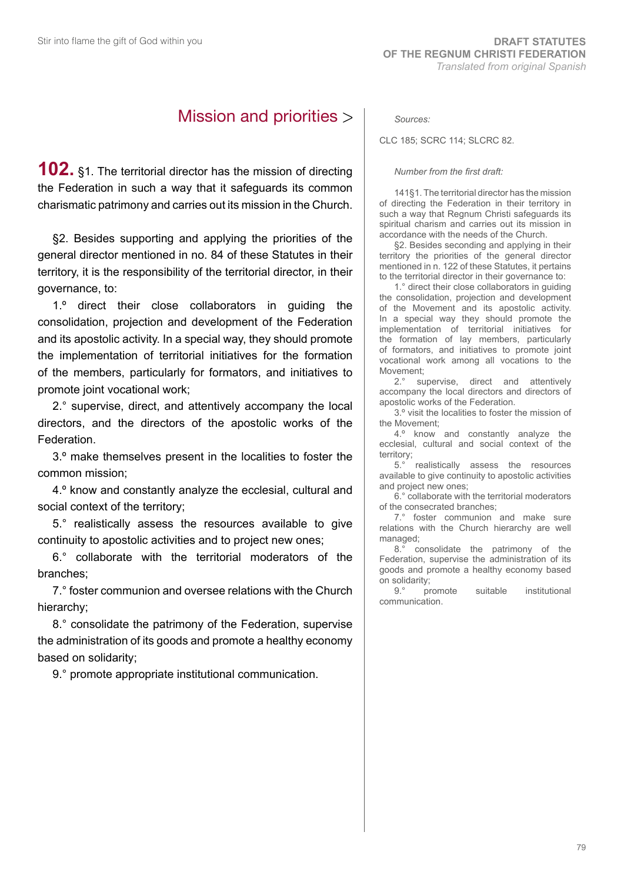## Mission and priorities >

**102.** §1. The territorial director has the mission of directing the Federation in such a way that it safeguards its common charismatic patrimony and carries out its mission in the Church.

§2. Besides supporting and applying the priorities of the general director mentioned in no. 84 of these Statutes in their territory, it is the responsibility of the territorial director, in their governance, to:

1.º direct their close collaborators in guiding the consolidation, projection and development of the Federation and its apostolic activity. In a special way, they should promote the implementation of territorial initiatives for the formation of the members, particularly for formators, and initiatives to promote joint vocational work;

2.° supervise, direct, and attentively accompany the local directors, and the directors of the apostolic works of the Federation.

3.º make themselves present in the localities to foster the common mission;

4.º know and constantly analyze the ecclesial, cultural and social context of the territory;

5.° realistically assess the resources available to give continuity to apostolic activities and to project new ones;

6.° collaborate with the territorial moderators of the branches;

7.° foster communion and oversee relations with the Church hierarchy;

8.° consolidate the patrimony of the Federation, supervise the administration of its goods and promote a healthy economy based on solidarity;

9.° promote appropriate institutional communication.

*Sources:*

CLC 185; SCRC 114; SLCRC 82.

*Number from the first draft:*

141§1. The territorial director has the mission of directing the Federation in their territory in such a way that Regnum Christi safeguards its spiritual charism and carries out its mission in accordance with the needs of the Church.

§2. Besides seconding and applying in their territory the priorities of the general director mentioned in n. 122 of these Statutes, it pertains to the territorial director in their governance to:

1.° direct their close collaborators in guiding the consolidation, projection and development of the Movement and its apostolic activity. In a special way they should promote the implementation of territorial initiatives for the formation of lay members, particularly of formators, and initiatives to promote joint vocational work among all vocations to the Movement;

2.° supervise, direct and attentively accompany the local directors and directors of apostolic works of the Federation.

3.º visit the localities to foster the mission of the Movement;

4.º know and constantly analyze the ecclesial, cultural and social context of the territory;

5.° realistically assess the resources available to give continuity to apostolic activities and project new ones;

6.° collaborate with the territorial moderators of the consecrated branches;

7.° foster communion and make sure relations with the Church hierarchy are well managed;

8.° consolidate the patrimony of the Federation, supervise the administration of its goods and promote a healthy economy based on solidarity;

9.° promote suitable institutional communication.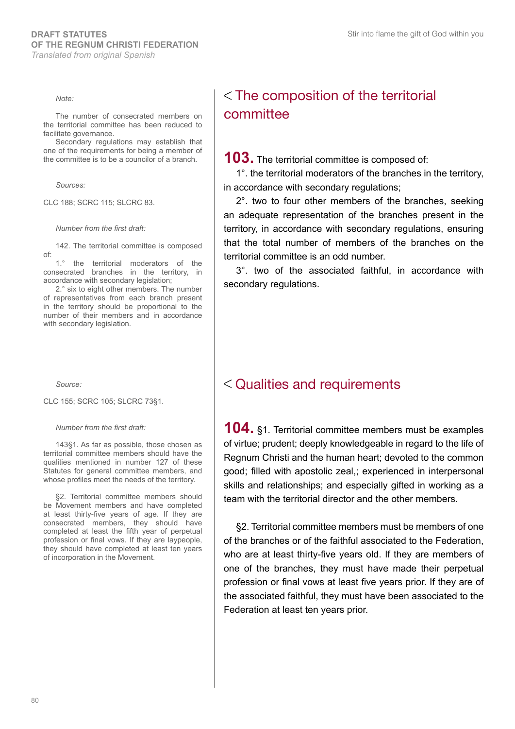## < The composition of the territorial committee

*Note:*

The number of consecrated members on the territorial committee has been reduced to facilitate governance.

Secondary regulations may establish that one of the requirements for being a member of the committee is to be a councilor of a branch.

*Sources:*

CLC 188; SCRC 115; SLCRC 83.

*Number from the first draft:*

142. The territorial committee is composed of:

1.° the territorial moderators of the consecrated branches in the territory, in accordance with secondary legislation;

2.° six to eight other members. The number of representatives from each branch present in the territory should be proportional to the number of their members and in accordance with secondary legislation.

**103.** The territorial committee is composed of:

1°. the territorial moderators of the branches in the territory, in accordance with secondary regulations;

2°. two to four other members of the branches, seeking an adequate representation of the branches present in the territory, in accordance with secondary regulations, ensuring that the total number of members of the branches on the territorial committee is an odd number.

3°. two of the associated faithful, in accordance with secondary regulations.

## < Qualities and requirements

*Source:*

CLC 155; SCRC 105; SLCRC 73§1.

*Number from the first draft:*

143§1. As far as possible, those chosen as territorial committee members should have the qualities mentioned in number 127 of these Statutes for general committee members, and whose profiles meet the needs of the territory.

§2. Territorial committee members should be Movement members and have completed at least thirty-five years of age. If they are consecrated members, they should have completed at least the fifth year of perpetual profession or final vows. If they are laypeople, they should have completed at least ten years of incorporation in the Movement.

**104.** §1. Territorial committee members must be examples of virtue; prudent; deeply knowledgeable in regard to the life of Regnum Christi and the human heart; devoted to the common good; filled with apostolic zeal,; experienced in interpersonal skills and relationships; and especially gifted in working as a team with the territorial director and the other members.

§2. Territorial committee members must be members of one of the branches or of the faithful associated to the Federation, who are at least thirty-five years old. If they are members of one of the branches, they must have made their perpetual profession or final vows at least five years prior. If they are of the associated faithful, they must have been associated to the Federation at least ten years prior.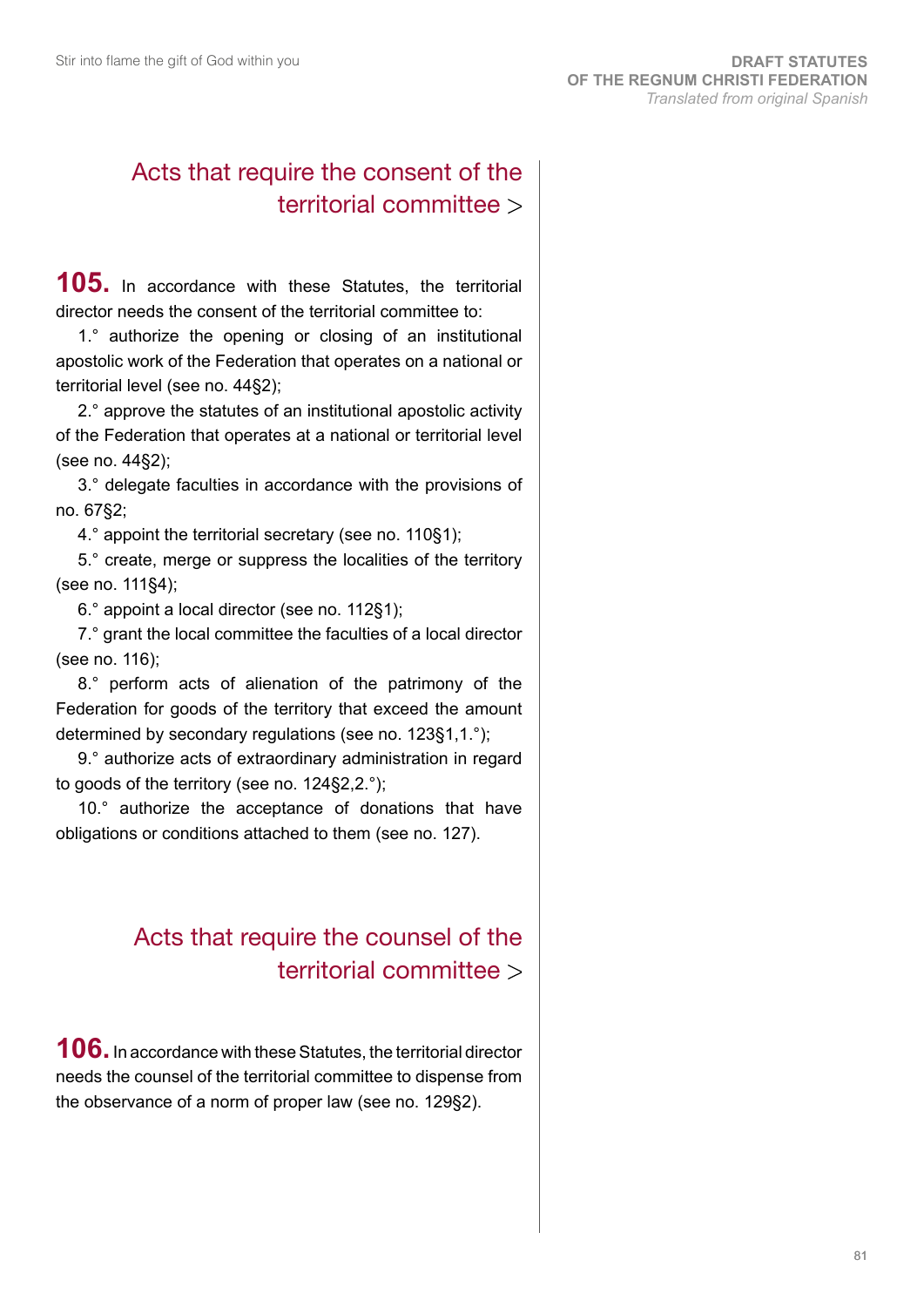## Acts that require the consent of the territorial committee >

**105.** In accordance with these Statutes, the territorial director needs the consent of the territorial committee to:

1.° authorize the opening or closing of an institutional apostolic work of the Federation that operates on a national or territorial level (see no. 44§2);

2.° approve the statutes of an institutional apostolic activity of the Federation that operates at a national or territorial level (see no. 44§2);

3.° delegate faculties in accordance with the provisions of no. 67§2;

4.° appoint the territorial secretary (see no. 110§1);

5.° create, merge or suppress the localities of the territory (see no. 111§4);

6.° appoint a local director (see no. 112§1);

7.° grant the local committee the faculties of a local director (see no. 116);

8.° perform acts of alienation of the patrimony of the Federation for goods of the territory that exceed the amount determined by secondary regulations (see no. 123§1,1.°);

9.° authorize acts of extraordinary administration in regard to goods of the territory (see no. 124§2,2.°);

10.° authorize the acceptance of donations that have obligations or conditions attached to them (see no. 127).

## Acts that require the counsel of the territorial committee >

**106.** In accordance with these Statutes, the territorial director needs the counsel of the territorial committee to dispense from the observance of a norm of proper law (see no. 129§2).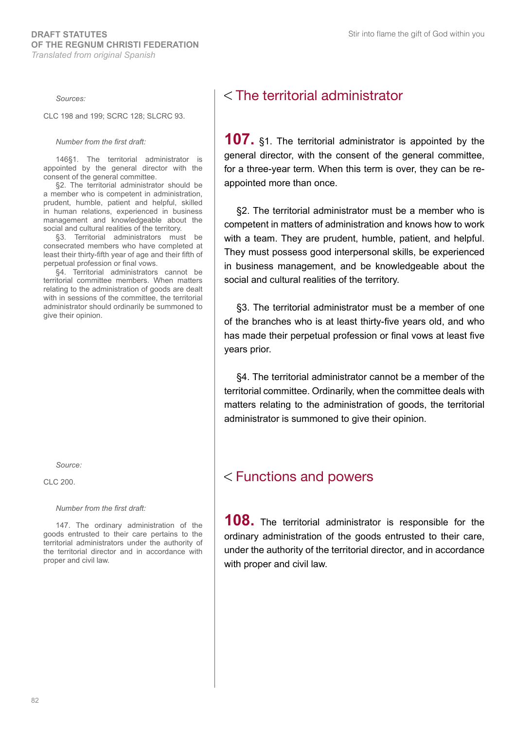## < The territorial administrator

*Sources:*

CLC 198 and 199; SCRC 128; SLCRC 93.

*Number from the first draft:*

146§1. The territorial administrator is appointed by the general director with the consent of the general committee.

§2. The territorial administrator should be a member who is competent in administration, prudent, humble, patient and helpful, skilled in human relations, experienced in business management and knowledgeable about the social and cultural realities of the territory.

§3. Territorial administrators must be consecrated members who have completed at least their thirty-fifth year of age and their fifth of perpetual profession or final vows.

§4. Territorial administrators cannot be territorial committee members. When matters relating to the administration of goods are dealt with in sessions of the committee, the territorial administrator should ordinarily be summoned to give their opinion.

**107.** §1. The territorial administrator is appointed by the general director, with the consent of the general committee, for a three-year term. When this term is over, they can be re-appointed more than once.

§2. The territorial administrator must be a member who is competent in matters of administration and knows how to work with a team. They are prudent, humble, patient, and helpful. They must possess good interpersonal skills, be experienced in business management, and be knowledgeable about the social and cultural realities of the territory.

§3. The territorial administrator must be a member of one of the branches who is at least thirty-five years old, and who has made their perpetual profession or final vows at least five years prior.

§4. The territorial administrator cannot be a member of the territorial committee. Ordinarily, when the committee deals with matters relating to the administration of goods, the territorial administrator is summoned to give their opinion.

## < Functions and powers

*Source:*

CLC 200.

*Number from the first draft:*

147. The ordinary administration of the goods entrusted to their care pertains to the territorial administrators under the authority of the territorial director and in accordance with proper and civil law.

**108.** The territorial administrator is responsible for the ordinary administration of the goods entrusted to their care, under the authority of the territorial director, and in accordance with proper and civil law.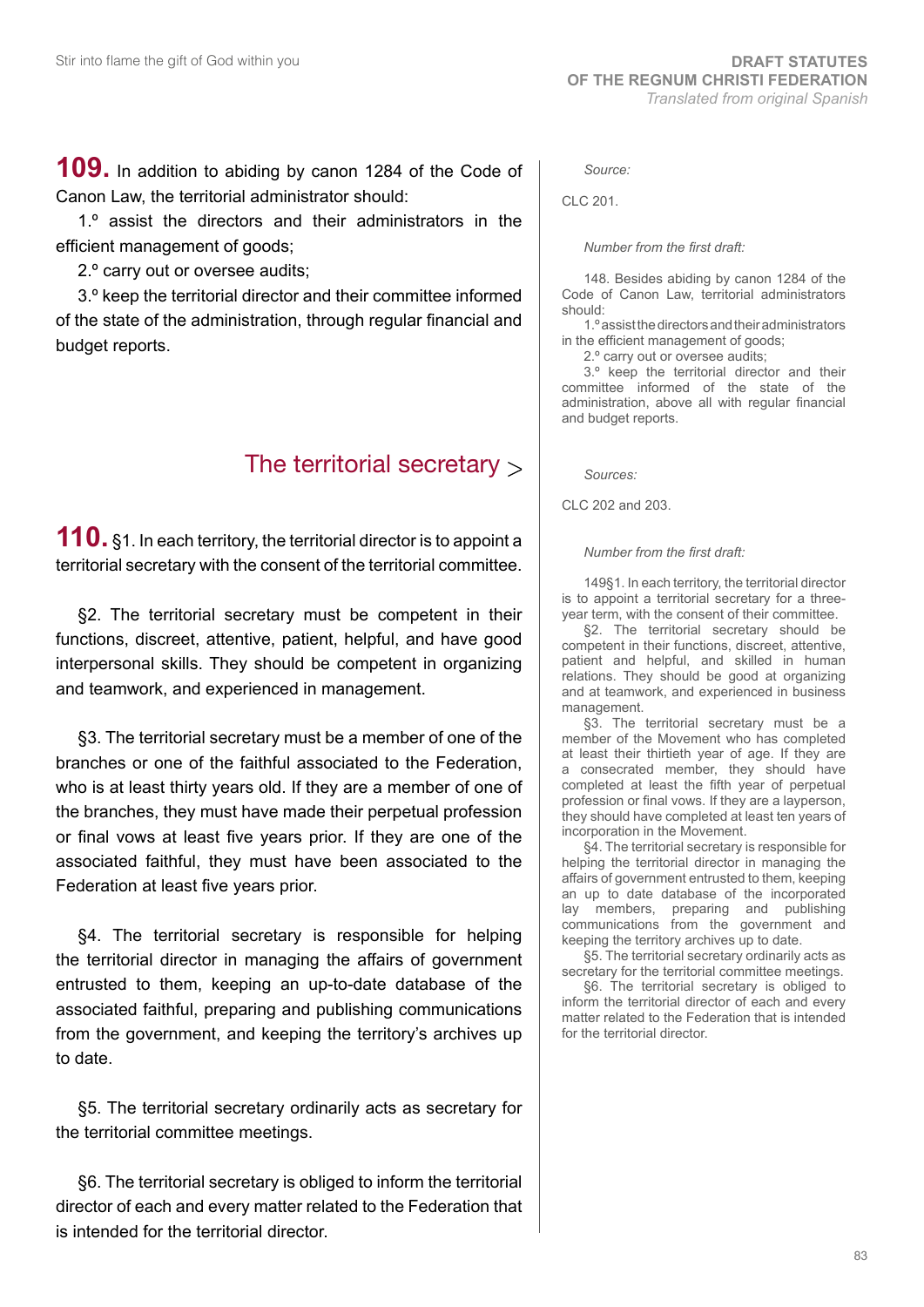**109.** In addition to abiding by canon 1284 of the Code of Canon Law, the territorial administrator should:

1.º assist the directors and their administrators in the efficient management of goods;

2.º carry out or oversee audits;

3.º keep the territorial director and their committee informed of the state of the administration, through regular financial and budget reports.

*Source:*

CLC 201.

*Number from the first draft:*

148. Besides abiding by canon 1284 of the Code of Canon Law, territorial administrators should:

1.º assist the directors and their administrators in the efficient management of goods;

2.º carry out or oversee audits;

3.º keep the territorial director and their committee informed of the state of the administration, above all with regular financial and budget reports.

## The territorial secretary

**110.** §1. In each territory, the territorial director is to appoint a territorial secretary with the consent of the territorial committee.

§2. The territorial secretary must be competent in their functions, discreet, attentive, patient, helpful, and have good interpersonal skills. They should be competent in organizing and teamwork, and experienced in management.

§3. The territorial secretary must be a member of one of the branches or one of the faithful associated to the Federation, who is at least thirty years old. If they are a member of one of the branches, they must have made their perpetual profession or final vows at least five years prior. If they are one of the associated faithful, they must have been associated to the Federation at least five years prior.

§4. The territorial secretary is responsible for helping the territorial director in managing the affairs of government entrusted to them, keeping an up-to-date database of the associated faithful, preparing and publishing communications from the government, and keeping the territory's archives up to date.

§5. The territorial secretary ordinarily acts as secretary for the territorial committee meetings.

§6. The territorial secretary is obliged to inform the territorial director of each and every matter related to the Federation that is intended for the territorial director.

*Sources:*

CLC 202 and 203.

*Number from the first draft:*

149§1. In each territory, the territorial director is to appoint a territorial secretary for a three-year term, with the consent of their committee.

§2. The territorial secretary should be competent in their functions, discreet, attentive, patient and helpful, and skilled in human relations. They should be good at organizing and at teamwork, and experienced in business management.

§3. The territorial secretary must be a member of the Movement who has completed at least their thirtieth year of age. If they are a consecrated member, they should have completed at least the fifth year of perpetual profession or final vows. If they are a layperson, they should have completed at least ten years of incorporation in the Movement.

§4. The territorial secretary is responsible for helping the territorial director in managing the affairs of government entrusted to them, keeping an up to date database of the incorporated lay members, preparing and publishing communications from the government and keeping the territory archives up to date.

§5. The territorial secretary ordinarily acts as secretary for the territorial committee meetings.

§6. The territorial secretary is obliged to inform the territorial director of each and every matter related to the Federation that is intended for the territorial director.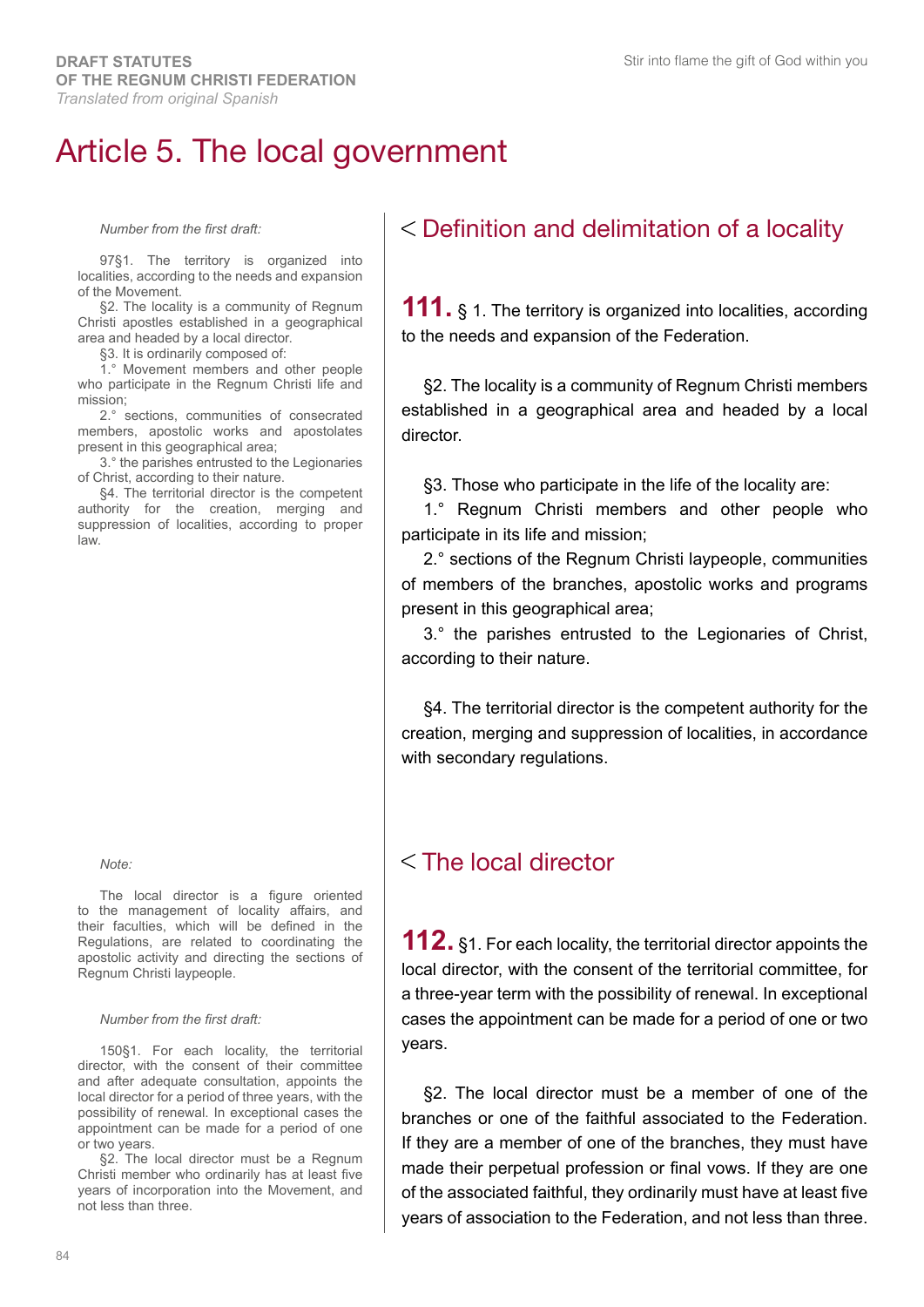# Article 5. The local government

*Number from the first draft:*

97§1. The territory is organized into localities, according to the needs and expansion of the Movement.

§2. The locality is a community of Regnum Christi apostles established in a geographical area and headed by a local director.

§3. It is ordinarily composed of:

1.° Movement members and other people who participate in the Regnum Christi life and mission;

2.° sections, communities of consecrated members, apostolic works and apostolates present in this geographical area;

3.° the parishes entrusted to the Legionaries of Christ, according to their nature.

§4. The territorial director is the competent authority for the creation, merging and suppression of localities, according to proper law.

## < Definition and delimitation of a locality

**111.** § 1. The territory is organized into localities, according to the needs and expansion of the Federation.

§2. The locality is a community of Regnum Christi members established in a geographical area and headed by a local director.

§3. Those who participate in the life of the locality are:

1.° Regnum Christi members and other people who participate in its life and mission;

2.° sections of the Regnum Christi laypeople, communities of members of the branches, apostolic works and programs present in this geographical area;

3.° the parishes entrusted to the Legionaries of Christ, according to their nature.

§4. The territorial director is the competent authority for the creation, merging and suppression of localities, in accordance with secondary regulations.

*Note:*

The local director is a figure oriented to the management of locality affairs, and their faculties, which will be defined in the Regulations, are related to coordinating the apostolic activity and directing the sections of Regnum Christi laypeople.

*Number from the first draft:*

150§1. For each locality, the territorial director, with the consent of their committee and after adequate consultation, appoints the local director for a period of three years, with the possibility of renewal. In exceptional cases the appointment can be made for a period of one or two years.

§2. The local director must be a Regnum Christi member who ordinarily has at least five years of incorporation into the Movement, and not less than three.

## < The local director

**112.** §1. For each locality, the territorial director appoints the local director, with the consent of the territorial committee, for a three-year term with the possibility of renewal. In exceptional cases the appointment can be made for a period of one or two years.

§2. The local director must be a member of one of the branches or one of the faithful associated to the Federation. If they are a member of one of the branches, they must have made their perpetual profession or final vows. If they are one of the associated faithful, they ordinarily must have at least five years of association to the Federation, and not less than three.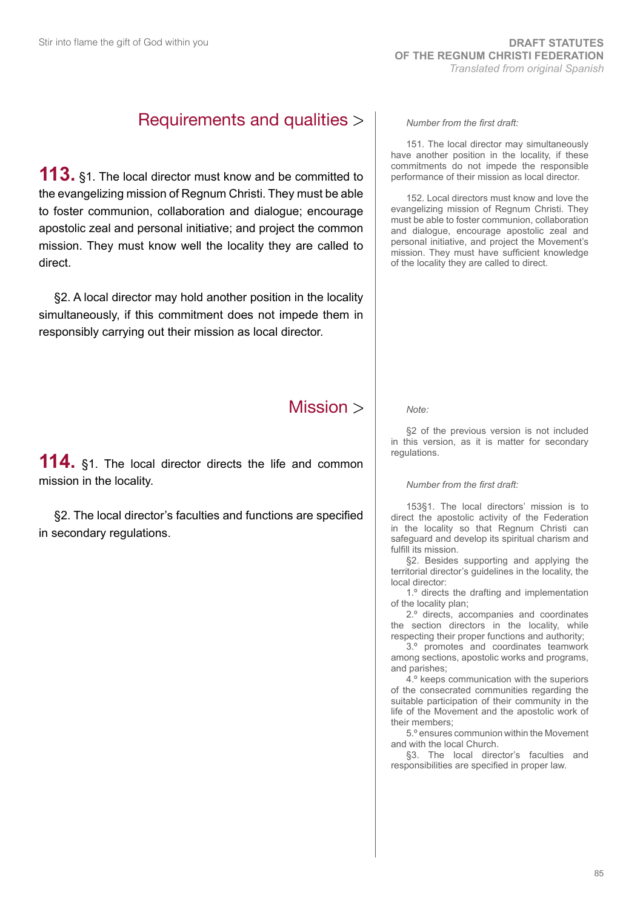## Requirements and qualities >

**113.** §1. The local director must know and be committed to the evangelizing mission of Regnum Christi. They must be able to foster communion, collaboration and dialogue; encourage apostolic zeal and personal initiative; and project the common mission. They must know well the locality they are called to direct.

§2. A local director may hold another position in the locality simultaneously, if this commitment does not impede them in responsibly carrying out their mission as local director.

*Number from the first draft:*

151. The local director may simultaneously have another position in the locality, if these commitments do not impede the responsible performance of their mission as local director.

152. Local directors must know and love the evangelizing mission of Regnum Christi. They must be able to foster communion, collaboration and dialogue, encourage apostolic zeal and personal initiative, and project the Movement's mission. They must have sufficient knowledge of the locality they are called to direct.

## Mission >

**114.** §1. The local director directs the life and common mission in the locality.

§2. The local director's faculties and functions are specified in secondary regulations.

*Note:*

§2 of the previous version is not included in this version, as it is matter for secondary regulations.

*Number from the first draft:*

153§1. The local directors' mission is to direct the apostolic activity of the Federation in the locality so that Regnum Christi can safeguard and develop its spiritual charism and fulfill its mission.

§2. Besides supporting and applying the territorial director's guidelines in the locality, the local director:

1.º directs the drafting and implementation of the locality plan;

2.º directs, accompanies and coordinates the section directors in the locality, while respecting their proper functions and authority;

3.º promotes and coordinates teamwork among sections, apostolic works and programs, and parishes;

4.º keeps communication with the superiors of the consecrated communities regarding the suitable participation of their community in the life of the Movement and the apostolic work of their members;

5.º ensures communion within the Movement and with the local Church.

§3. The local director's faculties and responsibilities are specified in proper law.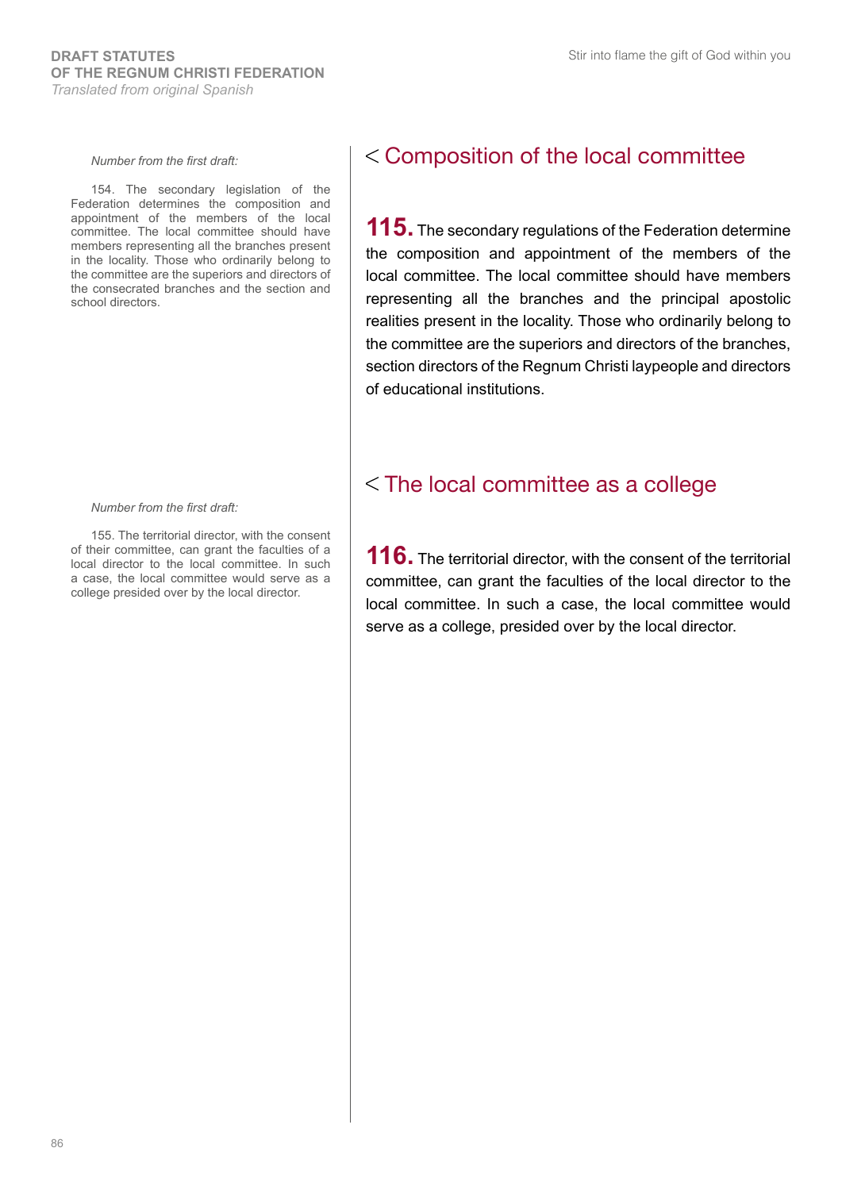*Number from the first draft:*

154. The secondary legislation of the Federation determines the composition and appointment of the members of the local committee. The local committee should have members representing all the branches present in the locality. Those who ordinarily belong to the committee are the superiors and directors of the consecrated branches and the section and school directors.

## < Composition of the local committee

**115.** The secondary regulations of the Federation determine the composition and appointment of the members of the local committee. The local committee should have members representing all the branches and the principal apostolic realities present in the locality. Those who ordinarily belong to the committee are the superiors and directors of the branches, section directors of the Regnum Christi laypeople and directors of educational institutions.

*Number from the first draft:*

155. The territorial director, with the consent of their committee, can grant the faculties of a local director to the local committee. In such a case, the local committee would serve as a college presided over by the local director.

## < The local committee as a college

**116.** The territorial director, with the consent of the territorial committee, can grant the faculties of the local director to the local committee. In such a case, the local committee would serve as a college, presided over by the local director.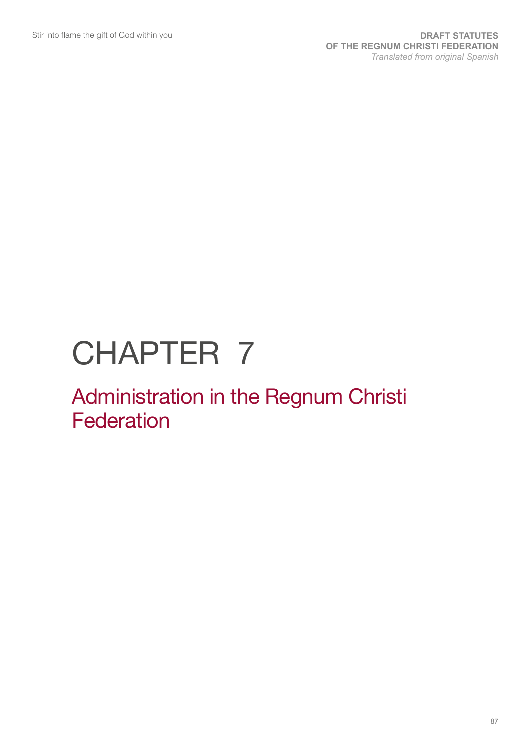# CHAPTER 7

## Administration in the Regnum Christi Federation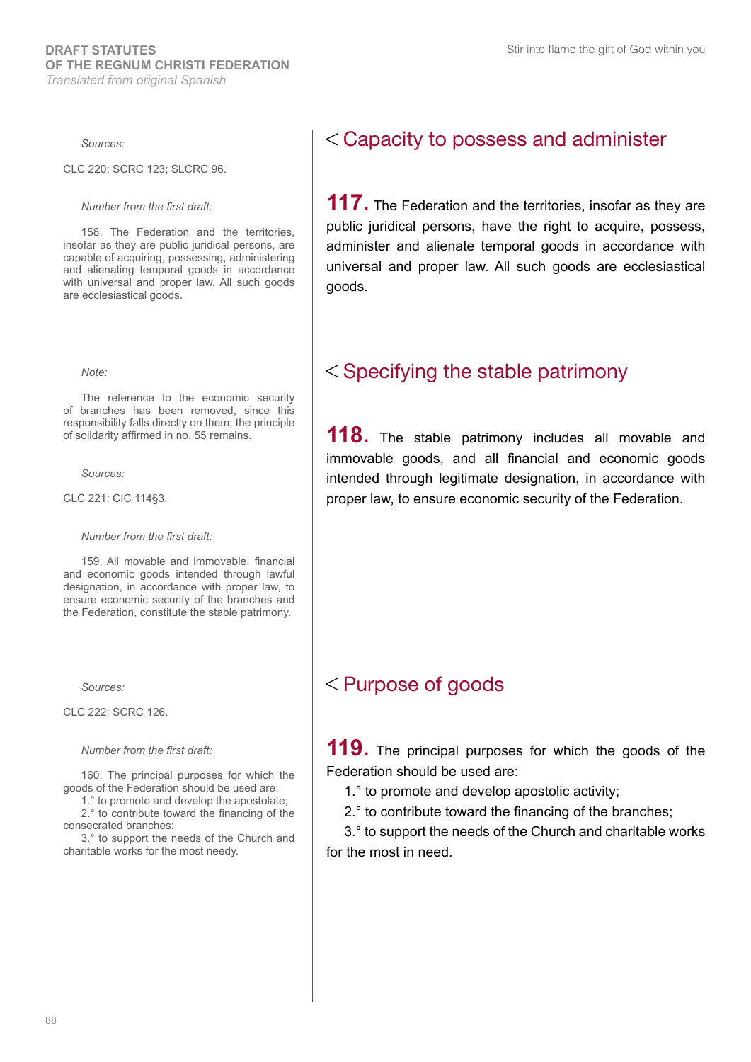## < Capacity to possess and administer

*Sources:*

CLC 220; SCRC 123; SLCRC 96.

*Number from the first draft:*

158. The Federation and the territories, insofar as they are public juridical persons, are capable of acquiring, possessing, administering and alienating temporal goods in accordance with universal and proper law. All such goods are ecclesiastical goods.

**117.** The Federation and the territories, insofar as they are public juridical persons, have the right to acquire, possess, administer and alienate temporal goods in accordance with universal and proper law. All such goods are ecclesiastical goods.

## < Specifying the stable patrimony

*Note:*

The reference to the economic security of branches has been removed, since this responsibility falls directly on them; the principle of solidarity affirmed in no. 55 remains.

*Sources:*

CLC 221; CIC 114§3.

*Number from the first draft:*

159. All movable and immovable, financial and economic goods intended through lawful designation, in accordance with proper law, to ensure economic security of the branches and the Federation, constitute the stable patrimony.

**118.** The stable patrimony includes all movable and immovable goods, and all financial and economic goods intended through legitimate designation, in accordance with proper law, to ensure economic security of the Federation.

## < Purpose of goods

*Sources:*

CLC 222; SCRC 126.

*Number from the first draft:*

160. The principal purposes for which the goods of the Federation should be used are:
1.° to promote and develop the apostolate;
2.° to contribute toward the financing of the consecrated branches;
3.° to support the needs of the Church and charitable works for the most needy.

**119.** The principal purposes for which the goods of the Federation should be used are:

1.° to promote and develop apostolic activity;
2.° to contribute toward the financing of the branches;
3.° to support the needs of the Church and charitable works for the most in need.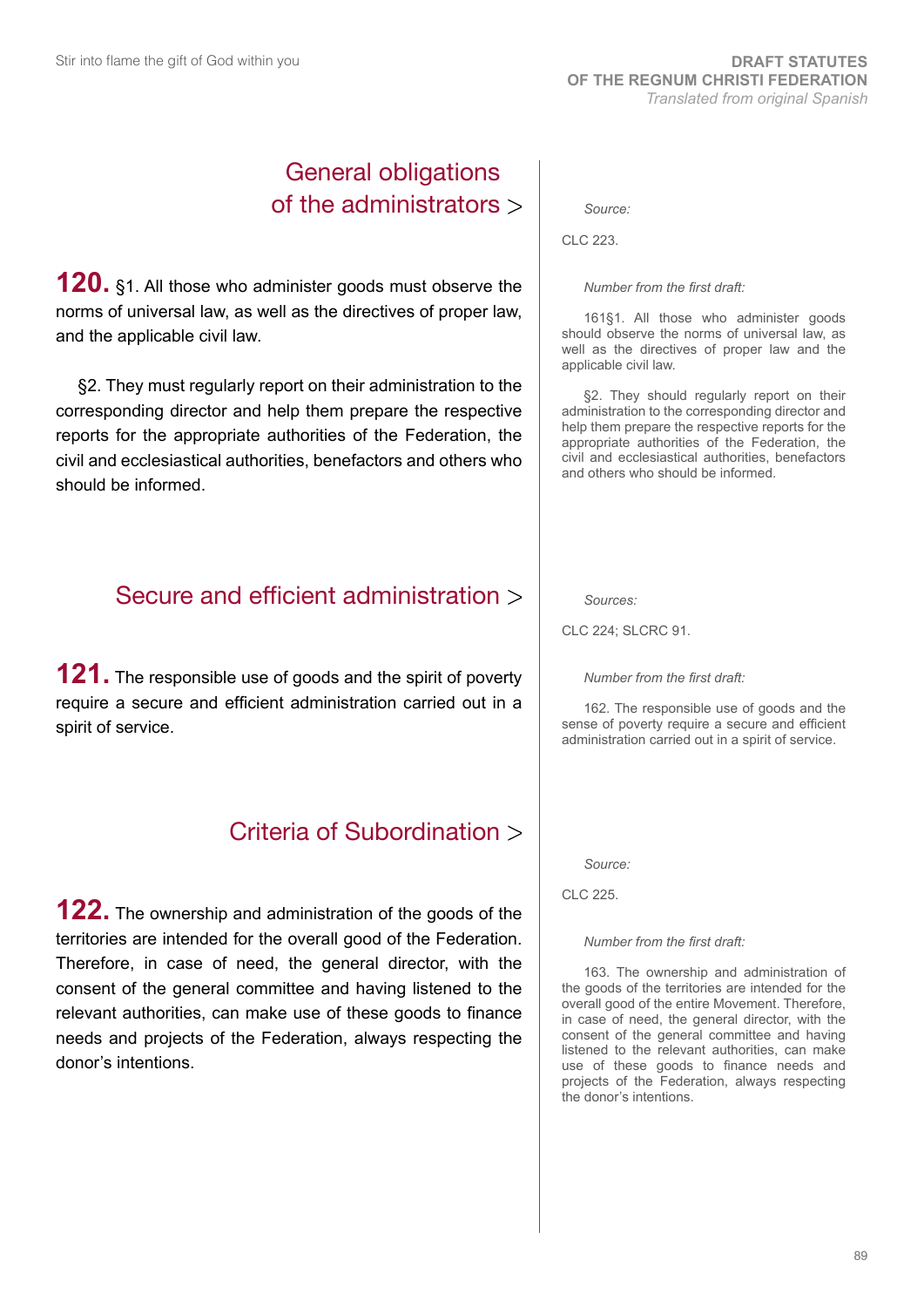## General obligations of the administrators >

**120.** §1. All those who administer goods must observe the norms of universal law, as well as the directives of proper law, and the applicable civil law.

§2. They must regularly report on their administration to the corresponding director and help them prepare the respective reports for the appropriate authorities of the Federation, the civil and ecclesiastical authorities, benefactors and others who should be informed.

*Source:*

CLC 223.

*Number from the first draft:*

161§1. All those who administer goods should observe the norms of universal law, as well as the directives of proper law and the applicable civil law.

§2. They should regularly report on their administration to the corresponding director and help them prepare the respective reports for the appropriate authorities of the Federation, the civil and ecclesiastical authorities, benefactors and others who should be informed.

## Secure and efficient administration >

**121.** The responsible use of goods and the spirit of poverty require a secure and efficient administration carried out in a spirit of service.

*Sources:*

CLC 224; SLCRC 91.

*Number from the first draft:*

162. The responsible use of goods and the sense of poverty require a secure and efficient administration carried out in a spirit of service.

## Criteria of Subordination >

**122.** The ownership and administration of the goods of the territories are intended for the overall good of the Federation. Therefore, in case of need, the general director, with the consent of the general committee and having listened to the relevant authorities, can make use of these goods to finance needs and projects of the Federation, always respecting the donor's intentions.

*Source:*

CLC 225.

*Number from the first draft:*

163. The ownership and administration of the goods of the territories are intended for the overall good of the entire Movement. Therefore, in case of need, the general director, with the consent of the general committee and having listened to the relevant authorities, can make use of these goods to finance needs and projects of the Federation, always respecting the donor's intentions.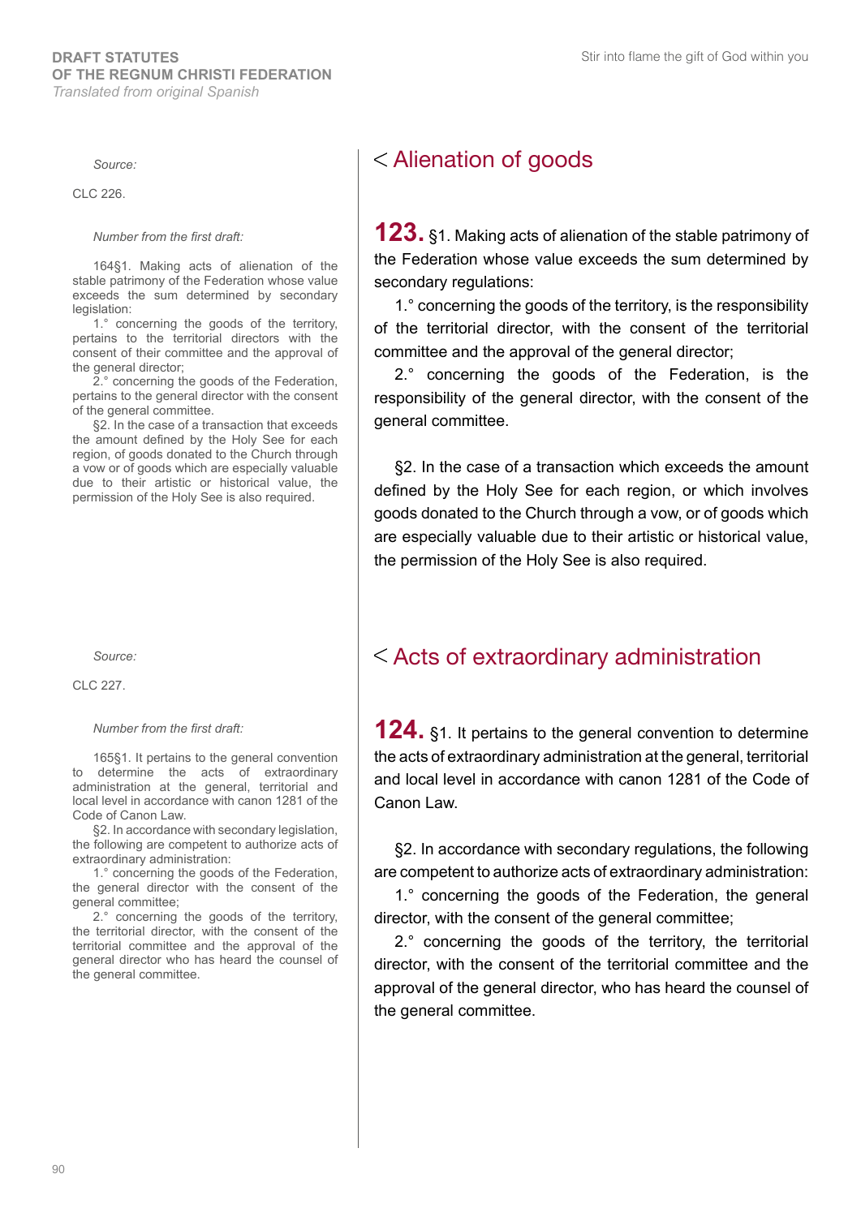## < Alienation of goods

*Source:*

CLC 226.

*Number from the first draft:*

164§1. Making acts of alienation of the stable patrimony of the Federation whose value exceeds the sum determined by secondary legislation:

1.° concerning the goods of the territory, pertains to the territorial directors with the consent of their committee and the approval of the general director;

2.° concerning the goods of the Federation, pertains to the general director with the consent of the general committee.

§2. In the case of a transaction that exceeds the amount defined by the Holy See for each region, of goods donated to the Church through a vow or of goods which are especially valuable due to their artistic or historical value, the permission of the Holy See is also required.

**123.** §1. Making acts of alienation of the stable patrimony of the Federation whose value exceeds the sum determined by secondary regulations:

1.° concerning the goods of the territory, is the responsibility of the territorial director, with the consent of the territorial committee and the approval of the general director;

2.° concerning the goods of the Federation, is the responsibility of the general director, with the consent of the general committee.

§2. In the case of a transaction which exceeds the amount defined by the Holy See for each region, or which involves goods donated to the Church through a vow, or of goods which are especially valuable due to their artistic or historical value, the permission of the Holy See is also required.

## < Acts of extraordinary administration

*Source:*

CLC 227.

*Number from the first draft:*

165§1. It pertains to the general convention to determine the acts of extraordinary administration at the general, territorial and local level in accordance with canon 1281 of the Code of Canon Law.

§2. In accordance with secondary legislation, the following are competent to authorize acts of extraordinary administration:

1.° concerning the goods of the Federation, the general director with the consent of the general committee;

2.° concerning the goods of the territory, the territorial director, with the consent of the territorial committee and the approval of the general director who has heard the counsel of the general committee.

**124.** §1. It pertains to the general convention to determine the acts of extraordinary administration at the general, territorial and local level in accordance with canon 1281 of the Code of Canon Law.

§2. In accordance with secondary regulations, the following are competent to authorize acts of extraordinary administration:

1.° concerning the goods of the Federation, the general director, with the consent of the general committee;

2.° concerning the goods of the territory, the territorial director, with the consent of the territorial committee and the approval of the general director, who has heard the counsel of the general committee.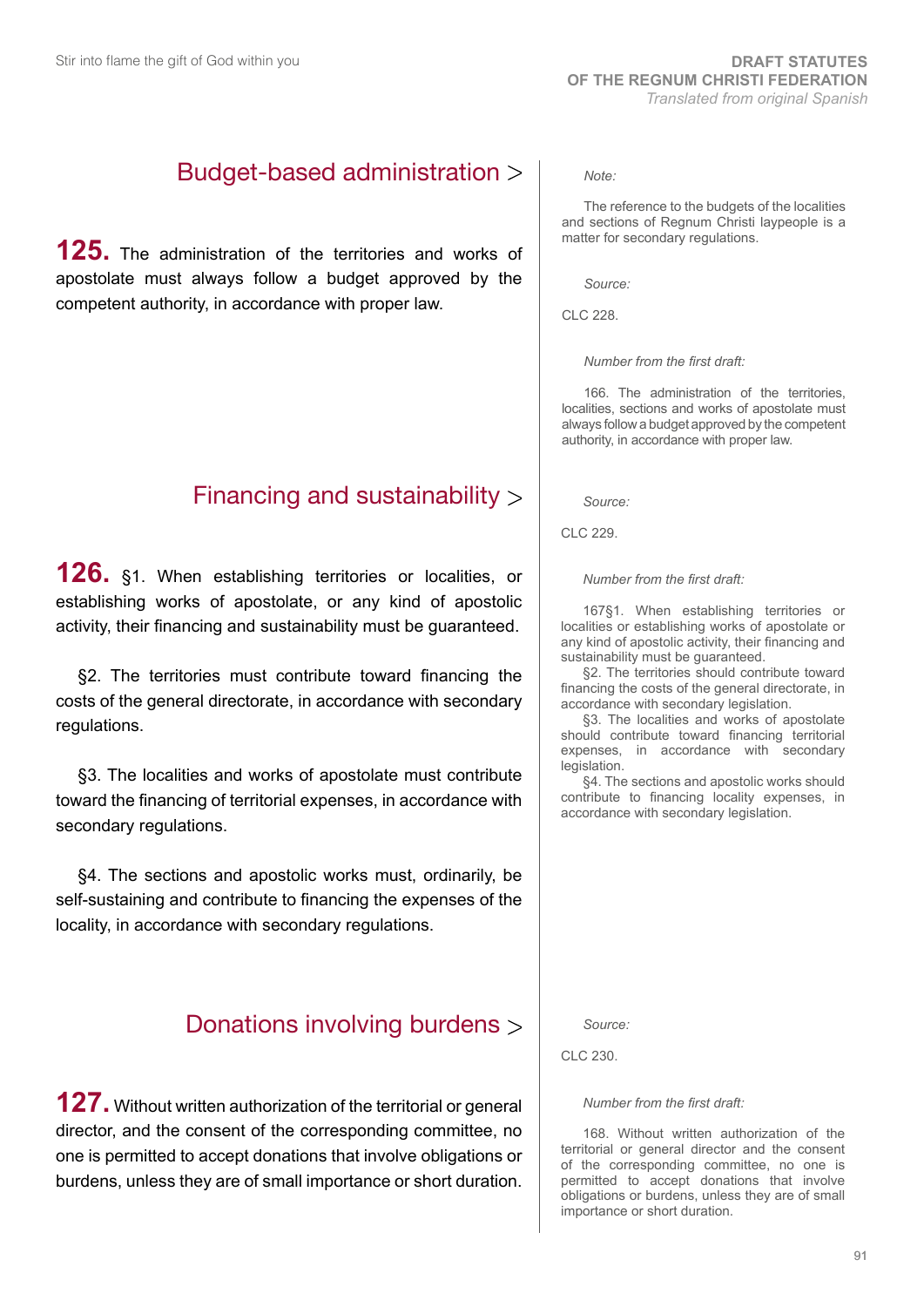## Budget-based administration >

**125.** The administration of the territories and works of apostolate must always follow a budget approved by the competent authority, in accordance with proper law.

*Note:*

The reference to the budgets of the localities and sections of Regnum Christi laypeople is a matter for secondary regulations.

*Source:*

CLC 228.

*Number from the first draft:*

166. The administration of the territories, localities, sections and works of apostolate must always follow a budget approved by the competent authority, in accordance with proper law.

## Financing and sustainability >

**126.** §1. When establishing territories or localities, or establishing works of apostolate, or any kind of apostolic activity, their financing and sustainability must be guaranteed.

§2. The territories must contribute toward financing the costs of the general directorate, in accordance with secondary regulations.

§3. The localities and works of apostolate must contribute toward the financing of territorial expenses, in accordance with secondary regulations.

§4. The sections and apostolic works must, ordinarily, be self-sustaining and contribute to financing the expenses of the locality, in accordance with secondary regulations.

*Source:*

CLC 229.

*Number from the first draft:*

167§1. When establishing territories or localities or establishing works of apostolate or any kind of apostolic activity, their financing and sustainability must be guaranteed.

§2. The territories should contribute toward financing the costs of the general directorate, in accordance with secondary legislation.

§3. The localities and works of apostolate should contribute toward financing territorial expenses, in accordance with secondary legislation.

§4. The sections and apostolic works should contribute to financing locality expenses, in accordance with secondary legislation.

## Donations involving burdens >

**127.** Without written authorization of the territorial or general director, and the consent of the corresponding committee, no one is permitted to accept donations that involve obligations or burdens, unless they are of small importance or short duration.

*Source:*

CLC 230.

*Number from the first draft:*

168. Without written authorization of the territorial or general director and the consent of the corresponding committee, no one is permitted to accept donations that involve obligations or burdens, unless they are of small importance or short duration.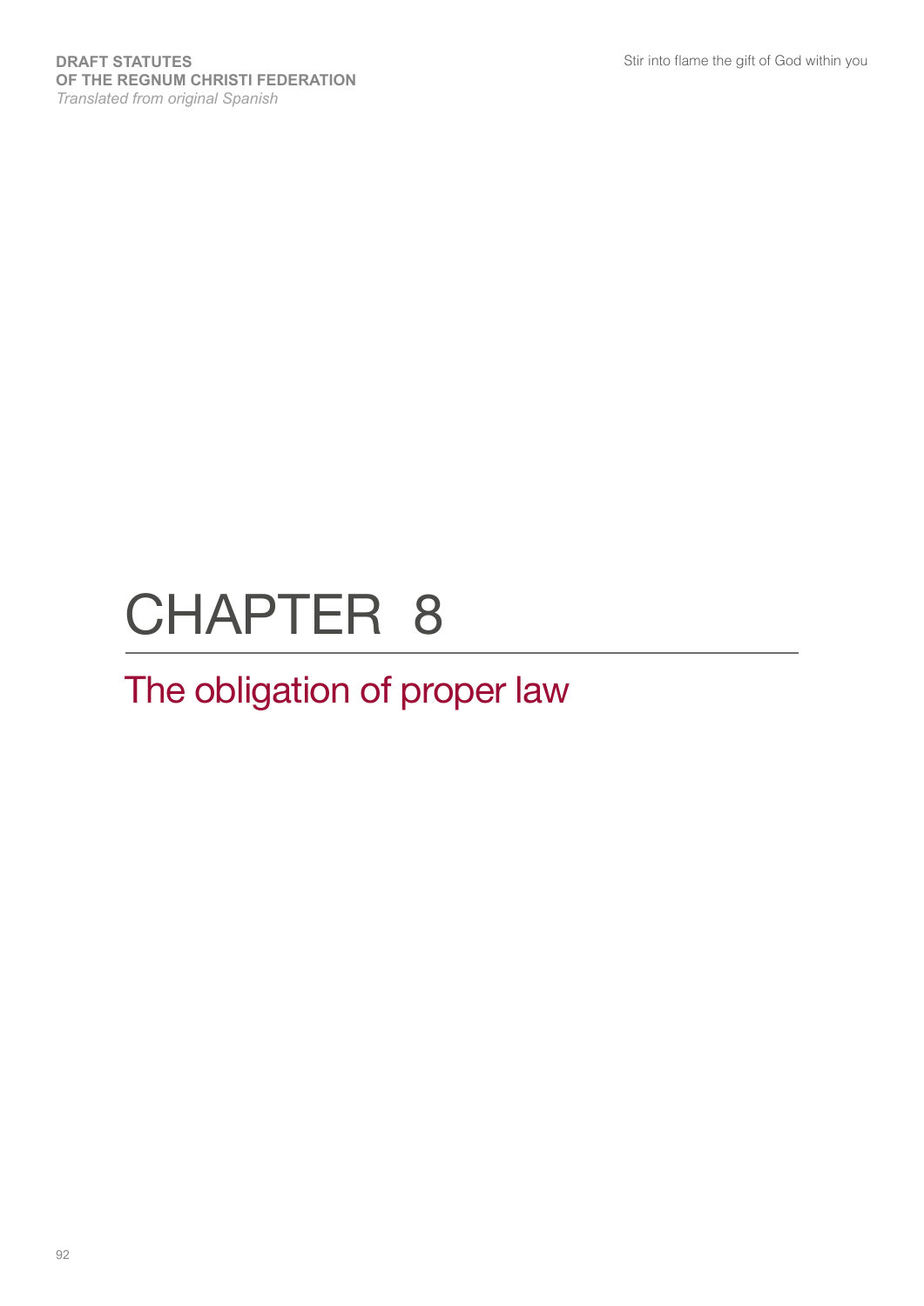# CHAPTER 8

## The obligation of proper law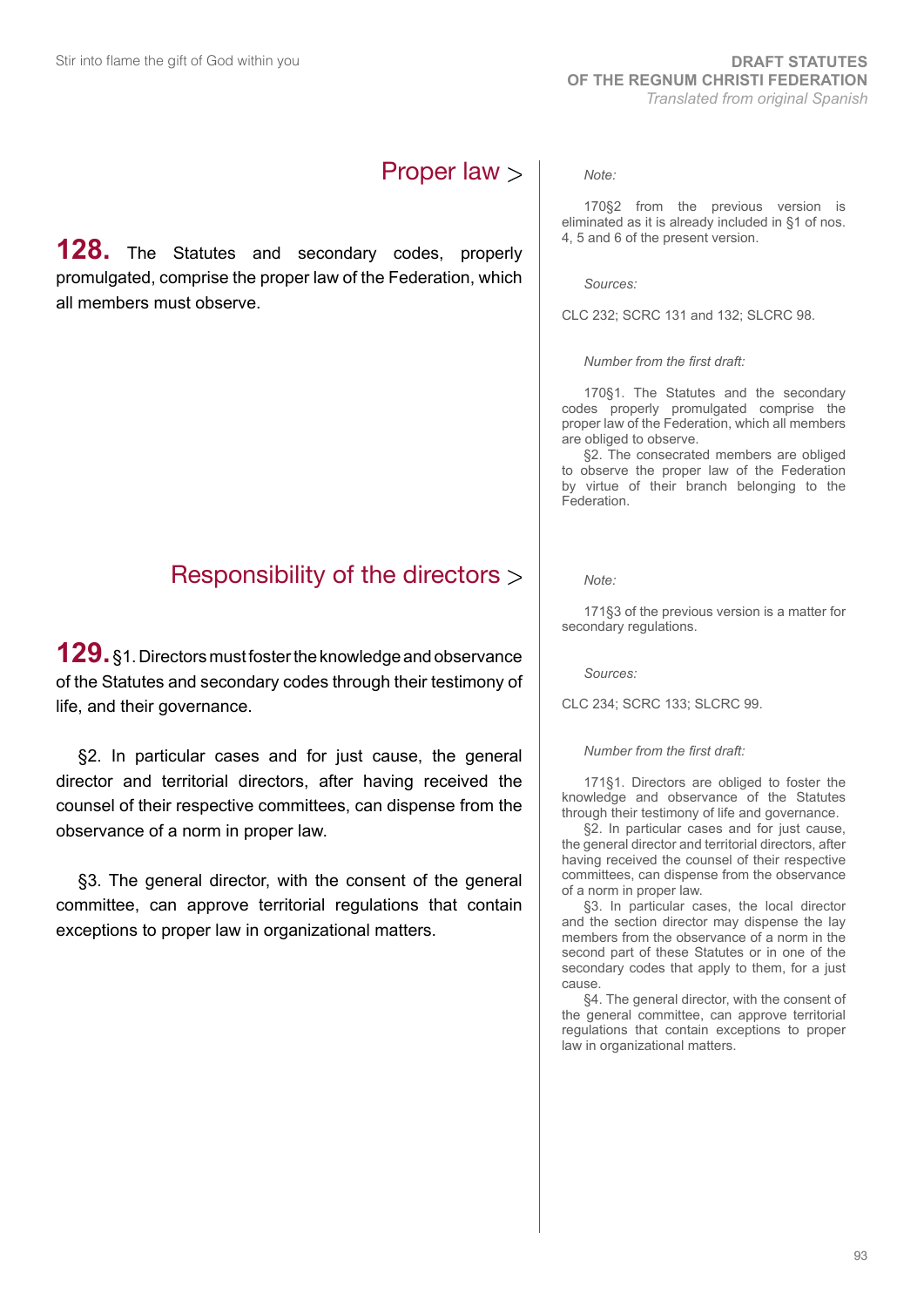## Proper law >

**128.** The Statutes and secondary codes, properly promulgated, comprise the proper law of the Federation, which all members must observe.

*Note:*

170§2 from the previous version is eliminated as it is already included in §1 of nos. 4, 5 and 6 of the present version.

*Sources:*

CLC 232; SCRC 131 and 132; SLCRC 98.

*Number from the first draft:*

170§1. The Statutes and the secondary codes properly promulgated comprise the proper law of the Federation, which all members are obliged to observe.

§2. The consecrated members are obliged to observe the proper law of the Federation by virtue of their branch belonging to the Federation.

## Responsibility of the directors >

**129.** §1. Directors must foster the knowledge and observance of the Statutes and secondary codes through their testimony of life, and their governance.

§2. In particular cases and for just cause, the general director and territorial directors, after having received the counsel of their respective committees, can dispense from the observance of a norm in proper law.

§3. The general director, with the consent of the general committee, can approve territorial regulations that contain exceptions to proper law in organizational matters.

*Note:*

171§3 of the previous version is a matter for secondary regulations.

*Sources:*

CLC 234; SCRC 133; SLCRC 99.

*Number from the first draft:*

171§1. Directors are obliged to foster the knowledge and observance of the Statutes through their testimony of life and governance.

§2. In particular cases and for just cause, the general director and territorial directors, after having received the counsel of their respective committees, can dispense from the observance of a norm in proper law.

§3. In particular cases, the local director and the section director may dispense the lay members from the observance of a norm in the second part of these Statutes or in one of the secondary codes that apply to them, for a just cause.

§4. The general director, with the consent of the general committee, can approve territorial regulations that contain exceptions to proper law in organizational matters.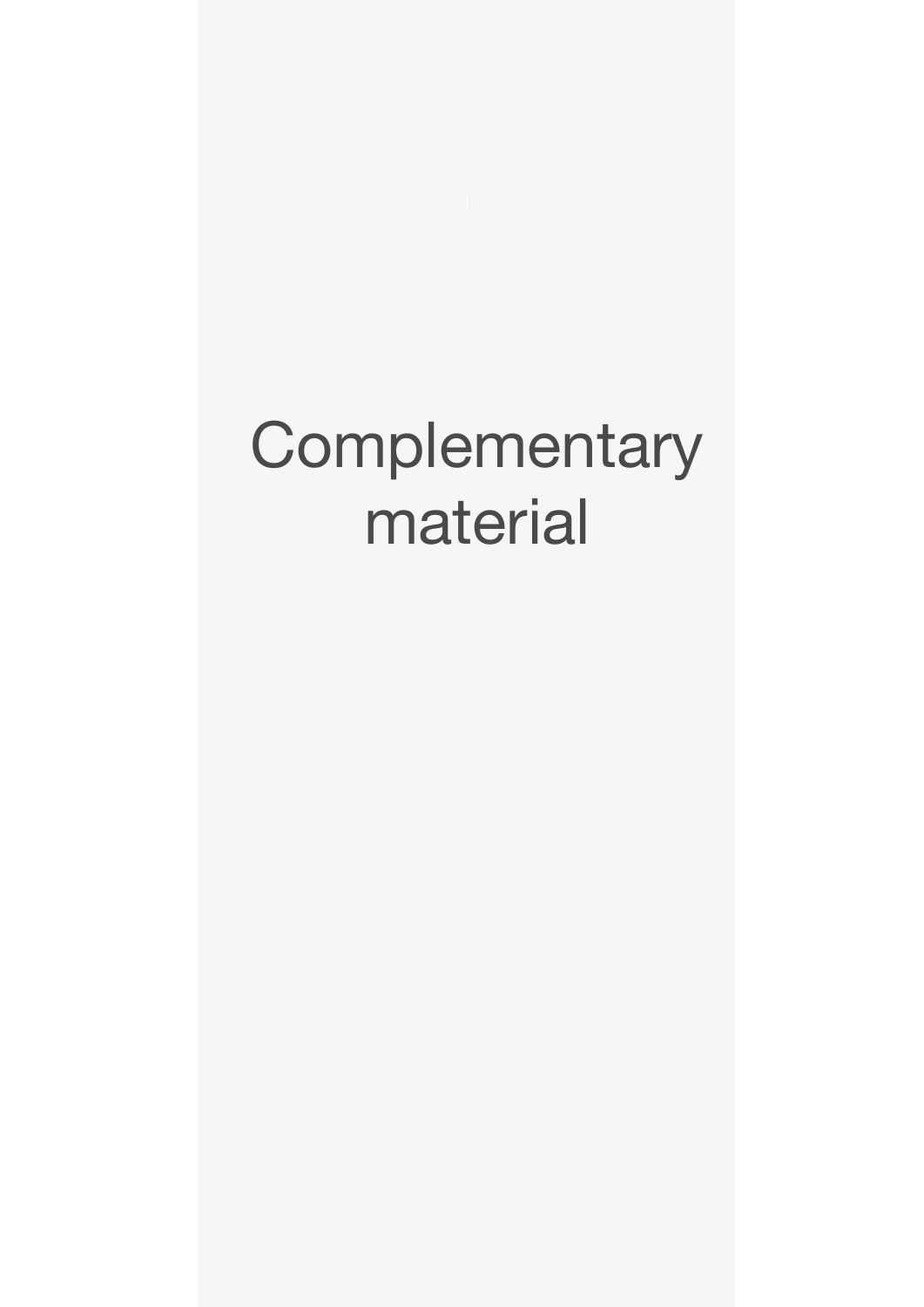# Complementary material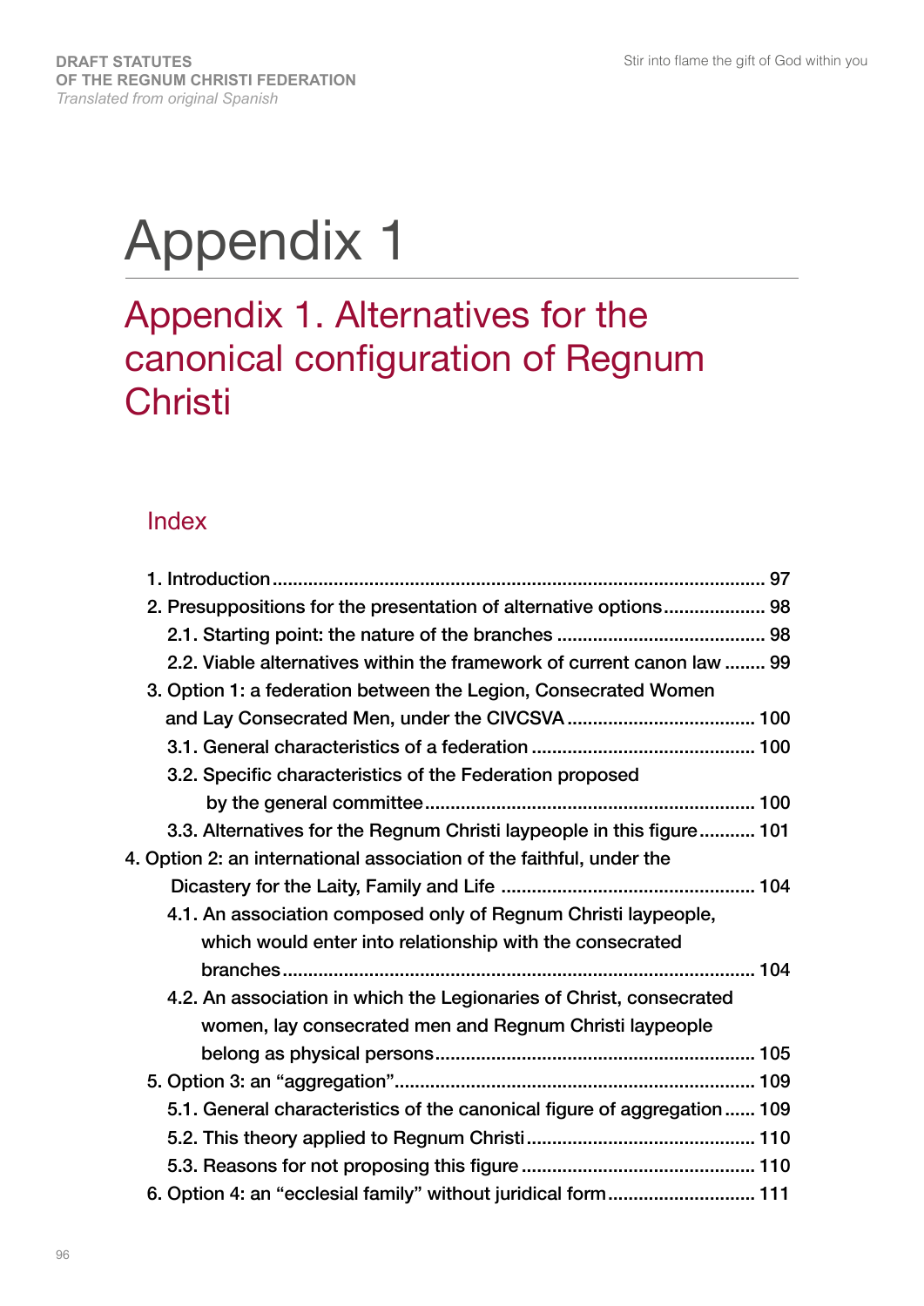# Appendix 1

## Appendix 1. Alternatives for the canonical configuration of Regnum Christi

### Index

1. Introduction ..... 97
2. Presuppositions for the presentation of alternative options ..... 98
   - 2.1. Starting point: the nature of the branches ..... 98
   - 2.2. Viable alternatives within the framework of current canon law ..... 99
3. Option 1: a federation between the Legion, Consecrated Women and Lay Consecrated Men, under the CIVCSVA ..... 100
   - 3.1. General characteristics of a federation ..... 100
   - 3.2. Specific characteristics of the Federation proposed by the general committee ..... 100
   - 3.3. Alternatives for the Regnum Christi laypeople in this figure ..... 101
4. Option 2: an international association of the faithful, under the Dicastery for the Laity, Family and Life ..... 104
   - 4.1. An association composed only of Regnum Christi laypeople, which would enter into relationship with the consecrated branches ..... 104
   - 4.2. An association in which the Legionaries of Christ, consecrated women, lay consecrated men and Regnum Christi laypeople belong as physical persons ..... 105
5. Option 3: an "aggregation" ..... 109
   - 5.1. General characteristics of the canonical figure of aggregation ..... 109
   - 5.2. This theory applied to Regnum Christi ..... 110
   - 5.3. Reasons for not proposing this figure ..... 110
6. Option 4: an "ecclesial family" without juridical form ..... 111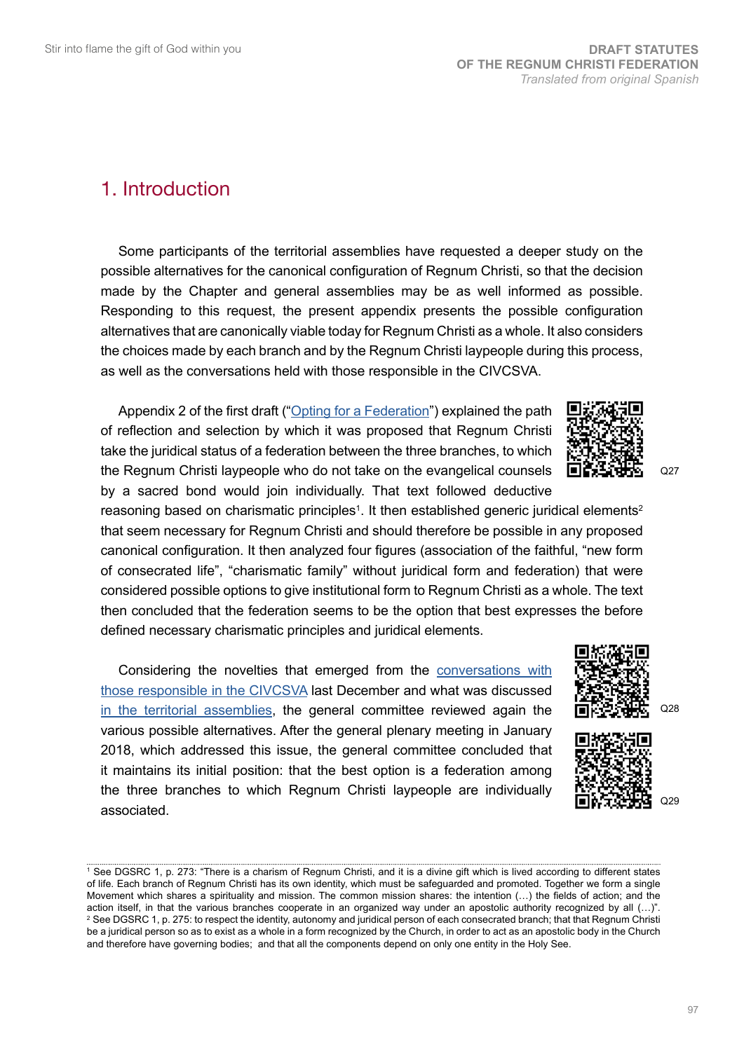# 1. Introduction

Some participants of the territorial assemblies have requested a deeper study on the possible alternatives for the canonical configuration of Regnum Christi, so that the decision made by the Chapter and general assemblies may be as well informed as possible. Responding to this request, the present appendix presents the possible configuration alternatives that are canonically viable today for Regnum Christi as a whole. It also considers the choices made by each branch and by the Regnum Christi laypeople during this process, as well as the conversations held with those responsible in the CIVCSVA.

Appendix 2 of the first draft ("Opting for a Federation") explained the path of reflection and selection by which it was proposed that Regnum Christi take the juridical status of a federation between the three branches, to which the Regnum Christi laypeople who do not take on the evangelical counsels by a sacred bond would join individually. That text followed deductive reasoning based on charismatic principles[1]. It then established generic juridical elements[2] that seem necessary for Regnum Christi and should therefore be possible in any proposed canonical configuration. It then analyzed four figures (association of the faithful, "new form of consecrated life", "charismatic family" without juridical form and federation) that were considered possible options to give institutional form to Regnum Christi as a whole. The text then concluded that the federation seems to be the option that best expresses the before defined necessary charismatic principles and juridical elements.

Q27

Considering the novelties that emerged from the conversations with those responsible in the CIVCSVA last December and what was discussed in the territorial assemblies, the general committee reviewed again the various possible alternatives. After the general plenary meeting in January 2018, which addressed this issue, the general committee concluded that it maintains its initial position: that the best option is a federation among the three branches to which Regnum Christi laypeople are individually associated.

Q28

Q29

---

[1] See DGSRC 1, p. 273: "There is a charism of Regnum Christi, and it is a divine gift which is lived according to different states of life. Each branch of Regnum Christi has its own identity, which must be safeguarded and promoted. Together we form a single Movement which shares a spirituality and mission. The common mission shares: the intention (…) the fields of action; and the action itself, in that the various branches cooperate in an organized way under an apostolic authority recognized by all (…)".

[2] See DGSRC 1, p. 275: to respect the identity, autonomy and juridical person of each consecrated branch; that that Regnum Christi be a juridical person so as to exist as a whole in a form recognized by the Church, in order to act as an apostolic body in the Church and therefore have governing bodies; and that all the components depend on only one entity in the Holy See.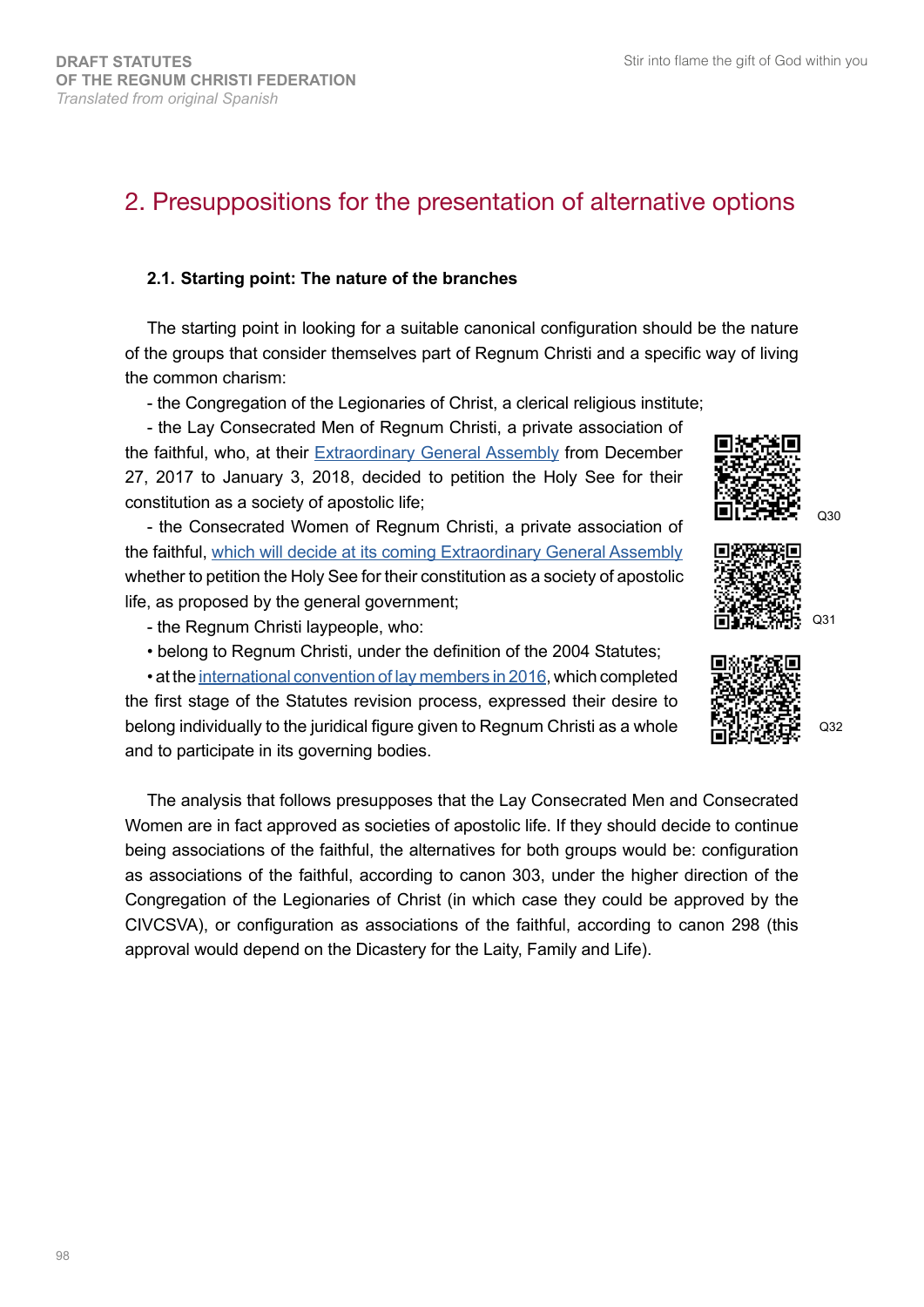## 2. Presuppositions for the presentation of alternative options

### 2.1. Starting point: The nature of the branches

The starting point in looking for a suitable canonical configuration should be the nature of the groups that consider themselves part of Regnum Christi and a specific way of living the common charism:

- the Congregation of the Legionaries of Christ, a clerical religious institute;
- the Lay Consecrated Men of Regnum Christi, a private association of the faithful, who, at their Extraordinary General Assembly from December 27, 2017 to January 3, 2018, decided to petition the Holy See for their constitution as a society of apostolic life;
- the Consecrated Women of Regnum Christi, a private association of the faithful, which will decide at its coming Extraordinary General Assembly whether to petition the Holy See for their constitution as a society of apostolic life, as proposed by the general government;
- the Regnum Christi laypeople, who:
  - belong to Regnum Christi, under the definition of the 2004 Statutes;
  - at the international convention of lay members in 2016, which completed the first stage of the Statutes revision process, expressed their desire to belong individually to the juridical figure given to Regnum Christi as a whole and to participate in its governing bodies.

Q30

Q31

Q32

The analysis that follows presupposes that the Lay Consecrated Men and Consecrated Women are in fact approved as societies of apostolic life. If they should decide to continue being associations of the faithful, the alternatives for both groups would be: configuration as associations of the faithful, according to canon 303, under the higher direction of the Congregation of the Legionaries of Christ (in which case they could be approved by the CIVCSVA), or configuration as associations of the faithful, according to canon 298 (this approval would depend on the Dicastery for the Laity, Family and Life).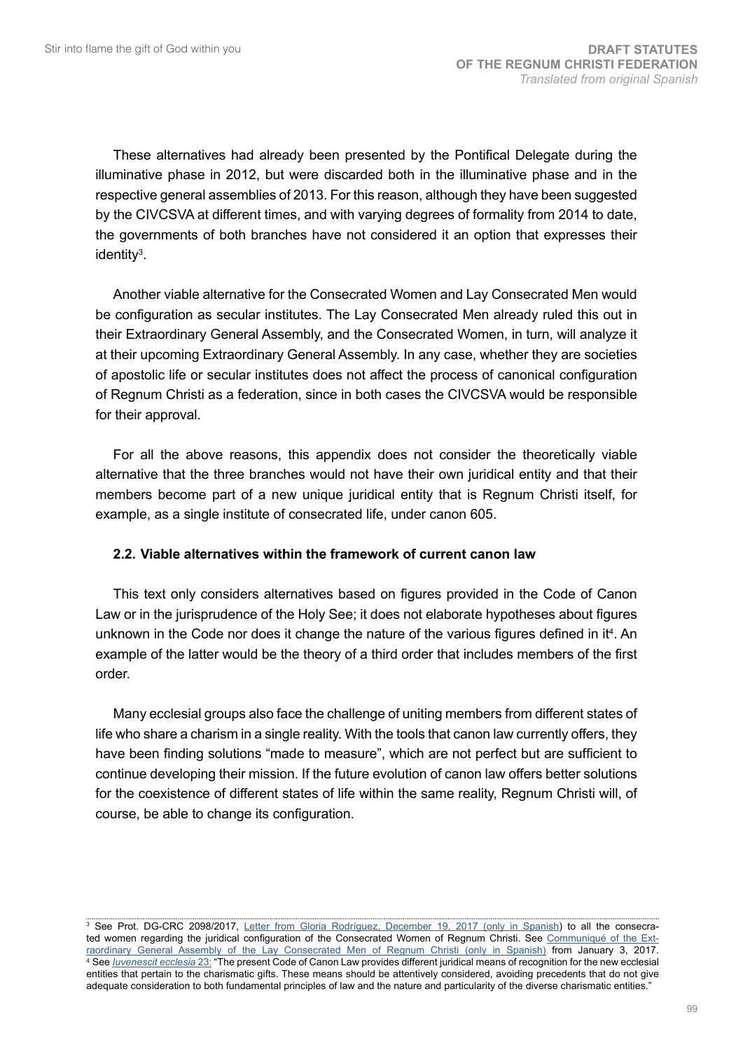These alternatives had already been presented by the Pontifical Delegate during the illuminative phase in 2012, but were discarded both in the illuminative phase and in the respective general assemblies of 2013. For this reason, although they have been suggested by the CIVCSVA at different times, and with varying degrees of formality from 2014 to date, the governments of both branches have not considered it an option that expresses their identity[3].

Another viable alternative for the Consecrated Women and Lay Consecrated Men would be configuration as secular institutes. The Lay Consecrated Men already ruled this out in their Extraordinary General Assembly, and the Consecrated Women, in turn, will analyze it at their upcoming Extraordinary General Assembly. In any case, whether they are societies of apostolic life or secular institutes does not affect the process of canonical configuration of Regnum Christi as a federation, since in both cases the CIVCSVA would be responsible for their approval.

For all the above reasons, this appendix does not consider the theoretically viable alternative that the three branches would not have their own juridical entity and that their members become part of a new unique juridical entity that is Regnum Christi itself, for example, as a single institute of consecrated life, under canon 605.

### 2.2. Viable alternatives within the framework of current canon law

This text only considers alternatives based on figures provided in the Code of Canon Law or in the jurisprudence of the Holy See; it does not elaborate hypotheses about figures unknown in the Code nor does it change the nature of the various figures defined in it[4]. An example of the latter would be the theory of a third order that includes members of the first order.

Many ecclesial groups also face the challenge of uniting members from different states of life who share a charism in a single reality. With the tools that canon law currently offers, they have been finding solutions "made to measure", which are not perfect but are sufficient to continue developing their mission. If the future evolution of canon law offers better solutions for the coexistence of different states of life within the same reality, Regnum Christi will, of course, be able to change its configuration.

---

[3] See Prot. DG-CRC 2098/2017, Letter from Gloria Rodriguez, December 19, 2017 (only in Spanish) to all the consecrated women regarding the juridical configuration of the Consecrated Women of Regnum Christi. See Communiqué of the Extraordinary General Assembly of the Lay Consecrated Men of Regnum Christi (only in Spanish) from January 3, 2017.

[4] See *Iuvenescit ecclesia* 23: "The present Code of Canon Law provides different juridical means of recognition for the new ecclesial entities that pertain to the charismatic gifts. These means should be attentively considered, avoiding precedents that do not give adequate consideration to both fundamental principles of law and the nature and particularity of the diverse charismatic entities."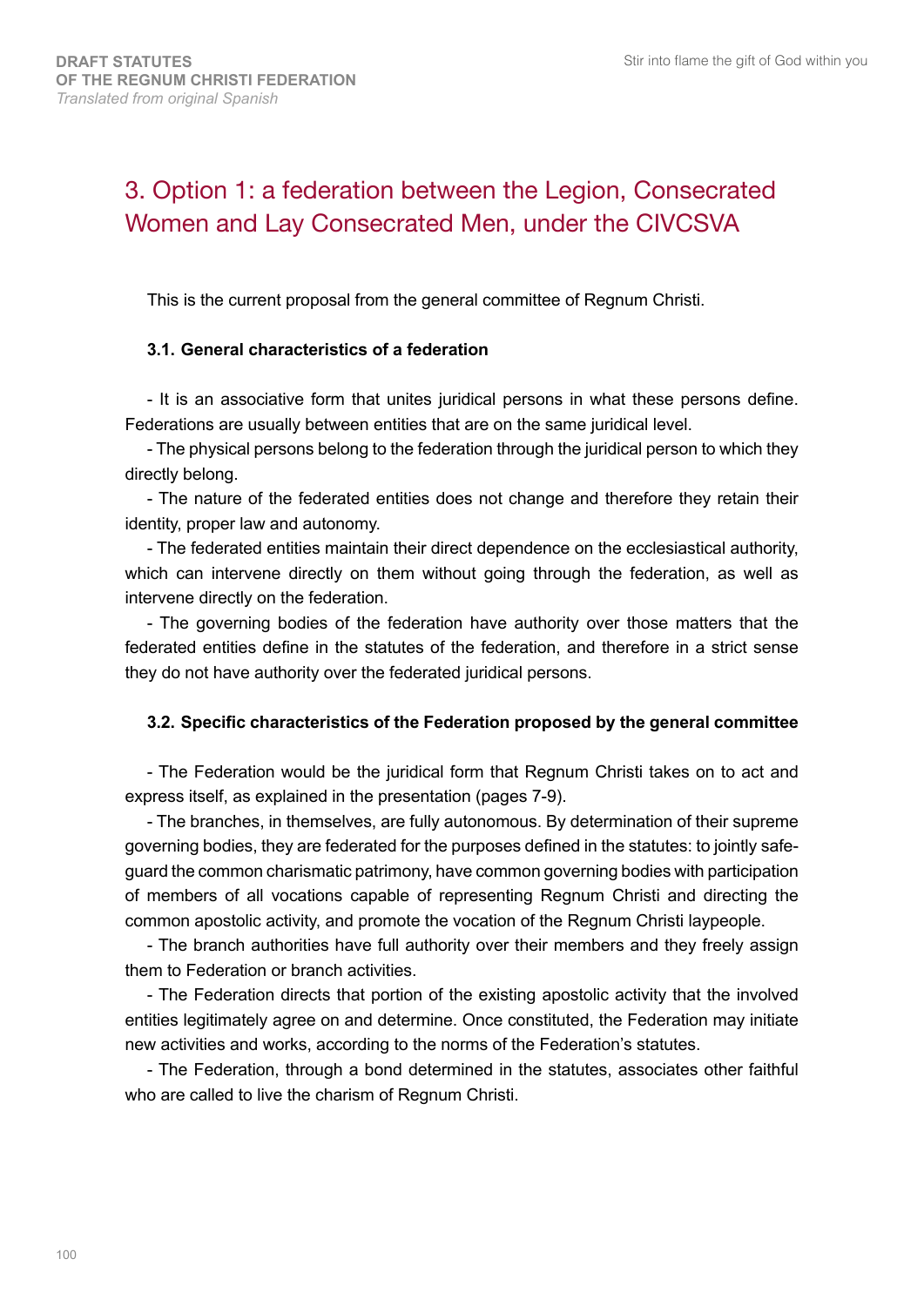## 3. Option 1: a federation between the Legion, Consecrated Women and Lay Consecrated Men, under the CIVCSVA

This is the current proposal from the general committee of Regnum Christi.

### 3.1. General characteristics of a federation

- It is an associative form that unites juridical persons in what these persons define. Federations are usually between entities that are on the same juridical level.
- The physical persons belong to the federation through the juridical person to which they directly belong.
- The nature of the federated entities does not change and therefore they retain their identity, proper law and autonomy.
- The federated entities maintain their direct dependence on the ecclesiastical authority, which can intervene directly on them without going through the federation, as well as intervene directly on the federation.
- The governing bodies of the federation have authority over those matters that the federated entities define in the statutes of the federation, and therefore in a strict sense they do not have authority over the federated juridical persons.

### 3.2. Specific characteristics of the Federation proposed by the general committee

- The Federation would be the juridical form that Regnum Christi takes on to act and express itself, as explained in the presentation (pages 7-9).
- The branches, in themselves, are fully autonomous. By determination of their supreme governing bodies, they are federated for the purposes defined in the statutes: to jointly safeguard the common charismatic patrimony, have common governing bodies with participation of members of all vocations capable of representing Regnum Christi and directing the common apostolic activity, and promote the vocation of the Regnum Christi laypeople.
- The branch authorities have full authority over their members and they freely assign them to Federation or branch activities.
- The Federation directs that portion of the existing apostolic activity that the involved entities legitimately agree on and determine. Once constituted, the Federation may initiate new activities and works, according to the norms of the Federation's statutes.
- The Federation, through a bond determined in the statutes, associates other faithful who are called to live the charism of Regnum Christi.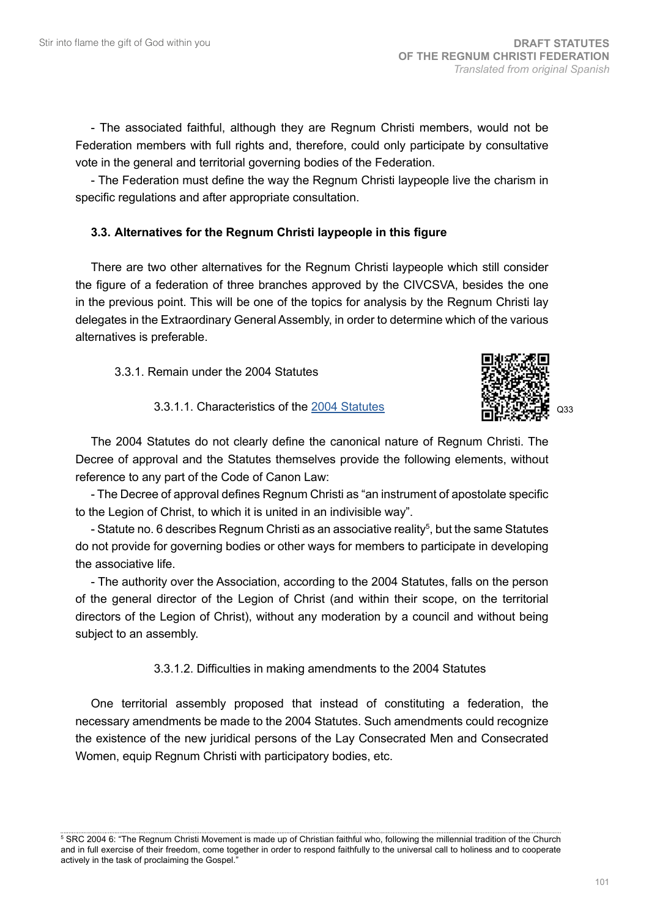- The associated faithful, although they are Regnum Christi members, would not be Federation members with full rights and, therefore, could only participate by consultative vote in the general and territorial governing bodies of the Federation.

- The Federation must define the way the Regnum Christi laypeople live the charism in specific regulations and after appropriate consultation.

### 3.3. Alternatives for the Regnum Christi laypeople in this figure

There are two other alternatives for the Regnum Christi laypeople which still consider the figure of a federation of three branches approved by the CIVCSVA, besides the one in the previous point. This will be one of the topics for analysis by the Regnum Christi lay delegates in the Extraordinary General Assembly, in order to determine which of the various alternatives is preferable.

#### 3.3.1. Remain under the 2004 Statutes

##### 3.3.1.1. Characteristics of the 2004 Statutes

Q33

The 2004 Statutes do not clearly define the canonical nature of Regnum Christi. The Decree of approval and the Statutes themselves provide the following elements, without reference to any part of the Code of Canon Law:

- The Decree of approval defines Regnum Christi as "an instrument of apostolate specific to the Legion of Christ, to which it is united in an indivisible way".

- Statute no. 6 describes Regnum Christi as an associative reality[5], but the same Statutes do not provide for governing bodies or other ways for members to participate in developing the associative life.

- The authority over the Association, according to the 2004 Statutes, falls on the person of the general director of the Legion of Christ (and within their scope, on the territorial directors of the Legion of Christ), without any moderation by a council and without being subject to an assembly.

##### 3.3.1.2. Difficulties in making amendments to the 2004 Statutes

One territorial assembly proposed that instead of constituting a federation, the necessary amendments be made to the 2004 Statutes. Such amendments could recognize the existence of the new juridical persons of the Lay Consecrated Men and Consecrated Women, equip Regnum Christi with participatory bodies, etc.

---

[5] SRC 2004 6: "The Regnum Christi Movement is made up of Christian faithful who, following the millennial tradition of the Church and in full exercise of their freedom, come together in order to respond faithfully to the universal call to holiness and to cooperate actively in the task of proclaiming the Gospel."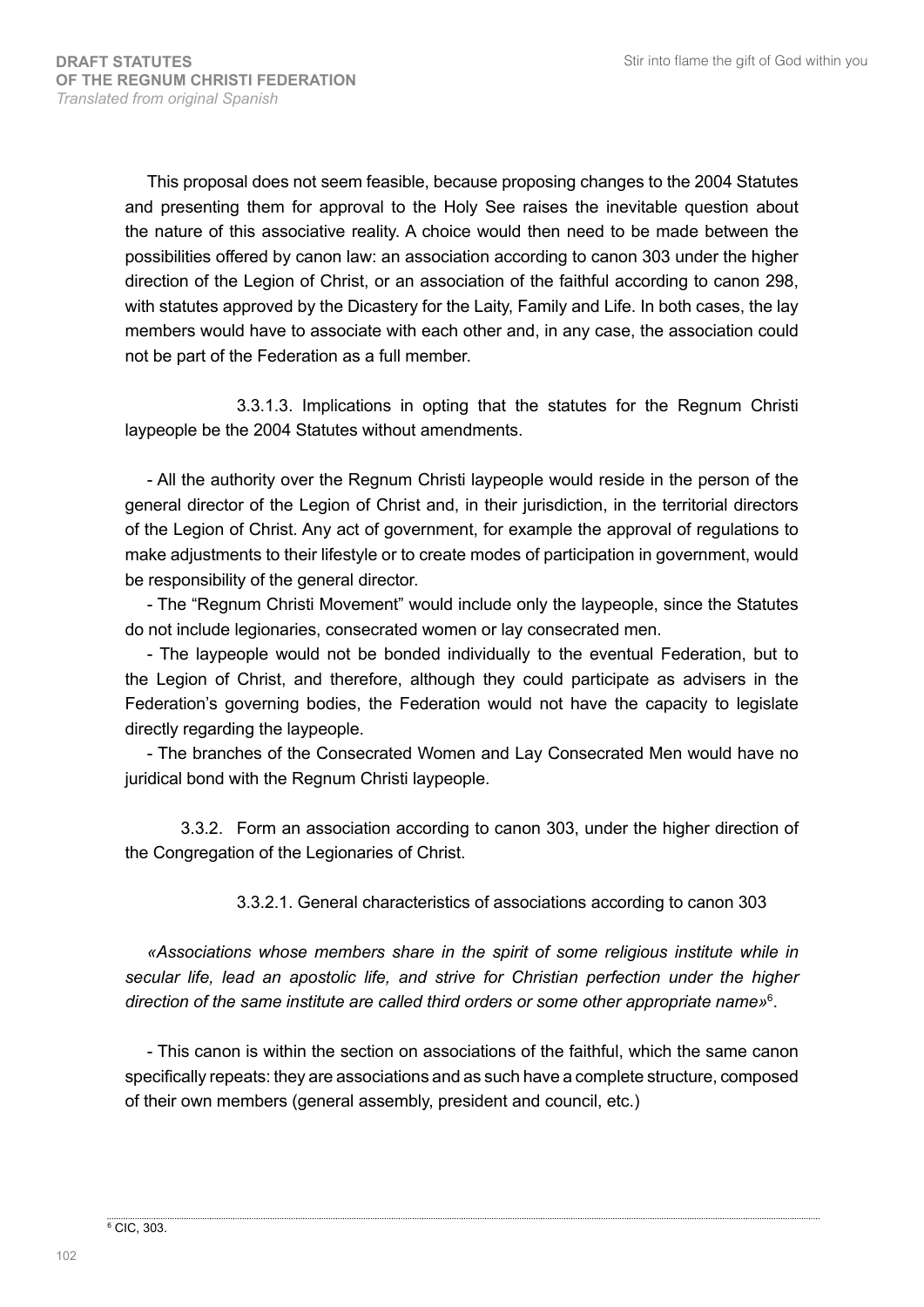This proposal does not seem feasible, because proposing changes to the 2004 Statutes and presenting them for approval to the Holy See raises the inevitable question about the nature of this associative reality. A choice would then need to be made between the possibilities offered by canon law: an association according to canon 303 under the higher direction of the Legion of Christ, or an association of the faithful according to canon 298, with statutes approved by the Dicastery for the Laity, Family and Life. In both cases, the lay members would have to associate with each other and, in any case, the association could not be part of the Federation as a full member.

3.3.1.3. Implications in opting that the statutes for the Regnum Christi laypeople be the 2004 Statutes without amendments.

- All the authority over the Regnum Christi laypeople would reside in the person of the general director of the Legion of Christ and, in their jurisdiction, in the territorial directors of the Legion of Christ. Any act of government, for example the approval of regulations to make adjustments to their lifestyle or to create modes of participation in government, would be responsibility of the general director.
- The "Regnum Christi Movement" would include only the laypeople, since the Statutes do not include legionaries, consecrated women or lay consecrated men.
- The laypeople would not be bonded individually to the eventual Federation, but to the Legion of Christ, and therefore, although they could participate as advisers in the Federation's governing bodies, the Federation would not have the capacity to legislate directly regarding the laypeople.
- The branches of the Consecrated Women and Lay Consecrated Men would have no juridical bond with the Regnum Christi laypeople.

3.3.2. Form an association according to canon 303, under the higher direction of the Congregation of the Legionaries of Christ.

3.3.2.1. General characteristics of associations according to canon 303

*«Associations whose members share in the spirit of some religious institute while in secular life, lead an apostolic life, and strive for Christian perfection under the higher direction of the same institute are called third orders or some other appropriate name»*[6].

- This canon is within the section on associations of the faithful, which the same canon specifically repeats: they are associations and as such have a complete structure, composed of their own members (general assembly, president and council, etc.)

[6] CIC, 303.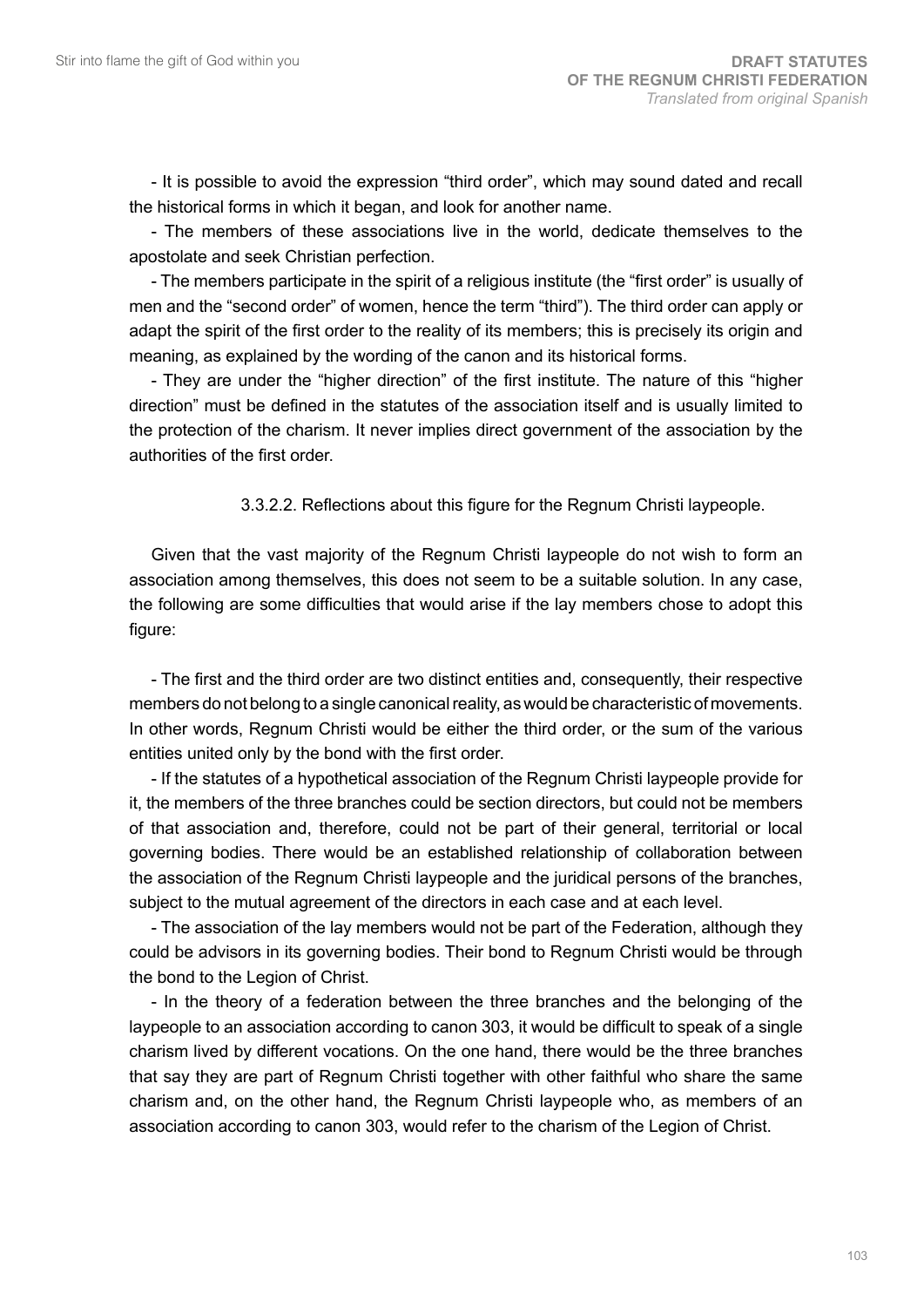- It is possible to avoid the expression "third order", which may sound dated and recall the historical forms in which it began, and look for another name.

- The members of these associations live in the world, dedicate themselves to the apostolate and seek Christian perfection.

- The members participate in the spirit of a religious institute (the "first order" is usually of men and the "second order" of women, hence the term "third"). The third order can apply or adapt the spirit of the first order to the reality of its members; this is precisely its origin and meaning, as explained by the wording of the canon and its historical forms.

- They are under the "higher direction" of the first institute. The nature of this "higher direction" must be defined in the statutes of the association itself and is usually limited to the protection of the charism. It never implies direct government of the association by the authorities of the first order.

#### 3.3.2.2. Reflections about this figure for the Regnum Christi laypeople.

Given that the vast majority of the Regnum Christi laypeople do not wish to form an association among themselves, this does not seem to be a suitable solution. In any case, the following are some difficulties that would arise if the lay members chose to adopt this figure:

- The first and the third order are two distinct entities and, consequently, their respective members do not belong to a single canonical reality, as would be characteristic of movements. In other words, Regnum Christi would be either the third order, or the sum of the various entities united only by the bond with the first order.

- If the statutes of a hypothetical association of the Regnum Christi laypeople provide for it, the members of the three branches could be section directors, but could not be members of that association and, therefore, could not be part of their general, territorial or local governing bodies. There would be an established relationship of collaboration between the association of the Regnum Christi laypeople and the juridical persons of the branches, subject to the mutual agreement of the directors in each case and at each level.

- The association of the lay members would not be part of the Federation, although they could be advisors in its governing bodies. Their bond to Regnum Christi would be through the bond to the Legion of Christ.

- In the theory of a federation between the three branches and the belonging of the laypeople to an association according to canon 303, it would be difficult to speak of a single charism lived by different vocations. On the one hand, there would be the three branches that say they are part of Regnum Christi together with other faithful who share the same charism and, on the other hand, the Regnum Christi laypeople who, as members of an association according to canon 303, would refer to the charism of the Legion of Christ.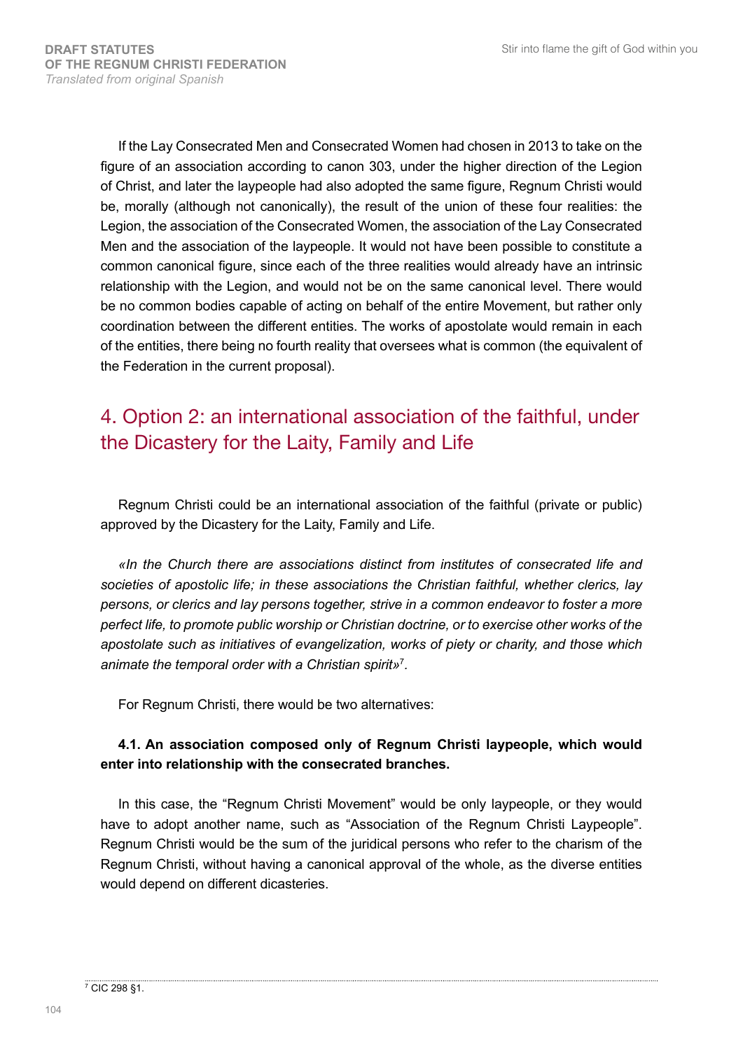If the Lay Consecrated Men and Consecrated Women had chosen in 2013 to take on the figure of an association according to canon 303, under the higher direction of the Legion of Christ, and later the laypeople had also adopted the same figure, Regnum Christi would be, morally (although not canonically), the result of the union of these four realities: the Legion, the association of the Consecrated Women, the association of the Lay Consecrated Men and the association of the laypeople. It would not have been possible to constitute a common canonical figure, since each of the three realities would already have an intrinsic relationship with the Legion, and would not be on the same canonical level. There would be no common bodies capable of acting on behalf of the entire Movement, but rather only coordination between the different entities. The works of apostolate would remain in each of the entities, there being no fourth reality that oversees what is common (the equivalent of the Federation in the current proposal).

## 4. Option 2: an international association of the faithful, under the Dicastery for the Laity, Family and Life

Regnum Christi could be an international association of the faithful (private or public) approved by the Dicastery for the Laity, Family and Life.

*«In the Church there are associations distinct from institutes of consecrated life and societies of apostolic life; in these associations the Christian faithful, whether clerics, lay persons, or clerics and lay persons together, strive in a common endeavor to foster a more perfect life, to promote public worship or Christian doctrine, or to exercise other works of the apostolate such as initiatives of evangelization, works of piety or charity, and those which animate the temporal order with a Christian spirit»*[7].

For Regnum Christi, there would be two alternatives:

**4.1. An association composed only of Regnum Christi laypeople, which would enter into relationship with the consecrated branches.**

In this case, the "Regnum Christi Movement" would be only laypeople, or they would have to adopt another name, such as "Association of the Regnum Christi Laypeople". Regnum Christi would be the sum of the juridical persons who refer to the charism of the Regnum Christi, without having a canonical approval of the whole, as the diverse entities would depend on different dicasteries.

[7] CIC 298 §1.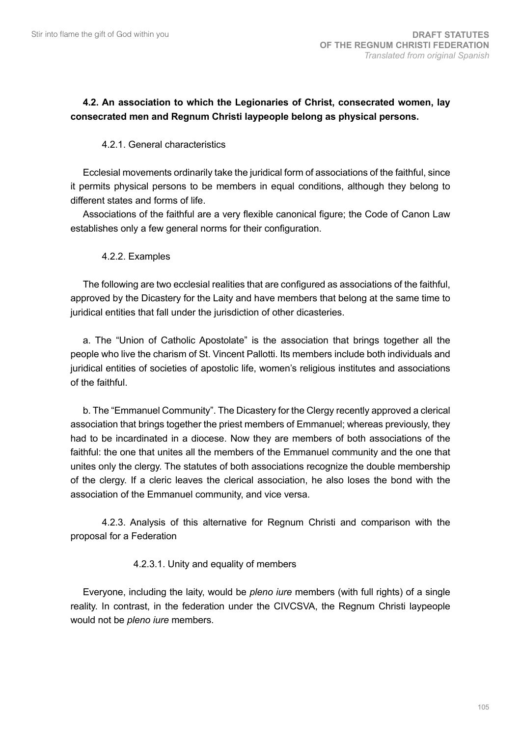**4.2. An association to which the Legionaries of Christ, consecrated women, lay consecrated men and Regnum Christi laypeople belong as physical persons.**

4.2.1. General characteristics

Ecclesial movements ordinarily take the juridical form of associations of the faithful, since it permits physical persons to be members in equal conditions, although they belong to different states and forms of life.

Associations of the faithful are a very flexible canonical figure; the Code of Canon Law establishes only a few general norms for their configuration.

4.2.2. Examples

The following are two ecclesial realities that are configured as associations of the faithful, approved by the Dicastery for the Laity and have members that belong at the same time to juridical entities that fall under the jurisdiction of other dicasteries.

a. The "Union of Catholic Apostolate" is the association that brings together all the people who live the charism of St. Vincent Pallotti. Its members include both individuals and juridical entities of societies of apostolic life, women's religious institutes and associations of the faithful.

b. The "Emmanuel Community". The Dicastery for the Clergy recently approved a clerical association that brings together the priest members of Emmanuel; whereas previously, they had to be incardinated in a diocese. Now they are members of both associations of the faithful: the one that unites all the members of the Emmanuel community and the one that unites only the clergy. The statutes of both associations recognize the double membership of the clergy. If a cleric leaves the clerical association, he also loses the bond with the association of the Emmanuel community, and vice versa.

4.2.3. Analysis of this alternative for Regnum Christi and comparison with the proposal for a Federation

4.2.3.1. Unity and equality of members

Everyone, including the laity, would be *pleno iure* members (with full rights) of a single reality. In contrast, in the federation under the CIVCSVA, the Regnum Christi laypeople would not be *pleno iure* members.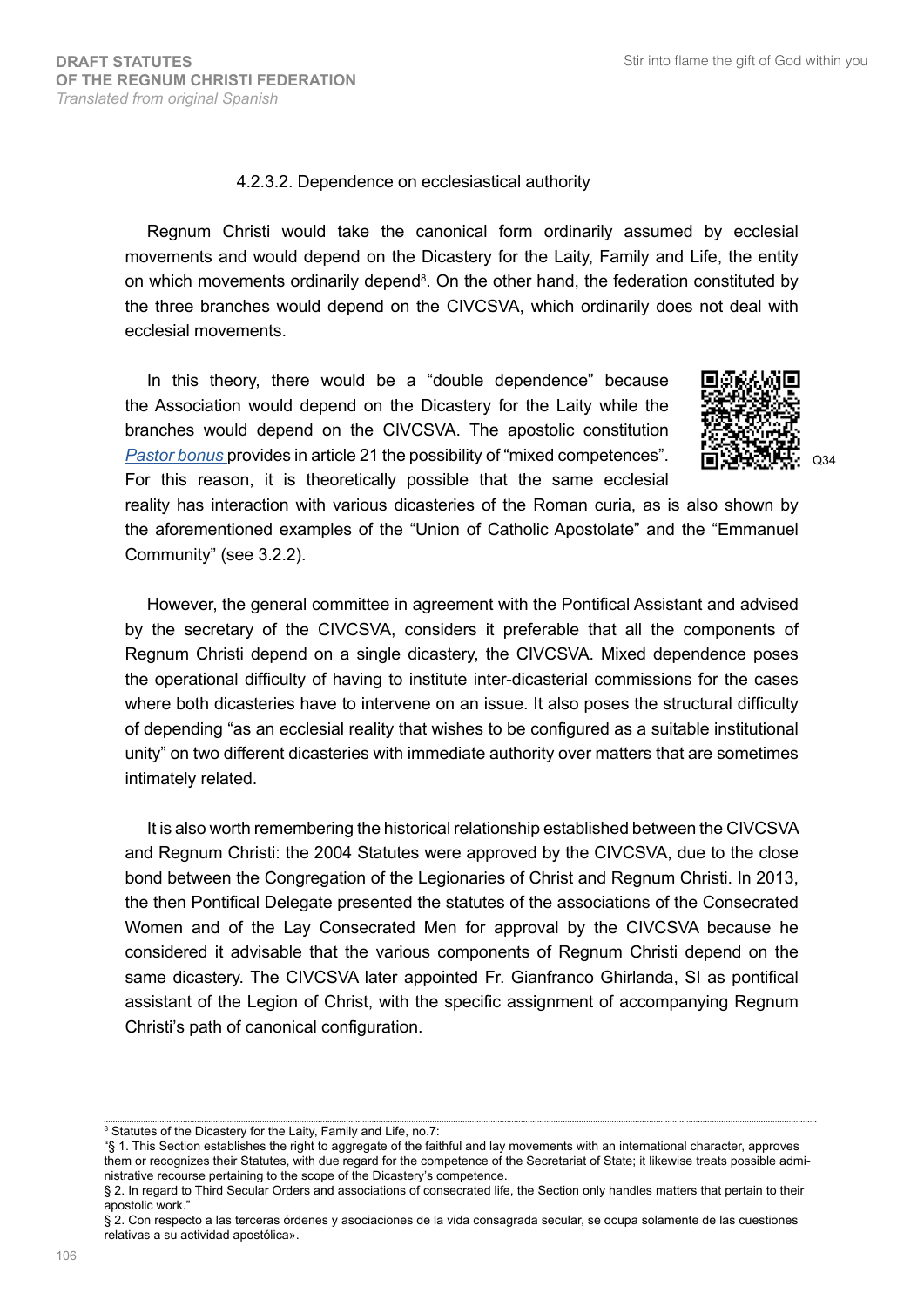#### 4.2.3.2. Dependence on ecclesiastical authority

Regnum Christi would take the canonical form ordinarily assumed by ecclesial movements and would depend on the Dicastery for the Laity, Family and Life, the entity on which movements ordinarily depend[8]. On the other hand, the federation constituted by the three branches would depend on the CIVCSVA, which ordinarily does not deal with ecclesial movements.

In this theory, there would be a "double dependence" because the Association would depend on the Dicastery for the Laity while the branches would depend on the CIVCSVA. The apostolic constitution *Pastor bonus* provides in article 21 the possibility of "mixed competences". For this reason, it is theoretically possible that the same ecclesial reality has interaction with various dicasteries of the Roman curia, as is also shown by the aforementioned examples of the "Union of Catholic Apostolate" and the "Emmanuel Community" (see 3.2.2).

Q34

However, the general committee in agreement with the Pontifical Assistant and advised by the secretary of the CIVCSVA, considers it preferable that all the components of Regnum Christi depend on a single dicastery, the CIVCSVA. Mixed dependence poses the operational difficulty of having to institute inter-dicasterial commissions for the cases where both dicasteries have to intervene on an issue. It also poses the structural difficulty of depending "as an ecclesial reality that wishes to be configured as a suitable institutional unity" on two different dicasteries with immediate authority over matters that are sometimes intimately related.

It is also worth remembering the historical relationship established between the CIVCSVA and Regnum Christi: the 2004 Statutes were approved by the CIVCSVA, due to the close bond between the Congregation of the Legionaries of Christ and Regnum Christi. In 2013, the then Pontifical Delegate presented the statutes of the associations of the Consecrated Women and of the Lay Consecrated Men for approval by the CIVCSVA because he considered it advisable that the various components of Regnum Christi depend on the same dicastery. The CIVCSVA later appointed Fr. Gianfranco Ghirlanda, SI as pontifical assistant of the Legion of Christ, with the specific assignment of accompanying Regnum Christi's path of canonical configuration.

---

[8] Statutes of the Dicastery for the Laity, Family and Life, no.7:
"§ 1. This Section establishes the right to aggregate of the faithful and lay movements with an international character, approves them or recognizes their Statutes, with due regard for the competence of the Secretariat of State; it likewise treats possible administrative recourse pertaining to the scope of the Dicastery's competence.
§ 2. In regard to Third Secular Orders and associations of consecrated life, the Section only handles matters that pertain to their apostolic work."
§ 2. Con respecto a las terceras órdenes y asociaciones de la vida consagrada secular, se ocupa solamente de las cuestiones relativas a su actividad apostólica».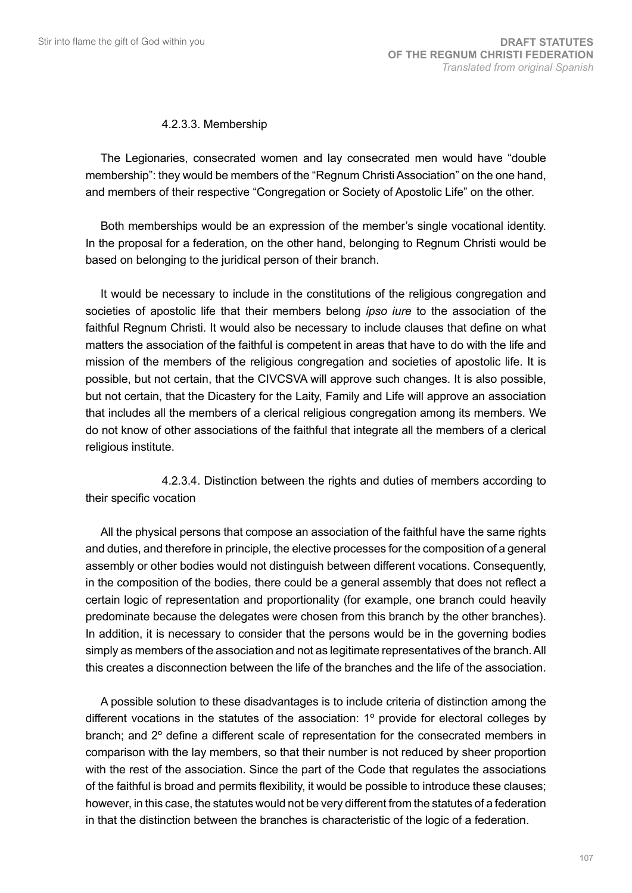#### 4.2.3.3. Membership

The Legionaries, consecrated women and lay consecrated men would have "double membership": they would be members of the "Regnum Christi Association" on the one hand, and members of their respective "Congregation or Society of Apostolic Life" on the other.

Both memberships would be an expression of the member's single vocational identity. In the proposal for a federation, on the other hand, belonging to Regnum Christi would be based on belonging to the juridical person of their branch.

It would be necessary to include in the constitutions of the religious congregation and societies of apostolic life that their members belong *ipso iure* to the association of the faithful Regnum Christi. It would also be necessary to include clauses that define on what matters the association of the faithful is competent in areas that have to do with the life and mission of the members of the religious congregation and societies of apostolic life. It is possible, but not certain, that the CIVCSVA will approve such changes. It is also possible, but not certain, that the Dicastery for the Laity, Family and Life will approve an association that includes all the members of a clerical religious congregation among its members. We do not know of other associations of the faithful that integrate all the members of a clerical religious institute.

#### 4.2.3.4. Distinction between the rights and duties of members according to their specific vocation

All the physical persons that compose an association of the faithful have the same rights and duties, and therefore in principle, the elective processes for the composition of a general assembly or other bodies would not distinguish between different vocations. Consequently, in the composition of the bodies, there could be a general assembly that does not reflect a certain logic of representation and proportionality (for example, one branch could heavily predominate because the delegates were chosen from this branch by the other branches). In addition, it is necessary to consider that the persons would be in the governing bodies simply as members of the association and not as legitimate representatives of the branch. All this creates a disconnection between the life of the branches and the life of the association.

A possible solution to these disadvantages is to include criteria of distinction among the different vocations in the statutes of the association: 1º provide for electoral colleges by branch; and 2º define a different scale of representation for the consecrated members in comparison with the lay members, so that their number is not reduced by sheer proportion with the rest of the association. Since the part of the Code that regulates the associations of the faithful is broad and permits flexibility, it would be possible to introduce these clauses; however, in this case, the statutes would not be very different from the statutes of a federation in that the distinction between the branches is characteristic of the logic of a federation.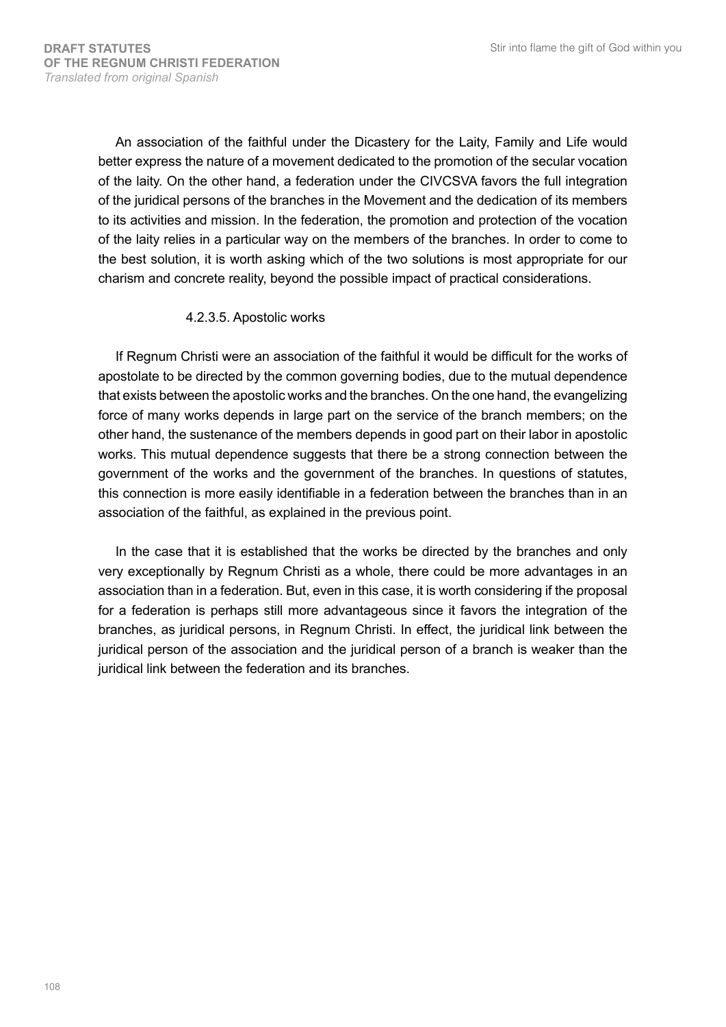An association of the faithful under the Dicastery for the Laity, Family and Life would better express the nature of a movement dedicated to the promotion of the secular vocation of the laity. On the other hand, a federation under the CIVCSVA favors the full integration of the juridical persons of the branches in the Movement and the dedication of its members to its activities and mission. In the federation, the promotion and protection of the vocation of the laity relies in a particular way on the members of the branches. In order to come to the best solution, it is worth asking which of the two solutions is most appropriate for our charism and concrete reality, beyond the possible impact of practical considerations.

#### 4.2.3.5. Apostolic works

If Regnum Christi were an association of the faithful it would be difficult for the works of apostolate to be directed by the common governing bodies, due to the mutual dependence that exists between the apostolic works and the branches. On the one hand, the evangelizing force of many works depends in large part on the service of the branch members; on the other hand, the sustenance of the members depends in good part on their labor in apostolic works. This mutual dependence suggests that there be a strong connection between the government of the works and the government of the branches. In questions of statutes, this connection is more easily identifiable in a federation between the branches than in an association of the faithful, as explained in the previous point.

In the case that it is established that the works be directed by the branches and only very exceptionally by Regnum Christi as a whole, there could be more advantages in an association than in a federation. But, even in this case, it is worth considering if the proposal for a federation is perhaps still more advantageous since it favors the integration of the branches, as juridical persons, in Regnum Christi. In effect, the juridical link between the juridical person of the association and the juridical person of a branch is weaker than the juridical link between the federation and its branches.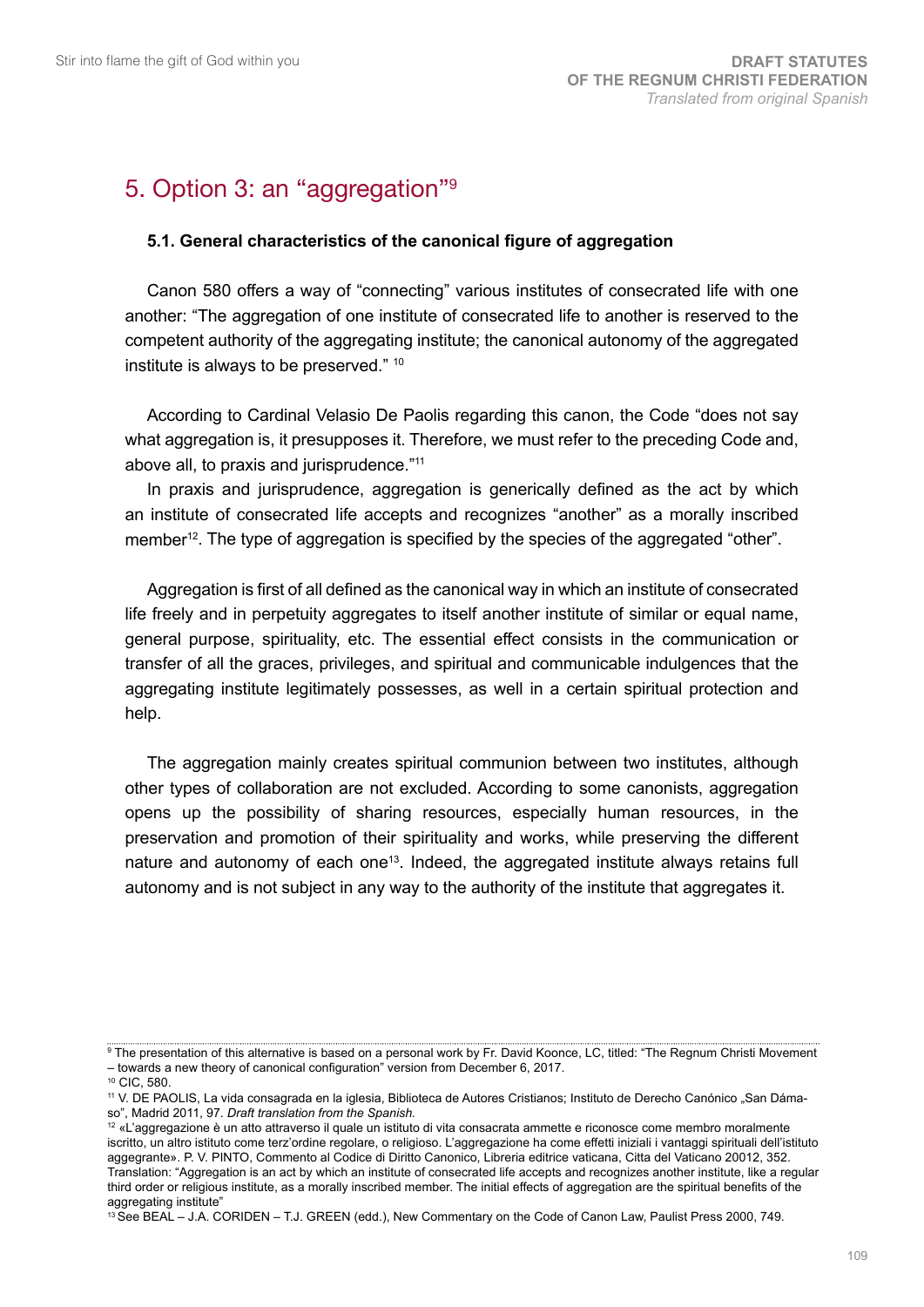## 5. Option 3: an "aggregation"[9]

### 5.1. General characteristics of the canonical figure of aggregation

Canon 580 offers a way of "connecting" various institutes of consecrated life with one another: "The aggregation of one institute of consecrated life to another is reserved to the competent authority of the aggregating institute; the canonical autonomy of the aggregated institute is always to be preserved." [10]

According to Cardinal Velasio De Paolis regarding this canon, the Code "does not say what aggregation is, it presupposes it. Therefore, we must refer to the preceding Code and, above all, to praxis and jurisprudence."[11]

In praxis and jurisprudence, aggregation is generically defined as the act by which an institute of consecrated life accepts and recognizes "another" as a morally inscribed member[12]. The type of aggregation is specified by the species of the aggregated "other".

Aggregation is first of all defined as the canonical way in which an institute of consecrated life freely and in perpetuity aggregates to itself another institute of similar or equal name, general purpose, spirituality, etc. The essential effect consists in the communication or transfer of all the graces, privileges, and spiritual and communicable indulgences that the aggregating institute legitimately possesses, as well in a certain spiritual protection and help.

The aggregation mainly creates spiritual communion between two institutes, although other types of collaboration are not excluded. According to some canonists, aggregation opens up the possibility of sharing resources, especially human resources, in the preservation and promotion of their spirituality and works, while preserving the different nature and autonomy of each one[13]. Indeed, the aggregated institute always retains full autonomy and is not subject in any way to the authority of the institute that aggregates it.

---

[9] The presentation of this alternative is based on a personal work by Fr. David Koonce, LC, titled: "The Regnum Christi Movement – towards a new theory of canonical configuration" version from December 6, 2017.

[10] CIC, 580.

[11] V. DE PAOLIS, La vida consagrada en la iglesia, Biblioteca de Autores Cristianos; Instituto de Derecho Canónico „San Dámaso", Madrid 2011, 97. *Draft translation from the Spanish.*

[12] «L'aggregazione è un atto attraverso il quale un istituto di vita consacrata ammette e riconosce come membro moralmente iscritto, un altro istituto come terz'ordine regolare, o religioso. L'aggregazione ha come effetti iniziali i vantaggi spirituali dell'istituto aggregante». P. V. PINTO, Commento al Codice di Diritto Canonico, Libreria editrice vaticana, Citta del Vaticano 20012, 352. Translation: "Aggregation is an act by which an institute of consecrated life accepts and recognizes another institute, like a regular third order or religious institute, as a morally inscribed member. The initial effects of aggregation are the spiritual benefits of the aggregating institute"

[13] See BEAL – J.A. CORIDEN – T.J. GREEN (edd.), New Commentary on the Code of Canon Law, Paulist Press 2000, 749.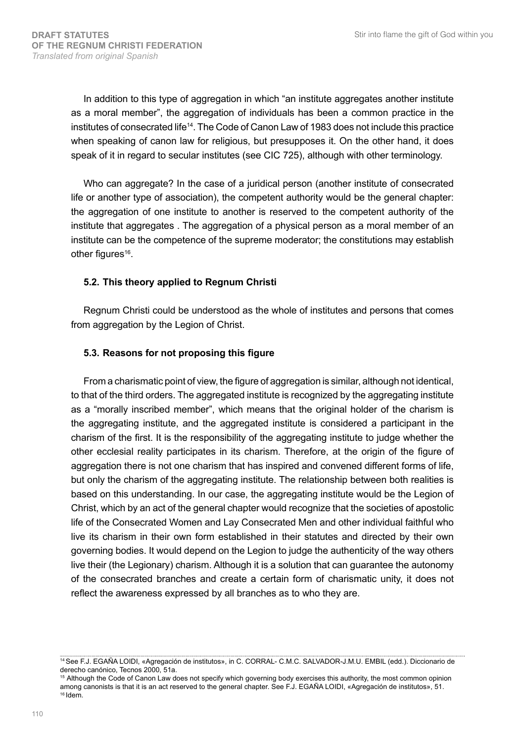In addition to this type of aggregation in which "an institute aggregates another institute as a moral member", the aggregation of individuals has been a common practice in the institutes of consecrated life[14]. The Code of Canon Law of 1983 does not include this practice when speaking of canon law for religious, but presupposes it. On the other hand, it does speak of it in regard to secular institutes (see CIC 725), although with other terminology.

Who can aggregate? In the case of a juridical person (another institute of consecrated life or another type of association), the competent authority would be the general chapter: the aggregation of one institute to another is reserved to the competent authority of the institute that aggregates . The aggregation of a physical person as a moral member of an institute can be the competence of the supreme moderator; the constitutions may establish other figures[16].

### 5.2. This theory applied to Regnum Christi

Regnum Christi could be understood as the whole of institutes and persons that comes from aggregation by the Legion of Christ.

### 5.3. Reasons for not proposing this figure

From a charismatic point of view, the figure of aggregation is similar, although not identical, to that of the third orders. The aggregated institute is recognized by the aggregating institute as a "morally inscribed member", which means that the original holder of the charism is the aggregating institute, and the aggregated institute is considered a participant in the charism of the first. It is the responsibility of the aggregating institute to judge whether the other ecclesial reality participates in its charism. Therefore, at the origin of the figure of aggregation there is not one charism that has inspired and convened different forms of life, but only the charism of the aggregating institute. The relationship between both realities is based on this understanding. In our case, the aggregating institute would be the Legion of Christ, which by an act of the general chapter would recognize that the societies of apostolic life of the Consecrated Women and Lay Consecrated Men and other individual faithful who live its charism in their own form established in their statutes and directed by their own governing bodies. It would depend on the Legion to judge the authenticity of the way others live their (the Legionary) charism. Although it is a solution that can guarantee the autonomy of the consecrated branches and create a certain form of charismatic unity, it does not reflect the awareness expressed by all branches as to who they are.

---

[14] See F.J. EGAÑA LOIDI, «Agregación de institutos», in C. CORRAL- C.M.C. SALVADOR-J.M.U. EMBIL (edd.). Diccionario de derecho canónico, Tecnos 2000, 51a.

[15] Although the Code of Canon Law does not specify which governing body exercises this authority, the most common opinion among canonists is that it is an act reserved to the general chapter. See F.J. EGAÑA LOIDI, «Agregación de institutos», 51.

[16] Idem.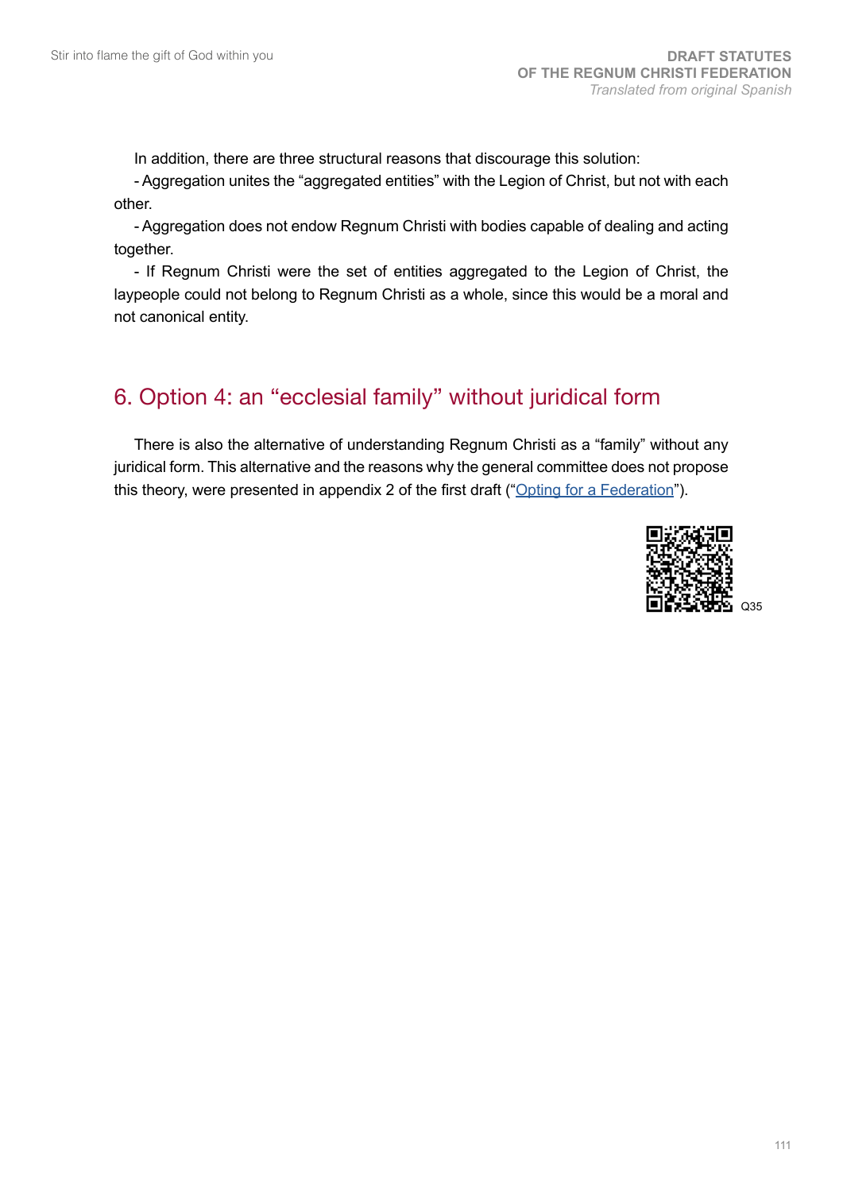In addition, there are three structural reasons that discourage this solution:

- Aggregation unites the "aggregated entities" with the Legion of Christ, but not with each other.
- Aggregation does not endow Regnum Christi with bodies capable of dealing and acting together.
- If Regnum Christi were the set of entities aggregated to the Legion of Christ, the laypeople could not belong to Regnum Christi as a whole, since this would be a moral and not canonical entity.

## 6. Option 4: an "ecclesial family" without juridical form

There is also the alternative of understanding Regnum Christi as a "family" without any juridical form. This alternative and the reasons why the general committee does not propose this theory, were presented in appendix 2 of the first draft ("Opting for a Federation").

Q35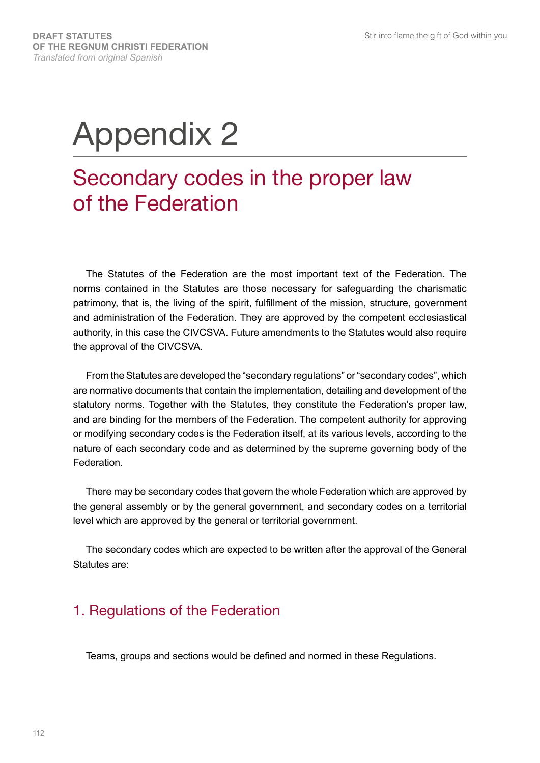# Appendix 2

## Secondary codes in the proper law of the Federation

The Statutes of the Federation are the most important text of the Federation. The norms contained in the Statutes are those necessary for safeguarding the charismatic patrimony, that is, the living of the spirit, fulfillment of the mission, structure, government and administration of the Federation. They are approved by the competent ecclesiastical authority, in this case the CIVCSVA. Future amendments to the Statutes would also require the approval of the CIVCSVA.

From the Statutes are developed the "secondary regulations" or "secondary codes", which are normative documents that contain the implementation, detailing and development of the statutory norms. Together with the Statutes, they constitute the Federation's proper law, and are binding for the members of the Federation. The competent authority for approving or modifying secondary codes is the Federation itself, at its various levels, according to the nature of each secondary code and as determined by the supreme governing body of the Federation.

There may be secondary codes that govern the whole Federation which are approved by the general assembly or by the general government, and secondary codes on a territorial level which are approved by the general or territorial government.

The secondary codes which are expected to be written after the approval of the General Statutes are:

### 1. Regulations of the Federation

Teams, groups and sections would be defined and normed in these Regulations.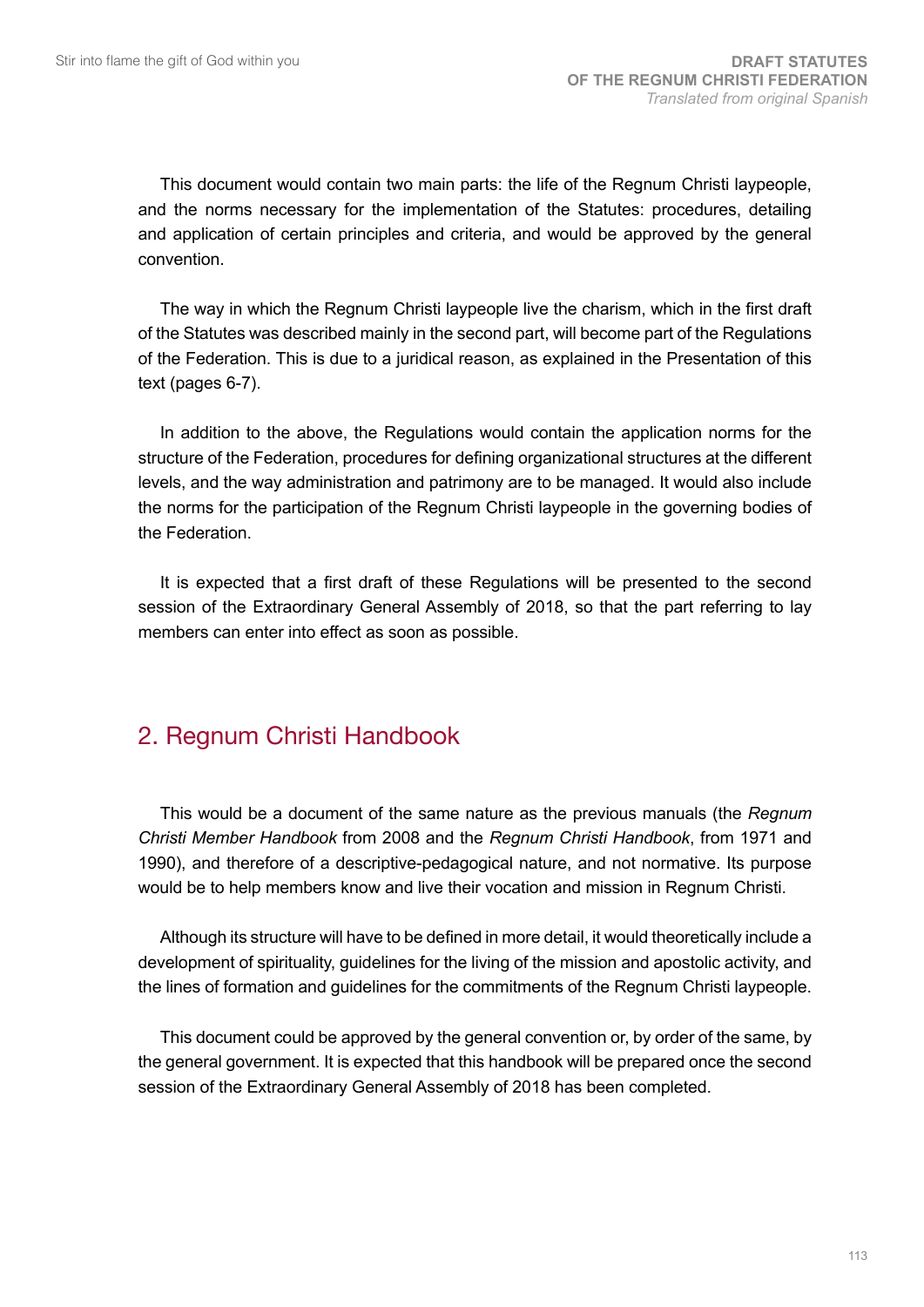This document would contain two main parts: the life of the Regnum Christi laypeople, and the norms necessary for the implementation of the Statutes: procedures, detailing and application of certain principles and criteria, and would be approved by the general convention.

The way in which the Regnum Christi laypeople live the charism, which in the first draft of the Statutes was described mainly in the second part, will become part of the Regulations of the Federation. This is due to a juridical reason, as explained in the Presentation of this text (pages 6-7).

In addition to the above, the Regulations would contain the application norms for the structure of the Federation, procedures for defining organizational structures at the different levels, and the way administration and patrimony are to be managed. It would also include the norms for the participation of the Regnum Christi laypeople in the governing bodies of the Federation.

It is expected that a first draft of these Regulations will be presented to the second session of the Extraordinary General Assembly of 2018, so that the part referring to lay members can enter into effect as soon as possible.

## 2. Regnum Christi Handbook

This would be a document of the same nature as the previous manuals (the *Regnum Christi Member Handbook* from 2008 and the *Regnum Christi Handbook*, from 1971 and 1990), and therefore of a descriptive-pedagogical nature, and not normative. Its purpose would be to help members know and live their vocation and mission in Regnum Christi.

Although its structure will have to be defined in more detail, it would theoretically include a development of spirituality, guidelines for the living of the mission and apostolic activity, and the lines of formation and guidelines for the commitments of the Regnum Christi laypeople.

This document could be approved by the general convention or, by order of the same, by the general government. It is expected that this handbook will be prepared once the second session of the Extraordinary General Assembly of 2018 has been completed.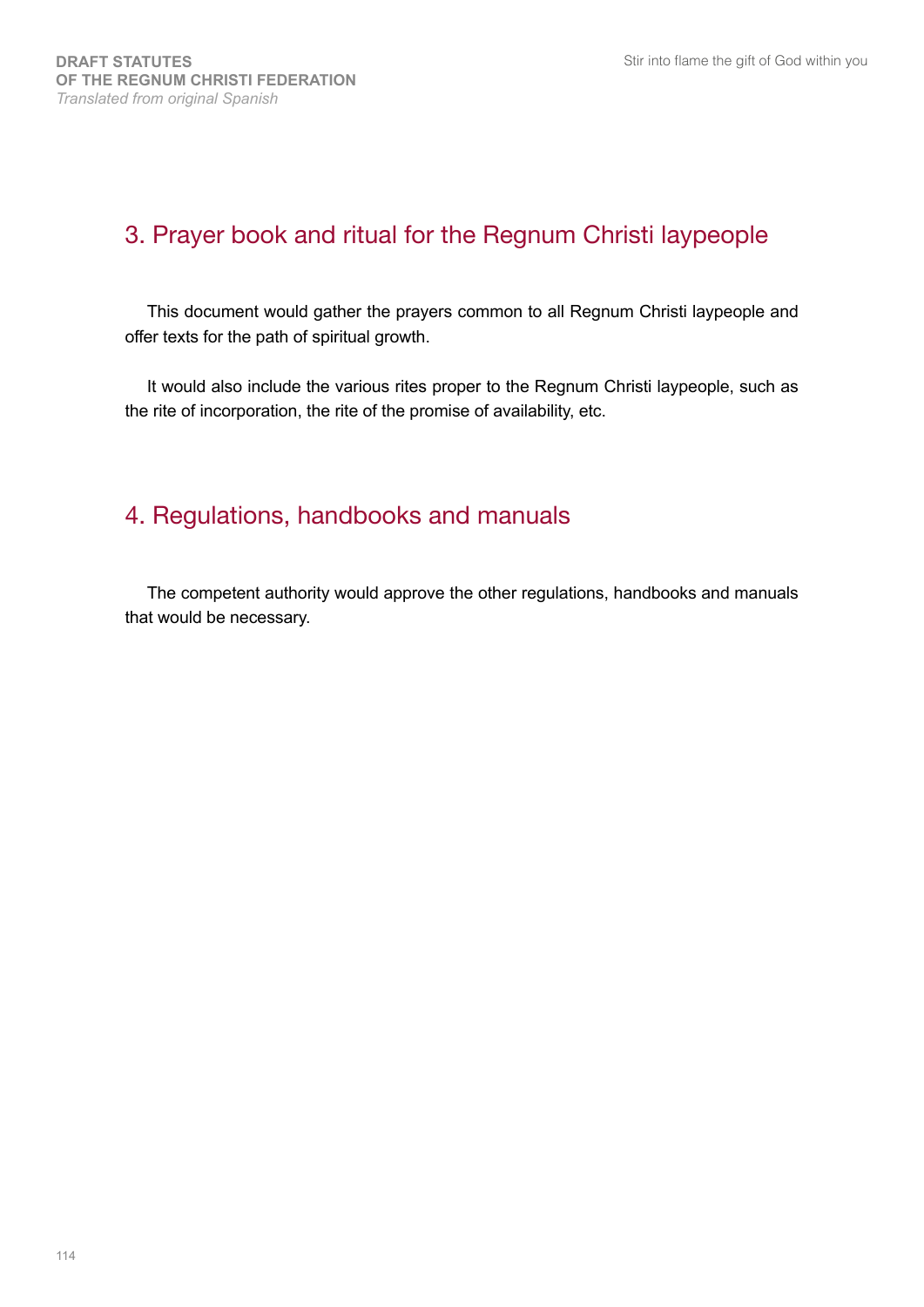## 3. Prayer book and ritual for the Regnum Christi laypeople

This document would gather the prayers common to all Regnum Christi laypeople and offer texts for the path of spiritual growth.

It would also include the various rites proper to the Regnum Christi laypeople, such as the rite of incorporation, the rite of the promise of availability, etc.

## 4. Regulations, handbooks and manuals

The competent authority would approve the other regulations, handbooks and manuals that would be necessary.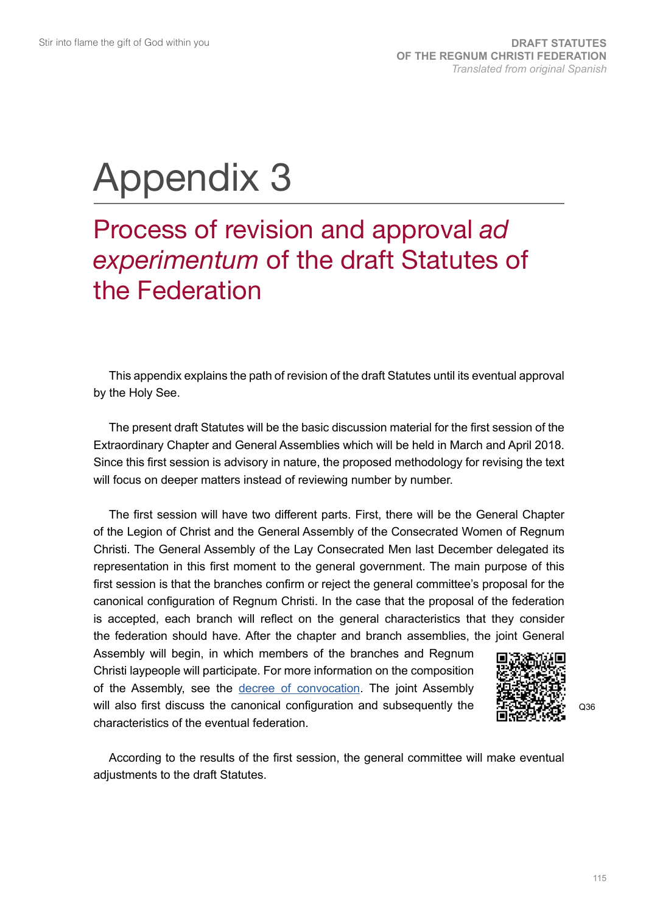# Appendix 3

## Process of revision and approval *ad experimentum* of the draft Statutes of the Federation

This appendix explains the path of revision of the draft Statutes until its eventual approval by the Holy See.

The present draft Statutes will be the basic discussion material for the first session of the Extraordinary Chapter and General Assemblies which will be held in March and April 2018. Since this first session is advisory in nature, the proposed methodology for revising the text will focus on deeper matters instead of reviewing number by number.

The first session will have two different parts. First, there will be the General Chapter of the Legion of Christ and the General Assembly of the Consecrated Women of Regnum Christi. The General Assembly of the Lay Consecrated Men last December delegated its representation in this first moment to the general government. The main purpose of this first session is that the branches confirm or reject the general committee's proposal for the canonical configuration of Regnum Christi. In the case that the proposal of the federation is accepted, each branch will reflect on the general characteristics that they consider the federation should have. After the chapter and branch assemblies, the joint General Assembly will begin, in which members of the branches and Regnum Christi laypeople will participate. For more information on the composition of the Assembly, see the decree of convocation. The joint Assembly will also first discuss the canonical configuration and subsequently the characteristics of the eventual federation.

Q36

According to the results of the first session, the general committee will make eventual adjustments to the draft Statutes.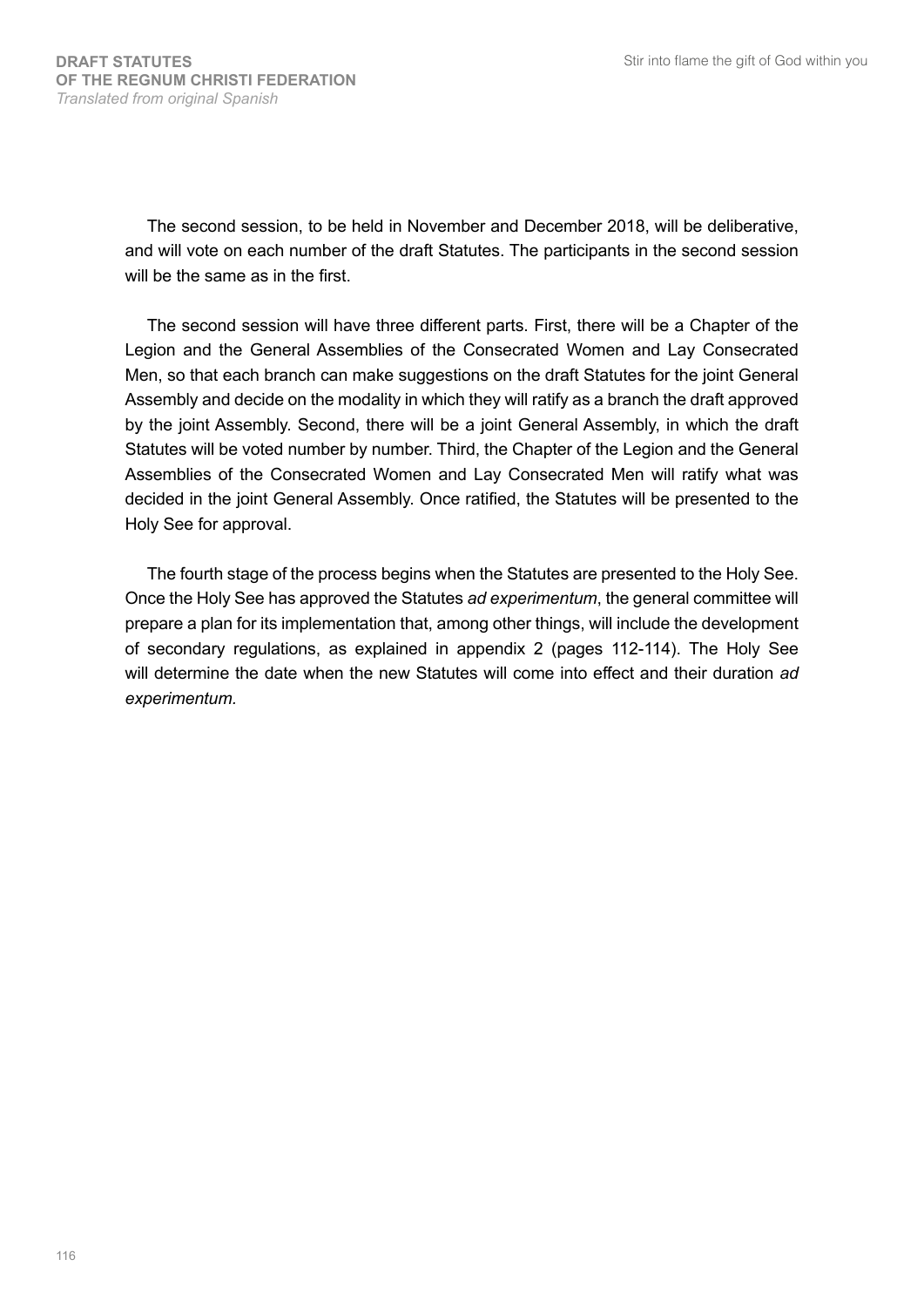The second session, to be held in November and December 2018, will be deliberative, and will vote on each number of the draft Statutes. The participants in the second session will be the same as in the first.

The second session will have three different parts. First, there will be a Chapter of the Legion and the General Assemblies of the Consecrated Women and Lay Consecrated Men, so that each branch can make suggestions on the draft Statutes for the joint General Assembly and decide on the modality in which they will ratify as a branch the draft approved by the joint Assembly. Second, there will be a joint General Assembly, in which the draft Statutes will be voted number by number. Third, the Chapter of the Legion and the General Assemblies of the Consecrated Women and Lay Consecrated Men will ratify what was decided in the joint General Assembly. Once ratified, the Statutes will be presented to the Holy See for approval.

The fourth stage of the process begins when the Statutes are presented to the Holy See. Once the Holy See has approved the Statutes *ad experimentum*, the general committee will prepare a plan for its implementation that, among other things, will include the development of secondary regulations, as explained in appendix 2 (pages 112-114). The Holy See will determine the date when the new Statutes will come into effect and their duration *ad experimentum.*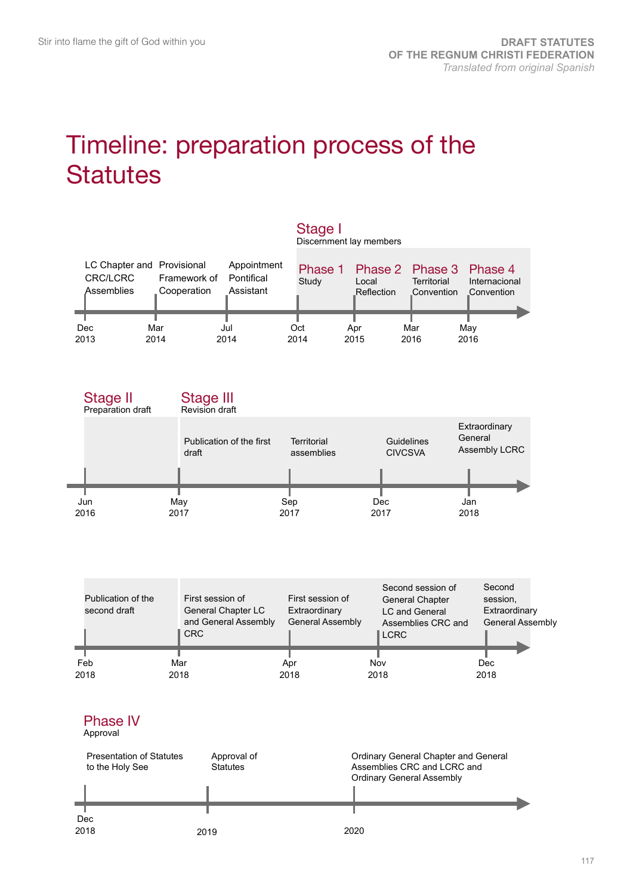# Timeline: preparation process of the Statutes

## Stage I
Discernment lay members

- **Dec 2013** — LC Chapter and CRC/LCRC Assemblies
- **Mar 2014** — Provisional Framework of Cooperation
- **Jul 2014** — Appointment Pontifical Assistant
- **Oct 2014** — **Phase 1** Study
- **Apr 2015** — **Phase 2** Local Reflection
- **Mar 2016** — **Phase 3** Territorial Convention
- **May 2016** — **Phase 4** Internacional Convention

## Stage II
Preparation draft

- **Jun 2016**

## Stage III
Revision draft

- **May 2017** — Publication of the first draft
- **Sep 2017** — Territorial assemblies
- **Dec 2017** — Guidelines CIVCSVA
- **Jan 2018** — Extraordinary General Assembly LCRC
- **Feb 2018** — Publication of the second draft
- **Mar 2018** — First session of General Chapter LC and General Assembly CRC
- **Apr 2018** — First session of Extraordinary General Assembly
- **Nov 2018** — Second session of General Chapter LC and General Assemblies CRC and LCRC
- **Dec 2018** — Second session, Extraordinary General Assembly

## Phase IV
Approval

- **Dec 2018** — Presentation of Statutes to the Holy See
- **2019** — Approval of Statutes
- **2020** — Ordinary General Chapter and General Assemblies CRC and LCRC and Ordinary General Assembly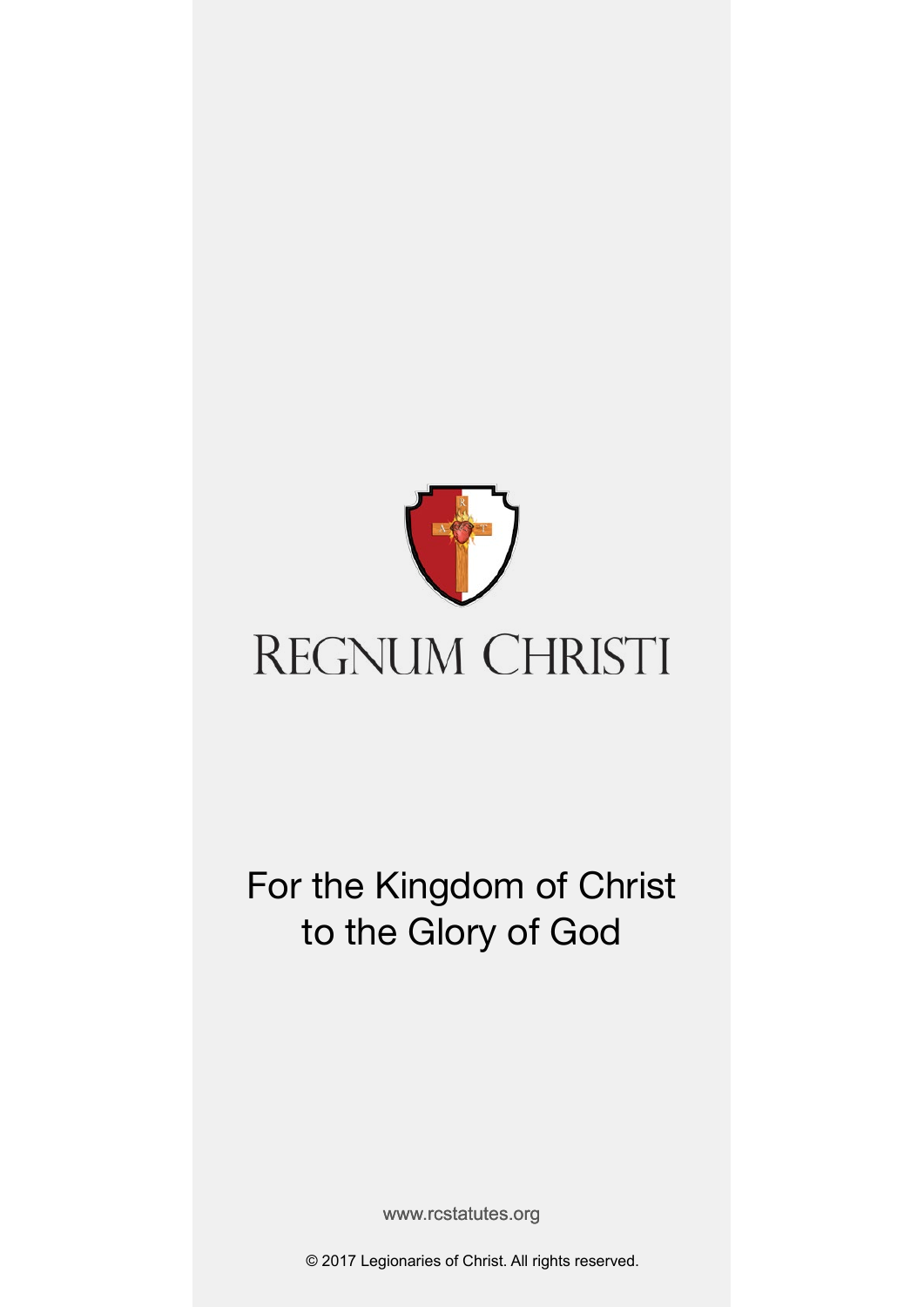REGNUM CHRISTI

For the Kingdom of Christ
to the Glory of God

www.rcstatutes.org

© 2017 Legionaries of Christ. All rights reserved.